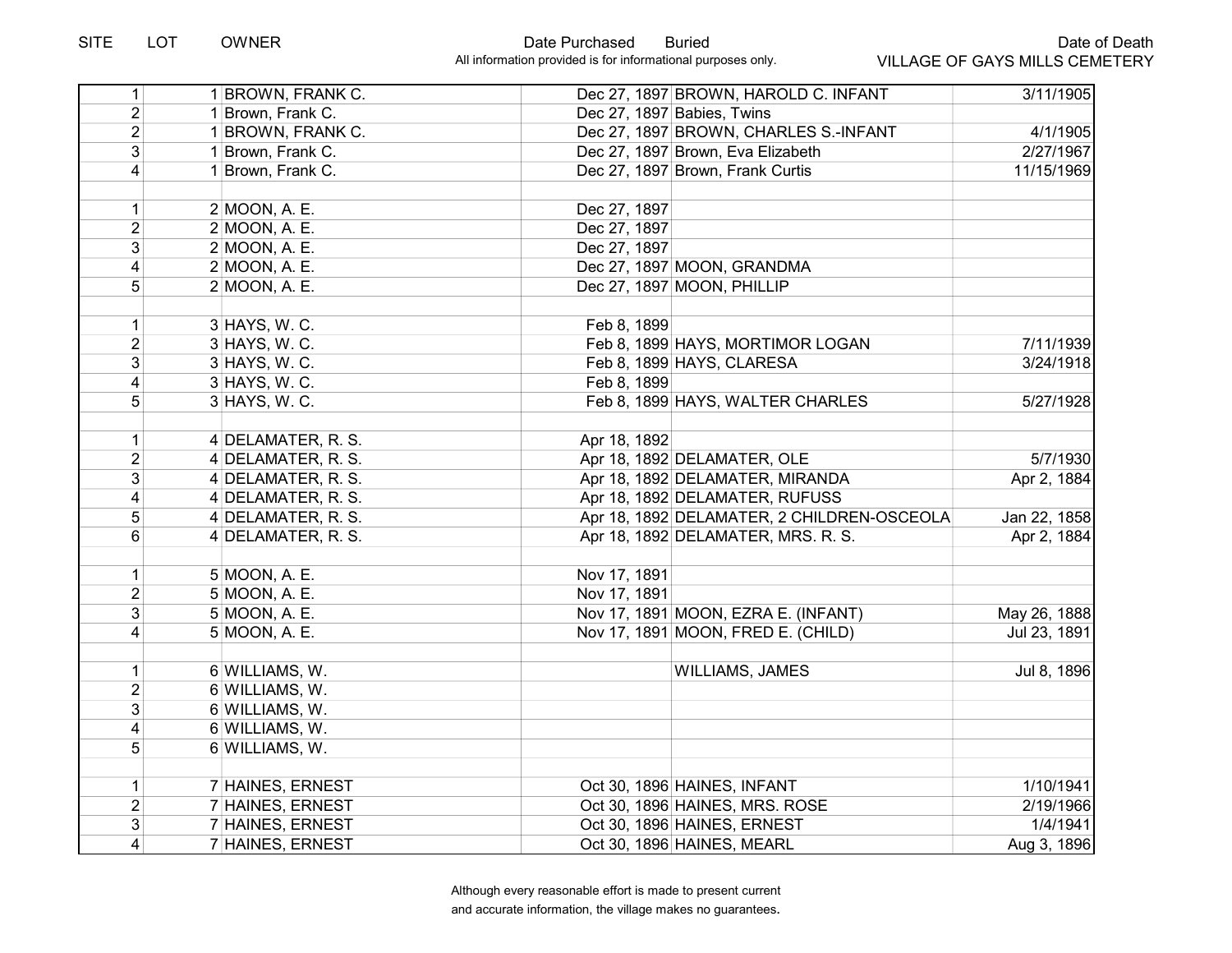| SITE | LOT | OWNER | Date Purchased | Buried | Date of Death |
|---|---|---|---|---|---|
| | | | All information provided is for informational purposes only. | | VILLAGE OF GAYS MILLS CEMETERY |
| 1 | 1 | BROWN, FRANK C. | Dec 27, 1897 | BROWN, HAROLD C. INFANT | 3/11/1905 |
| 2 | 1 | Brown, Frank C. | Dec 27, 1897 | Babies, Twins | |
| 2 | 1 | BROWN, FRANK C. | Dec 27, 1897 | BROWN, CHARLES S.-INFANT | 4/1/1905 |
| 3 | 1 | Brown, Frank C. | Dec 27, 1897 | Brown, Eva Elizabeth | 2/27/1967 |
| 4 | 1 | Brown, Frank C. | Dec 27, 1897 | Brown, Frank Curtis | 11/15/1969 |
| | | | | | |
| 1 | 2 | MOON, A. E. | Dec 27, 1897 | | |
| 2 | 2 | MOON, A. E. | Dec 27, 1897 | | |
| 3 | 2 | MOON, A. E. | Dec 27, 1897 | | |
| 4 | 2 | MOON, A. E. | Dec 27, 1897 | MOON, GRANDMA | |
| 5 | 2 | MOON, A. E. | Dec 27, 1897 | MOON, PHILLIP | |
| | | | | | |
| 1 | 3 | HAYS, W. C. | Feb 8, 1899 | | |
| 2 | 3 | HAYS, W. C. | Feb 8, 1899 | HAYS, MORTIMOR LOGAN | 7/11/1939 |
| 3 | 3 | HAYS, W. C. | Feb 8, 1899 | HAYS, CLARESA | 3/24/1918 |
| 4 | 3 | HAYS, W. C. | Feb 8, 1899 | | |
| 5 | 3 | HAYS, W. C. | Feb 8, 1899 | HAYS, WALTER CHARLES | 5/27/1928 |
| | | | | | |
| 1 | 4 | DELAMATER, R. S. | Apr 18, 1892 | | |
| 2 | 4 | DELAMATER, R. S. | Apr 18, 1892 | DELAMATER, OLE | 5/7/1930 |
| 3 | 4 | DELAMATER, R. S. | Apr 18, 1892 | DELAMATER, MIRANDA | Apr 2, 1884 |
| 4 | 4 | DELAMATER, R. S. | Apr 18, 1892 | DELAMATER, RUFUSS | |
| 5 | 4 | DELAMATER, R. S. | Apr 18, 1892 | DELAMATER, 2 CHILDREN-OSCEOLA | Jan 22, 1858 |
| 6 | 4 | DELAMATER, R. S. | Apr 18, 1892 | DELAMATER, MRS. R. S. | Apr 2, 1884 |
| | | | | | |
| 1 | 5 | MOON, A. E. | Nov 17, 1891 | | |
| 2 | 5 | MOON, A. E. | Nov 17, 1891 | | |
| 3 | 5 | MOON, A. E. | Nov 17, 1891 | MOON, EZRA E. (INFANT) | May 26, 1888 |
| 4 | 5 | MOON, A. E. | Nov 17, 1891 | MOON, FRED E. (CHILD) | Jul 23, 1891 |
| | | | | | |
| 1 | 6 | WILLIAMS, W. | | WILLIAMS, JAMES | Jul 8, 1896 |
| 2 | 6 | WILLIAMS, W. | | | |
| 3 | 6 | WILLIAMS, W. | | | |
| 4 | 6 | WILLIAMS, W. | | | |
| 5 | 6 | WILLIAMS, W. | | | |
| | | | | | |
| 1 | 7 | HAINES, ERNEST | Oct 30, 1896 | HAINES, INFANT | 1/10/1941 |
| 2 | 7 | HAINES, ERNEST | Oct 30, 1896 | HAINES, MRS. ROSE | 2/19/1966 |
| 3 | 7 | HAINES, ERNEST | Oct 30, 1896 | HAINES, ERNEST | 1/4/1941 |
| 4 | 7 | HAINES, ERNEST | Oct 30, 1896 | HAINES, MEARL | Aug 3, 1896 |

Although every reasonable effort is made to present current and accurate information, the village makes no guarantees.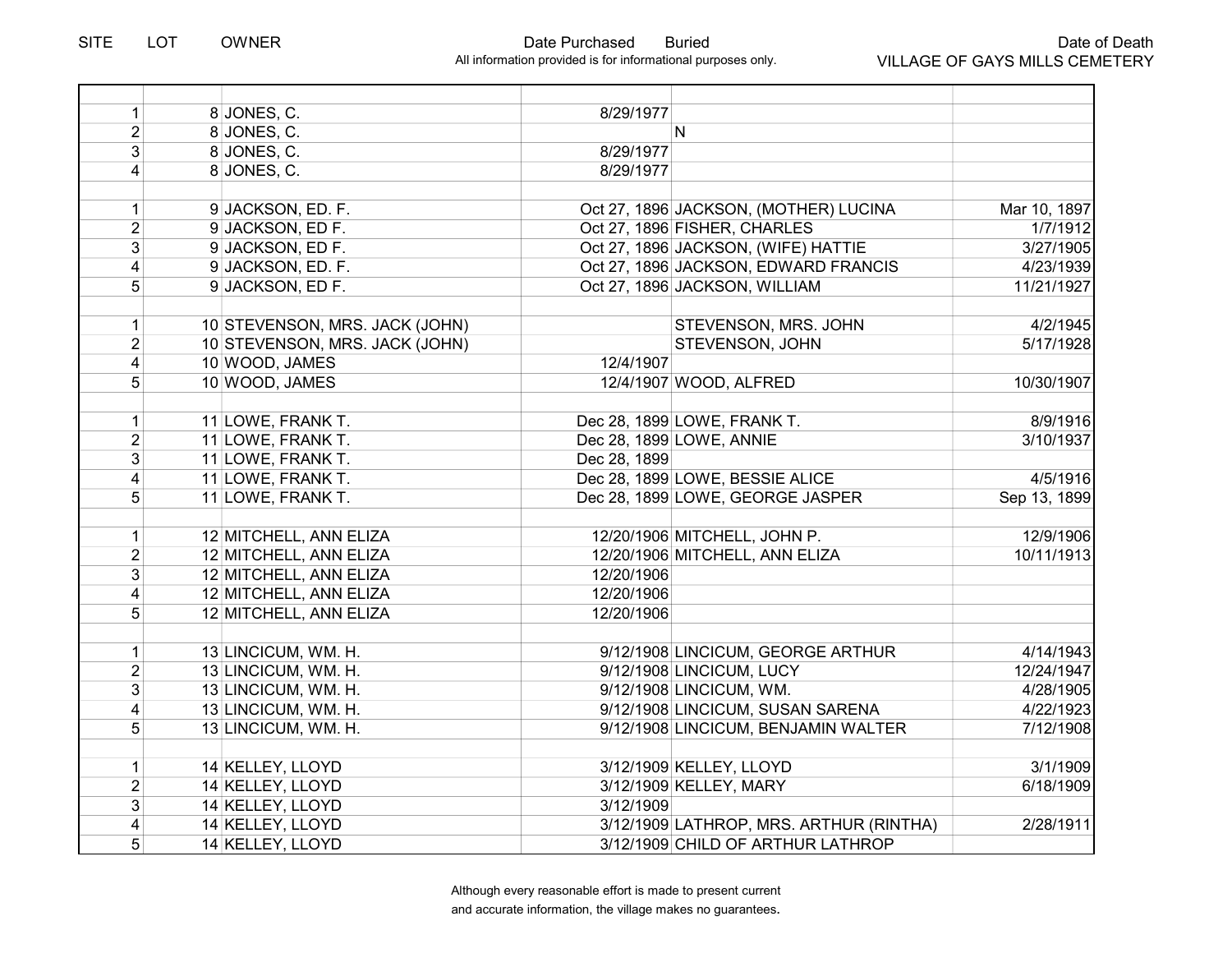| SITE | LOT | OWNER | Date Purchased | Buried | Date of Death |
|---|---|---|---|---|---|
| | | | | | |
| 1 | 8 | JONES, C. | 8/29/1977 | | |
| 2 | 8 | JONES, C. | | N | |
| 3 | 8 | JONES, C. | 8/29/1977 | | |
| 4 | 8 | JONES, C. | 8/29/1977 | | |
| | | | | | |
| 1 | 9 | JACKSON, ED. F. | Oct 27, 1896 | JACKSON, (MOTHER) LUCINA | Mar 10, 1897 |
| 2 | 9 | JACKSON, ED F. | Oct 27, 1896 | FISHER, CHARLES | 1/7/1912 |
| 3 | 9 | JACKSON, ED F. | Oct 27, 1896 | JACKSON, (WIFE) HATTIE | 3/27/1905 |
| 4 | 9 | JACKSON, ED. F. | Oct 27, 1896 | JACKSON, EDWARD FRANCIS | 4/23/1939 |
| 5 | 9 | JACKSON, ED F. | Oct 27, 1896 | JACKSON, WILLIAM | 11/21/1927 |
| | | | | | |
| 1 | 10 | STEVENSON, MRS. JACK (JOHN) | | STEVENSON, MRS. JOHN | 4/2/1945 |
| 2 | 10 | STEVENSON, MRS. JACK (JOHN) | | STEVENSON, JOHN | 5/17/1928 |
| 4 | 10 | WOOD, JAMES | 12/4/1907 | | |
| 5 | 10 | WOOD, JAMES | 12/4/1907 | WOOD, ALFRED | 10/30/1907 |
| | | | | | |
| 1 | 11 | LOWE, FRANK T. | Dec 28, 1899 | LOWE, FRANK T. | 8/9/1916 |
| 2 | 11 | LOWE, FRANK T. | Dec 28, 1899 | LOWE, ANNIE | 3/10/1937 |
| 3 | 11 | LOWE, FRANK T. | Dec 28, 1899 | | |
| 4 | 11 | LOWE, FRANK T. | Dec 28, 1899 | LOWE, BESSIE ALICE | 4/5/1916 |
| 5 | 11 | LOWE, FRANK T. | Dec 28, 1899 | LOWE, GEORGE JASPER | Sep 13, 1899 |
| | | | | | |
| 1 | 12 | MITCHELL, ANN ELIZA | 12/20/1906 | MITCHELL, JOHN P. | 12/9/1906 |
| 2 | 12 | MITCHELL, ANN ELIZA | 12/20/1906 | MITCHELL, ANN ELIZA | 10/11/1913 |
| 3 | 12 | MITCHELL, ANN ELIZA | 12/20/1906 | | |
| 4 | 12 | MITCHELL, ANN ELIZA | 12/20/1906 | | |
| 5 | 12 | MITCHELL, ANN ELIZA | 12/20/1906 | | |
| | | | | | |
| 1 | 13 | LINCICUM, WM. H. | 9/12/1908 | LINCICUM, GEORGE ARTHUR | 4/14/1943 |
| 2 | 13 | LINCICUM, WM. H. | 9/12/1908 | LINCICUM, LUCY | 12/24/1947 |
| 3 | 13 | LINCICUM, WM. H. | 9/12/1908 | LINCICUM, WM. | 4/28/1905 |
| 4 | 13 | LINCICUM, WM. H. | 9/12/1908 | LINCICUM, SUSAN SARENA | 4/22/1923 |
| 5 | 13 | LINCICUM, WM. H. | 9/12/1908 | LINCICUM, BENJAMIN WALTER | 7/12/1908 |
| | | | | | |
| 1 | 14 | KELLEY, LLOYD | 3/12/1909 | KELLEY, LLOYD | 3/1/1909 |
| 2 | 14 | KELLEY, LLOYD | 3/12/1909 | KELLEY, MARY | 6/18/1909 |
| 3 | 14 | KELLEY, LLOYD | 3/12/1909 | | |
| 4 | 14 | KELLEY, LLOYD | 3/12/1909 | LATHROP, MRS. ARTHUR (RINTHA) | 2/28/1911 |
| 5 | 14 | KELLEY, LLOYD | 3/12/1909 | CHILD OF ARTHUR LATHROP | |

All information provided is for informational purposes only.

VILLAGE OF GAYS MILLS CEMETERY

Although every reasonable effort is made to present current and accurate information, the village makes no guarantees.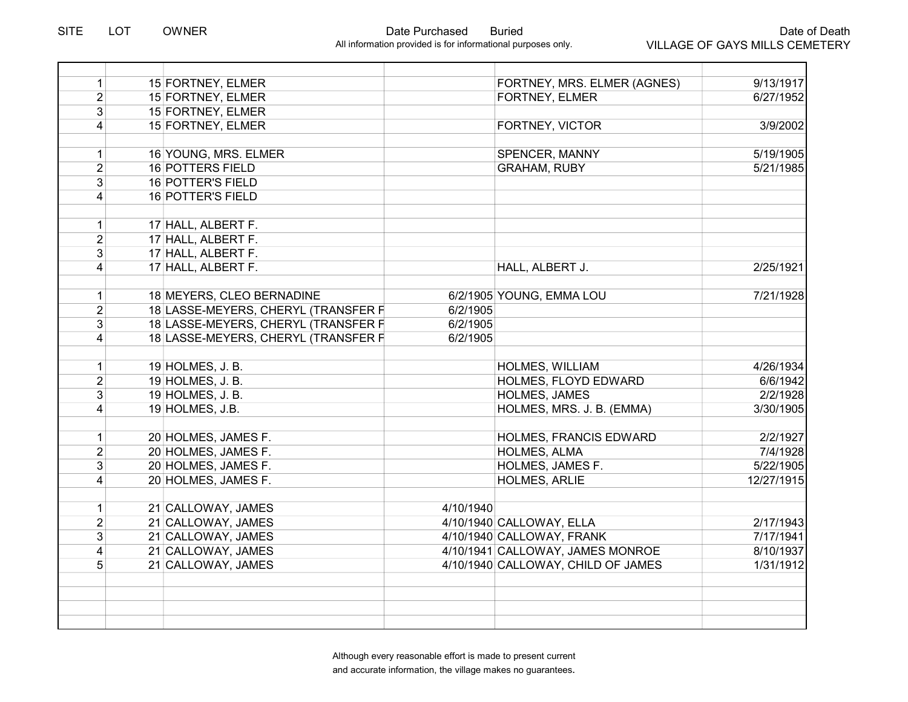| SITE | LOT | OWNER | Date Purchased | Buried | Date of Death |
|---|---|---|---|---|---|
| | | | | | |
| 1 | 15 | FORTNEY, ELMER | | FORTNEY, MRS. ELMER (AGNES) | 9/13/1917 |
| 2 | 15 | FORTNEY, ELMER | | FORTNEY, ELMER | 6/27/1952 |
| 3 | 15 | FORTNEY, ELMER | | | |
| 4 | 15 | FORTNEY, ELMER | | FORTNEY, VICTOR | 3/9/2002 |
| | | | | | |
| 1 | 16 | YOUNG, MRS. ELMER | | SPENCER, MANNY | 5/19/1905 |
| 2 | 16 | POTTERS FIELD | | GRAHAM, RUBY | 5/21/1985 |
| 3 | 16 | POTTER'S FIELD | | | |
| 4 | 16 | POTTER'S FIELD | | | |
| | | | | | |
| 1 | 17 | HALL, ALBERT F. | | | |
| 2 | 17 | HALL, ALBERT F. | | | |
| 3 | 17 | HALL, ALBERT F. | | | |
| 4 | 17 | HALL, ALBERT F. | | HALL, ALBERT J. | 2/25/1921 |
| | | | | | |
| 1 | 18 | MEYERS, CLEO BERNADINE | 6/2/1905 | YOUNG, EMMA LOU | 7/21/1928 |
| 2 | 18 | LASSE-MEYERS, CHERYL (TRANSFER F | 6/2/1905 | | |
| 3 | 18 | LASSE-MEYERS, CHERYL (TRANSFER F | 6/2/1905 | | |
| 4 | 18 | LASSE-MEYERS, CHERYL (TRANSFER F | 6/2/1905 | | |
| | | | | | |
| 1 | 19 | HOLMES, J. B. | | HOLMES, WILLIAM | 4/26/1934 |
| 2 | 19 | HOLMES, J. B. | | HOLMES, FLOYD EDWARD | 6/6/1942 |
| 3 | 19 | HOLMES, J. B. | | HOLMES, JAMES | 2/2/1928 |
| 4 | 19 | HOLMES, J.B. | | HOLMES, MRS. J. B. (EMMA) | 3/30/1905 |
| | | | | | |
| 1 | 20 | HOLMES, JAMES F. | | HOLMES, FRANCIS EDWARD | 2/2/1927 |
| 2 | 20 | HOLMES, JAMES F. | | HOLMES, ALMA | 7/4/1928 |
| 3 | 20 | HOLMES, JAMES F. | | HOLMES, JAMES F. | 5/22/1905 |
| 4 | 20 | HOLMES, JAMES F. | | HOLMES, ARLIE | 12/27/1915 |
| | | | | | |
| 1 | 21 | CALLOWAY, JAMES | 4/10/1940 | | |
| 2 | 21 | CALLOWAY, JAMES | 4/10/1940 | CALLOWAY, ELLA | 2/17/1943 |
| 3 | 21 | CALLOWAY, JAMES | 4/10/1940 | CALLOWAY, FRANK | 7/17/1941 |
| 4 | 21 | CALLOWAY, JAMES | 4/10/1941 | CALLOWAY, JAMES MONROE | 8/10/1937 |
| 5 | 21 | CALLOWAY, JAMES | 4/10/1940 | CALLOWAY, CHILD OF JAMES | 1/31/1912 |

All information provided is for informational purposes only.

VILLAGE OF GAYS MILLS CEMETERY

Although every reasonable effort is made to present current and accurate information, the village makes no guarantees.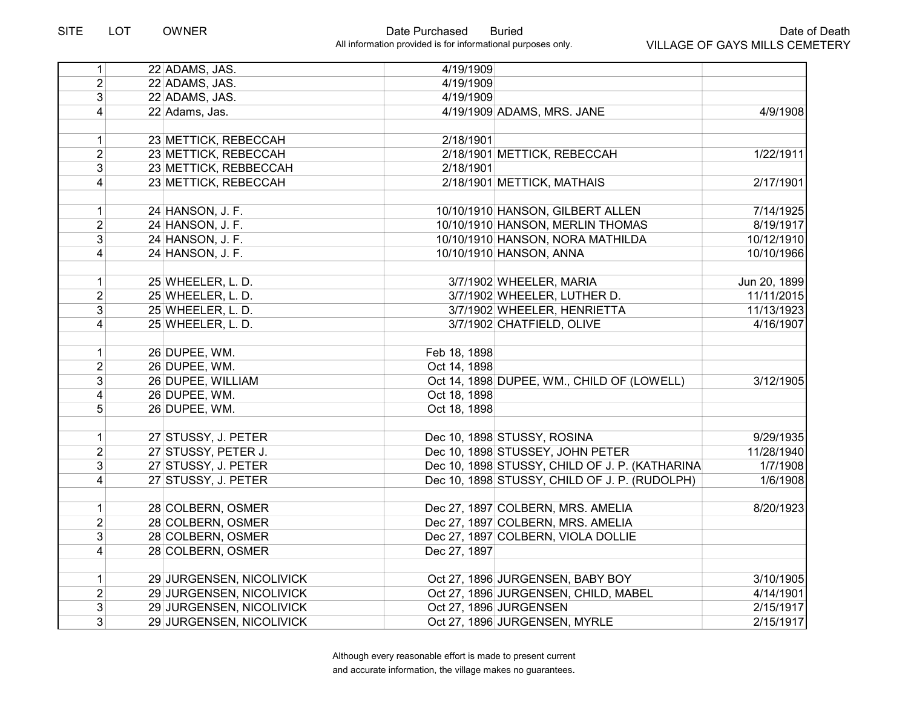| SITE | LOT | OWNER | Date Purchased | Buried | Date of Death |
|---|---|---|---|---|---|
| 1 | 22 | ADAMS, JAS. | 4/19/1909 | | |
| 2 | 22 | ADAMS, JAS. | 4/19/1909 | | |
| 3 | 22 | ADAMS, JAS. | 4/19/1909 | | |
| 4 | 22 | Adams, Jas. | 4/19/1909 | ADAMS, MRS. JANE | 4/9/1908 |
| | | | | | |
| 1 | 23 | METTICK, REBECCAH | 2/18/1901 | | |
| 2 | 23 | METTICK, REBECCAH | 2/18/1901 | METTICK, REBECCAH | 1/22/1911 |
| 3 | 23 | METTICK, REBBECCAH | 2/18/1901 | | |
| 4 | 23 | METTICK, REBECCAH | 2/18/1901 | METTICK, MATHAIS | 2/17/1901 |
| | | | | | |
| 1 | 24 | HANSON, J. F. | 10/10/1910 | HANSON, GILBERT ALLEN | 7/14/1925 |
| 2 | 24 | HANSON, J. F. | 10/10/1910 | HANSON, MERLIN THOMAS | 8/19/1917 |
| 3 | 24 | HANSON, J. F. | 10/10/1910 | HANSON, NORA MATHILDA | 10/12/1910 |
| 4 | 24 | HANSON, J. F. | 10/10/1910 | HANSON, ANNA | 10/10/1966 |
| | | | | | |
| 1 | 25 | WHEELER, L. D. | 3/7/1902 | WHEELER, MARIA | Jun 20, 1899 |
| 2 | 25 | WHEELER, L. D. | 3/7/1902 | WHEELER, LUTHER D. | 11/11/2015 |
| 3 | 25 | WHEELER, L. D. | 3/7/1902 | WHEELER, HENRIETTA | 11/13/1923 |
| 4 | 25 | WHEELER, L. D. | 3/7/1902 | CHATFIELD, OLIVE | 4/16/1907 |
| | | | | | |
| 1 | 26 | DUPEE, WM. | Feb 18, 1898 | | |
| 2 | 26 | DUPEE, WM. | Oct 14, 1898 | | |
| 3 | 26 | DUPEE, WILLIAM | Oct 14, 1898 | DUPEE, WM., CHILD OF (LOWELL) | 3/12/1905 |
| 4 | 26 | DUPEE, WM. | Oct 18, 1898 | | |
| 5 | 26 | DUPEE, WM. | Oct 18, 1898 | | |
| | | | | | |
| 1 | 27 | STUSSY, J. PETER | Dec 10, 1898 | STUSSY, ROSINA | 9/29/1935 |
| 2 | 27 | STUSSY, PETER J. | Dec 10, 1898 | STUSSEY, JOHN PETER | 11/28/1940 |
| 3 | 27 | STUSSY, J. PETER | Dec 10, 1898 | STUSSY, CHILD OF J. P. (KATHARINA | 1/7/1908 |
| 4 | 27 | STUSSY, J. PETER | Dec 10, 1898 | STUSSY, CHILD OF J. P. (RUDOLPH) | 1/6/1908 |
| | | | | | |
| 1 | 28 | COLBERN, OSMER | Dec 27, 1897 | COLBERN, MRS. AMELIA | 8/20/1923 |
| 2 | 28 | COLBERN, OSMER | Dec 27, 1897 | COLBERN, MRS. AMELIA | |
| 3 | 28 | COLBERN, OSMER | Dec 27, 1897 | COLBERN, VIOLA DOLLIE | |
| 4 | 28 | COLBERN, OSMER | Dec 27, 1897 | | |
| | | | | | |
| 1 | 29 | JURGENSEN, NICOLIVICK | Oct 27, 1896 | JURGENSEN, BABY BOY | 3/10/1905 |
| 2 | 29 | JURGENSEN, NICOLIVICK | Oct 27, 1896 | JURGENSEN, CHILD, MABEL | 4/14/1901 |
| 3 | 29 | JURGENSEN, NICOLIVICK | Oct 27, 1896 | JURGENSEN | 2/15/1917 |
| 3 | 29 | JURGENSEN, NICOLIVICK | Oct 27, 1896 | JURGENSEN, MYRLE | 2/15/1917 |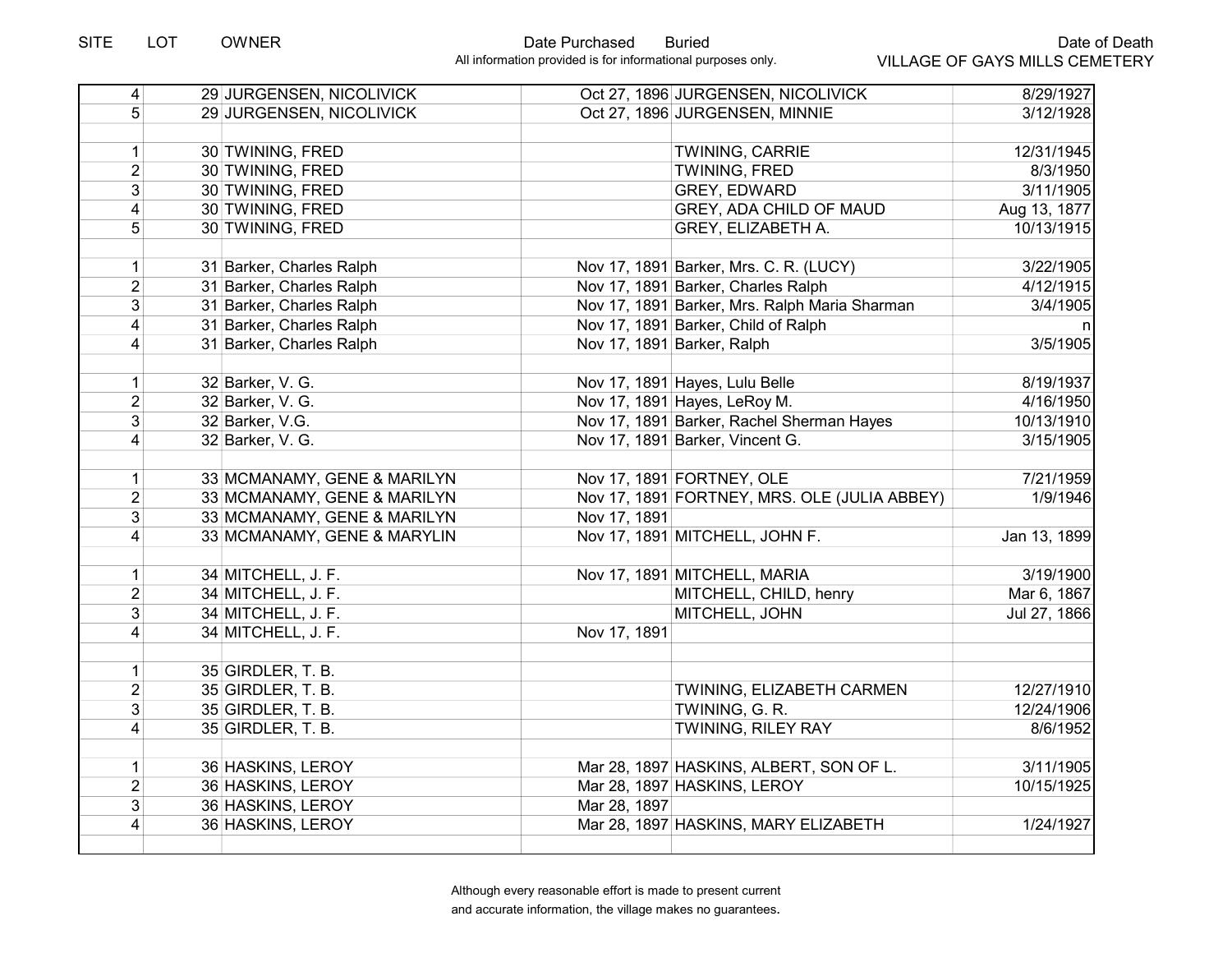| SITE | LOT | OWNER | Date Purchased | Buried | Date of Death |
|---|---|---|---|---|---|
| 4 | 29 | JURGENSEN, NICOLIVICK | Oct 27, 1896 | JURGENSEN, NICOLIVICK | 8/29/1927 |
| 5 | 29 | JURGENSEN, NICOLIVICK | Oct 27, 1896 | JURGENSEN, MINNIE | 3/12/1928 |
| | | | | | |
| 1 | 30 | TWINING, FRED | | TWINING, CARRIE | 12/31/1945 |
| 2 | 30 | TWINING, FRED | | TWINING, FRED | 8/3/1950 |
| 3 | 30 | TWINING, FRED | | GREY, EDWARD | 3/11/1905 |
| 4 | 30 | TWINING, FRED | | GREY, ADA CHILD OF MAUD | Aug 13, 1877 |
| 5 | 30 | TWINING, FRED | | GREY, ELIZABETH A. | 10/13/1915 |
| | | | | | |
| 1 | 31 | Barker, Charles Ralph | Nov 17, 1891 | Barker, Mrs. C. R. (LUCY) | 3/22/1905 |
| 2 | 31 | Barker, Charles Ralph | Nov 17, 1891 | Barker, Charles Ralph | 4/12/1915 |
| 3 | 31 | Barker, Charles Ralph | Nov 17, 1891 | Barker, Mrs. Ralph Maria Sharman | 3/4/1905 |
| 4 | 31 | Barker, Charles Ralph | Nov 17, 1891 | Barker, Child of Ralph | n |
| 4 | 31 | Barker, Charles Ralph | Nov 17, 1891 | Barker, Ralph | 3/5/1905 |
| | | | | | |
| 1 | 32 | Barker, V. G. | Nov 17, 1891 | Hayes, Lulu Belle | 8/19/1937 |
| 2 | 32 | Barker, V. G. | Nov 17, 1891 | Hayes, LeRoy M. | 4/16/1950 |
| 3 | 32 | Barker, V.G. | Nov 17, 1891 | Barker, Rachel Sherman Hayes | 10/13/1910 |
| 4 | 32 | Barker, V. G. | Nov 17, 1891 | Barker, Vincent G. | 3/15/1905 |
| | | | | | |
| 1 | 33 | MCMANAMY, GENE & MARILYN | Nov 17, 1891 | FORTNEY, OLE | 7/21/1959 |
| 2 | 33 | MCMANAMY, GENE & MARILYN | Nov 17, 1891 | FORTNEY, MRS. OLE (JULIA ABBEY) | 1/9/1946 |
| 3 | 33 | MCMANAMY, GENE & MARILYN | Nov 17, 1891 | | |
| 4 | 33 | MCMANAMY, GENE & MARYLIN | Nov 17, 1891 | MITCHELL, JOHN F. | Jan 13, 1899 |
| | | | | | |
| 1 | 34 | MITCHELL, J. F. | Nov 17, 1891 | MITCHELL, MARIA | 3/19/1900 |
| 2 | 34 | MITCHELL, J. F. | | MITCHELL, CHILD, henry | Mar 6, 1867 |
| 3 | 34 | MITCHELL, J. F. | | MITCHELL, JOHN | Jul 27, 1866 |
| 4 | 34 | MITCHELL, J. F. | Nov 17, 1891 | | |
| | | | | | |
| 1 | 35 | GIRDLER, T. B. | | | |
| 2 | 35 | GIRDLER, T. B. | | TWINING, ELIZABETH CARMEN | 12/27/1910 |
| 3 | 35 | GIRDLER, T. B. | | TWINING, G. R. | 12/24/1906 |
| 4 | 35 | GIRDLER, T. B. | | TWINING, RILEY RAY | 8/6/1952 |
| | | | | | |
| 1 | 36 | HASKINS, LEROY | Mar 28, 1897 | HASKINS, ALBERT, SON OF L. | 3/11/1905 |
| 2 | 36 | HASKINS, LEROY | Mar 28, 1897 | HASKINS, LEROY | 10/15/1925 |
| 3 | 36 | HASKINS, LEROY | Mar 28, 1897 | | |
| 4 | 36 | HASKINS, LEROY | Mar 28, 1897 | HASKINS, MARY ELIZABETH | 1/24/1927 |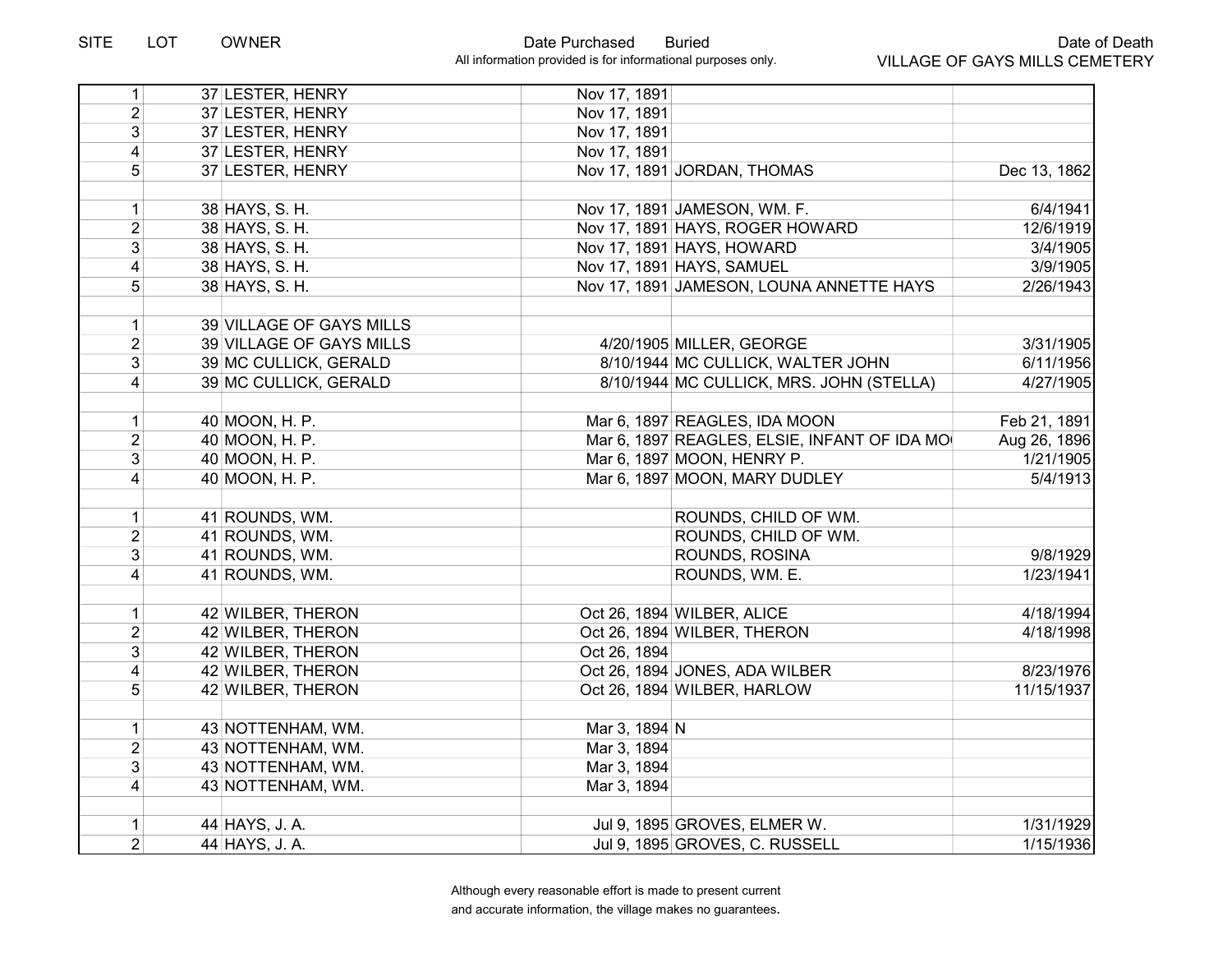| SITE | LOT | OWNER | Date Purchased | Buried | Date of Death |
|---|---|---|---|---|---|
| 1 | 37 | LESTER, HENRY | Nov 17, 1891 | | |
| 2 | 37 | LESTER, HENRY | Nov 17, 1891 | | |
| 3 | 37 | LESTER, HENRY | Nov 17, 1891 | | |
| 4 | 37 | LESTER, HENRY | Nov 17, 1891 | | |
| 5 | 37 | LESTER, HENRY | Nov 17, 1891 | JORDAN, THOMAS | Dec 13, 1862 |
| | | | | | |
| 1 | 38 | HAYS, S. H. | Nov 17, 1891 | JAMESON, WM. F. | 6/4/1941 |
| 2 | 38 | HAYS, S. H. | Nov 17, 1891 | HAYS, ROGER HOWARD | 12/6/1919 |
| 3 | 38 | HAYS, S. H. | Nov 17, 1891 | HAYS, HOWARD | 3/4/1905 |
| 4 | 38 | HAYS, S. H. | Nov 17, 1891 | HAYS, SAMUEL | 3/9/1905 |
| 5 | 38 | HAYS, S. H. | Nov 17, 1891 | JAMESON, LOUNA ANNETTE HAYS | 2/26/1943 |
| | | | | | |
| 1 | 39 | VILLAGE OF GAYS MILLS | | | |
| 2 | 39 | VILLAGE OF GAYS MILLS | 4/20/1905 | MILLER, GEORGE | 3/31/1905 |
| 3 | 39 | MC CULLICK, GERALD | 8/10/1944 | MC CULLICK, WALTER JOHN | 6/11/1956 |
| 4 | 39 | MC CULLICK, GERALD | 8/10/1944 | MC CULLICK, MRS. JOHN (STELLA) | 4/27/1905 |
| | | | | | |
| 1 | 40 | MOON, H. P. | Mar 6, 1897 | REAGLES, IDA MOON | Feb 21, 1891 |
| 2 | 40 | MOON, H. P. | Mar 6, 1897 | REAGLES, ELSIE, INFANT OF IDA MO | Aug 26, 1896 |
| 3 | 40 | MOON, H. P. | Mar 6, 1897 | MOON, HENRY P. | 1/21/1905 |
| 4 | 40 | MOON, H. P. | Mar 6, 1897 | MOON, MARY DUDLEY | 5/4/1913 |
| | | | | | |
| 1 | 41 | ROUNDS, WM. | | ROUNDS, CHILD OF WM. | |
| 2 | 41 | ROUNDS, WM. | | ROUNDS, CHILD OF WM. | |
| 3 | 41 | ROUNDS, WM. | | ROUNDS, ROSINA | 9/8/1929 |
| 4 | 41 | ROUNDS, WM. | | ROUNDS, WM. E. | 1/23/1941 |
| | | | | | |
| 1 | 42 | WILBER, THERON | Oct 26, 1894 | WILBER, ALICE | 4/18/1994 |
| 2 | 42 | WILBER, THERON | Oct 26, 1894 | WILBER, THERON | 4/18/1998 |
| 3 | 42 | WILBER, THERON | Oct 26, 1894 | | |
| 4 | 42 | WILBER, THERON | Oct 26, 1894 | JONES, ADA WILBER | 8/23/1976 |
| 5 | 42 | WILBER, THERON | Oct 26, 1894 | WILBER, HARLOW | 11/15/1937 |
| | | | | | |
| 1 | 43 | NOTTENHAM, WM. | Mar 3, 1894 | N | |
| 2 | 43 | NOTTENHAM, WM. | Mar 3, 1894 | | |
| 3 | 43 | NOTTENHAM, WM. | Mar 3, 1894 | | |
| 4 | 43 | NOTTENHAM, WM. | Mar 3, 1894 | | |
| | | | | | |
| 1 | 44 | HAYS, J. A. | Jul 9, 1895 | GROVES, ELMER W. | 1/31/1929 |
| 2 | 44 | HAYS, J. A. | Jul 9, 1895 | GROVES, C. RUSSELL | 1/15/1936 |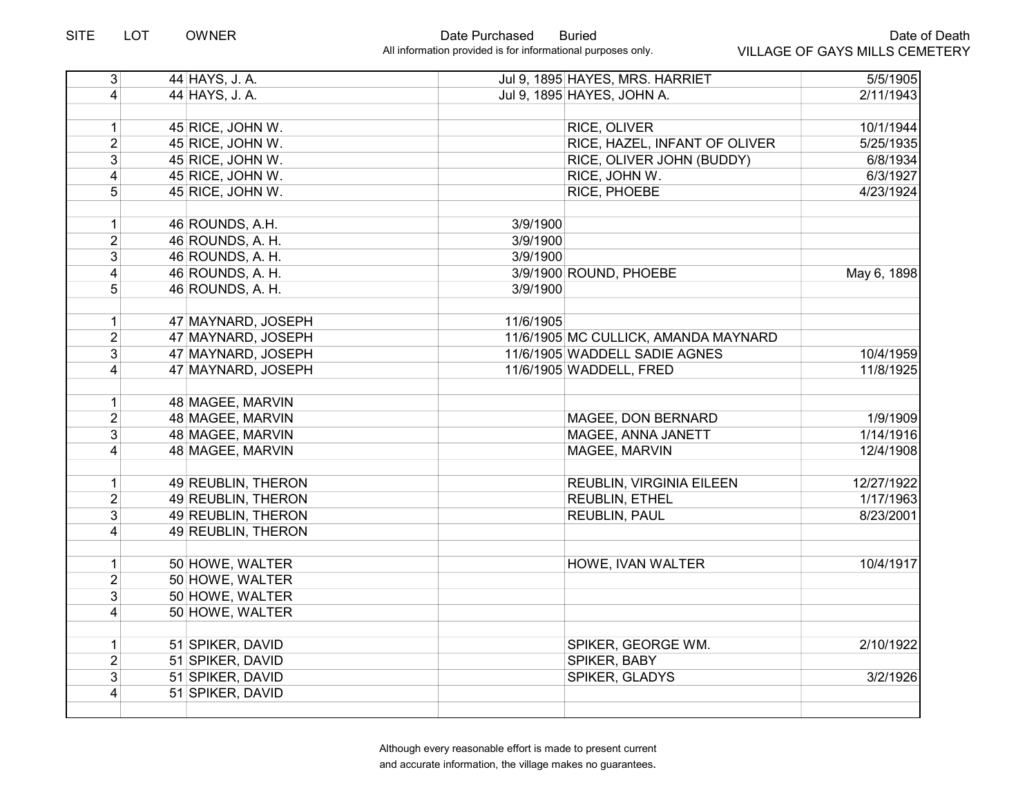| SITE | LOT | OWNER | Date Purchased | Buried | Date of Death |
|---|---|---|---|---|---|
| 3 | 44 | HAYS, J. A. | Jul 9, 1895 | HAYES, MRS. HARRIET | 5/5/1905 |
| 4 | 44 | HAYS, J. A. | Jul 9, 1895 | HAYES, JOHN A. | 2/11/1943 |
| | | | | | |
| 1 | 45 | RICE, JOHN W. | | RICE, OLIVER | 10/1/1944 |
| 2 | 45 | RICE, JOHN W. | | RICE, HAZEL, INFANT OF OLIVER | 5/25/1935 |
| 3 | 45 | RICE, JOHN W. | | RICE, OLIVER JOHN (BUDDY) | 6/8/1934 |
| 4 | 45 | RICE, JOHN W. | | RICE, JOHN W. | 6/3/1927 |
| 5 | 45 | RICE, JOHN W. | | RICE, PHOEBE | 4/23/1924 |
| | | | | | |
| 1 | 46 | ROUNDS, A.H. | 3/9/1900 | | |
| 2 | 46 | ROUNDS, A. H. | 3/9/1900 | | |
| 3 | 46 | ROUNDS, A. H. | 3/9/1900 | | |
| 4 | 46 | ROUNDS, A. H. | 3/9/1900 | ROUND, PHOEBE | May 6, 1898 |
| 5 | 46 | ROUNDS, A. H. | 3/9/1900 | | |
| | | | | | |
| 1 | 47 | MAYNARD, JOSEPH | 11/6/1905 | | |
| 2 | 47 | MAYNARD, JOSEPH | 11/6/1905 | MC CULLICK, AMANDA MAYNARD | |
| 3 | 47 | MAYNARD, JOSEPH | 11/6/1905 | WADDELL SADIE AGNES | 10/4/1959 |
| 4 | 47 | MAYNARD, JOSEPH | 11/6/1905 | WADDELL, FRED | 11/8/1925 |
| | | | | | |
| 1 | 48 | MAGEE, MARVIN | | | |
| 2 | 48 | MAGEE, MARVIN | | MAGEE, DON BERNARD | 1/9/1909 |
| 3 | 48 | MAGEE, MARVIN | | MAGEE, ANNA JANETT | 1/14/1916 |
| 4 | 48 | MAGEE, MARVIN | | MAGEE, MARVIN | 12/4/1908 |
| | | | | | |
| 1 | 49 | REUBLIN, THERON | | REUBLIN, VIRGINIA EILEEN | 12/27/1922 |
| 2 | 49 | REUBLIN, THERON | | REUBLIN, ETHEL | 1/17/1963 |
| 3 | 49 | REUBLIN, THERON | | REUBLIN, PAUL | 8/23/2001 |
| 4 | 49 | REUBLIN, THERON | | | |
| | | | | | |
| 1 | 50 | HOWE, WALTER | | HOWE, IVAN WALTER | 10/4/1917 |
| 2 | 50 | HOWE, WALTER | | | |
| 3 | 50 | HOWE, WALTER | | | |
| 4 | 50 | HOWE, WALTER | | | |
| | | | | | |
| 1 | 51 | SPIKER, DAVID | | SPIKER, GEORGE WM. | 2/10/1922 |
| 2 | 51 | SPIKER, DAVID | | SPIKER, BABY | |
| 3 | 51 | SPIKER, DAVID | | SPIKER, GLADYS | 3/2/1926 |
| 4 | 51 | SPIKER, DAVID | | | |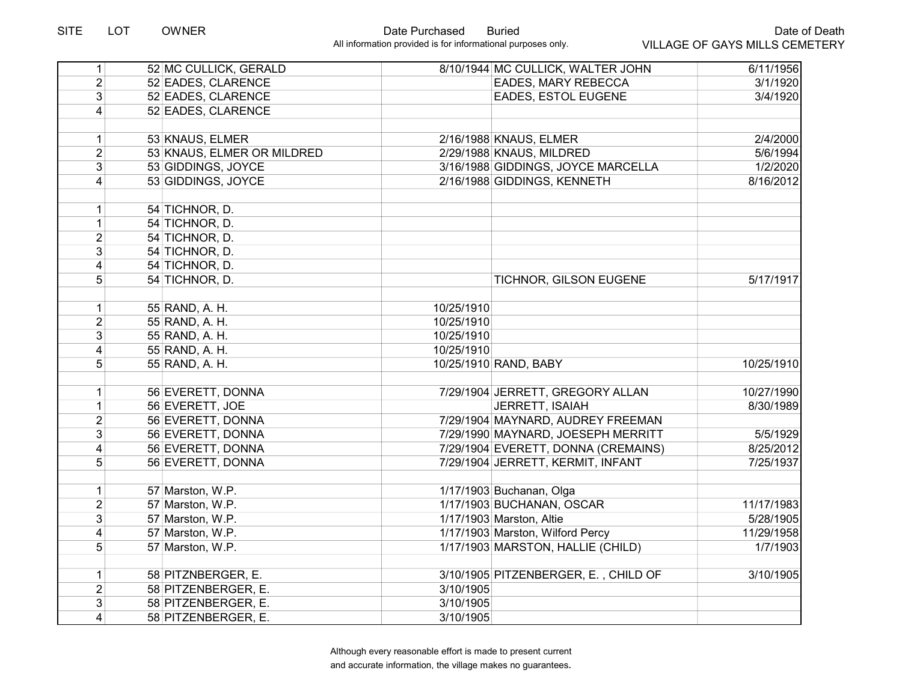| SITE | LOT | OWNER | Date Purchased | Buried | Date of Death |
|---|---|---|---|---|---|
| | | | All information provided is for informational purposes only. | | VILLAGE OF GAYS MILLS CEMETERY |
| 1 | 52 | MC CULLICK, GERALD | 8/10/1944 | MC CULLICK, WALTER JOHN | 6/11/1956 |
| 2 | 52 | EADES, CLARENCE | | EADES, MARY REBECCA | 3/1/1920 |
| 3 | 52 | EADES, CLARENCE | | EADES, ESTOL EUGENE | 3/4/1920 |
| 4 | 52 | EADES, CLARENCE | | | |
| | | | | | |
| 1 | 53 | KNAUS, ELMER | 2/16/1988 | KNAUS, ELMER | 2/4/2000 |
| 2 | 53 | KNAUS, ELMER OR MILDRED | 2/29/1988 | KNAUS, MILDRED | 5/6/1994 |
| 3 | 53 | GIDDINGS, JOYCE | 3/16/1988 | GIDDINGS, JOYCE MARCELLA | 1/2/2020 |
| 4 | 53 | GIDDINGS, JOYCE | 2/16/1988 | GIDDINGS, KENNETH | 8/16/2012 |
| | | | | | |
| 1 | 54 | TICHNOR, D. | | | |
| 1 | 54 | TICHNOR, D. | | | |
| 2 | 54 | TICHNOR, D. | | | |
| 3 | 54 | TICHNOR, D. | | | |
| 4 | 54 | TICHNOR, D. | | | |
| 5 | 54 | TICHNOR, D. | | TICHNOR, GILSON EUGENE | 5/17/1917 |
| | | | | | |
| 1 | 55 | RAND, A. H. | 10/25/1910 | | |
| 2 | 55 | RAND, A. H. | 10/25/1910 | | |
| 3 | 55 | RAND, A. H. | 10/25/1910 | | |
| 4 | 55 | RAND, A. H. | 10/25/1910 | | |
| 5 | 55 | RAND, A. H. | 10/25/1910 | RAND, BABY | 10/25/1910 |
| | | | | | |
| 1 | 56 | EVERETT, DONNA | 7/29/1904 | JERRETT, GREGORY ALLAN | 10/27/1990 |
| 1 | 56 | EVERETT, JOE | | JERRETT, ISAIAH | 8/30/1989 |
| 2 | 56 | EVERETT, DONNA | 7/29/1904 | MAYNARD, AUDREY FREEMAN | |
| 3 | 56 | EVERETT, DONNA | 7/29/1990 | MAYNARD, JOESEPH MERRITT | 5/5/1929 |
| 4 | 56 | EVERETT, DONNA | 7/29/1904 | EVERETT, DONNA (CREMAINS) | 8/25/2012 |
| 5 | 56 | EVERETT, DONNA | 7/29/1904 | JERRETT, KERMIT, INFANT | 7/25/1937 |
| | | | | | |
| 1 | 57 | Marston, W.P. | 1/17/1903 | Buchanan, Olga | |
| 2 | 57 | Marston, W.P. | 1/17/1903 | BUCHANAN, OSCAR | 11/17/1983 |
| 3 | 57 | Marston, W.P. | 1/17/1903 | Marston, Altie | 5/28/1905 |
| 4 | 57 | Marston, W.P. | 1/17/1903 | Marston, Wilford Percy | 11/29/1958 |
| 5 | 57 | Marston, W.P. | 1/17/1903 | MARSTON, HALLIE (CHILD) | 1/7/1903 |
| | | | | | |
| 1 | 58 | PITZNBERGER, E. | 3/10/1905 | PITZENBERGER, E. , CHILD OF | 3/10/1905 |
| 2 | 58 | PITZENBERGER, E. | 3/10/1905 | | |
| 3 | 58 | PITZENBERGER, E. | 3/10/1905 | | |
| 4 | 58 | PITZENBERGER, E. | 3/10/1905 | | |

Although every reasonable effort is made to present current and accurate information, the village makes no guarantees.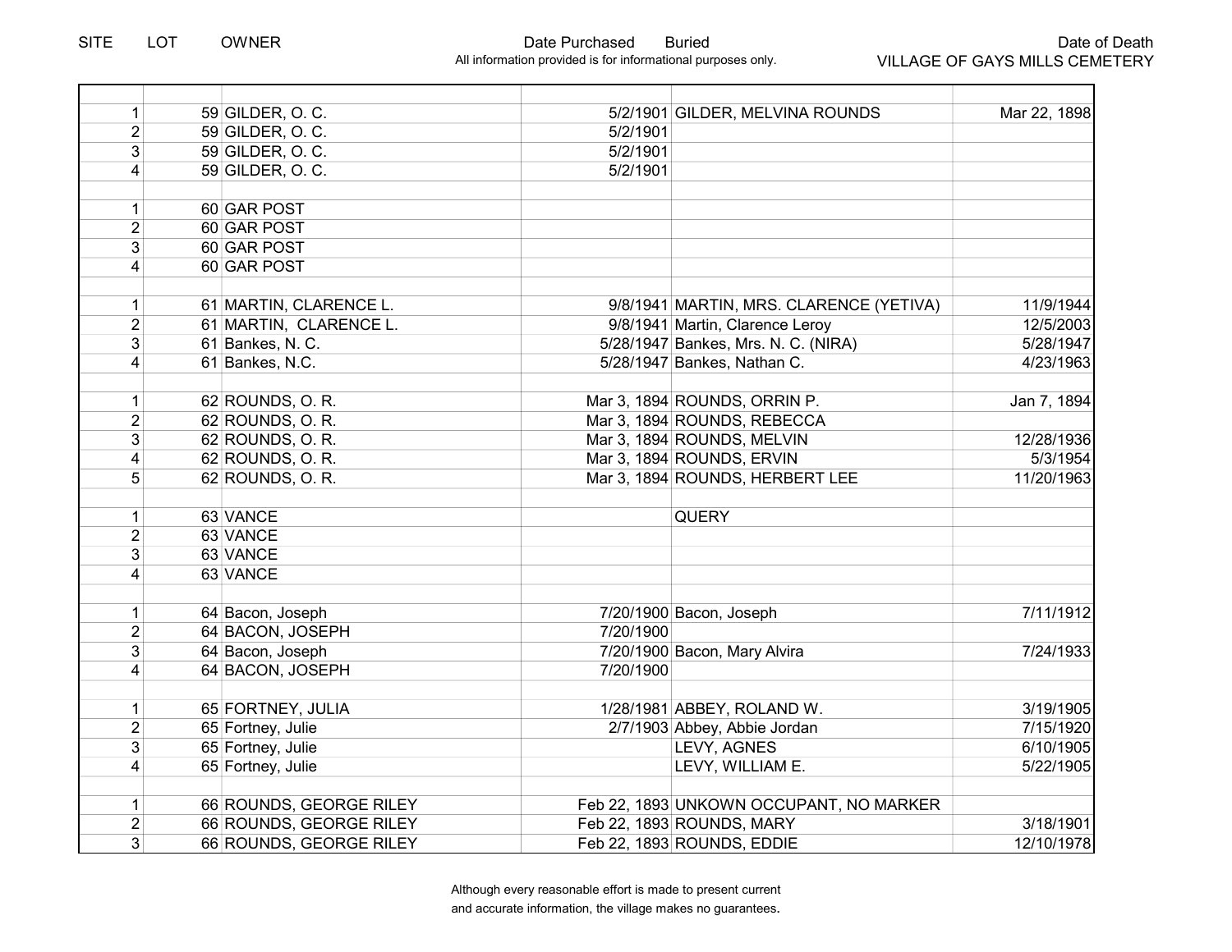| SITE | LOT | OWNER | Date Purchased | Buried | Date of Death |
|---|---|---|---|---|---|
| 1 | 59 | GILDER, O. C. | 5/2/1901 | GILDER, MELVINA ROUNDS | Mar 22, 1898 |
| 2 | 59 | GILDER, O. C. | 5/2/1901 | | |
| 3 | 59 | GILDER, O. C. | 5/2/1901 | | |
| 4 | 59 | GILDER, O. C. | 5/2/1901 | | |
| | | | | | |
| 1 | 60 | GAR POST | | | |
| 2 | 60 | GAR POST | | | |
| 3 | 60 | GAR POST | | | |
| 4 | 60 | GAR POST | | | |
| | | | | | |
| 1 | 61 | MARTIN, CLARENCE L. | 9/8/1941 | MARTIN, MRS. CLARENCE (YETIVA) | 11/9/1944 |
| 2 | 61 | MARTIN, CLARENCE L. | 9/8/1941 | Martin, Clarence Leroy | 12/5/2003 |
| 3 | 61 | Bankes, N. C. | 5/28/1947 | Bankes, Mrs. N. C. (NIRA) | 5/28/1947 |
| 4 | 61 | Bankes, N.C. | 5/28/1947 | Bankes, Nathan C. | 4/23/1963 |
| | | | | | |
| 1 | 62 | ROUNDS, O. R. | Mar 3, 1894 | ROUNDS, ORRIN P. | Jan 7, 1894 |
| 2 | 62 | ROUNDS, O. R. | Mar 3, 1894 | ROUNDS, REBECCA | |
| 3 | 62 | ROUNDS, O. R. | Mar 3, 1894 | ROUNDS, MELVIN | 12/28/1936 |
| 4 | 62 | ROUNDS, O. R. | Mar 3, 1894 | ROUNDS, ERVIN | 5/3/1954 |
| 5 | 62 | ROUNDS, O. R. | Mar 3, 1894 | ROUNDS, HERBERT LEE | 11/20/1963 |
| | | | | | |
| 1 | 63 | VANCE | | QUERY | |
| 2 | 63 | VANCE | | | |
| 3 | 63 | VANCE | | | |
| 4 | 63 | VANCE | | | |
| | | | | | |
| 1 | 64 | Bacon, Joseph | 7/20/1900 | Bacon, Joseph | 7/11/1912 |
| 2 | 64 | BACON, JOSEPH | 7/20/1900 | | |
| 3 | 64 | Bacon, Joseph | 7/20/1900 | Bacon, Mary Alvira | 7/24/1933 |
| 4 | 64 | BACON, JOSEPH | 7/20/1900 | | |
| | | | | | |
| 1 | 65 | FORTNEY, JULIA | 1/28/1981 | ABBEY, ROLAND W. | 3/19/1905 |
| 2 | 65 | Fortney, Julie | 2/7/1903 | Abbey, Abbie Jordan | 7/15/1920 |
| 3 | 65 | Fortney, Julie | | LEVY, AGNES | 6/10/1905 |
| 4 | 65 | Fortney, Julie | | LEVY, WILLIAM E. | 5/22/1905 |
| | | | | | |
| 1 | 66 | ROUNDS, GEORGE RILEY | Feb 22, 1893 | UNKOWN OCCUPANT, NO MARKER | |
| 2 | 66 | ROUNDS, GEORGE RILEY | Feb 22, 1893 | ROUNDS, MARY | 3/18/1901 |
| 3 | 66 | ROUNDS, GEORGE RILEY | Feb 22, 1893 | ROUNDS, EDDIE | 12/10/1978 |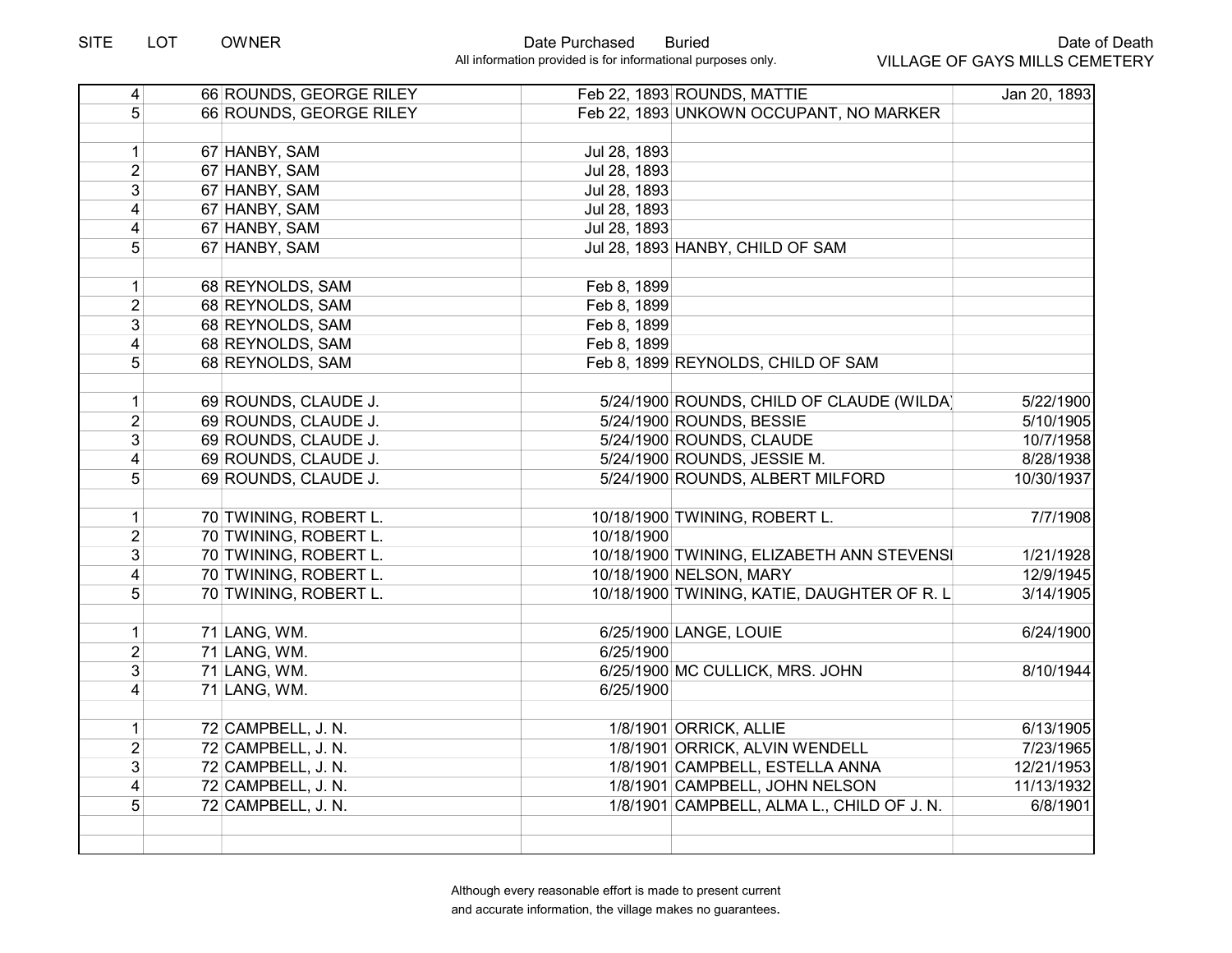| SITE | LOT | OWNER | Date Purchased | Buried | Date of Death |
|---|---|---|---|---|---|
| | | | | | VILLAGE OF GAYS MILLS CEMETERY |
| 4 | 66 | ROUNDS, GEORGE RILEY | Feb 22, 1893 | ROUNDS, MATTIE | Jan 20, 1893 |
| 5 | 66 | ROUNDS, GEORGE RILEY | Feb 22, 1893 | UNKOWN OCCUPANT, NO MARKER | |
| | | | | | |
| 1 | 67 | HANBY, SAM | Jul 28, 1893 | | |
| 2 | 67 | HANBY, SAM | Jul 28, 1893 | | |
| 3 | 67 | HANBY, SAM | Jul 28, 1893 | | |
| 4 | 67 | HANBY, SAM | Jul 28, 1893 | | |
| 4 | 67 | HANBY, SAM | Jul 28, 1893 | | |
| 5 | 67 | HANBY, SAM | Jul 28, 1893 | HANBY, CHILD OF SAM | |
| | | | | | |
| 1 | 68 | REYNOLDS, SAM | Feb 8, 1899 | | |
| 2 | 68 | REYNOLDS, SAM | Feb 8, 1899 | | |
| 3 | 68 | REYNOLDS, SAM | Feb 8, 1899 | | |
| 4 | 68 | REYNOLDS, SAM | Feb 8, 1899 | | |
| 5 | 68 | REYNOLDS, SAM | Feb 8, 1899 | REYNOLDS, CHILD OF SAM | |
| | | | | | |
| 1 | 69 | ROUNDS, CLAUDE J. | 5/24/1900 | ROUNDS, CHILD OF CLAUDE (WILDA) | 5/22/1900 |
| 2 | 69 | ROUNDS, CLAUDE J. | 5/24/1900 | ROUNDS, BESSIE | 5/10/1905 |
| 3 | 69 | ROUNDS, CLAUDE J. | 5/24/1900 | ROUNDS, CLAUDE | 10/7/1958 |
| 4 | 69 | ROUNDS, CLAUDE J. | 5/24/1900 | ROUNDS, JESSIE M. | 8/28/1938 |
| 5 | 69 | ROUNDS, CLAUDE J. | 5/24/1900 | ROUNDS, ALBERT MILFORD | 10/30/1937 |
| | | | | | |
| 1 | 70 | TWINING, ROBERT L. | 10/18/1900 | TWINING, ROBERT L. | 7/7/1908 |
| 2 | 70 | TWINING, ROBERT L. | 10/18/1900 | | |
| 3 | 70 | TWINING, ROBERT L. | 10/18/1900 | TWINING, ELIZABETH ANN STEVENSI | 1/21/1928 |
| 4 | 70 | TWINING, ROBERT L. | 10/18/1900 | NELSON, MARY | 12/9/1945 |
| 5 | 70 | TWINING, ROBERT L. | 10/18/1900 | TWINING, KATIE, DAUGHTER OF R. L | 3/14/1905 |
| | | | | | |
| 1 | 71 | LANG, WM. | 6/25/1900 | LANGE, LOUIE | 6/24/1900 |
| 2 | 71 | LANG, WM. | 6/25/1900 | | |
| 3 | 71 | LANG, WM. | 6/25/1900 | MC CULLICK, MRS. JOHN | 8/10/1944 |
| 4 | 71 | LANG, WM. | 6/25/1900 | | |
| | | | | | |
| 1 | 72 | CAMPBELL, J. N. | 1/8/1901 | ORRICK, ALLIE | 6/13/1905 |
| 2 | 72 | CAMPBELL, J. N. | 1/8/1901 | ORRICK, ALVIN WENDELL | 7/23/1965 |
| 3 | 72 | CAMPBELL, J. N. | 1/8/1901 | CAMPBELL, ESTELLA ANNA | 12/21/1953 |
| 4 | 72 | CAMPBELL, J. N. | 1/8/1901 | CAMPBELL, JOHN NELSON | 11/13/1932 |
| 5 | 72 | CAMPBELL, J. N. | 1/8/1901 | CAMPBELL, ALMA L., CHILD OF J. N. | 6/8/1901 |

All information provided is for informational purposes only.

Although every reasonable effort is made to present current and accurate information, the village makes no guarantees.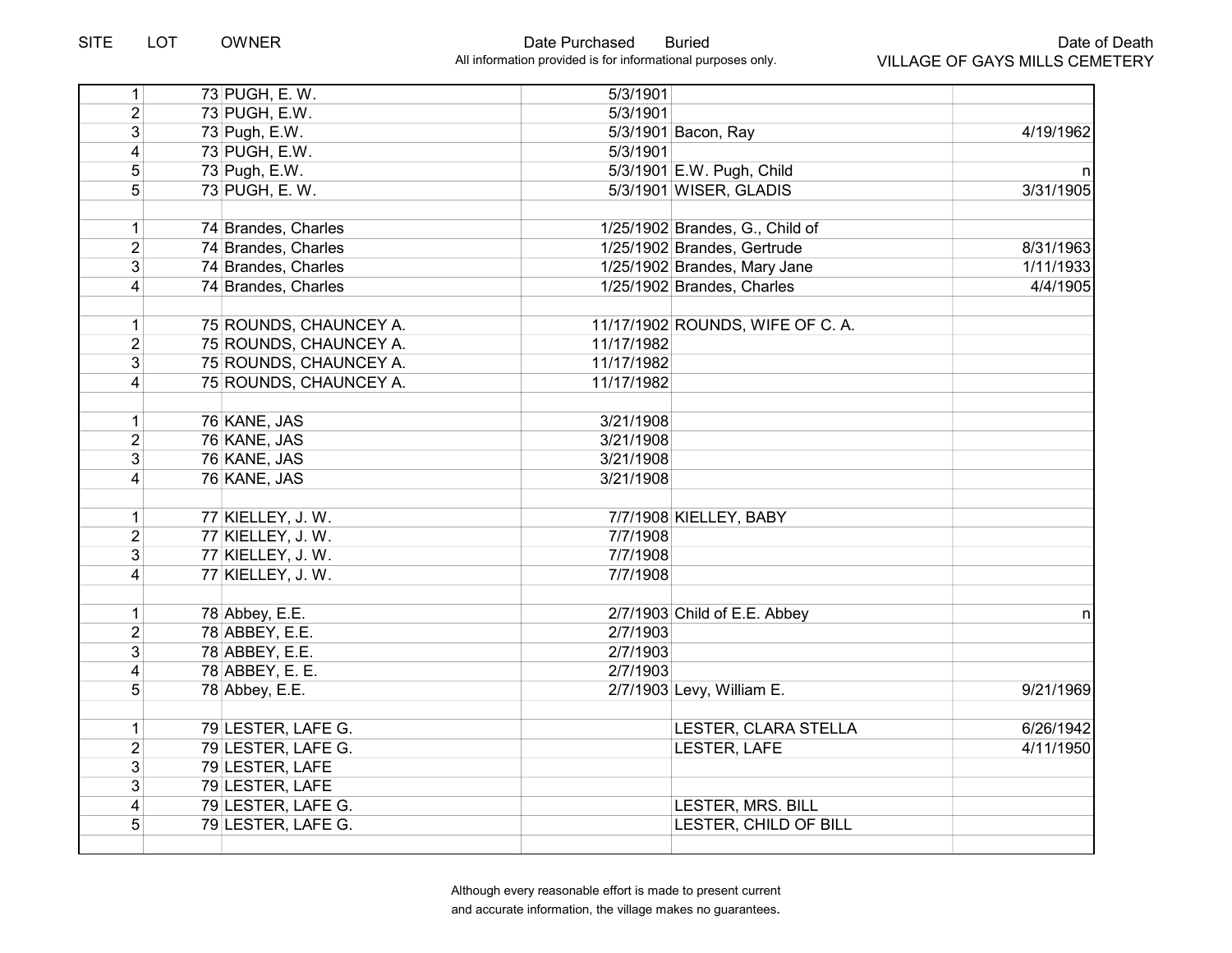| SITE | LOT | OWNER | Date Purchased | Buried | Date of Death |
|---|---|---|---|---|---|
| 1 | 73 | PUGH, E. W. | 5/3/1901 | | |
| 2 | 73 | PUGH, E.W. | 5/3/1901 | | |
| 3 | 73 | Pugh, E.W. | 5/3/1901 | Bacon, Ray | 4/19/1962 |
| 4 | 73 | PUGH, E.W. | 5/3/1901 | | |
| 5 | 73 | Pugh, E.W. | 5/3/1901 | E.W. Pugh, Child | n |
| 5 | 73 | PUGH, E. W. | 5/3/1901 | WISER, GLADIS | 3/31/1905 |
| | | | | | |
| 1 | 74 | Brandes, Charles | 1/25/1902 | Brandes, G., Child of | |
| 2 | 74 | Brandes, Charles | 1/25/1902 | Brandes, Gertrude | 8/31/1963 |
| 3 | 74 | Brandes, Charles | 1/25/1902 | Brandes, Mary Jane | 1/11/1933 |
| 4 | 74 | Brandes, Charles | 1/25/1902 | Brandes, Charles | 4/4/1905 |
| | | | | | |
| 1 | 75 | ROUNDS, CHAUNCEY A. | 11/17/1902 | ROUNDS, WIFE OF C. A. | |
| 2 | 75 | ROUNDS, CHAUNCEY A. | 11/17/1982 | | |
| 3 | 75 | ROUNDS, CHAUNCEY A. | 11/17/1982 | | |
| 4 | 75 | ROUNDS, CHAUNCEY A. | 11/17/1982 | | |
| | | | | | |
| 1 | 76 | KANE, JAS | 3/21/1908 | | |
| 2 | 76 | KANE, JAS | 3/21/1908 | | |
| 3 | 76 | KANE, JAS | 3/21/1908 | | |
| 4 | 76 | KANE, JAS | 3/21/1908 | | |
| | | | | | |
| 1 | 77 | KIELLEY, J. W. | 7/7/1908 | KIELLEY, BABY | |
| 2 | 77 | KIELLEY, J. W. | 7/7/1908 | | |
| 3 | 77 | KIELLEY, J. W. | 7/7/1908 | | |
| 4 | 77 | KIELLEY, J. W. | 7/7/1908 | | |
| | | | | | |
| 1 | 78 | Abbey, E.E. | 2/7/1903 | Child of E.E. Abbey | n |
| 2 | 78 | ABBEY, E.E. | 2/7/1903 | | |
| 3 | 78 | ABBEY, E.E. | 2/7/1903 | | |
| 4 | 78 | ABBEY, E. E. | 2/7/1903 | | |
| 5 | 78 | Abbey, E.E. | 2/7/1903 | Levy, William E. | 9/21/1969 |
| | | | | | |
| 1 | 79 | LESTER, LAFE G. | | LESTER, CLARA STELLA | 6/26/1942 |
| 2 | 79 | LESTER, LAFE G. | | LESTER, LAFE | 4/11/1950 |
| 3 | 79 | LESTER, LAFE | | | |
| 3 | 79 | LESTER, LAFE | | | |
| 4 | 79 | LESTER, LAFE G. | | LESTER, MRS. BILL | |
| 5 | 79 | LESTER, LAFE G. | | LESTER, CHILD OF BILL | |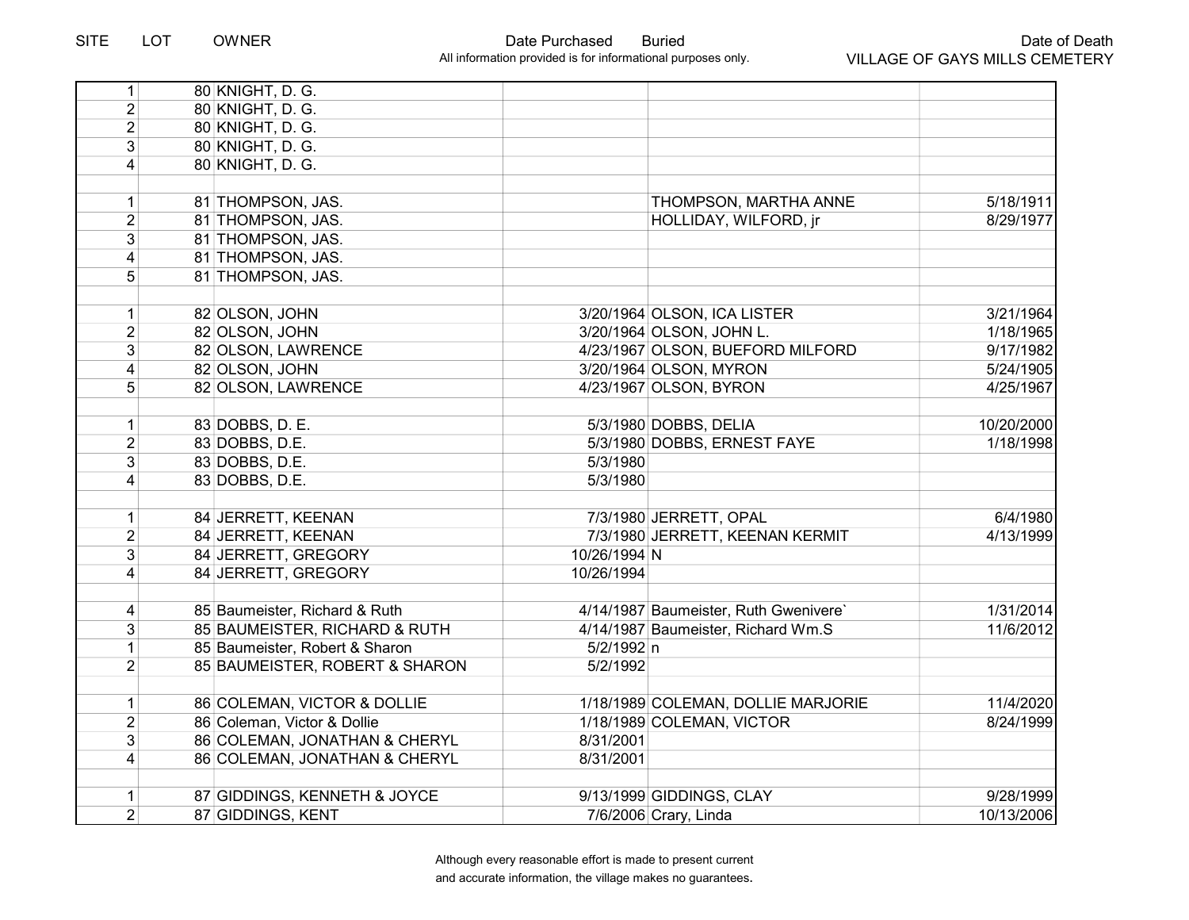| SITE | LOT | OWNER | Date Purchased | Buried | Date of Death |
|---|---|---|---|---|---|
| 1 | 80 | KNIGHT, D. G. | | | |
| 2 | 80 | KNIGHT, D. G. | | | |
| 2 | 80 | KNIGHT, D. G. | | | |
| 3 | 80 | KNIGHT, D. G. | | | |
| 4 | 80 | KNIGHT, D. G. | | | |
| | | | | | |
| 1 | 81 | THOMPSON, JAS. | | THOMPSON, MARTHA ANNE | 5/18/1911 |
| 2 | 81 | THOMPSON, JAS. | | HOLLIDAY, WILFORD, jr | 8/29/1977 |
| 3 | 81 | THOMPSON, JAS. | | | |
| 4 | 81 | THOMPSON, JAS. | | | |
| 5 | 81 | THOMPSON, JAS. | | | |
| | | | | | |
| 1 | 82 | OLSON, JOHN | 3/20/1964 | OLSON, ICA LISTER | 3/21/1964 |
| 2 | 82 | OLSON, JOHN | 3/20/1964 | OLSON, JOHN L. | 1/18/1965 |
| 3 | 82 | OLSON, LAWRENCE | 4/23/1967 | OLSON, BUEFORD MILFORD | 9/17/1982 |
| 4 | 82 | OLSON, JOHN | 3/20/1964 | OLSON, MYRON | 5/24/1905 |
| 5 | 82 | OLSON, LAWRENCE | 4/23/1967 | OLSON, BYRON | 4/25/1967 |
| | | | | | |
| 1 | 83 | DOBBS, D. E. | 5/3/1980 | DOBBS, DELIA | 10/20/2000 |
| 2 | 83 | DOBBS, D.E. | 5/3/1980 | DOBBS, ERNEST FAYE | 1/18/1998 |
| 3 | 83 | DOBBS, D.E. | 5/3/1980 | | |
| 4 | 83 | DOBBS, D.E. | 5/3/1980 | | |
| | | | | | |
| 1 | 84 | JERRETT, KEENAN | 7/3/1980 | JERRETT, OPAL | 6/4/1980 |
| 2 | 84 | JERRETT, KEENAN | 7/3/1980 | JERRETT, KEENAN KERMIT | 4/13/1999 |
| 3 | 84 | JERRETT, GREGORY | 10/26/1994 | N | |
| 4 | 84 | JERRETT, GREGORY | 10/26/1994 | | |
| | | | | | |
| 4 | 85 | Baumeister, Richard & Ruth | 4/14/1987 | Baumeister, Ruth Gwenivere` | 1/31/2014 |
| 3 | 85 | BAUMEISTER, RICHARD & RUTH | 4/14/1987 | Baumeister, Richard Wm.S | 11/6/2012 |
| 1 | 85 | Baumeister, Robert & Sharon | 5/2/1992 | n | |
| 2 | 85 | BAUMEISTER, ROBERT & SHARON | 5/2/1992 | | |
| | | | | | |
| 1 | 86 | COLEMAN, VICTOR & DOLLIE | 1/18/1989 | COLEMAN, DOLLIE MARJORIE | 11/4/2020 |
| 2 | 86 | Coleman, Victor & Dollie | 1/18/1989 | COLEMAN, VICTOR | 8/24/1999 |
| 3 | 86 | COLEMAN, JONATHAN & CHERYL | 8/31/2001 | | |
| 4 | 86 | COLEMAN, JONATHAN & CHERYL | 8/31/2001 | | |
| | | | | | |
| 1 | 87 | GIDDINGS, KENNETH & JOYCE | 9/13/1999 | GIDDINGS, CLAY | 9/28/1999 |
| 2 | 87 | GIDDINGS, KENT | 7/6/2006 | Crary, Linda | 10/13/2006 |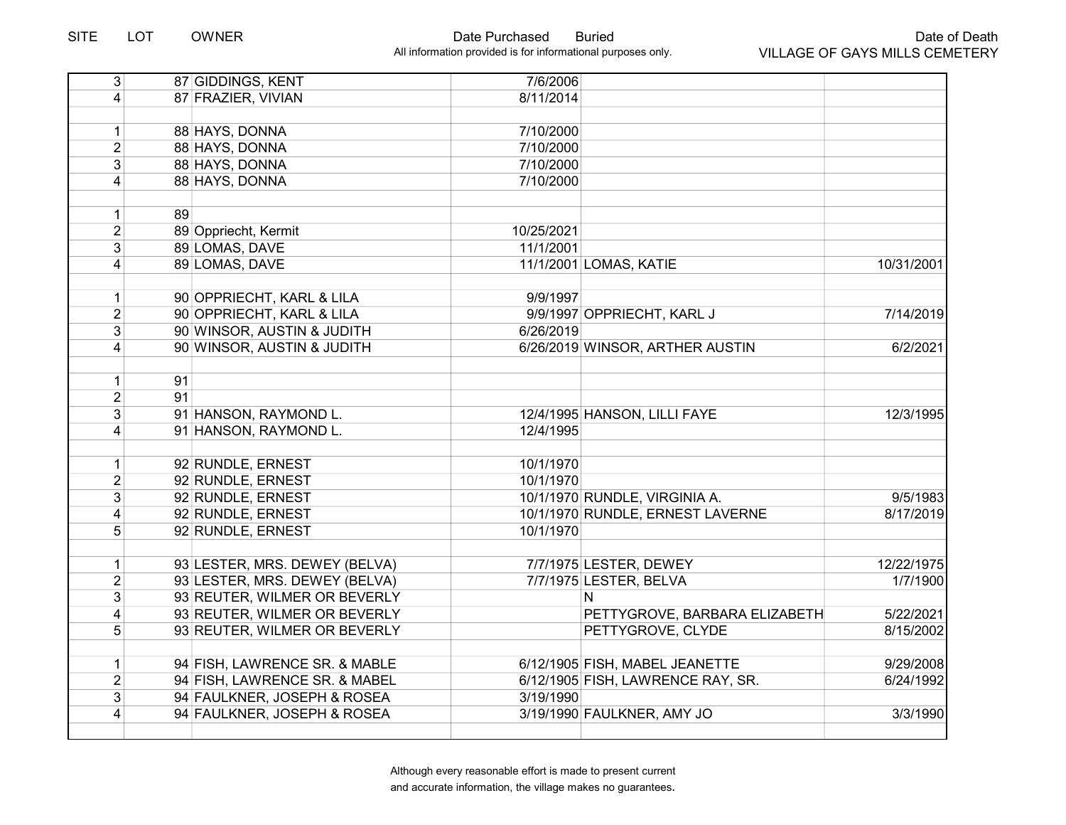| SITE | LOT | OWNER | Date Purchased | Buried | Date of Death |
|---|---|---|---|---|---|
| 3 | 87 | GIDDINGS, KENT | 7/6/2006 | | |
| 4 | 87 | FRAZIER, VIVIAN | 8/11/2014 | | |
| | | | | | |
| 1 | 88 | HAYS, DONNA | 7/10/2000 | | |
| 2 | 88 | HAYS, DONNA | 7/10/2000 | | |
| 3 | 88 | HAYS, DONNA | 7/10/2000 | | |
| 4 | 88 | HAYS, DONNA | 7/10/2000 | | |
| | | | | | |
| 1 | 89 | | | | |
| 2 | 89 | Oppriecht, Kermit | 10/25/2021 | | |
| 3 | 89 | LOMAS, DAVE | 11/1/2001 | | |
| 4 | 89 | LOMAS, DAVE | 11/1/2001 | LOMAS, KATIE | 10/31/2001 |
| | | | | | |
| 1 | 90 | OPPRIECHT, KARL & LILA | 9/9/1997 | | |
| 2 | 90 | OPPRIECHT, KARL & LILA | 9/9/1997 | OPPRIECHT, KARL J | 7/14/2019 |
| 3 | 90 | WINSOR, AUSTIN & JUDITH | 6/26/2019 | | |
| 4 | 90 | WINSOR, AUSTIN & JUDITH | 6/26/2019 | WINSOR, ARTHER AUSTIN | 6/2/2021 |
| | | | | | |
| 1 | 91 | | | | |
| 2 | 91 | | | | |
| 3 | 91 | HANSON, RAYMOND L. | 12/4/1995 | HANSON, LILLI FAYE | 12/3/1995 |
| 4 | 91 | HANSON, RAYMOND L. | 12/4/1995 | | |
| | | | | | |
| 1 | 92 | RUNDLE, ERNEST | 10/1/1970 | | |
| 2 | 92 | RUNDLE, ERNEST | 10/1/1970 | | |
| 3 | 92 | RUNDLE, ERNEST | 10/1/1970 | RUNDLE, VIRGINIA A. | 9/5/1983 |
| 4 | 92 | RUNDLE, ERNEST | 10/1/1970 | RUNDLE, ERNEST LAVERNE | 8/17/2019 |
| 5 | 92 | RUNDLE, ERNEST | 10/1/1970 | | |
| | | | | | |
| 1 | 93 | LESTER, MRS. DEWEY (BELVA) | 7/7/1975 | LESTER, DEWEY | 12/22/1975 |
| 2 | 93 | LESTER, MRS. DEWEY (BELVA) | 7/7/1975 | LESTER, BELVA | 1/7/1900 |
| 3 | 93 | REUTER, WILMER OR BEVERLY | | N | |
| 4 | 93 | REUTER, WILMER OR BEVERLY | | PETTYGROVE, BARBARA ELIZABETH | 5/22/2021 |
| 5 | 93 | REUTER, WILMER OR BEVERLY | | PETTYGROVE, CLYDE | 8/15/2002 |
| | | | | | |
| 1 | 94 | FISH, LAWRENCE SR. & MABLE | 6/12/1905 | FISH, MABEL JEANETTE | 9/29/2008 |
| 2 | 94 | FISH, LAWRENCE SR. & MABEL | 6/12/1905 | FISH, LAWRENCE RAY, SR. | 6/24/1992 |
| 3 | 94 | FAULKNER, JOSEPH & ROSEA | 3/19/1990 | | |
| 4 | 94 | FAULKNER, JOSEPH & ROSEA | 3/19/1990 | FAULKNER, AMY JO | 3/3/1990 |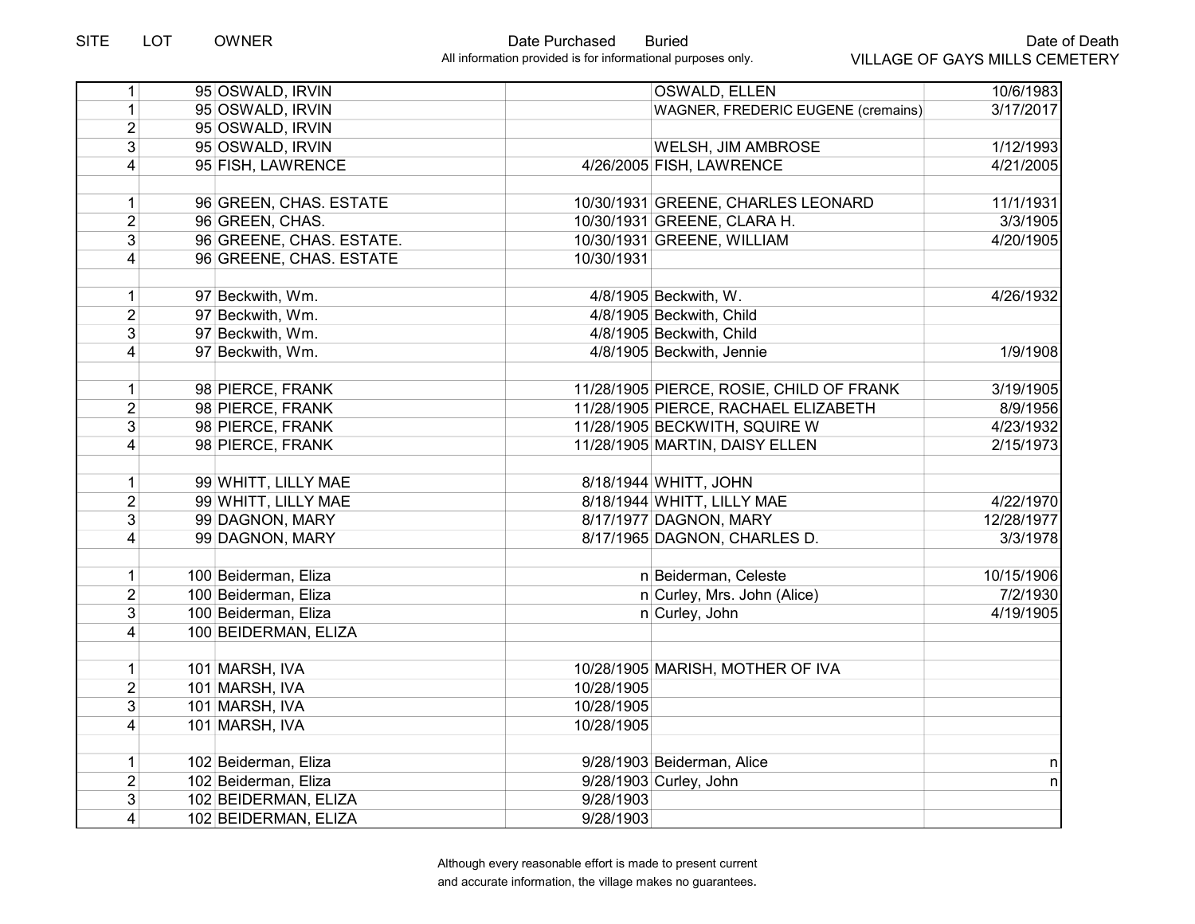| SITE | LOT | OWNER | Date Purchased | Buried | Date of Death |
|---|---|---|---|---|---|
| 1 | 95 | OSWALD, IRVIN | | OSWALD, ELLEN | 10/6/1983 |
| 1 | 95 | OSWALD, IRVIN | | WAGNER, FREDERIC EUGENE (cremains) | 3/17/2017 |
| 2 | 95 | OSWALD, IRVIN | | | |
| 3 | 95 | OSWALD, IRVIN | | WELSH, JIM AMBROSE | 1/12/1993 |
| 4 | 95 | FISH, LAWRENCE | 4/26/2005 | FISH, LAWRENCE | 4/21/2005 |
| | | | | | |
| 1 | 96 | GREEN, CHAS. ESTATE | 10/30/1931 | GREENE, CHARLES LEONARD | 11/1/1931 |
| 2 | 96 | GREEN, CHAS. | 10/30/1931 | GREENE, CLARA H. | 3/3/1905 |
| 3 | 96 | GREENE, CHAS. ESTATE. | 10/30/1931 | GREENE, WILLIAM | 4/20/1905 |
| 4 | 96 | GREENE, CHAS. ESTATE | 10/30/1931 | | |
| | | | | | |
| 1 | 97 | Beckwith, Wm. | 4/8/1905 | Beckwith, W. | 4/26/1932 |
| 2 | 97 | Beckwith, Wm. | 4/8/1905 | Beckwith, Child | |
| 3 | 97 | Beckwith, Wm. | 4/8/1905 | Beckwith, Child | |
| 4 | 97 | Beckwith, Wm. | 4/8/1905 | Beckwith, Jennie | 1/9/1908 |
| | | | | | |
| 1 | 98 | PIERCE, FRANK | 11/28/1905 | PIERCE, ROSIE, CHILD OF FRANK | 3/19/1905 |
| 2 | 98 | PIERCE, FRANK | 11/28/1905 | PIERCE, RACHAEL ELIZABETH | 8/9/1956 |
| 3 | 98 | PIERCE, FRANK | 11/28/1905 | BECKWITH, SQUIRE W | 4/23/1932 |
| 4 | 98 | PIERCE, FRANK | 11/28/1905 | MARTIN, DAISY ELLEN | 2/15/1973 |
| | | | | | |
| 1 | 99 | WHITT, LILLY MAE | 8/18/1944 | WHITT, JOHN | |
| 2 | 99 | WHITT, LILLY MAE | 8/18/1944 | WHITT, LILLY MAE | 4/22/1970 |
| 3 | 99 | DAGNON, MARY | 8/17/1977 | DAGNON, MARY | 12/28/1977 |
| 4 | 99 | DAGNON, MARY | 8/17/1965 | DAGNON, CHARLES D. | 3/3/1978 |
| | | | | | |
| 1 | 100 | Beiderman, Eliza | n | Beiderman, Celeste | 10/15/1906 |
| 2 | 100 | Beiderman, Eliza | n | Curley, Mrs. John (Alice) | 7/2/1930 |
| 3 | 100 | Beiderman, Eliza | n | Curley, John | 4/19/1905 |
| 4 | 100 | BEIDERMAN, ELIZA | | | |
| | | | | | |
| 1 | 101 | MARSH, IVA | 10/28/1905 | MARISH, MOTHER OF IVA | |
| 2 | 101 | MARSH, IVA | 10/28/1905 | | |
| 3 | 101 | MARSH, IVA | 10/28/1905 | | |
| 4 | 101 | MARSH, IVA | 10/28/1905 | | |
| | | | | | |
| 1 | 102 | Beiderman, Eliza | 9/28/1903 | Beiderman, Alice | n |
| 2 | 102 | Beiderman, Eliza | 9/28/1903 | Curley, John | n |
| 3 | 102 | BEIDERMAN, ELIZA | 9/28/1903 | | |
| 4 | 102 | BEIDERMAN, ELIZA | 9/28/1903 | | |

All information provided is for informational purposes only.

Although every reasonable effort is made to present current and accurate information, the village makes no guarantees.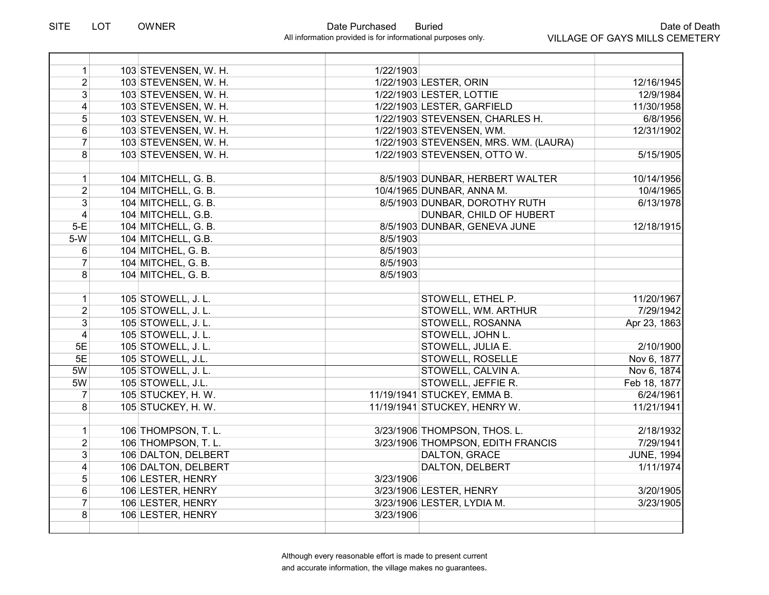| SITE | LOT | OWNER | Date Purchased | Buried | Date of Death |
|---|---|---|---|---|---|
| 1 | 103 | STEVENSEN, W. H. | 1/22/1903 | | |
| 2 | 103 | STEVENSEN, W. H. | 1/22/1903 | LESTER, ORIN | 12/16/1945 |
| 3 | 103 | STEVENSEN, W. H. | 1/22/1903 | LESTER, LOTTIE | 12/9/1984 |
| 4 | 103 | STEVENSEN, W. H. | 1/22/1903 | LESTER, GARFIELD | 11/30/1958 |
| 5 | 103 | STEVENSEN, W. H. | 1/22/1903 | STEVENSEN, CHARLES H. | 6/8/1956 |
| 6 | 103 | STEVENSEN, W. H. | 1/22/1903 | STEVENSEN, WM. | 12/31/1902 |
| 7 | 103 | STEVENSEN, W. H. | 1/22/1903 | STEVENSEN, MRS. WM. (LAURA) | |
| 8 | 103 | STEVENSEN, W. H. | 1/22/1903 | STEVENSEN, OTTO W. | 5/15/1905 |
| | | | | | |
| 1 | 104 | MITCHELL, G. B. | 8/5/1903 | DUNBAR, HERBERT WALTER | 10/14/1956 |
| 2 | 104 | MITCHELL, G. B. | 10/4/1965 | DUNBAR, ANNA M. | 10/4/1965 |
| 3 | 104 | MITCHELL, G. B. | 8/5/1903 | DUNBAR, DOROTHY RUTH | 6/13/1978 |
| 4 | 104 | MITCHELL, G.B. | | DUNBAR, CHILD OF HUBERT | |
| 5-E | 104 | MITCHELL, G. B. | 8/5/1903 | DUNBAR, GENEVA JUNE | 12/18/1915 |
| 5-W | 104 | MITCHELL, G.B. | 8/5/1903 | | |
| 6 | 104 | MITCHEL, G. B. | 8/5/1903 | | |
| 7 | 104 | MITCHEL, G. B. | 8/5/1903 | | |
| 8 | 104 | MITCHEL, G. B. | 8/5/1903 | | |
| | | | | | |
| 1 | 105 | STOWELL, J. L. | | STOWELL, ETHEL P. | 11/20/1967 |
| 2 | 105 | STOWELL, J. L. | | STOWELL, WM. ARTHUR | 7/29/1942 |
| 3 | 105 | STOWELL, J. L. | | STOWELL, ROSANNA | Apr 23, 1863 |
| 4 | 105 | STOWELL, J. L. | | STOWELL, JOHN L. | |
| 5E | 105 | STOWELL, J. L. | | STOWELL, JULIA E. | 2/10/1900 |
| 5E | 105 | STOWELL, J.L. | | STOWELL, ROSELLE | Nov 6, 1877 |
| 5W | 105 | STOWELL, J. L. | | STOWELL, CALVIN A. | Nov 6, 1874 |
| 5W | 105 | STOWELL, J.L. | | STOWELL, JEFFIE R. | Feb 18, 1877 |
| 7 | 105 | STUCKEY, H. W. | 11/19/1941 | STUCKEY, EMMA B. | 6/24/1961 |
| 8 | 105 | STUCKEY, H. W. | 11/19/1941 | STUCKEY, HENRY W. | 11/21/1941 |
| | | | | | |
| 1 | 106 | THOMPSON, T. L. | 3/23/1906 | THOMPSON, THOS. L. | 2/18/1932 |
| 2 | 106 | THOMPSON, T. L. | 3/23/1906 | THOMPSON, EDITH FRANCIS | 7/29/1941 |
| 3 | 106 | DALTON, DELBERT | | DALTON, GRACE | JUNE, 1994 |
| 4 | 106 | DALTON, DELBERT | | DALTON, DELBERT | 1/11/1974 |
| 5 | 106 | LESTER, HENRY | 3/23/1906 | | |
| 6 | 106 | LESTER, HENRY | 3/23/1906 | LESTER, HENRY | 3/20/1905 |
| 7 | 106 | LESTER, HENRY | 3/23/1906 | LESTER, LYDIA M. | 3/23/1905 |
| 8 | 106 | LESTER, HENRY | 3/23/1906 | | |

All information provided is for informational purposes only.

VILLAGE OF GAYS MILLS CEMETERY

Although every reasonable effort is made to present current and accurate information, the village makes no guarantees.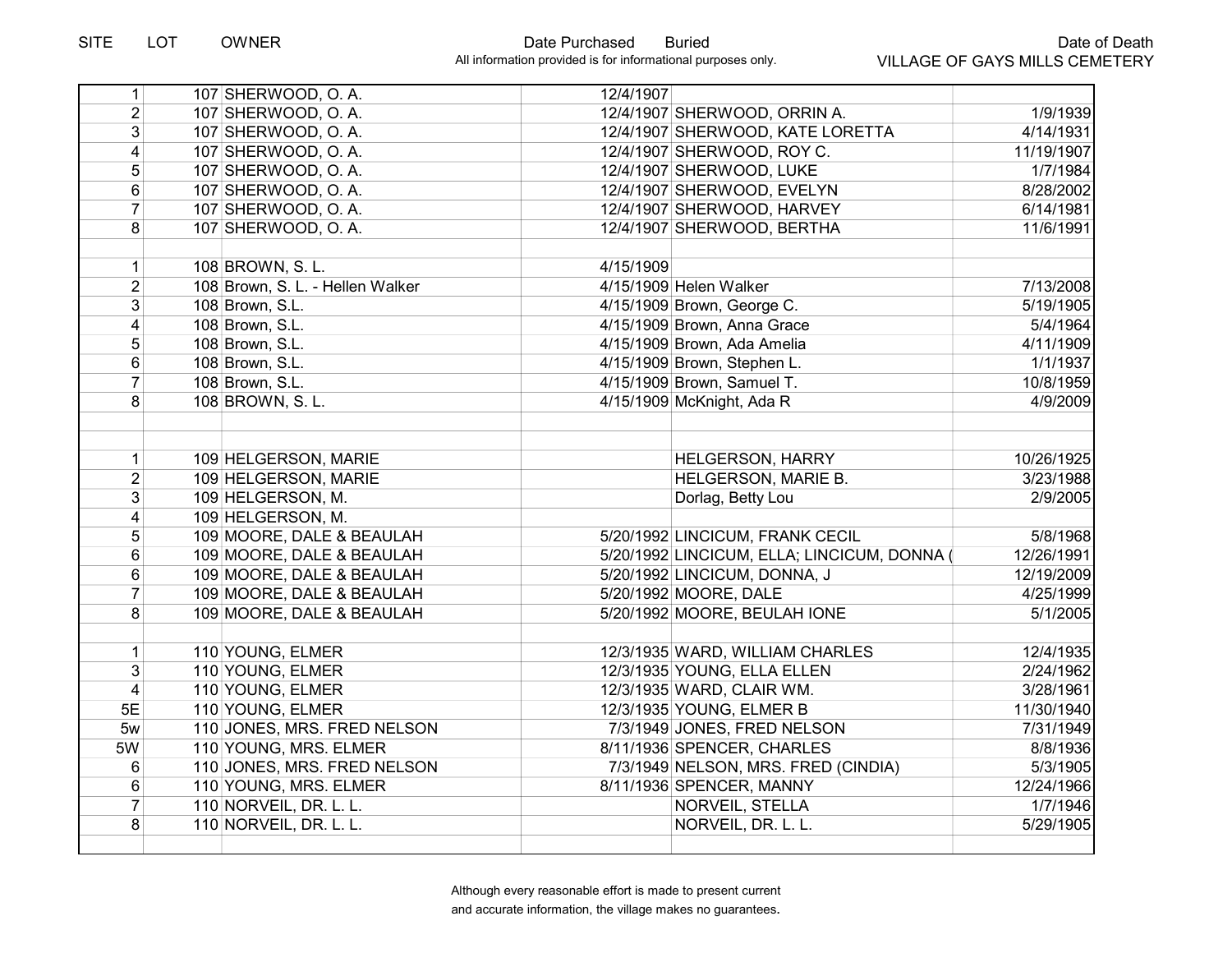| SITE | LOT | OWNER | Date Purchased | Buried | Date of Death |
|---|---|---|---|---|---|
| 1 | 107 | SHERWOOD, O. A. | 12/4/1907 | | |
| 2 | 107 | SHERWOOD, O. A. | 12/4/1907 | SHERWOOD, ORRIN A. | 1/9/1939 |
| 3 | 107 | SHERWOOD, O. A. | 12/4/1907 | SHERWOOD, KATE LORETTA | 4/14/1931 |
| 4 | 107 | SHERWOOD, O. A. | 12/4/1907 | SHERWOOD, ROY C. | 11/19/1907 |
| 5 | 107 | SHERWOOD, O. A. | 12/4/1907 | SHERWOOD, LUKE | 1/7/1984 |
| 6 | 107 | SHERWOOD, O. A. | 12/4/1907 | SHERWOOD, EVELYN | 8/28/2002 |
| 7 | 107 | SHERWOOD, O. A. | 12/4/1907 | SHERWOOD, HARVEY | 6/14/1981 |
| 8 | 107 | SHERWOOD, O. A. | 12/4/1907 | SHERWOOD, BERTHA | 11/6/1991 |
| | | | | | |
| 1 | 108 | BROWN, S. L. | 4/15/1909 | | |
| 2 | 108 | Brown, S. L. - Hellen Walker | 4/15/1909 | Helen Walker | 7/13/2008 |
| 3 | 108 | Brown, S.L. | 4/15/1909 | Brown, George C. | 5/19/1905 |
| 4 | 108 | Brown, S.L. | 4/15/1909 | Brown, Anna Grace | 5/4/1964 |
| 5 | 108 | Brown, S.L. | 4/15/1909 | Brown, Ada Amelia | 4/11/1909 |
| 6 | 108 | Brown, S.L. | 4/15/1909 | Brown, Stephen L. | 1/1/1937 |
| 7 | 108 | Brown, S.L. | 4/15/1909 | Brown, Samuel T. | 10/8/1959 |
| 8 | 108 | BROWN, S. L. | 4/15/1909 | McKnight, Ada R | 4/9/2009 |
| | | | | | |
| | | | | | |
| 1 | 109 | HELGERSON, MARIE | | HELGERSON, HARRY | 10/26/1925 |
| 2 | 109 | HELGERSON, MARIE | | HELGERSON, MARIE B. | 3/23/1988 |
| 3 | 109 | HELGERSON, M. | | Dorlag, Betty Lou | 2/9/2005 |
| 4 | 109 | HELGERSON, M. | | | |
| 5 | 109 | MOORE, DALE & BEAULAH | 5/20/1992 | LINCICUM, FRANK CECIL | 5/8/1968 |
| 6 | 109 | MOORE, DALE & BEAULAH | 5/20/1992 | LINCICUM, ELLA; LINCICUM, DONNA ( | 12/26/1991 |
| 6 | 109 | MOORE, DALE & BEAULAH | 5/20/1992 | LINCICUM, DONNA, J | 12/19/2009 |
| 7 | 109 | MOORE, DALE & BEAULAH | 5/20/1992 | MOORE, DALE | 4/25/1999 |
| 8 | 109 | MOORE, DALE & BEAULAH | 5/20/1992 | MOORE, BEULAH IONE | 5/1/2005 |
| | | | | | |
| 1 | 110 | YOUNG, ELMER | 12/3/1935 | WARD, WILLIAM CHARLES | 12/4/1935 |
| 3 | 110 | YOUNG, ELMER | 12/3/1935 | YOUNG, ELLA ELLEN | 2/24/1962 |
| 4 | 110 | YOUNG, ELMER | 12/3/1935 | WARD, CLAIR WM. | 3/28/1961 |
| 5E | 110 | YOUNG, ELMER | 12/3/1935 | YOUNG, ELMER B | 11/30/1940 |
| 5w | 110 | JONES, MRS. FRED NELSON | 7/3/1949 | JONES, FRED NELSON | 7/31/1949 |
| 5W | 110 | YOUNG, MRS. ELMER | 8/11/1936 | SPENCER, CHARLES | 8/8/1936 |
| 6 | 110 | JONES, MRS. FRED NELSON | 7/3/1949 | NELSON, MRS. FRED (CINDIA) | 5/3/1905 |
| 6 | 110 | YOUNG, MRS. ELMER | 8/11/1936 | SPENCER, MANNY | 12/24/1966 |
| 7 | 110 | NORVEIL, DR. L. L. | | NORVEIL, STELLA | 1/7/1946 |
| 8 | 110 | NORVEIL, DR. L. L. | | NORVEIL, DR. L. L. | 5/29/1905 |
| | | | | | |

Although every reasonable effort is made to present current and accurate information, the village makes no guarantees.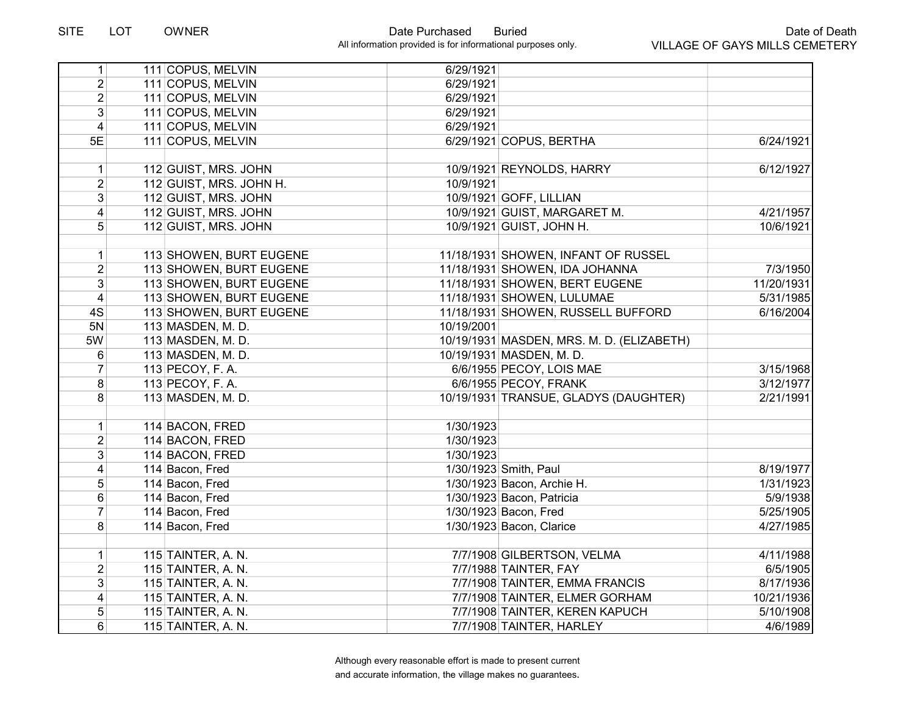| SITE | LOT | OWNER | Date Purchased | Buried | Date of Death |
|---|---|---|---|---|---|
| 1 | 111 | COPUS, MELVIN | 6/29/1921 | | |
| 2 | 111 | COPUS, MELVIN | 6/29/1921 | | |
| 2 | 111 | COPUS, MELVIN | 6/29/1921 | | |
| 3 | 111 | COPUS, MELVIN | 6/29/1921 | | |
| 4 | 111 | COPUS, MELVIN | 6/29/1921 | | |
| 5E | 111 | COPUS, MELVIN | 6/29/1921 | COPUS, BERTHA | 6/24/1921 |
| | | | | | |
| 1 | 112 | GUIST, MRS. JOHN | 10/9/1921 | REYNOLDS, HARRY | 6/12/1927 |
| 2 | 112 | GUIST, MRS. JOHN H. | 10/9/1921 | | |
| 3 | 112 | GUIST, MRS. JOHN | 10/9/1921 | GOFF, LILLIAN | |
| 4 | 112 | GUIST, MRS. JOHN | 10/9/1921 | GUIST, MARGARET M. | 4/21/1957 |
| 5 | 112 | GUIST, MRS. JOHN | 10/9/1921 | GUIST, JOHN H. | 10/6/1921 |
| | | | | | |
| 1 | 113 | SHOWEN, BURT EUGENE | 11/18/1931 | SHOWEN, INFANT OF RUSSEL | |
| 2 | 113 | SHOWEN, BURT EUGENE | 11/18/1931 | SHOWEN, IDA JOHANNA | 7/3/1950 |
| 3 | 113 | SHOWEN, BURT EUGENE | 11/18/1931 | SHOWEN, BERT EUGENE | 11/20/1931 |
| 4 | 113 | SHOWEN, BURT EUGENE | 11/18/1931 | SHOWEN, LULUMAE | 5/31/1985 |
| 4S | 113 | SHOWEN, BURT EUGENE | 11/18/1931 | SHOWEN, RUSSELL BUFFORD | 6/16/2004 |
| 5N | 113 | MASDEN, M. D. | 10/19/2001 | | |
| 5W | 113 | MASDEN, M. D. | 10/19/1931 | MASDEN, MRS. M. D. (ELIZABETH) | |
| 6 | 113 | MASDEN, M. D. | 10/19/1931 | MASDEN, M. D. | |
| 7 | 113 | PECOY, F. A. | 6/6/1955 | PECOY, LOIS MAE | 3/15/1968 |
| 8 | 113 | PECOY, F. A. | 6/6/1955 | PECOY, FRANK | 3/12/1977 |
| 8 | 113 | MASDEN, M. D. | 10/19/1931 | TRANSUE, GLADYS (DAUGHTER) | 2/21/1991 |
| | | | | | |
| 1 | 114 | BACON, FRED | 1/30/1923 | | |
| 2 | 114 | BACON, FRED | 1/30/1923 | | |
| 3 | 114 | BACON, FRED | 1/30/1923 | | |
| 4 | 114 | Bacon, Fred | 1/30/1923 | Smith, Paul | 8/19/1977 |
| 5 | 114 | Bacon, Fred | 1/30/1923 | Bacon, Archie H. | 1/31/1923 |
| 6 | 114 | Bacon, Fred | 1/30/1923 | Bacon, Patricia | 5/9/1938 |
| 7 | 114 | Bacon, Fred | 1/30/1923 | Bacon, Fred | 5/25/1905 |
| 8 | 114 | Bacon, Fred | 1/30/1923 | Bacon, Clarice | 4/27/1985 |
| | | | | | |
| 1 | 115 | TAINTER, A. N. | 7/7/1908 | GILBERTSON, VELMA | 4/11/1988 |
| 2 | 115 | TAINTER, A. N. | 7/7/1988 | TAINTER, FAY | 6/5/1905 |
| 3 | 115 | TAINTER, A. N. | 7/7/1908 | TAINTER, EMMA FRANCIS | 8/17/1936 |
| 4 | 115 | TAINTER, A. N. | 7/7/1908 | TAINTER, ELMER GORHAM | 10/21/1936 |
| 5 | 115 | TAINTER, A. N. | 7/7/1908 | TAINTER, KEREN KAPUCH | 5/10/1908 |
| 6 | 115 | TAINTER, A. N. | 7/7/1908 | TAINTER, HARLEY | 4/6/1989 |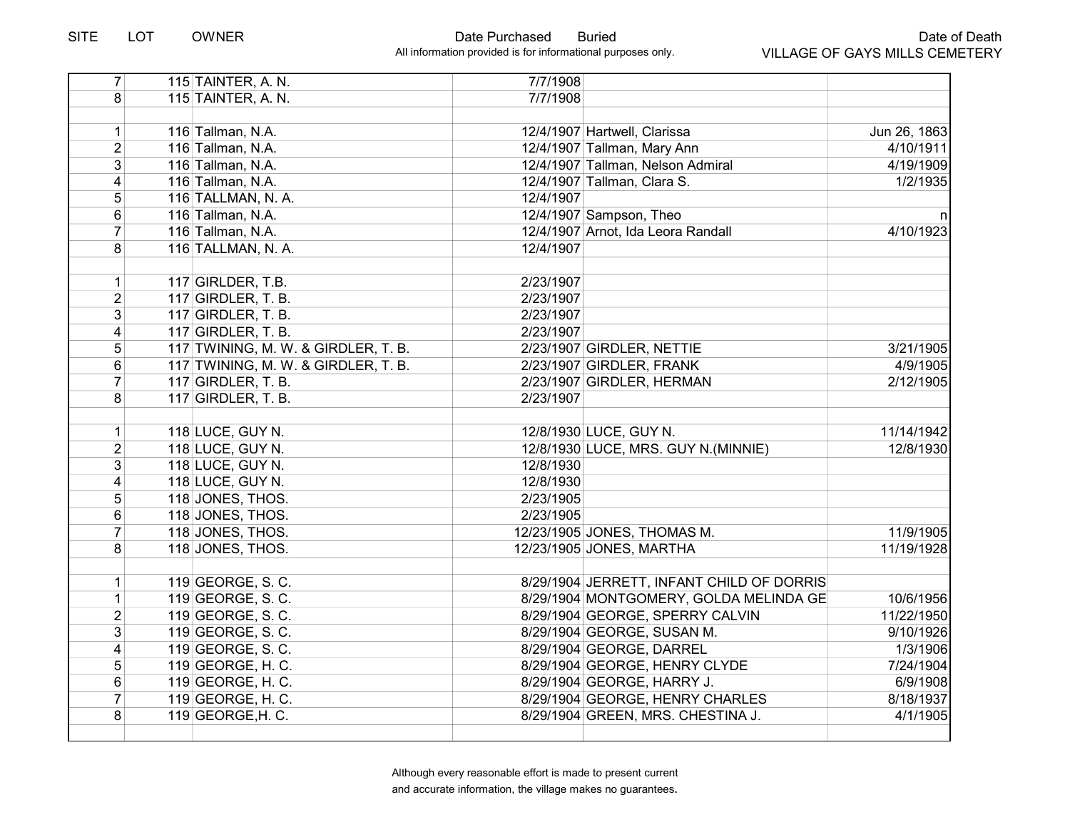| SITE | LOT | OWNER | Date Purchased | Buried | Date of Death |
|---|---|---|---|---|---|
| 7 | 115 | TAINTER, A. N. | 7/7/1908 | | |
| 8 | 115 | TAINTER, A. N. | 7/7/1908 | | |
| | | | | | |
| 1 | 116 | Tallman, N.A. | 12/4/1907 | Hartwell, Clarissa | Jun 26, 1863 |
| 2 | 116 | Tallman, N.A. | 12/4/1907 | Tallman, Mary Ann | 4/10/1911 |
| 3 | 116 | Tallman, N.A. | 12/4/1907 | Tallman, Nelson Admiral | 4/19/1909 |
| 4 | 116 | Tallman, N.A. | 12/4/1907 | Tallman, Clara S. | 1/2/1935 |
| 5 | 116 | TALLMAN, N. A. | 12/4/1907 | | |
| 6 | 116 | Tallman, N.A. | 12/4/1907 | Sampson, Theo | n |
| 7 | 116 | Tallman, N.A. | 12/4/1907 | Arnot, Ida Leora Randall | 4/10/1923 |
| 8 | 116 | TALLMAN, N. A. | 12/4/1907 | | |
| | | | | | |
| 1 | 117 | GIRLDER, T.B. | 2/23/1907 | | |
| 2 | 117 | GIRDLER, T. B. | 2/23/1907 | | |
| 3 | 117 | GIRDLER, T. B. | 2/23/1907 | | |
| 4 | 117 | GIRDLER, T. B. | 2/23/1907 | | |
| 5 | 117 | TWINING, M. W. & GIRDLER, T. B. | 2/23/1907 | GIRDLER, NETTIE | 3/21/1905 |
| 6 | 117 | TWINING, M. W. & GIRDLER, T. B. | 2/23/1907 | GIRDLER, FRANK | 4/9/1905 |
| 7 | 117 | GIRDLER, T. B. | 2/23/1907 | GIRDLER, HERMAN | 2/12/1905 |
| 8 | 117 | GIRDLER, T. B. | 2/23/1907 | | |
| | | | | | |
| 1 | 118 | LUCE, GUY N. | 12/8/1930 | LUCE, GUY N. | 11/14/1942 |
| 2 | 118 | LUCE, GUY N. | 12/8/1930 | LUCE, MRS. GUY N.(MINNIE) | 12/8/1930 |
| 3 | 118 | LUCE, GUY N. | 12/8/1930 | | |
| 4 | 118 | LUCE, GUY N. | 12/8/1930 | | |
| 5 | 118 | JONES, THOS. | 2/23/1905 | | |
| 6 | 118 | JONES, THOS. | 2/23/1905 | | |
| 7 | 118 | JONES, THOS. | 12/23/1905 | JONES, THOMAS M. | 11/9/1905 |
| 8 | 118 | JONES, THOS. | 12/23/1905 | JONES, MARTHA | 11/19/1928 |
| | | | | | |
| 1 | 119 | GEORGE, S. C. | 8/29/1904 | JERRETT, INFANT CHILD OF DORRIS | |
| 1 | 119 | GEORGE, S. C. | 8/29/1904 | MONTGOMERY, GOLDA MELINDA GE | 10/6/1956 |
| 2 | 119 | GEORGE, S. C. | 8/29/1904 | GEORGE, SPERRY CALVIN | 11/22/1950 |
| 3 | 119 | GEORGE, S. C. | 8/29/1904 | GEORGE, SUSAN M. | 9/10/1926 |
| 4 | 119 | GEORGE, S. C. | 8/29/1904 | GEORGE, DARREL | 1/3/1906 |
| 5 | 119 | GEORGE, H. C. | 8/29/1904 | GEORGE, HENRY CLYDE | 7/24/1904 |
| 6 | 119 | GEORGE, H. C. | 8/29/1904 | GEORGE, HARRY J. | 6/9/1908 |
| 7 | 119 | GEORGE, H. C. | 8/29/1904 | GEORGE, HENRY CHARLES | 8/18/1937 |
| 8 | 119 | GEORGE,H. C. | 8/29/1904 | GREEN, MRS. CHESTINA J. | 4/1/1905 |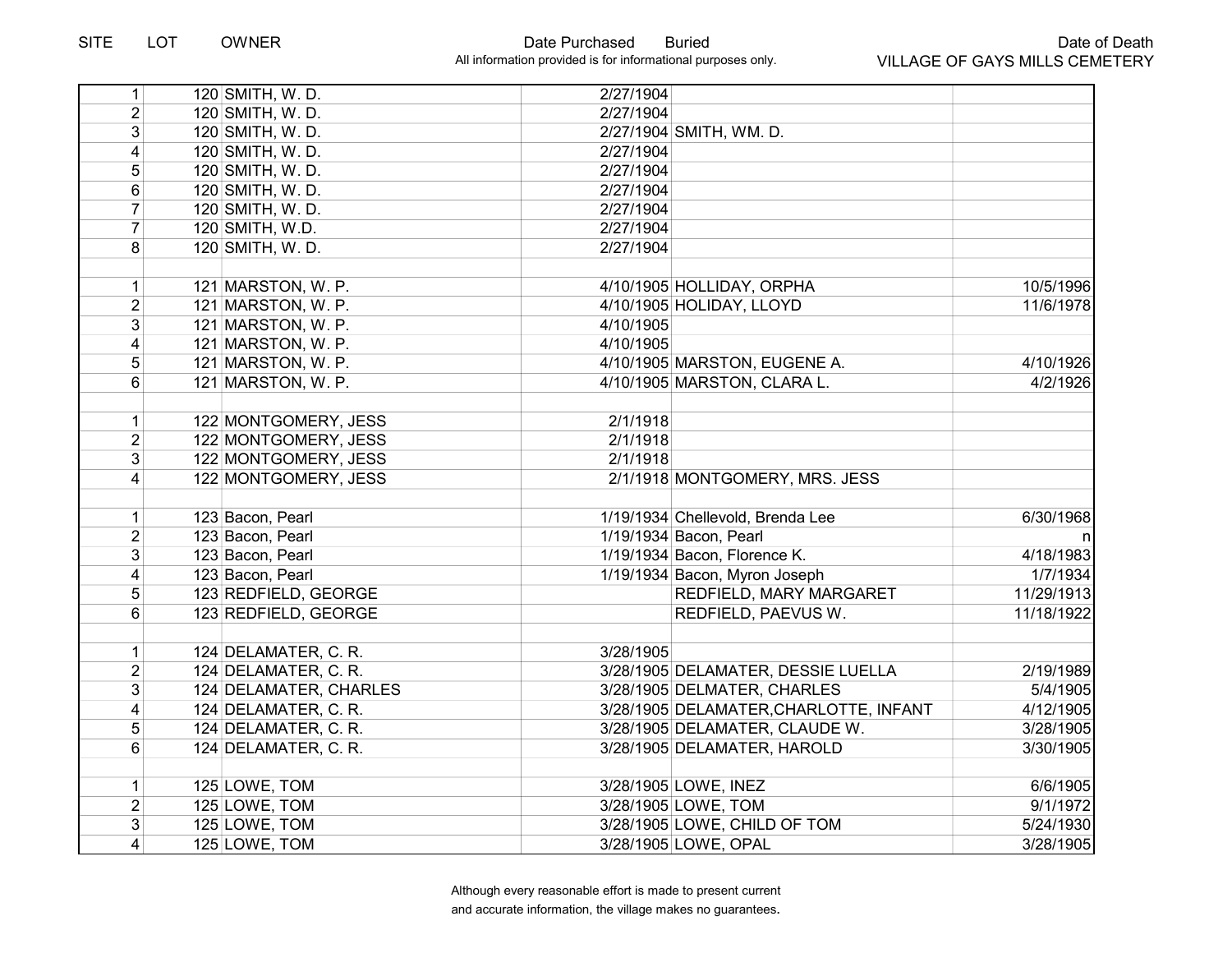| SITE | LOT | OWNER | Date Purchased | Buried | Date of Death |
|---|---|---|---|---|---|
| 1 | 120 | SMITH, W. D. | 2/27/1904 | | |
| 2 | 120 | SMITH, W. D. | 2/27/1904 | | |
| 3 | 120 | SMITH, W. D. | 2/27/1904 | SMITH, WM. D. | |
| 4 | 120 | SMITH, W. D. | 2/27/1904 | | |
| 5 | 120 | SMITH, W. D. | 2/27/1904 | | |
| 6 | 120 | SMITH, W. D. | 2/27/1904 | | |
| 7 | 120 | SMITH, W. D. | 2/27/1904 | | |
| 7 | 120 | SMITH, W.D. | 2/27/1904 | | |
| 8 | 120 | SMITH, W. D. | 2/27/1904 | | |
| | | | | | |
| 1 | 121 | MARSTON, W. P. | 4/10/1905 | HOLLIDAY, ORPHA | 10/5/1996 |
| 2 | 121 | MARSTON, W. P. | 4/10/1905 | HOLIDAY, LLOYD | 11/6/1978 |
| 3 | 121 | MARSTON, W. P. | 4/10/1905 | | |
| 4 | 121 | MARSTON, W. P. | 4/10/1905 | | |
| 5 | 121 | MARSTON, W. P. | 4/10/1905 | MARSTON, EUGENE A. | 4/10/1926 |
| 6 | 121 | MARSTON, W. P. | 4/10/1905 | MARSTON, CLARA L. | 4/2/1926 |
| | | | | | |
| 1 | 122 | MONTGOMERY, JESS | 2/1/1918 | | |
| 2 | 122 | MONTGOMERY, JESS | 2/1/1918 | | |
| 3 | 122 | MONTGOMERY, JESS | 2/1/1918 | | |
| 4 | 122 | MONTGOMERY, JESS | 2/1/1918 | MONTGOMERY, MRS. JESS | |
| | | | | | |
| 1 | 123 | Bacon, Pearl | 1/19/1934 | Chellevold, Brenda Lee | 6/30/1968 |
| 2 | 123 | Bacon, Pearl | 1/19/1934 | Bacon, Pearl | n |
| 3 | 123 | Bacon, Pearl | 1/19/1934 | Bacon, Florence K. | 4/18/1983 |
| 4 | 123 | Bacon, Pearl | 1/19/1934 | Bacon, Myron Joseph | 1/7/1934 |
| 5 | 123 | REDFIELD, GEORGE | | REDFIELD, MARY MARGARET | 11/29/1913 |
| 6 | 123 | REDFIELD, GEORGE | | REDFIELD, PAEVUS W. | 11/18/1922 |
| | | | | | |
| 1 | 124 | DELAMATER, C. R. | 3/28/1905 | | |
| 2 | 124 | DELAMATER, C. R. | 3/28/1905 | DELAMATER, DESSIE LUELLA | 2/19/1989 |
| 3 | 124 | DELAMATER, CHARLES | 3/28/1905 | DELMATER, CHARLES | 5/4/1905 |
| 4 | 124 | DELAMATER, C. R. | 3/28/1905 | DELAMATER,CHARLOTTE, INFANT | 4/12/1905 |
| 5 | 124 | DELAMATER, C. R. | 3/28/1905 | DELAMATER, CLAUDE W. | 3/28/1905 |
| 6 | 124 | DELAMATER, C. R. | 3/28/1905 | DELAMATER, HAROLD | 3/30/1905 |
| | | | | | |
| 1 | 125 | LOWE, TOM | 3/28/1905 | LOWE, INEZ | 6/6/1905 |
| 2 | 125 | LOWE, TOM | 3/28/1905 | LOWE, TOM | 9/1/1972 |
| 3 | 125 | LOWE, TOM | 3/28/1905 | LOWE, CHILD OF TOM | 5/24/1930 |
| 4 | 125 | LOWE, TOM | 3/28/1905 | LOWE, OPAL | 3/28/1905 |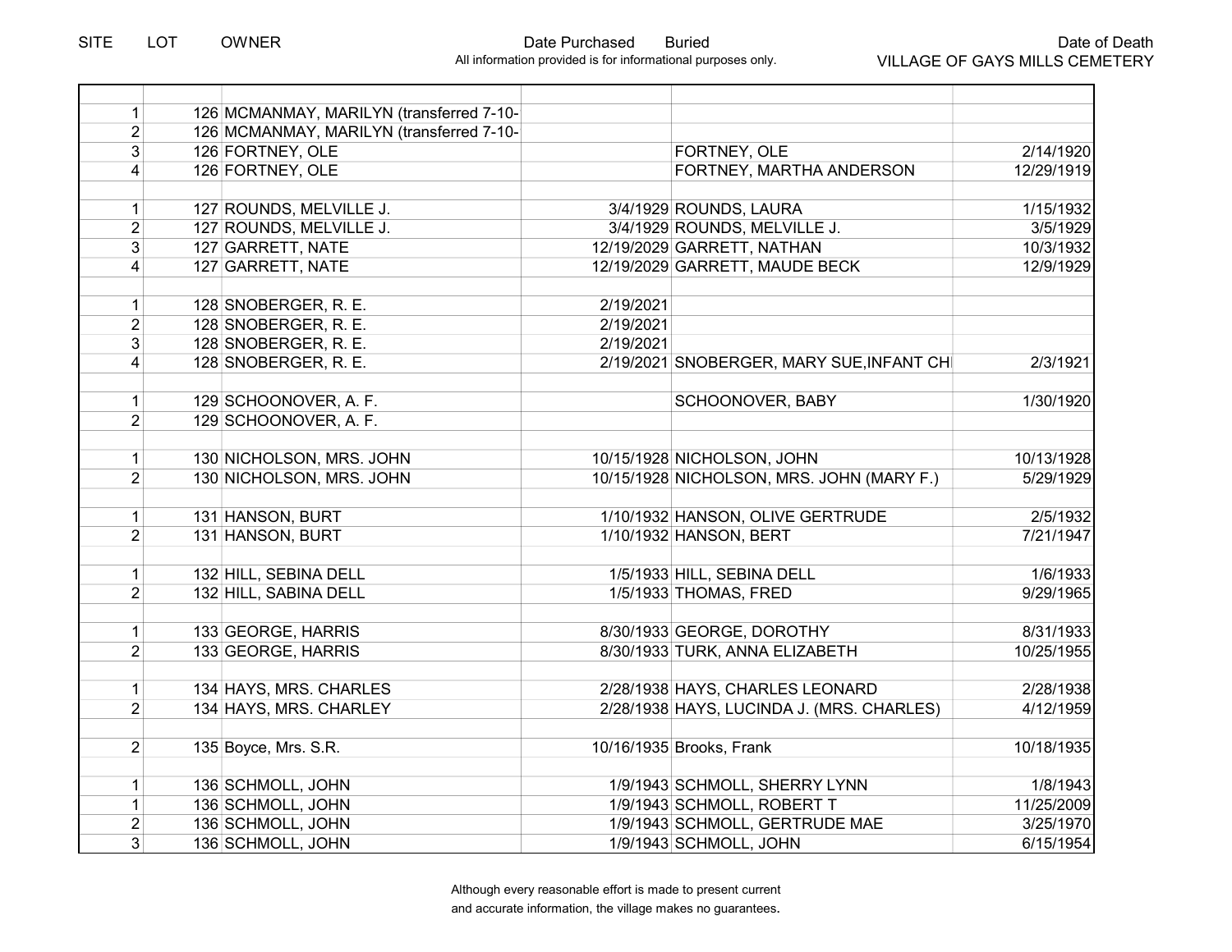| SITE | LOT | OWNER | Date Purchased | Buried | Date of Death |
|---|---|---|---|---|---|
| | | | | | |
| 1 | 126 | MCMANMAY, MARILYN (transferred 7-10- | | | |
| 2 | 126 | MCMANMAY, MARILYN (transferred 7-10- | | | |
| 3 | 126 | FORTNEY, OLE | | FORTNEY, OLE | 2/14/1920 |
| 4 | 126 | FORTNEY, OLE | | FORTNEY, MARTHA ANDERSON | 12/29/1919 |
| | | | | | |
| 1 | 127 | ROUNDS, MELVILLE J. | 3/4/1929 | ROUNDS, LAURA | 1/15/1932 |
| 2 | 127 | ROUNDS, MELVILLE J. | 3/4/1929 | ROUNDS, MELVILLE J. | 3/5/1929 |
| 3 | 127 | GARRETT, NATE | 12/19/2029 | GARRETT, NATHAN | 10/3/1932 |
| 4 | 127 | GARRETT, NATE | 12/19/2029 | GARRETT, MAUDE BECK | 12/9/1929 |
| | | | | | |
| 1 | 128 | SNOBERGER, R. E. | 2/19/2021 | | |
| 2 | 128 | SNOBERGER, R. E. | 2/19/2021 | | |
| 3 | 128 | SNOBERGER, R. E. | 2/19/2021 | | |
| 4 | 128 | SNOBERGER, R. E. | 2/19/2021 | SNOBERGER, MARY SUE,INFANT CH | 2/3/1921 |
| | | | | | |
| 1 | 129 | SCHOONOVER, A. F. | | SCHOONOVER, BABY | 1/30/1920 |
| 2 | 129 | SCHOONOVER, A. F. | | | |
| | | | | | |
| 1 | 130 | NICHOLSON, MRS. JOHN | 10/15/1928 | NICHOLSON, JOHN | 10/13/1928 |
| 2 | 130 | NICHOLSON, MRS. JOHN | 10/15/1928 | NICHOLSON, MRS. JOHN (MARY F.) | 5/29/1929 |
| | | | | | |
| 1 | 131 | HANSON, BURT | 1/10/1932 | HANSON, OLIVE GERTRUDE | 2/5/1932 |
| 2 | 131 | HANSON, BURT | 1/10/1932 | HANSON, BERT | 7/21/1947 |
| | | | | | |
| 1 | 132 | HILL, SEBINA DELL | 1/5/1933 | HILL, SEBINA DELL | 1/6/1933 |
| 2 | 132 | HILL, SABINA DELL | 1/5/1933 | THOMAS, FRED | 9/29/1965 |
| | | | | | |
| 1 | 133 | GEORGE, HARRIS | 8/30/1933 | GEORGE, DOROTHY | 8/31/1933 |
| 2 | 133 | GEORGE, HARRIS | 8/30/1933 | TURK, ANNA ELIZABETH | 10/25/1955 |
| | | | | | |
| 1 | 134 | HAYS, MRS. CHARLES | 2/28/1938 | HAYS, CHARLES LEONARD | 2/28/1938 |
| 2 | 134 | HAYS, MRS. CHARLEY | 2/28/1938 | HAYS, LUCINDA J. (MRS. CHARLES) | 4/12/1959 |
| | | | | | |
| 2 | 135 | Boyce, Mrs. S.R. | 10/16/1935 | Brooks, Frank | 10/18/1935 |
| | | | | | |
| 1 | 136 | SCHMOLL, JOHN | 1/9/1943 | SCHMOLL, SHERRY LYNN | 1/8/1943 |
| 1 | 136 | SCHMOLL, JOHN | 1/9/1943 | SCHMOLL, ROBERT T | 11/25/2009 |
| 2 | 136 | SCHMOLL, JOHN | 1/9/1943 | SCHMOLL, GERTRUDE MAE | 3/25/1970 |
| 3 | 136 | SCHMOLL, JOHN | 1/9/1943 | SCHMOLL, JOHN | 6/15/1954 |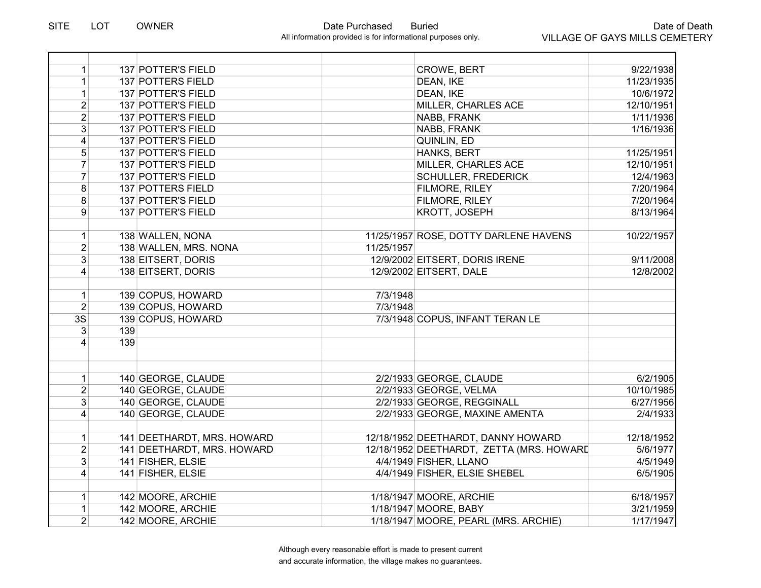| SITE | LOT | OWNER | Date Purchased | Buried | Date of Death |
|---|---|---|---|---|---|
| 1 | 137 | POTTER'S FIELD | | CROWE, BERT | 9/22/1938 |
| 1 | 137 | POTTERS FIELD | | DEAN, IKE | 11/23/1935 |
| 1 | 137 | POTTER'S FIELD | | DEAN, IKE | 10/6/1972 |
| 2 | 137 | POTTER'S FIELD | | MILLER, CHARLES ACE | 12/10/1951 |
| 2 | 137 | POTTER'S FIELD | | NABB, FRANK | 1/11/1936 |
| 3 | 137 | POTTER'S FIELD | | NABB, FRANK | 1/16/1936 |
| 4 | 137 | POTTER'S FIELD | | QUINLIN, ED | |
| 5 | 137 | POTTER'S FIELD | | HANKS, BERT | 11/25/1951 |
| 7 | 137 | POTTER'S FIELD | | MILLER, CHARLES ACE | 12/10/1951 |
| 7 | 137 | POTTER'S FIELD | | SCHULLER, FREDERICK | 12/4/1963 |
| 8 | 137 | POTTERS FIELD | | FILMORE, RILEY | 7/20/1964 |
| 8 | 137 | POTTER'S FIELD | | FILMORE, RILEY | 7/20/1964 |
| 9 | 137 | POTTER'S FIELD | | KROTT, JOSEPH | 8/13/1964 |
| | | | | | |
| 1 | 138 | WALLEN, NONA | 11/25/1957 | ROSE, DOTTY DARLENE HAVENS | 10/22/1957 |
| 2 | 138 | WALLEN, MRS. NONA | 11/25/1957 | | |
| 3 | 138 | EITSERT, DORIS | 12/9/2002 | EITSERT, DORIS IRENE | 9/11/2008 |
| 4 | 138 | EITSERT, DORIS | 12/9/2002 | EITSERT, DALE | 12/8/2002 |
| | | | | | |
| 1 | 139 | COPUS, HOWARD | 7/3/1948 | | |
| 2 | 139 | COPUS, HOWARD | 7/3/1948 | | |
| 3S | 139 | COPUS, HOWARD | 7/3/1948 | COPUS, INFANT TERAN LE | |
| 3 | 139 | | | | |
| 4 | 139 | | | | |
| | | | | | |
| | | | | | |
| 1 | 140 | GEORGE, CLAUDE | 2/2/1933 | GEORGE, CLAUDE | 6/2/1905 |
| 2 | 140 | GEORGE, CLAUDE | 2/2/1933 | GEORGE, VELMA | 10/10/1985 |
| 3 | 140 | GEORGE, CLAUDE | 2/2/1933 | GEORGE, REGGINALL | 6/27/1956 |
| 4 | 140 | GEORGE, CLAUDE | 2/2/1933 | GEORGE, MAXINE AMENTA | 2/4/1933 |
| | | | | | |
| 1 | 141 | DEETHARDT, MRS. HOWARD | 12/18/1952 | DEETHARDT, DANNY HOWARD | 12/18/1952 |
| 2 | 141 | DEETHARDT, MRS. HOWARD | 12/18/1952 | DEETHARDT, ZETTA (MRS. HOWARD | 5/6/1977 |
| 3 | 141 | FISHER, ELSIE | 4/4/1949 | FISHER, LLANO | 4/5/1949 |
| 4 | 141 | FISHER, ELSIE | 4/4/1949 | FISHER, ELSIE SHEBEL | 6/5/1905 |
| | | | | | |
| 1 | 142 | MOORE, ARCHIE | 1/18/1947 | MOORE, ARCHIE | 6/18/1957 |
| 1 | 142 | MOORE, ARCHIE | 1/18/1947 | MOORE, BABY | 3/21/1959 |
| 2 | 142 | MOORE, ARCHIE | 1/18/1947 | MOORE, PEARL (MRS. ARCHIE) | 1/17/1947 |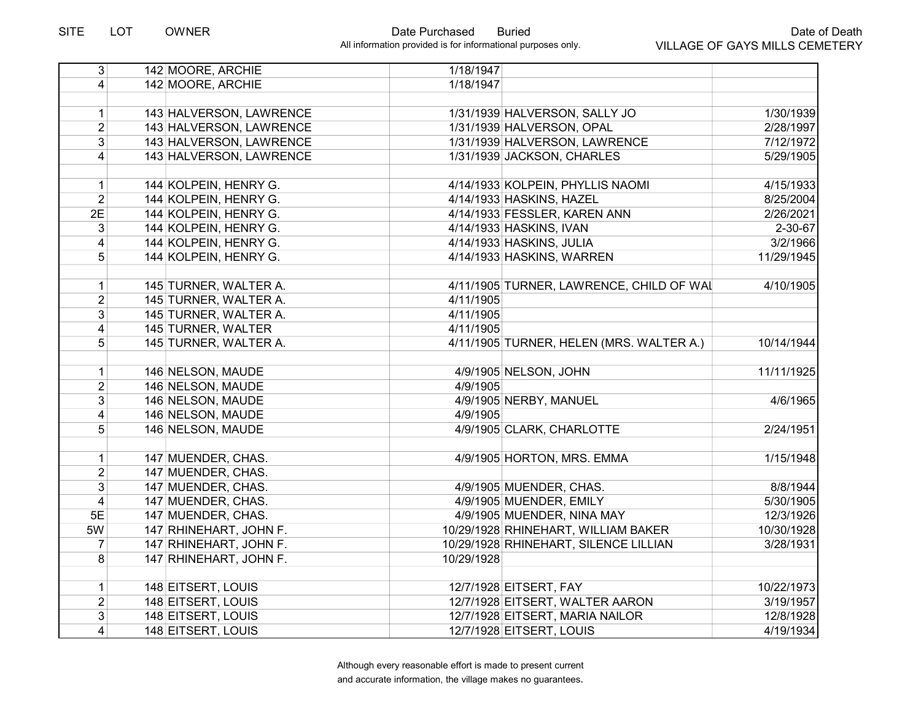| SITE | LOT | OWNER | Date Purchased | Buried | Date of Death |
|---|---|---|---|---|---|
| 3 | 142 | MOORE, ARCHIE | 1/18/1947 | | |
| 4 | 142 | MOORE, ARCHIE | 1/18/1947 | | |
| | | | | | |
| 1 | 143 | HALVERSON, LAWRENCE | 1/31/1939 | HALVERSON, SALLY JO | 1/30/1939 |
| 2 | 143 | HALVERSON, LAWRENCE | 1/31/1939 | HALVERSON, OPAL | 2/28/1997 |
| 3 | 143 | HALVERSON, LAWRENCE | 1/31/1939 | HALVERSON, LAWRENCE | 7/12/1972 |
| 4 | 143 | HALVERSON, LAWRENCE | 1/31/1939 | JACKSON, CHARLES | 5/29/1905 |
| | | | | | |
| 1 | 144 | KOLPEIN, HENRY G. | 4/14/1933 | KOLPEIN, PHYLLIS NAOMI | 4/15/1933 |
| 2 | 144 | KOLPEIN, HENRY G. | 4/14/1933 | HASKINS, HAZEL | 8/25/2004 |
| 2E | 144 | KOLPEIN, HENRY G. | 4/14/1933 | FESSLER, KAREN ANN | 2/26/2021 |
| 3 | 144 | KOLPEIN, HENRY G. | 4/14/1933 | HASKINS, IVAN | 2-30-67 |
| 4 | 144 | KOLPEIN, HENRY G. | 4/14/1933 | HASKINS, JULIA | 3/2/1966 |
| 5 | 144 | KOLPEIN, HENRY G. | 4/14/1933 | HASKINS, WARREN | 11/29/1945 |
| | | | | | |
| 1 | 145 | TURNER, WALTER A. | 4/11/1905 | TURNER, LAWRENCE, CHILD OF WAL | 4/10/1905 |
| 2 | 145 | TURNER, WALTER A. | 4/11/1905 | | |
| 3 | 145 | TURNER, WALTER A. | 4/11/1905 | | |
| 4 | 145 | TURNER, WALTER | 4/11/1905 | | |
| 5 | 145 | TURNER, WALTER A. | 4/11/1905 | TURNER, HELEN (MRS. WALTER A.) | 10/14/1944 |
| | | | | | |
| 1 | 146 | NELSON, MAUDE | 4/9/1905 | NELSON, JOHN | 11/11/1925 |
| 2 | 146 | NELSON, MAUDE | 4/9/1905 | | |
| 3 | 146 | NELSON, MAUDE | 4/9/1905 | NERBY, MANUEL | 4/6/1965 |
| 4 | 146 | NELSON, MAUDE | 4/9/1905 | | |
| 5 | 146 | NELSON, MAUDE | 4/9/1905 | CLARK, CHARLOTTE | 2/24/1951 |
| | | | | | |
| 1 | 147 | MUENDER, CHAS. | 4/9/1905 | HORTON, MRS. EMMA | 1/15/1948 |
| 2 | 147 | MUENDER, CHAS. | | | |
| 3 | 147 | MUENDER, CHAS. | 4/9/1905 | MUENDER, CHAS. | 8/8/1944 |
| 4 | 147 | MUENDER, CHAS. | 4/9/1905 | MUENDER, EMILY | 5/30/1905 |
| 5E | 147 | MUENDER, CHAS. | 4/9/1905 | MUENDER, NINA MAY | 12/3/1926 |
| 5W | 147 | RHINEHART, JOHN F. | 10/29/1928 | RHINEHART, WILLIAM BAKER | 10/30/1928 |
| 7 | 147 | RHINEHART, JOHN F. | 10/29/1928 | RHINEHART, SILENCE LILLIAN | 3/28/1931 |
| 8 | 147 | RHINEHART, JOHN F. | 10/29/1928 | | |
| | | | | | |
| 1 | 148 | EITSERT, LOUIS | 12/7/1928 | EITSERT, FAY | 10/22/1973 |
| 2 | 148 | EITSERT, LOUIS | 12/7/1928 | EITSERT, WALTER AARON | 3/19/1957 |
| 3 | 148 | EITSERT, LOUIS | 12/7/1928 | EITSERT, MARIA NAILOR | 12/8/1928 |
| 4 | 148 | EITSERT, LOUIS | 12/7/1928 | EITSERT, LOUIS | 4/19/1934 |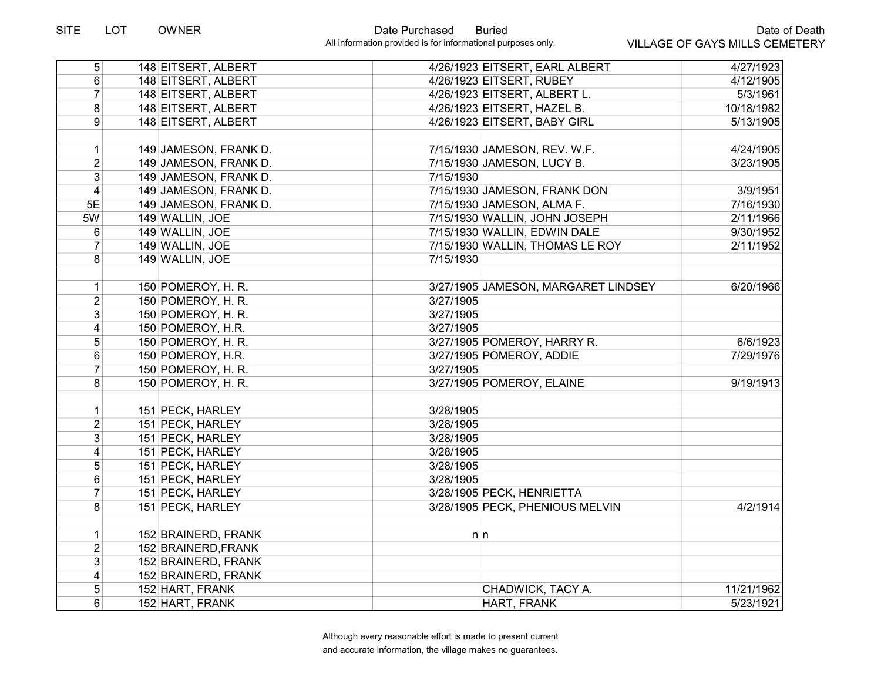| SITE | LOT | OWNER | Date Purchased | Buried | Date of Death |
|---|---|---|---|---|---|
| 5 | 148 | EITSERT, ALBERT | 4/26/1923 | EITSERT, EARL ALBERT | 4/27/1923 |
| 6 | 148 | EITSERT, ALBERT | 4/26/1923 | EITSERT, RUBEY | 4/12/1905 |
| 7 | 148 | EITSERT, ALBERT | 4/26/1923 | EITSERT, ALBERT L. | 5/3/1961 |
| 8 | 148 | EITSERT, ALBERT | 4/26/1923 | EITSERT, HAZEL B. | 10/18/1982 |
| 9 | 148 | EITSERT, ALBERT | 4/26/1923 | EITSERT, BABY GIRL | 5/13/1905 |
| | | | | | |
| 1 | 149 | JAMESON, FRANK D. | 7/15/1930 | JAMESON, REV. W.F. | 4/24/1905 |
| 2 | 149 | JAMESON, FRANK D. | 7/15/1930 | JAMESON, LUCY B. | 3/23/1905 |
| 3 | 149 | JAMESON, FRANK D. | 7/15/1930 | | |
| 4 | 149 | JAMESON, FRANK D. | 7/15/1930 | JAMESON, FRANK DON | 3/9/1951 |
| 5E | 149 | JAMESON, FRANK D. | 7/15/1930 | JAMESON, ALMA F. | 7/16/1930 |
| 5W | 149 | WALLIN, JOE | 7/15/1930 | WALLIN, JOHN JOSEPH | 2/11/1966 |
| 6 | 149 | WALLIN, JOE | 7/15/1930 | WALLIN, EDWIN DALE | 9/30/1952 |
| 7 | 149 | WALLIN, JOE | 7/15/1930 | WALLIN, THOMAS LE ROY | 2/11/1952 |
| 8 | 149 | WALLIN, JOE | 7/15/1930 | | |
| | | | | | |
| 1 | 150 | POMEROY, H. R. | 3/27/1905 | JAMESON, MARGARET LINDSEY | 6/20/1966 |
| 2 | 150 | POMEROY, H. R. | 3/27/1905 | | |
| 3 | 150 | POMEROY, H. R. | 3/27/1905 | | |
| 4 | 150 | POMEROY, H.R. | 3/27/1905 | | |
| 5 | 150 | POMEROY, H. R. | 3/27/1905 | POMEROY, HARRY R. | 6/6/1923 |
| 6 | 150 | POMEROY, H.R. | 3/27/1905 | POMEROY, ADDIE | 7/29/1976 |
| 7 | 150 | POMEROY, H. R. | 3/27/1905 | | |
| 8 | 150 | POMEROY, H. R. | 3/27/1905 | POMEROY, ELAINE | 9/19/1913 |
| | | | | | |
| 1 | 151 | PECK, HARLEY | 3/28/1905 | | |
| 2 | 151 | PECK, HARLEY | 3/28/1905 | | |
| 3 | 151 | PECK, HARLEY | 3/28/1905 | | |
| 4 | 151 | PECK, HARLEY | 3/28/1905 | | |
| 5 | 151 | PECK, HARLEY | 3/28/1905 | | |
| 6 | 151 | PECK, HARLEY | 3/28/1905 | | |
| 7 | 151 | PECK, HARLEY | 3/28/1905 | PECK, HENRIETTA | |
| 8 | 151 | PECK, HARLEY | 3/28/1905 | PECK, PHENIOUS MELVIN | 4/2/1914 |
| | | | | | |
| 1 | 152 | BRAINERD, FRANK | n | n | |
| 2 | 152 | BRAINERD,FRANK | | | |
| 3 | 152 | BRAINERD, FRANK | | | |
| 4 | 152 | BRAINERD, FRANK | | | |
| 5 | 152 | HART, FRANK | | CHADWICK, TACY A. | 11/21/1962 |
| 6 | 152 | HART, FRANK | | HART, FRANK | 5/23/1921 |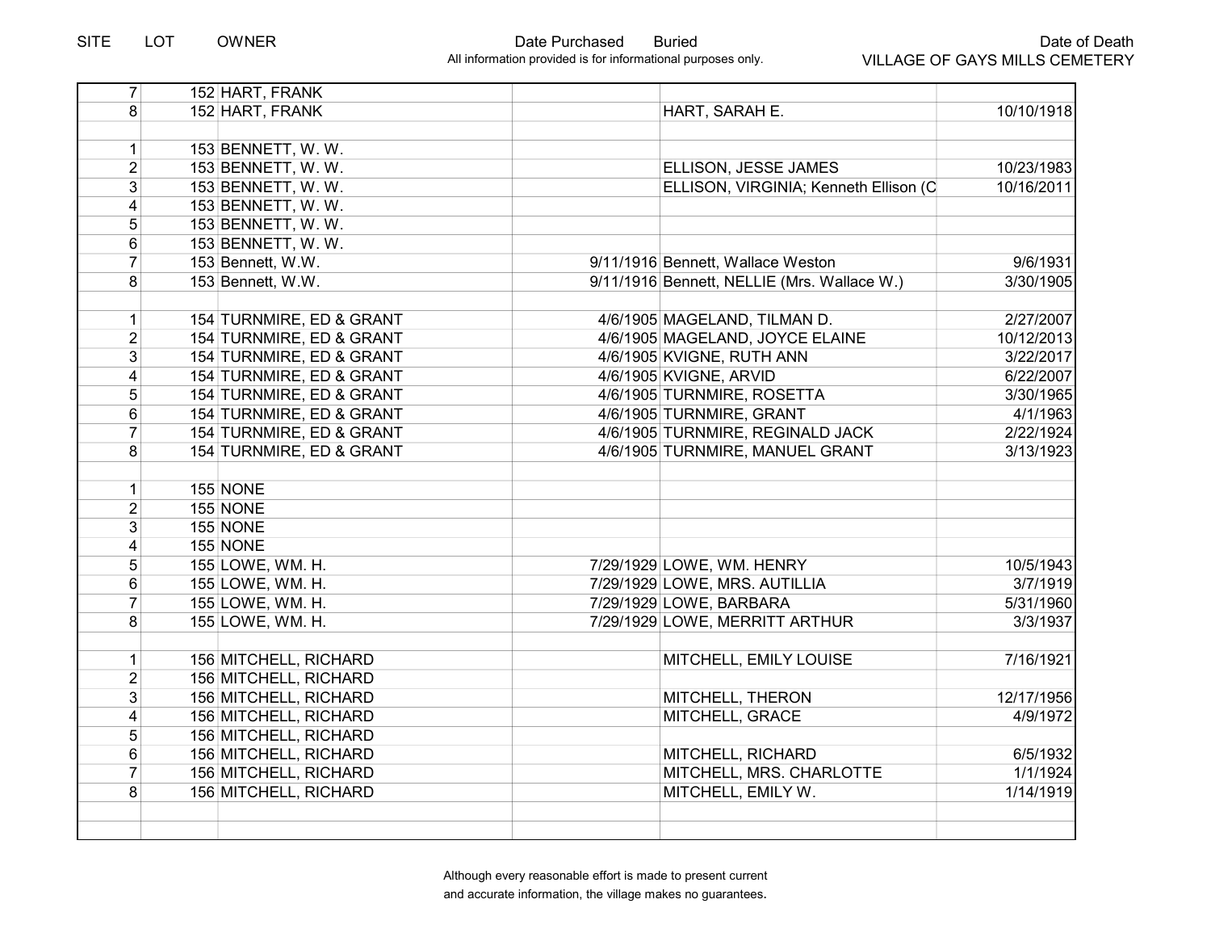| SITE | LOT | OWNER | Date Purchased | Buried | Date of Death |
|---|---|---|---|---|---|
| 7 | 152 | HART, FRANK | | | |
| 8 | 152 | HART, FRANK | | HART, SARAH E. | 10/10/1918 |
| | | | | | |
| 1 | 153 | BENNETT, W. W. | | | |
| 2 | 153 | BENNETT, W. W. | | ELLISON, JESSE JAMES | 10/23/1983 |
| 3 | 153 | BENNETT, W. W. | | ELLISON, VIRGINIA; Kenneth Ellison (C | 10/16/2011 |
| 4 | 153 | BENNETT, W. W. | | | |
| 5 | 153 | BENNETT, W. W. | | | |
| 6 | 153 | BENNETT, W. W. | | | |
| 7 | 153 | Bennett, W.W. | 9/11/1916 | Bennett, Wallace Weston | 9/6/1931 |
| 8 | 153 | Bennett, W.W. | 9/11/1916 | Bennett, NELLIE (Mrs. Wallace W.) | 3/30/1905 |
| | | | | | |
| 1 | 154 | TURNMIRE, ED & GRANT | 4/6/1905 | MAGELAND, TILMAN D. | 2/27/2007 |
| 2 | 154 | TURNMIRE, ED & GRANT | 4/6/1905 | MAGELAND, JOYCE ELAINE | 10/12/2013 |
| 3 | 154 | TURNMIRE, ED & GRANT | 4/6/1905 | KVIGNE, RUTH ANN | 3/22/2017 |
| 4 | 154 | TURNMIRE, ED & GRANT | 4/6/1905 | KVIGNE, ARVID | 6/22/2007 |
| 5 | 154 | TURNMIRE, ED & GRANT | 4/6/1905 | TURNMIRE, ROSETTA | 3/30/1965 |
| 6 | 154 | TURNMIRE, ED & GRANT | 4/6/1905 | TURNMIRE, GRANT | 4/1/1963 |
| 7 | 154 | TURNMIRE, ED & GRANT | 4/6/1905 | TURNMIRE, REGINALD JACK | 2/22/1924 |
| 8 | 154 | TURNMIRE, ED & GRANT | 4/6/1905 | TURNMIRE, MANUEL GRANT | 3/13/1923 |
| | | | | | |
| 1 | 155 | NONE | | | |
| 2 | 155 | NONE | | | |
| 3 | 155 | NONE | | | |
| 4 | 155 | NONE | | | |
| 5 | 155 | LOWE, WM. H. | 7/29/1929 | LOWE, WM. HENRY | 10/5/1943 |
| 6 | 155 | LOWE, WM. H. | 7/29/1929 | LOWE, MRS. AUTILLIA | 3/7/1919 |
| 7 | 155 | LOWE, WM. H. | 7/29/1929 | LOWE, BARBARA | 5/31/1960 |
| 8 | 155 | LOWE, WM. H. | 7/29/1929 | LOWE, MERRITT ARTHUR | 3/3/1937 |
| | | | | | |
| 1 | 156 | MITCHELL, RICHARD | | MITCHELL, EMILY LOUISE | 7/16/1921 |
| 2 | 156 | MITCHELL, RICHARD | | | |
| 3 | 156 | MITCHELL, RICHARD | | MITCHELL, THERON | 12/17/1956 |
| 4 | 156 | MITCHELL, RICHARD | | MITCHELL, GRACE | 4/9/1972 |
| 5 | 156 | MITCHELL, RICHARD | | | |
| 6 | 156 | MITCHELL, RICHARD | | MITCHELL, RICHARD | 6/5/1932 |
| 7 | 156 | MITCHELL, RICHARD | | MITCHELL, MRS. CHARLOTTE | 1/1/1924 |
| 8 | 156 | MITCHELL, RICHARD | | MITCHELL, EMILY W. | 1/14/1919 |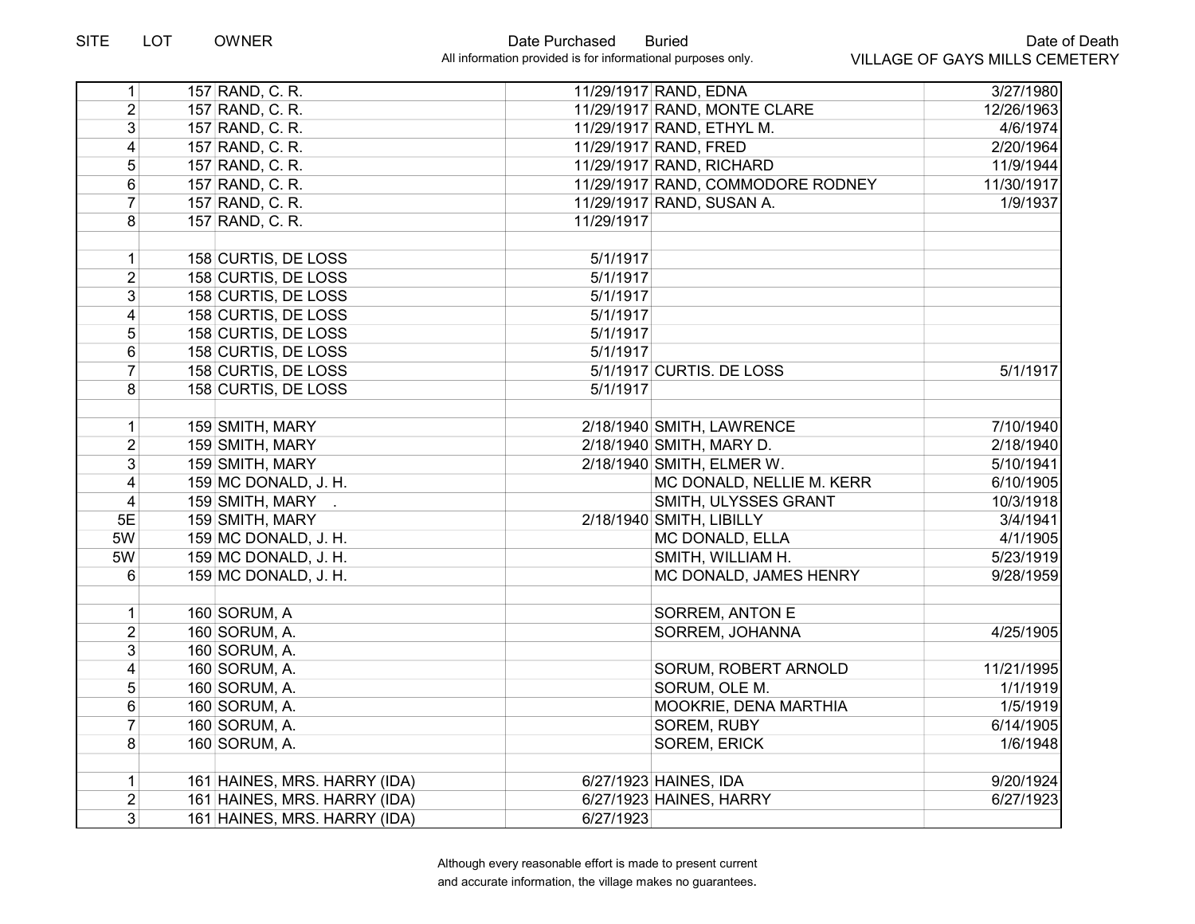| SITE | LOT | OWNER | Date Purchased | Buried | Date of Death |
|---|---|---|---|---|---|
| | | | All information provided is for informational purposes only. | | VILLAGE OF GAYS MILLS CEMETERY |
| 1 | 157 | RAND, C. R. | 11/29/1917 | RAND, EDNA | 3/27/1980 |
| 2 | 157 | RAND, C. R. | 11/29/1917 | RAND, MONTE CLARE | 12/26/1963 |
| 3 | 157 | RAND, C. R. | 11/29/1917 | RAND, ETHYL M. | 4/6/1974 |
| 4 | 157 | RAND, C. R. | 11/29/1917 | RAND, FRED | 2/20/1964 |
| 5 | 157 | RAND, C. R. | 11/29/1917 | RAND, RICHARD | 11/9/1944 |
| 6 | 157 | RAND, C. R. | 11/29/1917 | RAND, COMMODORE RODNEY | 11/30/1917 |
| 7 | 157 | RAND, C. R. | 11/29/1917 | RAND, SUSAN A. | 1/9/1937 |
| 8 | 157 | RAND, C. R. | 11/29/1917 | | |
| | | | | | |
| 1 | 158 | CURTIS, DE LOSS | 5/1/1917 | | |
| 2 | 158 | CURTIS, DE LOSS | 5/1/1917 | | |
| 3 | 158 | CURTIS, DE LOSS | 5/1/1917 | | |
| 4 | 158 | CURTIS, DE LOSS | 5/1/1917 | | |
| 5 | 158 | CURTIS, DE LOSS | 5/1/1917 | | |
| 6 | 158 | CURTIS, DE LOSS | 5/1/1917 | | |
| 7 | 158 | CURTIS, DE LOSS | 5/1/1917 | CURTIS. DE LOSS | 5/1/1917 |
| 8 | 158 | CURTIS, DE LOSS | 5/1/1917 | | |
| | | | | | |
| 1 | 159 | SMITH, MARY | 2/18/1940 | SMITH, LAWRENCE | 7/10/1940 |
| 2 | 159 | SMITH, MARY | 2/18/1940 | SMITH, MARY D. | 2/18/1940 |
| 3 | 159 | SMITH, MARY | 2/18/1940 | SMITH, ELMER W. | 5/10/1941 |
| 4 | 159 | MC DONALD, J. H. | | MC DONALD, NELLIE M. KERR | 6/10/1905 |
| 4 | 159 | SMITH, MARY . | | SMITH, ULYSSES GRANT | 10/3/1918 |
| 5E | 159 | SMITH, MARY | 2/18/1940 | SMITH, LIBILLY | 3/4/1941 |
| 5W | 159 | MC DONALD, J. H. | | MC DONALD, ELLA | 4/1/1905 |
| 5W | 159 | MC DONALD, J. H. | | SMITH, WILLIAM H. | 5/23/1919 |
| 6 | 159 | MC DONALD, J. H. | | MC DONALD, JAMES HENRY | 9/28/1959 |
| | | | | | |
| 1 | 160 | SORUM, A | | SORREM, ANTON E | |
| 2 | 160 | SORUM, A. | | SORREM, JOHANNA | 4/25/1905 |
| 3 | 160 | SORUM, A. | | | |
| 4 | 160 | SORUM, A. | | SORUM, ROBERT ARNOLD | 11/21/1995 |
| 5 | 160 | SORUM, A. | | SORUM, OLE M. | 1/1/1919 |
| 6 | 160 | SORUM, A. | | MOOKRIE, DENA MARTHIA | 1/5/1919 |
| 7 | 160 | SORUM, A. | | SOREM, RUBY | 6/14/1905 |
| 8 | 160 | SORUM, A. | | SOREM, ERICK | 1/6/1948 |
| | | | | | |
| 1 | 161 | HAINES, MRS. HARRY (IDA) | 6/27/1923 | HAINES, IDA | 9/20/1924 |
| 2 | 161 | HAINES, MRS. HARRY (IDA) | 6/27/1923 | HAINES, HARRY | 6/27/1923 |
| 3 | 161 | HAINES, MRS. HARRY (IDA) | 6/27/1923 | | |

Although every reasonable effort is made to present current and accurate information, the village makes no guarantees.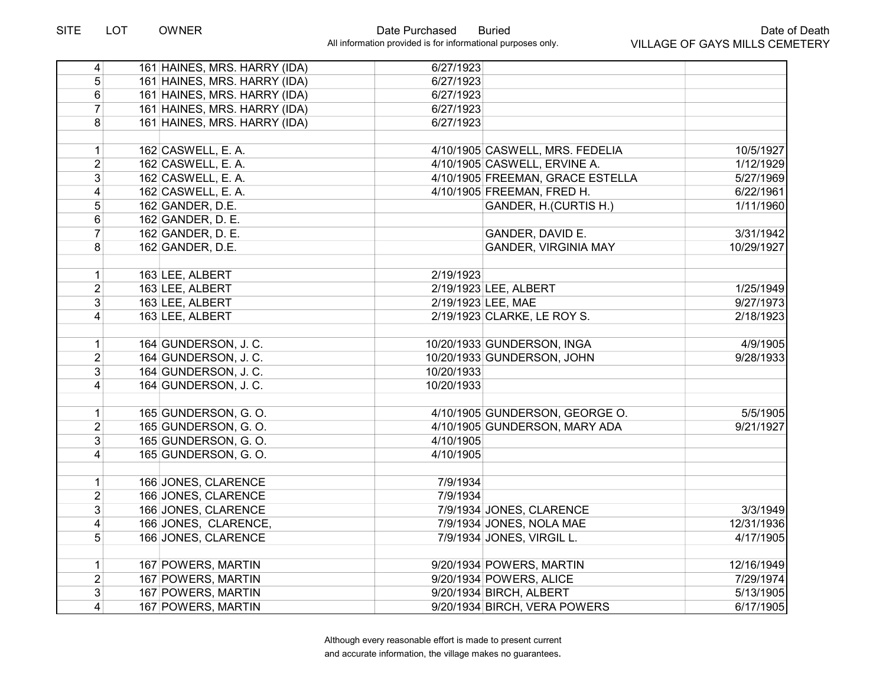| SITE | LOT | OWNER | Date Purchased | Buried | Date of Death |
|---|---|---|---|---|---|
| 4 | 161 | HAINES, MRS. HARRY (IDA) | 6/27/1923 | | |
| 5 | 161 | HAINES, MRS. HARRY (IDA) | 6/27/1923 | | |
| 6 | 161 | HAINES, MRS. HARRY (IDA) | 6/27/1923 | | |
| 7 | 161 | HAINES, MRS. HARRY (IDA) | 6/27/1923 | | |
| 8 | 161 | HAINES, MRS. HARRY (IDA) | 6/27/1923 | | |
| | | | | | |
| 1 | 162 | CASWELL, E. A. | 4/10/1905 | CASWELL, MRS. FEDELIA | 10/5/1927 |
| 2 | 162 | CASWELL, E. A. | 4/10/1905 | CASWELL, ERVINE A. | 1/12/1929 |
| 3 | 162 | CASWELL, E. A. | 4/10/1905 | FREEMAN, GRACE ESTELLA | 5/27/1969 |
| 4 | 162 | CASWELL, E. A. | 4/10/1905 | FREEMAN, FRED H. | 6/22/1961 |
| 5 | 162 | GANDER, D.E. | | GANDER, H.(CURTIS H.) | 1/11/1960 |
| 6 | 162 | GANDER, D. E. | | | |
| 7 | 162 | GANDER, D. E. | | GANDER, DAVID E. | 3/31/1942 |
| 8 | 162 | GANDER, D.E. | | GANDER, VIRGINIA MAY | 10/29/1927 |
| | | | | | |
| 1 | 163 | LEE, ALBERT | 2/19/1923 | | |
| 2 | 163 | LEE, ALBERT | 2/19/1923 | LEE, ALBERT | 1/25/1949 |
| 3 | 163 | LEE, ALBERT | 2/19/1923 | LEE, MAE | 9/27/1973 |
| 4 | 163 | LEE, ALBERT | 2/19/1923 | CLARKE, LE ROY S. | 2/18/1923 |
| | | | | | |
| 1 | 164 | GUNDERSON, J. C. | 10/20/1933 | GUNDERSON, INGA | 4/9/1905 |
| 2 | 164 | GUNDERSON, J. C. | 10/20/1933 | GUNDERSON, JOHN | 9/28/1933 |
| 3 | 164 | GUNDERSON, J. C. | 10/20/1933 | | |
| 4 | 164 | GUNDERSON, J. C. | 10/20/1933 | | |
| | | | | | |
| 1 | 165 | GUNDERSON, G. O. | 4/10/1905 | GUNDERSON, GEORGE O. | 5/5/1905 |
| 2 | 165 | GUNDERSON, G. O. | 4/10/1905 | GUNDERSON, MARY ADA | 9/21/1927 |
| 3 | 165 | GUNDERSON, G. O. | 4/10/1905 | | |
| 4 | 165 | GUNDERSON, G. O. | 4/10/1905 | | |
| | | | | | |
| 1 | 166 | JONES, CLARENCE | 7/9/1934 | | |
| 2 | 166 | JONES, CLARENCE | 7/9/1934 | | |
| 3 | 166 | JONES, CLARENCE | 7/9/1934 | JONES, CLARENCE | 3/3/1949 |
| 4 | 166 | JONES, CLARENCE, | 7/9/1934 | JONES, NOLA MAE | 12/31/1936 |
| 5 | 166 | JONES, CLARENCE | 7/9/1934 | JONES, VIRGIL L. | 4/17/1905 |
| | | | | | |
| 1 | 167 | POWERS, MARTIN | 9/20/1934 | POWERS, MARTIN | 12/16/1949 |
| 2 | 167 | POWERS, MARTIN | 9/20/1934 | POWERS, ALICE | 7/29/1974 |
| 3 | 167 | POWERS, MARTIN | 9/20/1934 | BIRCH, ALBERT | 5/13/1905 |
| 4 | 167 | POWERS, MARTIN | 9/20/1934 | BIRCH, VERA POWERS | 6/17/1905 |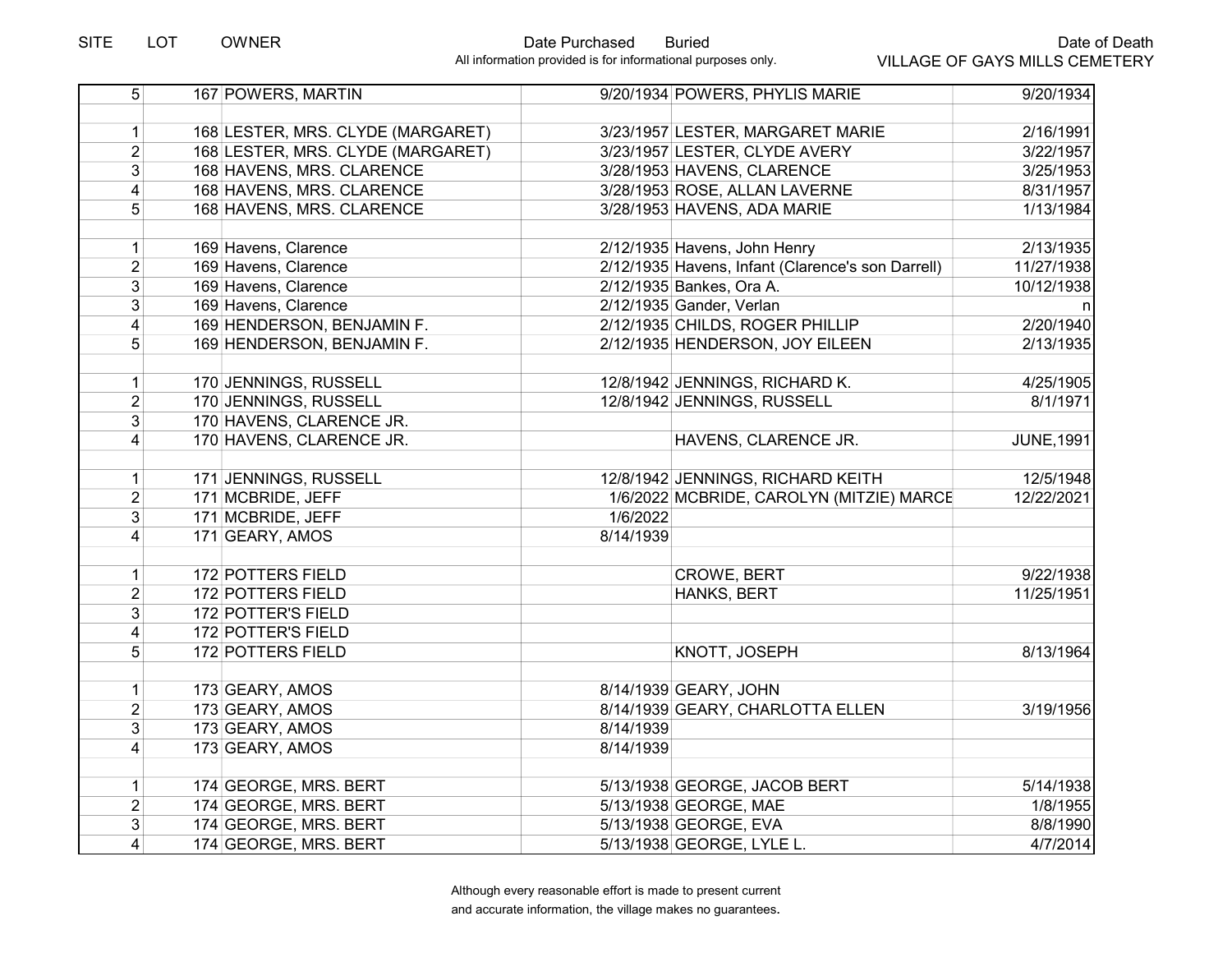| SITE | LOT | OWNER | Date Purchased | Buried | Date of Death |
|---|---|---|---|---|---|
| 5 | 167 | POWERS, MARTIN | 9/20/1934 | POWERS, PHYLIS MARIE | 9/20/1934 |
| | | | | | |
| 1 | 168 | LESTER, MRS. CLYDE (MARGARET) | 3/23/1957 | LESTER, MARGARET MARIE | 2/16/1991 |
| 2 | 168 | LESTER, MRS. CLYDE (MARGARET) | 3/23/1957 | LESTER, CLYDE AVERY | 3/22/1957 |
| 3 | 168 | HAVENS, MRS. CLARENCE | 3/28/1953 | HAVENS, CLARENCE | 3/25/1953 |
| 4 | 168 | HAVENS, MRS. CLARENCE | 3/28/1953 | ROSE, ALLAN LAVERNE | 8/31/1957 |
| 5 | 168 | HAVENS, MRS. CLARENCE | 3/28/1953 | HAVENS, ADA MARIE | 1/13/1984 |
| | | | | | |
| 1 | 169 | Havens, Clarence | 2/12/1935 | Havens, John Henry | 2/13/1935 |
| 2 | 169 | Havens, Clarence | 2/12/1935 | Havens, Infant (Clarence's son Darrell) | 11/27/1938 |
| 3 | 169 | Havens, Clarence | 2/12/1935 | Bankes, Ora A. | 10/12/1938 |
| 3 | 169 | Havens, Clarence | 2/12/1935 | Gander, Verlan | n |
| 4 | 169 | HENDERSON, BENJAMIN F. | 2/12/1935 | CHILDS, ROGER PHILLIP | 2/20/1940 |
| 5 | 169 | HENDERSON, BENJAMIN F. | 2/12/1935 | HENDERSON, JOY EILEEN | 2/13/1935 |
| | | | | | |
| 1 | 170 | JENNINGS, RUSSELL | 12/8/1942 | JENNINGS, RICHARD K. | 4/25/1905 |
| 2 | 170 | JENNINGS, RUSSELL | 12/8/1942 | JENNINGS, RUSSELL | 8/1/1971 |
| 3 | 170 | HAVENS, CLARENCE JR. | | | |
| 4 | 170 | HAVENS, CLARENCE JR. | | HAVENS, CLARENCE JR. | JUNE,1991 |
| | | | | | |
| 1 | 171 | JENNINGS, RUSSELL | 12/8/1942 | JENNINGS, RICHARD KEITH | 12/5/1948 |
| 2 | 171 | MCBRIDE, JEFF | 1/6/2022 | MCBRIDE, CAROLYN (MITZIE) MARCE | 12/22/2021 |
| 3 | 171 | MCBRIDE, JEFF | 1/6/2022 | | |
| 4 | 171 | GEARY, AMOS | 8/14/1939 | | |
| | | | | | |
| 1 | 172 | POTTERS FIELD | | CROWE, BERT | 9/22/1938 |
| 2 | 172 | POTTERS FIELD | | HANKS, BERT | 11/25/1951 |
| 3 | 172 | POTTER'S FIELD | | | |
| 4 | 172 | POTTER'S FIELD | | | |
| 5 | 172 | POTTERS FIELD | | KNOTT, JOSEPH | 8/13/1964 |
| | | | | | |
| 1 | 173 | GEARY, AMOS | 8/14/1939 | GEARY, JOHN | |
| 2 | 173 | GEARY, AMOS | 8/14/1939 | GEARY, CHARLOTTA ELLEN | 3/19/1956 |
| 3 | 173 | GEARY, AMOS | 8/14/1939 | | |
| 4 | 173 | GEARY, AMOS | 8/14/1939 | | |
| | | | | | |
| 1 | 174 | GEORGE, MRS. BERT | 5/13/1938 | GEORGE, JACOB BERT | 5/14/1938 |
| 2 | 174 | GEORGE, MRS. BERT | 5/13/1938 | GEORGE, MAE | 1/8/1955 |
| 3 | 174 | GEORGE, MRS. BERT | 5/13/1938 | GEORGE, EVA | 8/8/1990 |
| 4 | 174 | GEORGE, MRS. BERT | 5/13/1938 | GEORGE, LYLE L. | 4/7/2014 |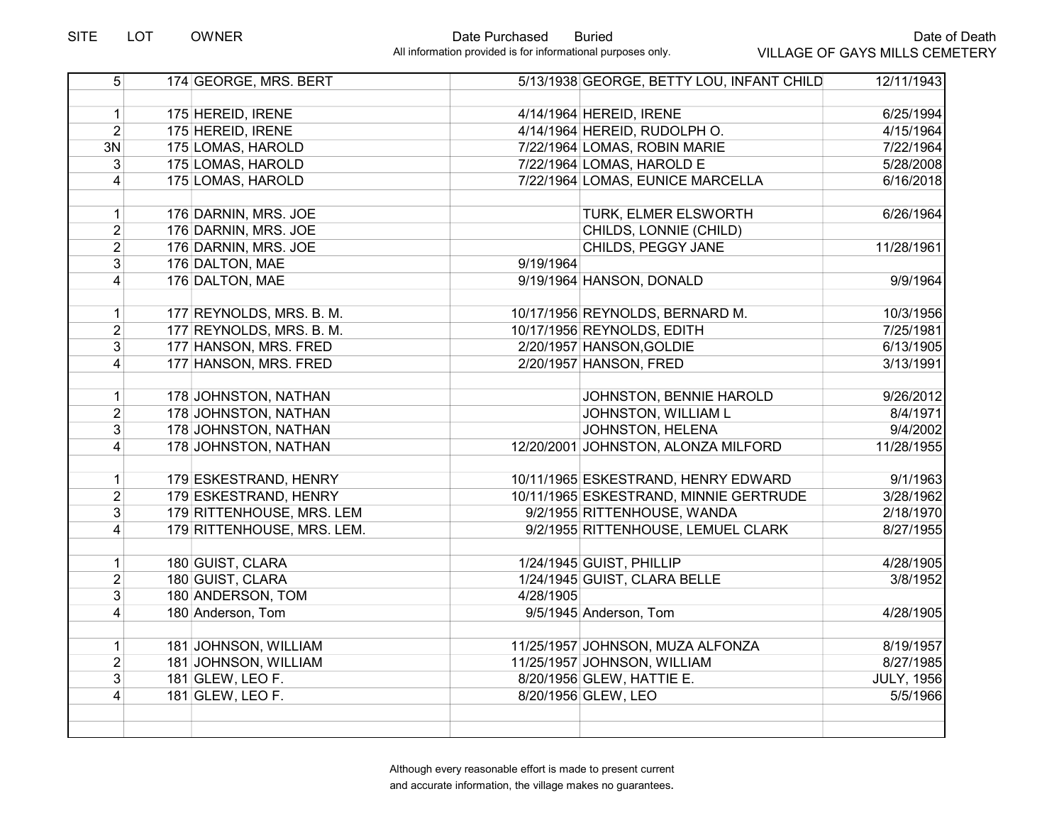| SITE | LOT | OWNER | Date Purchased | Buried | Date of Death |
|---|---|---|---|---|---|
| 5 | 174 | GEORGE, MRS. BERT | 5/13/1938 | GEORGE, BETTY LOU, INFANT CHILD | 12/11/1943 |
| | | | | | |
| 1 | 175 | HEREID, IRENE | 4/14/1964 | HEREID, IRENE | 6/25/1994 |
| 2 | 175 | HEREID, IRENE | 4/14/1964 | HEREID, RUDOLPH O. | 4/15/1964 |
| 3N | 175 | LOMAS, HAROLD | 7/22/1964 | LOMAS, ROBIN MARIE | 7/22/1964 |
| 3 | 175 | LOMAS, HAROLD | 7/22/1964 | LOMAS, HAROLD E | 5/28/2008 |
| 4 | 175 | LOMAS, HAROLD | 7/22/1964 | LOMAS, EUNICE MARCELLA | 6/16/2018 |
| | | | | | |
| 1 | 176 | DARNIN, MRS. JOE | | TURK, ELMER ELSWORTH | 6/26/1964 |
| 2 | 176 | DARNIN, MRS. JOE | | CHILDS, LONNIE (CHILD) | |
| 2 | 176 | DARNIN, MRS. JOE | | CHILDS, PEGGY JANE | 11/28/1961 |
| 3 | 176 | DALTON, MAE | 9/19/1964 | | |
| 4 | 176 | DALTON, MAE | 9/19/1964 | HANSON, DONALD | 9/9/1964 |
| | | | | | |
| 1 | 177 | REYNOLDS, MRS. B. M. | 10/17/1956 | REYNOLDS, BERNARD M. | 10/3/1956 |
| 2 | 177 | REYNOLDS, MRS. B. M. | 10/17/1956 | REYNOLDS, EDITH | 7/25/1981 |
| 3 | 177 | HANSON, MRS. FRED | 2/20/1957 | HANSON,GOLDIE | 6/13/1905 |
| 4 | 177 | HANSON, MRS. FRED | 2/20/1957 | HANSON, FRED | 3/13/1991 |
| | | | | | |
| 1 | 178 | JOHNSTON, NATHAN | | JOHNSTON, BENNIE HAROLD | 9/26/2012 |
| 2 | 178 | JOHNSTON, NATHAN | | JOHNSTON, WILLIAM L | 8/4/1971 |
| 3 | 178 | JOHNSTON, NATHAN | | JOHNSTON, HELENA | 9/4/2002 |
| 4 | 178 | JOHNSTON, NATHAN | 12/20/2001 | JOHNSTON, ALONZA MILFORD | 11/28/1955 |
| | | | | | |
| 1 | 179 | ESKESTRAND, HENRY | 10/11/1965 | ESKESTRAND, HENRY EDWARD | 9/1/1963 |
| 2 | 179 | ESKESTRAND, HENRY | 10/11/1965 | ESKESTRAND, MINNIE GERTRUDE | 3/28/1962 |
| 3 | 179 | RITTENHOUSE, MRS. LEM | 9/2/1955 | RITTENHOUSE, WANDA | 2/18/1970 |
| 4 | 179 | RITTENHOUSE, MRS. LEM. | 9/2/1955 | RITTENHOUSE, LEMUEL CLARK | 8/27/1955 |
| | | | | | |
| 1 | 180 | GUIST, CLARA | 1/24/1945 | GUIST, PHILLIP | 4/28/1905 |
| 2 | 180 | GUIST, CLARA | 1/24/1945 | GUIST, CLARA BELLE | 3/8/1952 |
| 3 | 180 | ANDERSON, TOM | 4/28/1905 | | |
| 4 | 180 | Anderson, Tom | 9/5/1945 | Anderson, Tom | 4/28/1905 |
| | | | | | |
| 1 | 181 | JOHNSON, WILLIAM | 11/25/1957 | JOHNSON, MUZA ALFONZA | 8/19/1957 |
| 2 | 181 | JOHNSON, WILLIAM | 11/25/1957 | JOHNSON, WILLIAM | 8/27/1985 |
| 3 | 181 | GLEW, LEO F. | 8/20/1956 | GLEW, HATTIE E. | JULY, 1956 |
| 4 | 181 | GLEW, LEO F. | 8/20/1956 | GLEW, LEO | 5/5/1966 |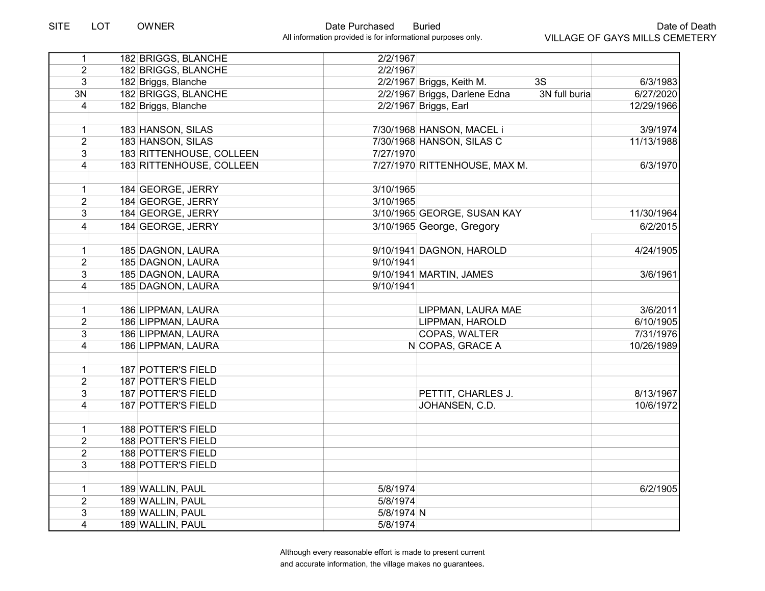| SITE | LOT | OWNER | Date Purchased | Buried | | Date of Death |
|---|---|---|---|---|---|---|
| 1 | 182 | BRIGGS, BLANCHE | 2/2/1967 | | | |
| 2 | 182 | BRIGGS, BLANCHE | 2/2/1967 | | | |
| 3 | 182 | Briggs, Blanche | 2/2/1967 | Briggs, Keith M. | 3S | 6/3/1983 |
| 3N | 182 | BRIGGS, BLANCHE | 2/2/1967 | Briggs, Darlene Edna | 3N full buria | 6/27/2020 |
| 4 | 182 | Briggs, Blanche | 2/2/1967 | Briggs, Earl | | 12/29/1966 |
| | | | | | | |
| 1 | 183 | HANSON, SILAS | 7/30/1968 | HANSON, MACEL i | | 3/9/1974 |
| 2 | 183 | HANSON, SILAS | 7/30/1968 | HANSON, SILAS C | | 11/13/1988 |
| 3 | 183 | RITTENHOUSE, COLLEEN | 7/27/1970 | | | |
| 4 | 183 | RITTENHOUSE, COLLEEN | 7/27/1970 | RITTENHOUSE, MAX M. | | 6/3/1970 |
| | | | | | | |
| 1 | 184 | GEORGE, JERRY | 3/10/1965 | | | |
| 2 | 184 | GEORGE, JERRY | 3/10/1965 | | | |
| 3 | 184 | GEORGE, JERRY | 3/10/1965 | GEORGE, SUSAN KAY | | 11/30/1964 |
| 4 | 184 | GEORGE, JERRY | 3/10/1965 | George, Gregory | | 6/2/2015 |
| | | | | | | |
| 1 | 185 | DAGNON, LAURA | 9/10/1941 | DAGNON, HAROLD | | 4/24/1905 |
| 2 | 185 | DAGNON, LAURA | 9/10/1941 | | | |
| 3 | 185 | DAGNON, LAURA | 9/10/1941 | MARTIN, JAMES | | 3/6/1961 |
| 4 | 185 | DAGNON, LAURA | 9/10/1941 | | | |
| | | | | | | |
| 1 | 186 | LIPPMAN, LAURA | | LIPPMAN, LAURA MAE | | 3/6/2011 |
| 2 | 186 | LIPPMAN, LAURA | | LIPPMAN, HAROLD | | 6/10/1905 |
| 3 | 186 | LIPPMAN, LAURA | | COPAS, WALTER | | 7/31/1976 |
| 4 | 186 | LIPPMAN, LAURA | N | COPAS, GRACE A | | 10/26/1989 |
| | | | | | | |
| 1 | 187 | POTTER'S FIELD | | | | |
| 2 | 187 | POTTER'S FIELD | | | | |
| 3 | 187 | POTTER'S FIELD | | PETTIT, CHARLES J. | | 8/13/1967 |
| 4 | 187 | POTTER'S FIELD | | JOHANSEN, C.D. | | 10/6/1972 |
| | | | | | | |
| 1 | 188 | POTTER'S FIELD | | | | |
| 2 | 188 | POTTER'S FIELD | | | | |
| 2 | 188 | POTTER'S FIELD | | | | |
| 3 | 188 | POTTER'S FIELD | | | | |
| | | | | | | |
| 1 | 189 | WALLIN, PAUL | 5/8/1974 | | | 6/2/1905 |
| 2 | 189 | WALLIN, PAUL | 5/8/1974 | | | |
| 3 | 189 | WALLIN, PAUL | 5/8/1974 | N | | |
| 4 | 189 | WALLIN, PAUL | 5/8/1974 | | | |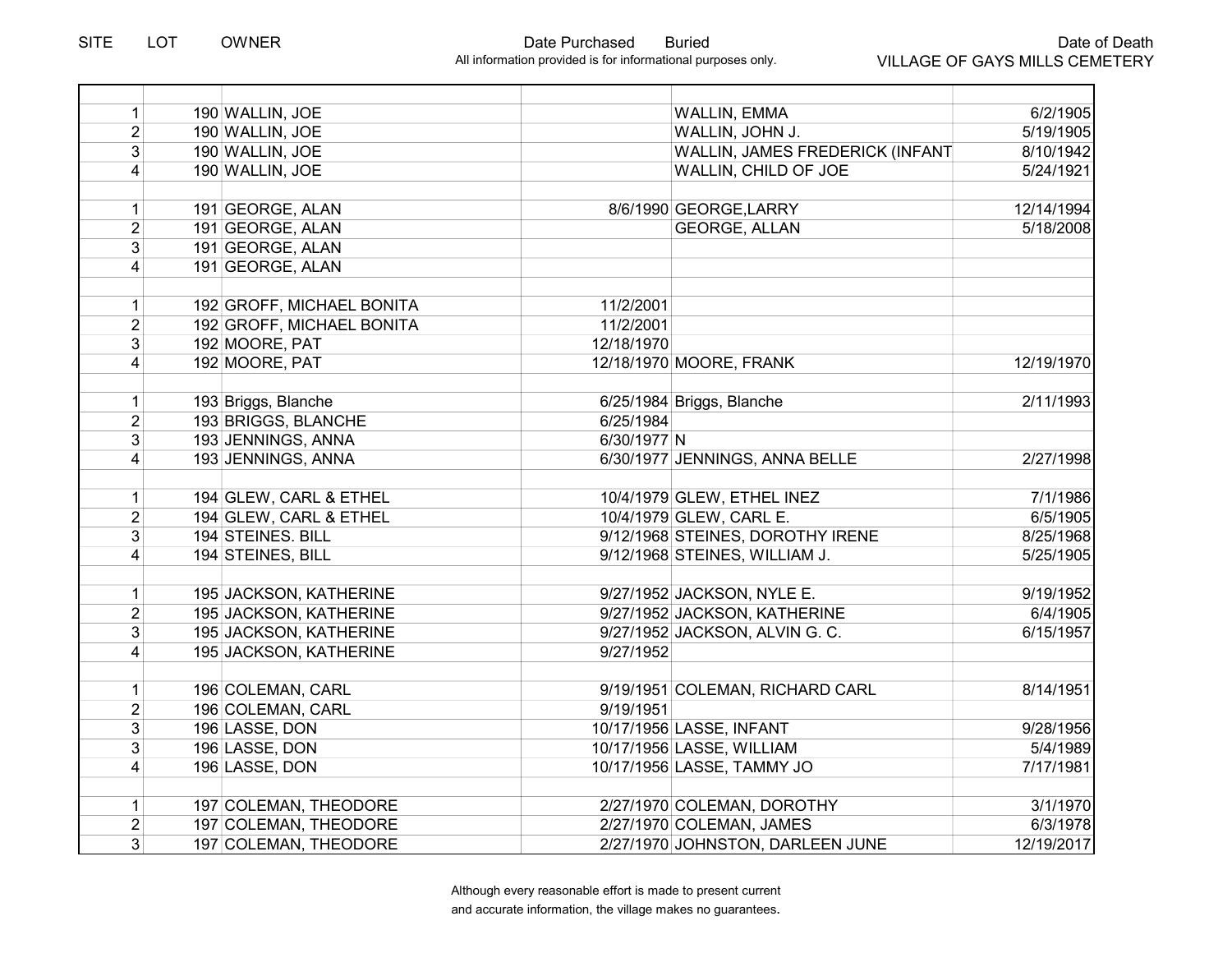| SITE | LOT | OWNER | Date Purchased | Buried | Date of Death |
|---|---|---|---|---|---|
| | | | | | |
| 1 | 190 | WALLIN, JOE | | WALLIN, EMMA | 6/2/1905 |
| 2 | 190 | WALLIN, JOE | | WALLIN, JOHN J. | 5/19/1905 |
| 3 | 190 | WALLIN, JOE | | WALLIN, JAMES FREDERICK (INFANT | 8/10/1942 |
| 4 | 190 | WALLIN, JOE | | WALLIN, CHILD OF JOE | 5/24/1921 |
| | | | | | |
| 1 | 191 | GEORGE, ALAN | 8/6/1990 | GEORGE,LARRY | 12/14/1994 |
| 2 | 191 | GEORGE, ALAN | | GEORGE, ALLAN | 5/18/2008 |
| 3 | 191 | GEORGE, ALAN | | | |
| 4 | 191 | GEORGE, ALAN | | | |
| | | | | | |
| 1 | 192 | GROFF, MICHAEL BONITA | 11/2/2001 | | |
| 2 | 192 | GROFF, MICHAEL BONITA | 11/2/2001 | | |
| 3 | 192 | MOORE, PAT | 12/18/1970 | | |
| 4 | 192 | MOORE, PAT | 12/18/1970 | MOORE, FRANK | 12/19/1970 |
| | | | | | |
| 1 | 193 | Briggs, Blanche | 6/25/1984 | Briggs, Blanche | 2/11/1993 |
| 2 | 193 | BRIGGS, BLANCHE | 6/25/1984 | | |
| 3 | 193 | JENNINGS, ANNA | 6/30/1977 | N | |
| 4 | 193 | JENNINGS, ANNA | 6/30/1977 | JENNINGS, ANNA BELLE | 2/27/1998 |
| | | | | | |
| 1 | 194 | GLEW, CARL & ETHEL | 10/4/1979 | GLEW, ETHEL INEZ | 7/1/1986 |
| 2 | 194 | GLEW, CARL & ETHEL | 10/4/1979 | GLEW, CARL E. | 6/5/1905 |
| 3 | 194 | STEINES. BILL | 9/12/1968 | STEINES, DOROTHY IRENE | 8/25/1968 |
| 4 | 194 | STEINES, BILL | 9/12/1968 | STEINES, WILLIAM J. | 5/25/1905 |
| | | | | | |
| 1 | 195 | JACKSON, KATHERINE | 9/27/1952 | JACKSON, NYLE E. | 9/19/1952 |
| 2 | 195 | JACKSON, KATHERINE | 9/27/1952 | JACKSON, KATHERINE | 6/4/1905 |
| 3 | 195 | JACKSON, KATHERINE | 9/27/1952 | JACKSON, ALVIN G. C. | 6/15/1957 |
| 4 | 195 | JACKSON, KATHERINE | 9/27/1952 | | |
| | | | | | |
| 1 | 196 | COLEMAN, CARL | 9/19/1951 | COLEMAN, RICHARD CARL | 8/14/1951 |
| 2 | 196 | COLEMAN, CARL | 9/19/1951 | | |
| 3 | 196 | LASSE, DON | 10/17/1956 | LASSE, INFANT | 9/28/1956 |
| 3 | 196 | LASSE, DON | 10/17/1956 | LASSE, WILLIAM | 5/4/1989 |
| 4 | 196 | LASSE, DON | 10/17/1956 | LASSE, TAMMY JO | 7/17/1981 |
| | | | | | |
| 1 | 197 | COLEMAN, THEODORE | 2/27/1970 | COLEMAN, DOROTHY | 3/1/1970 |
| 2 | 197 | COLEMAN, THEODORE | 2/27/1970 | COLEMAN, JAMES | 6/3/1978 |
| 3 | 197 | COLEMAN, THEODORE | 2/27/1970 | JOHNSTON, DARLEEN JUNE | 12/19/2017 |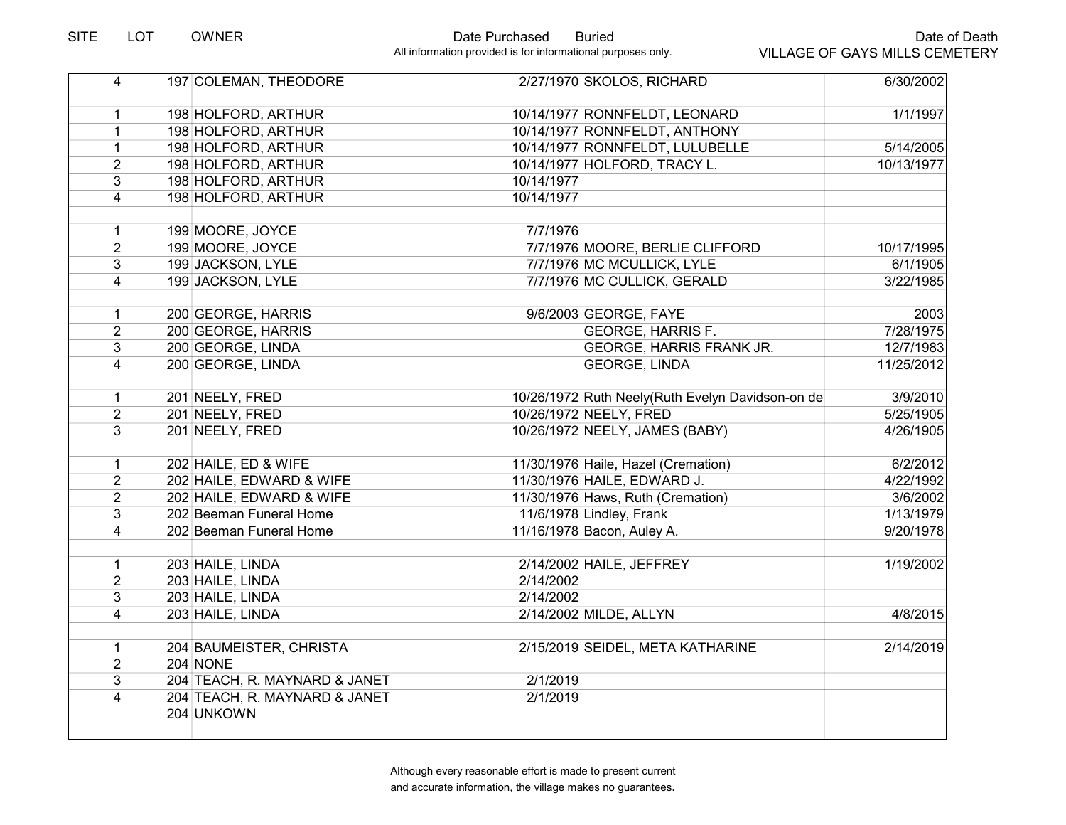| SITE | LOT | OWNER | Date Purchased | Buried | Date of Death |
|---|---|---|---|---|---|
| 4 | 197 | COLEMAN, THEODORE | 2/27/1970 | SKOLOS, RICHARD | 6/30/2002 |
| | | | | | |
| 1 | 198 | HOLFORD, ARTHUR | 10/14/1977 | RONNFELDT, LEONARD | 1/1/1997 |
| 1 | 198 | HOLFORD, ARTHUR | 10/14/1977 | RONNFELDT, ANTHONY | |
| 1 | 198 | HOLFORD, ARTHUR | 10/14/1977 | RONNFELDT, LULUBELLE | 5/14/2005 |
| 2 | 198 | HOLFORD, ARTHUR | 10/14/1977 | HOLFORD, TRACY L. | 10/13/1977 |
| 3 | 198 | HOLFORD, ARTHUR | 10/14/1977 | | |
| 4 | 198 | HOLFORD, ARTHUR | 10/14/1977 | | |
| | | | | | |
| 1 | 199 | MOORE, JOYCE | 7/7/1976 | | |
| 2 | 199 | MOORE, JOYCE | 7/7/1976 | MOORE, BERLIE CLIFFORD | 10/17/1995 |
| 3 | 199 | JACKSON, LYLE | 7/7/1976 | MC MCULLICK, LYLE | 6/1/1905 |
| 4 | 199 | JACKSON, LYLE | 7/7/1976 | MC CULLICK, GERALD | 3/22/1985 |
| | | | | | |
| 1 | 200 | GEORGE, HARRIS | 9/6/2003 | GEORGE, FAYE | 2003 |
| 2 | 200 | GEORGE, HARRIS | | GEORGE, HARRIS F. | 7/28/1975 |
| 3 | 200 | GEORGE, LINDA | | GEORGE, HARRIS FRANK JR. | 12/7/1983 |
| 4 | 200 | GEORGE, LINDA | | GEORGE, LINDA | 11/25/2012 |
| | | | | | |
| 1 | 201 | NEELY, FRED | 10/26/1972 | Ruth Neely(Ruth Evelyn Davidson-on de | 3/9/2010 |
| 2 | 201 | NEELY, FRED | 10/26/1972 | NEELY, FRED | 5/25/1905 |
| 3 | 201 | NEELY, FRED | 10/26/1972 | NEELY, JAMES (BABY) | 4/26/1905 |
| | | | | | |
| 1 | 202 | HAILE, ED & WIFE | 11/30/1976 | Haile, Hazel (Cremation) | 6/2/2012 |
| 2 | 202 | HAILE, EDWARD & WIFE | 11/30/1976 | HAILE, EDWARD J. | 4/22/1992 |
| 2 | 202 | HAILE, EDWARD & WIFE | 11/30/1976 | Haws, Ruth (Cremation) | 3/6/2002 |
| 3 | 202 | Beeman Funeral Home | 11/6/1978 | Lindley, Frank | 1/13/1979 |
| 4 | 202 | Beeman Funeral Home | 11/16/1978 | Bacon, Auley A. | 9/20/1978 |
| | | | | | |
| 1 | 203 | HAILE, LINDA | 2/14/2002 | HAILE, JEFFREY | 1/19/2002 |
| 2 | 203 | HAILE, LINDA | 2/14/2002 | | |
| 3 | 203 | HAILE, LINDA | 2/14/2002 | | |
| 4 | 203 | HAILE, LINDA | 2/14/2002 | MILDE, ALLYN | 4/8/2015 |
| | | | | | |
| 1 | 204 | BAUMEISTER, CHRISTA | 2/15/2019 | SEIDEL, META KATHARINE | 2/14/2019 |
| 2 | 204 | NONE | | | |
| 3 | 204 | TEACH, R. MAYNARD & JANET | 2/1/2019 | | |
| 4 | 204 | TEACH, R. MAYNARD & JANET | 2/1/2019 | | |
| | 204 | UNKOWN | | | |

All information provided is for informational purposes only.

VILLAGE OF GAYS MILLS CEMETERY

Although every reasonable effort is made to present current and accurate information, the village makes no guarantees.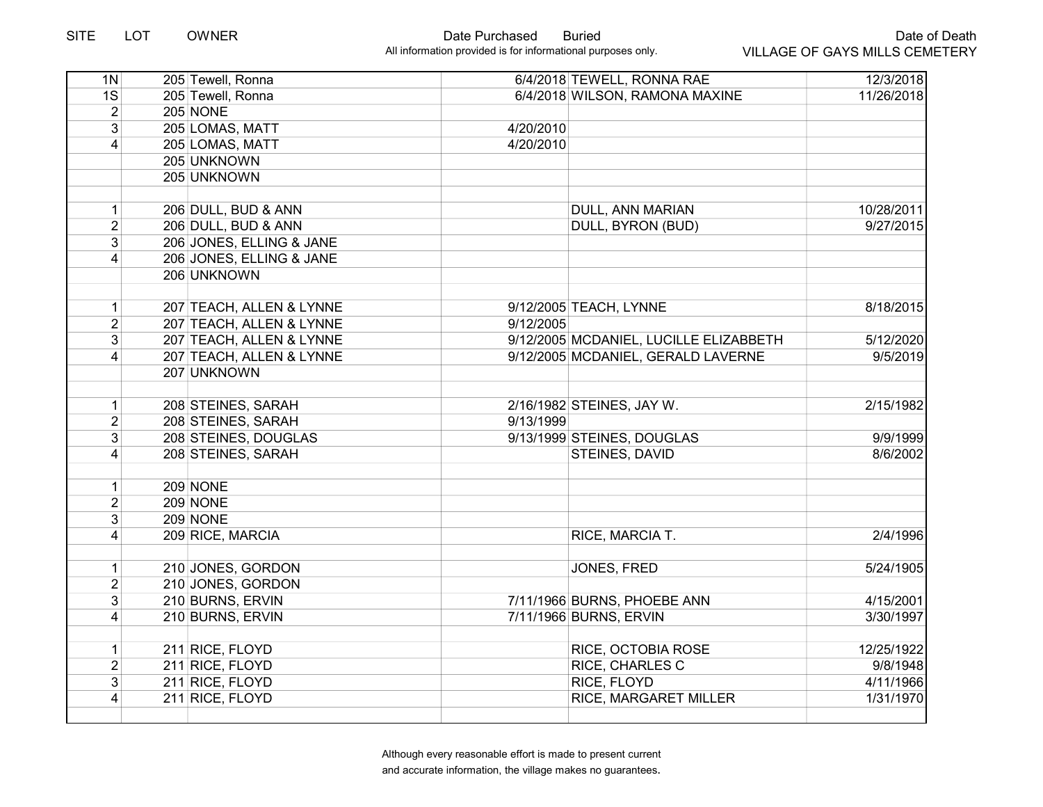| SITE | LOT | OWNER | Date Purchased | Buried | Date of Death |
|---|---|---|---|---|---|
| 1N | 205 | Tewell, Ronna | 6/4/2018 | TEWELL, RONNA RAE | 12/3/2018 |
| 1S | 205 | Tewell, Ronna | 6/4/2018 | WILSON, RAMONA MAXINE | 11/26/2018 |
| 2 | 205 | NONE | | | |
| 3 | 205 | LOMAS, MATT | 4/20/2010 | | |
| 4 | 205 | LOMAS, MATT | 4/20/2010 | | |
| | 205 | UNKNOWN | | | |
| | 205 | UNKNOWN | | | |
| | | | | | |
| 1 | 206 | DULL, BUD & ANN | | DULL, ANN MARIAN | 10/28/2011 |
| 2 | 206 | DULL, BUD & ANN | | DULL, BYRON (BUD) | 9/27/2015 |
| 3 | 206 | JONES, ELLING & JANE | | | |
| 4 | 206 | JONES, ELLING & JANE | | | |
| | 206 | UNKNOWN | | | |
| | | | | | |
| 1 | 207 | TEACH, ALLEN & LYNNE | 9/12/2005 | TEACH, LYNNE | 8/18/2015 |
| 2 | 207 | TEACH, ALLEN & LYNNE | 9/12/2005 | | |
| 3 | 207 | TEACH, ALLEN & LYNNE | 9/12/2005 | MCDANIEL, LUCILLE ELIZABBETH | 5/12/2020 |
| 4 | 207 | TEACH, ALLEN & LYNNE | 9/12/2005 | MCDANIEL, GERALD LAVERNE | 9/5/2019 |
| | 207 | UNKNOWN | | | |
| | | | | | |
| 1 | 208 | STEINES, SARAH | 2/16/1982 | STEINES, JAY W. | 2/15/1982 |
| 2 | 208 | STEINES, SARAH | 9/13/1999 | | |
| 3 | 208 | STEINES, DOUGLAS | 9/13/1999 | STEINES, DOUGLAS | 9/9/1999 |
| 4 | 208 | STEINES, SARAH | | STEINES, DAVID | 8/6/2002 |
| | | | | | |
| 1 | 209 | NONE | | | |
| 2 | 209 | NONE | | | |
| 3 | 209 | NONE | | | |
| 4 | 209 | RICE, MARCIA | | RICE, MARCIA T. | 2/4/1996 |
| | | | | | |
| 1 | 210 | JONES, GORDON | | JONES, FRED | 5/24/1905 |
| 2 | 210 | JONES, GORDON | | | |
| 3 | 210 | BURNS, ERVIN | 7/11/1966 | BURNS, PHOEBE ANN | 4/15/2001 |
| 4 | 210 | BURNS, ERVIN | 7/11/1966 | BURNS, ERVIN | 3/30/1997 |
| | | | | | |
| 1 | 211 | RICE, FLOYD | | RICE, OCTOBIA ROSE | 12/25/1922 |
| 2 | 211 | RICE, FLOYD | | RICE, CHARLES C | 9/8/1948 |
| 3 | 211 | RICE, FLOYD | | RICE, FLOYD | 4/11/1966 |
| 4 | 211 | RICE, FLOYD | | RICE, MARGARET MILLER | 1/31/1970 |
| | | | | | |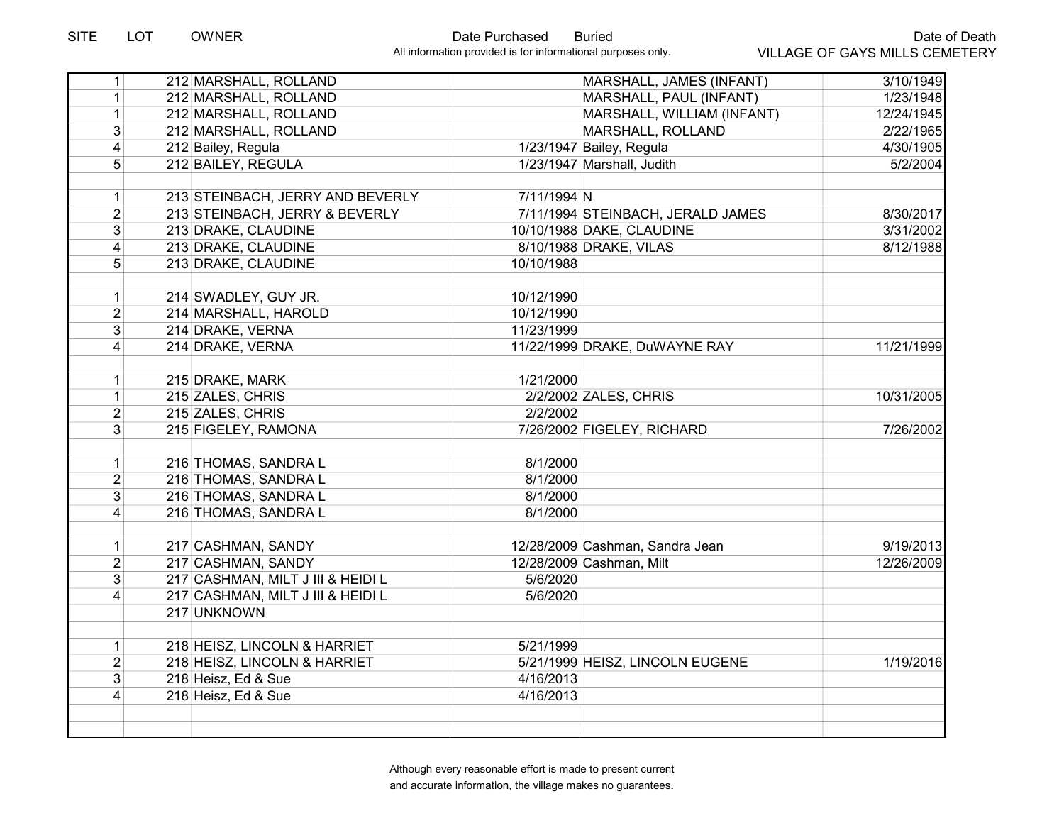| SITE | LOT | OWNER | Date Purchased | Buried | Date of Death |
|---|---|---|---|---|---|
| 1 | 212 | MARSHALL, ROLLAND | | MARSHALL, JAMES (INFANT) | 3/10/1949 |
| 1 | 212 | MARSHALL, ROLLAND | | MARSHALL, PAUL (INFANT) | 1/23/1948 |
| 1 | 212 | MARSHALL, ROLLAND | | MARSHALL, WILLIAM (INFANT) | 12/24/1945 |
| 3 | 212 | MARSHALL, ROLLAND | | MARSHALL, ROLLAND | 2/22/1965 |
| 4 | 212 | Bailey, Regula | 1/23/1947 | Bailey, Regula | 4/30/1905 |
| 5 | 212 | BAILEY, REGULA | 1/23/1947 | Marshall, Judith | 5/2/2004 |
| | | | | | |
| 1 | 213 | STEINBACH, JERRY AND BEVERLY | 7/11/1994 | N | |
| 2 | 213 | STEINBACH, JERRY & BEVERLY | 7/11/1994 | STEINBACH, JERALD JAMES | 8/30/2017 |
| 3 | 213 | DRAKE, CLAUDINE | 10/10/1988 | DAKE, CLAUDINE | 3/31/2002 |
| 4 | 213 | DRAKE, CLAUDINE | 8/10/1988 | DRAKE, VILAS | 8/12/1988 |
| 5 | 213 | DRAKE, CLAUDINE | 10/10/1988 | | |
| | | | | | |
| 1 | 214 | SWADLEY, GUY JR. | 10/12/1990 | | |
| 2 | 214 | MARSHALL, HAROLD | 10/12/1990 | | |
| 3 | 214 | DRAKE, VERNA | 11/23/1999 | | |
| 4 | 214 | DRAKE, VERNA | 11/22/1999 | DRAKE, DuWAYNE RAY | 11/21/1999 |
| | | | | | |
| 1 | 215 | DRAKE, MARK | 1/21/2000 | | |
| 1 | 215 | ZALES, CHRIS | 2/2/2002 | ZALES, CHRIS | 10/31/2005 |
| 2 | 215 | ZALES, CHRIS | 2/2/2002 | | |
| 3 | 215 | FIGELEY, RAMONA | 7/26/2002 | FIGELEY, RICHARD | 7/26/2002 |
| | | | | | |
| 1 | 216 | THOMAS, SANDRA L | 8/1/2000 | | |
| 2 | 216 | THOMAS, SANDRA L | 8/1/2000 | | |
| 3 | 216 | THOMAS, SANDRA L | 8/1/2000 | | |
| 4 | 216 | THOMAS, SANDRA L | 8/1/2000 | | |
| | | | | | |
| 1 | 217 | CASHMAN, SANDY | 12/28/2009 | Cashman, Sandra Jean | 9/19/2013 |
| 2 | 217 | CASHMAN, SANDY | 12/28/2009 | Cashman, Milt | 12/26/2009 |
| 3 | 217 | CASHMAN, MILT J III & HEIDI L | 5/6/2020 | | |
| 4 | 217 | CASHMAN, MILT J III & HEIDI L | 5/6/2020 | | |
| | 217 | UNKNOWN | | | |
| | | | | | |
| 1 | 218 | HEISZ, LINCOLN & HARRIET | 5/21/1999 | | |
| 2 | 218 | HEISZ, LINCOLN & HARRIET | 5/21/1999 | HEISZ, LINCOLN EUGENE | 1/19/2016 |
| 3 | 218 | Heisz, Ed & Sue | 4/16/2013 | | |
| 4 | 218 | Heisz, Ed & Sue | 4/16/2013 | | |

Although every reasonable effort is made to present current and accurate information, the village makes no guarantees.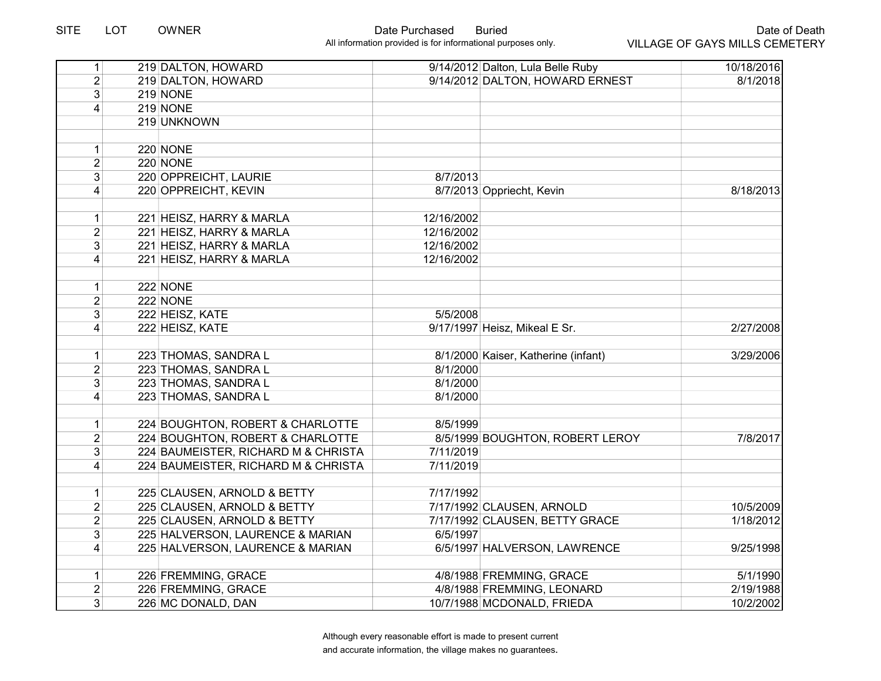| SITE | LOT | OWNER | Date Purchased | Buried | Date of Death |
|---|---|---|---|---|---|
| 1 | 219 | DALTON, HOWARD | 9/14/2012 | Dalton, Lula Belle Ruby | 10/18/2016 |
| 2 | 219 | DALTON, HOWARD | 9/14/2012 | DALTON, HOWARD ERNEST | 8/1/2018 |
| 3 | 219 | NONE | | | |
| 4 | 219 | NONE | | | |
| | 219 | UNKNOWN | | | |
| | | | | | |
| 1 | 220 | NONE | | | |
| 2 | 220 | NONE | | | |
| 3 | 220 | OPPREICHT, LAURIE | 8/7/2013 | | |
| 4 | 220 | OPPREICHT, KEVIN | 8/7/2013 | Oppriecht, Kevin | 8/18/2013 |
| | | | | | |
| 1 | 221 | HEISZ, HARRY & MARLA | 12/16/2002 | | |
| 2 | 221 | HEISZ, HARRY & MARLA | 12/16/2002 | | |
| 3 | 221 | HEISZ, HARRY & MARLA | 12/16/2002 | | |
| 4 | 221 | HEISZ, HARRY & MARLA | 12/16/2002 | | |
| | | | | | |
| 1 | 222 | NONE | | | |
| 2 | 222 | NONE | | | |
| 3 | 222 | HEISZ, KATE | 5/5/2008 | | |
| 4 | 222 | HEISZ, KATE | 9/17/1997 | Heisz, Mikeal E Sr. | 2/27/2008 |
| | | | | | |
| 1 | 223 | THOMAS, SANDRA L | 8/1/2000 | Kaiser, Katherine (infant) | 3/29/2006 |
| 2 | 223 | THOMAS, SANDRA L | 8/1/2000 | | |
| 3 | 223 | THOMAS, SANDRA L | 8/1/2000 | | |
| 4 | 223 | THOMAS, SANDRA L | 8/1/2000 | | |
| | | | | | |
| 1 | 224 | BOUGHTON, ROBERT & CHARLOTTE | 8/5/1999 | | |
| 2 | 224 | BOUGHTON, ROBERT & CHARLOTTE | 8/5/1999 | BOUGHTON, ROBERT LEROY | 7/8/2017 |
| 3 | 224 | BAUMEISTER, RICHARD M & CHRISTA | 7/11/2019 | | |
| 4 | 224 | BAUMEISTER, RICHARD M & CHRISTA | 7/11/2019 | | |
| | | | | | |
| 1 | 225 | CLAUSEN, ARNOLD & BETTY | 7/17/1992 | | |
| 2 | 225 | CLAUSEN, ARNOLD & BETTY | 7/17/1992 | CLAUSEN, ARNOLD | 10/5/2009 |
| 2 | 225 | CLAUSEN, ARNOLD & BETTY | 7/17/1992 | CLAUSEN, BETTY GRACE | 1/18/2012 |
| 3 | 225 | HALVERSON, LAURENCE & MARIAN | 6/5/1997 | | |
| 4 | 225 | HALVERSON, LAURENCE & MARIAN | 6/5/1997 | HALVERSON, LAWRENCE | 9/25/1998 |
| | | | | | |
| 1 | 226 | FREMMING, GRACE | 4/8/1988 | FREMMING, GRACE | 5/1/1990 |
| 2 | 226 | FREMMING, GRACE | 4/8/1988 | FREMMING, LEONARD | 2/19/1988 |
| 3 | 226 | MC DONALD, DAN | 10/7/1988 | MCDONALD, FRIEDA | 10/2/2002 |

Although every reasonable effort is made to present current and accurate information, the village makes no guarantees.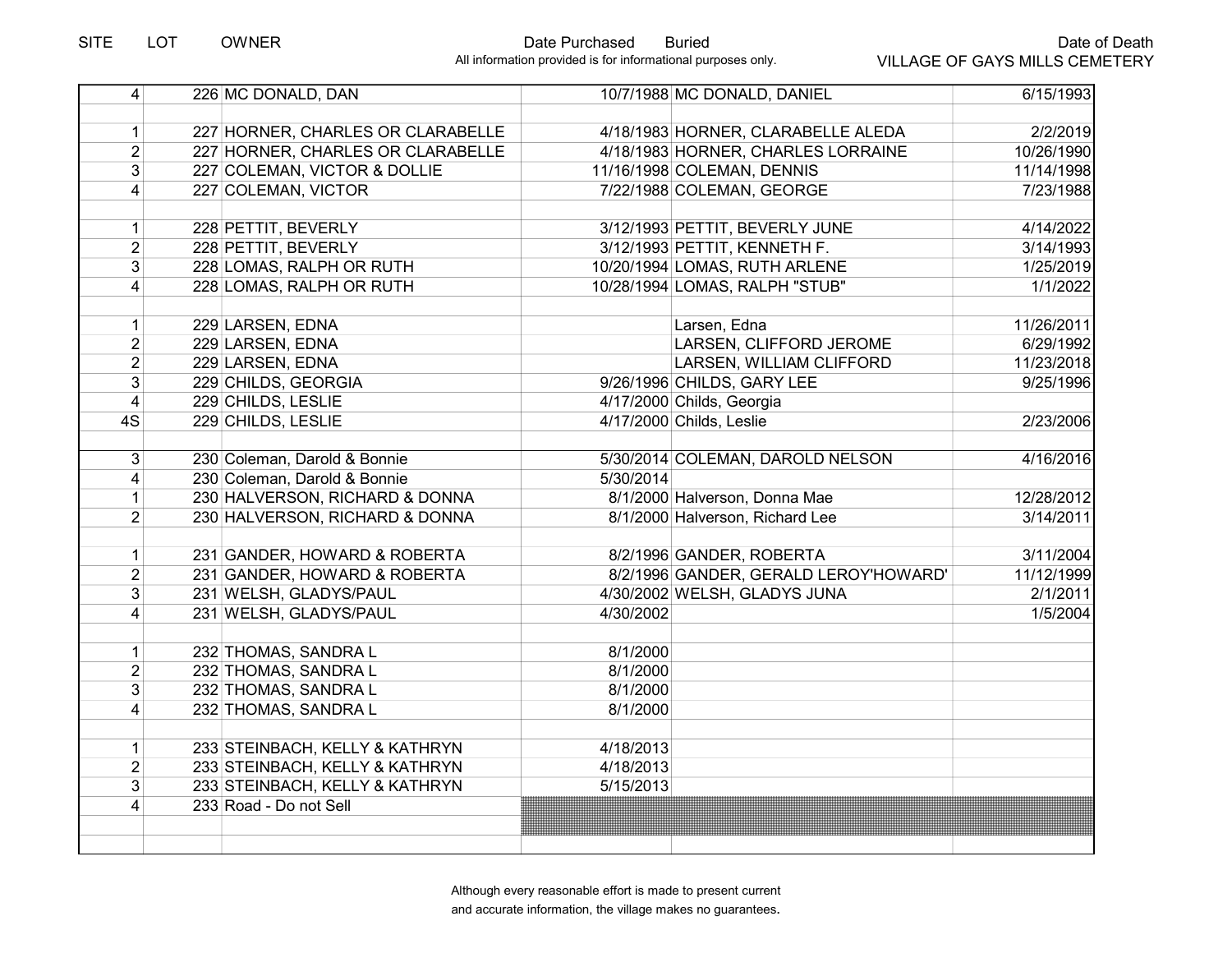| SITE | LOT | OWNER | Date Purchased | Buried | Date of Death |
|---|---|---|---|---|---|
| 4 | 226 | MC DONALD, DAN | 10/7/1988 | MC DONALD, DANIEL | 6/15/1993 |
| | | | | | |
| 1 | 227 | HORNER, CHARLES OR CLARABELLE | 4/18/1983 | HORNER, CLARABELLE ALEDA | 2/2/2019 |
| 2 | 227 | HORNER, CHARLES OR CLARABELLE | 4/18/1983 | HORNER, CHARLES LORRAINE | 10/26/1990 |
| 3 | 227 | COLEMAN, VICTOR & DOLLIE | 11/16/1998 | COLEMAN, DENNIS | 11/14/1998 |
| 4 | 227 | COLEMAN, VICTOR | 7/22/1988 | COLEMAN, GEORGE | 7/23/1988 |
| | | | | | |
| 1 | 228 | PETTIT, BEVERLY | 3/12/1993 | PETTIT, BEVERLY JUNE | 4/14/2022 |
| 2 | 228 | PETTIT, BEVERLY | 3/12/1993 | PETTIT, KENNETH F. | 3/14/1993 |
| 3 | 228 | LOMAS, RALPH OR RUTH | 10/20/1994 | LOMAS, RUTH ARLENE | 1/25/2019 |
| 4 | 228 | LOMAS, RALPH OR RUTH | 10/28/1994 | LOMAS, RALPH "STUB" | 1/1/2022 |
| | | | | | |
| 1 | 229 | LARSEN, EDNA | | Larsen, Edna | 11/26/2011 |
| 2 | 229 | LARSEN, EDNA | | LARSEN, CLIFFORD JEROME | 6/29/1992 |
| 2 | 229 | LARSEN, EDNA | | LARSEN, WILLIAM CLIFFORD | 11/23/2018 |
| 3 | 229 | CHILDS, GEORGIA | 9/26/1996 | CHILDS, GARY LEE | 9/25/1996 |
| 4 | 229 | CHILDS, LESLIE | 4/17/2000 | Childs, Georgia | |
| 4S | 229 | CHILDS, LESLIE | 4/17/2000 | Childs, Leslie | 2/23/2006 |
| | | | | | |
| 3 | 230 | Coleman, Darold & Bonnie | 5/30/2014 | COLEMAN, DAROLD NELSON | 4/16/2016 |
| 4 | 230 | Coleman, Darold & Bonnie | 5/30/2014 | | |
| 1 | 230 | HALVERSON, RICHARD & DONNA | 8/1/2000 | Halverson, Donna Mae | 12/28/2012 |
| 2 | 230 | HALVERSON, RICHARD & DONNA | 8/1/2000 | Halverson, Richard Lee | 3/14/2011 |
| | | | | | |
| 1 | 231 | GANDER, HOWARD & ROBERTA | 8/2/1996 | GANDER, ROBERTA | 3/11/2004 |
| 2 | 231 | GANDER, HOWARD & ROBERTA | 8/2/1996 | GANDER, GERALD LEROY'HOWARD' | 11/12/1999 |
| 3 | 231 | WELSH, GLADYS/PAUL | 4/30/2002 | WELSH, GLADYS JUNA | 2/1/2011 |
| 4 | 231 | WELSH, GLADYS/PAUL | 4/30/2002 | | 1/5/2004 |
| | | | | | |
| 1 | 232 | THOMAS, SANDRA L | 8/1/2000 | | |
| 2 | 232 | THOMAS, SANDRA L | 8/1/2000 | | |
| 3 | 232 | THOMAS, SANDRA L | 8/1/2000 | | |
| 4 | 232 | THOMAS, SANDRA L | 8/1/2000 | | |
| | | | | | |
| 1 | 233 | STEINBACH, KELLY & KATHRYN | 4/18/2013 | | |
| 2 | 233 | STEINBACH, KELLY & KATHRYN | 4/18/2013 | | |
| 3 | 233 | STEINBACH, KELLY & KATHRYN | 5/15/2013 | | |
| 4 | 233 | Road - Do not Sell | | | |

Although every reasonable effort is made to present current and accurate information, the village makes no guarantees.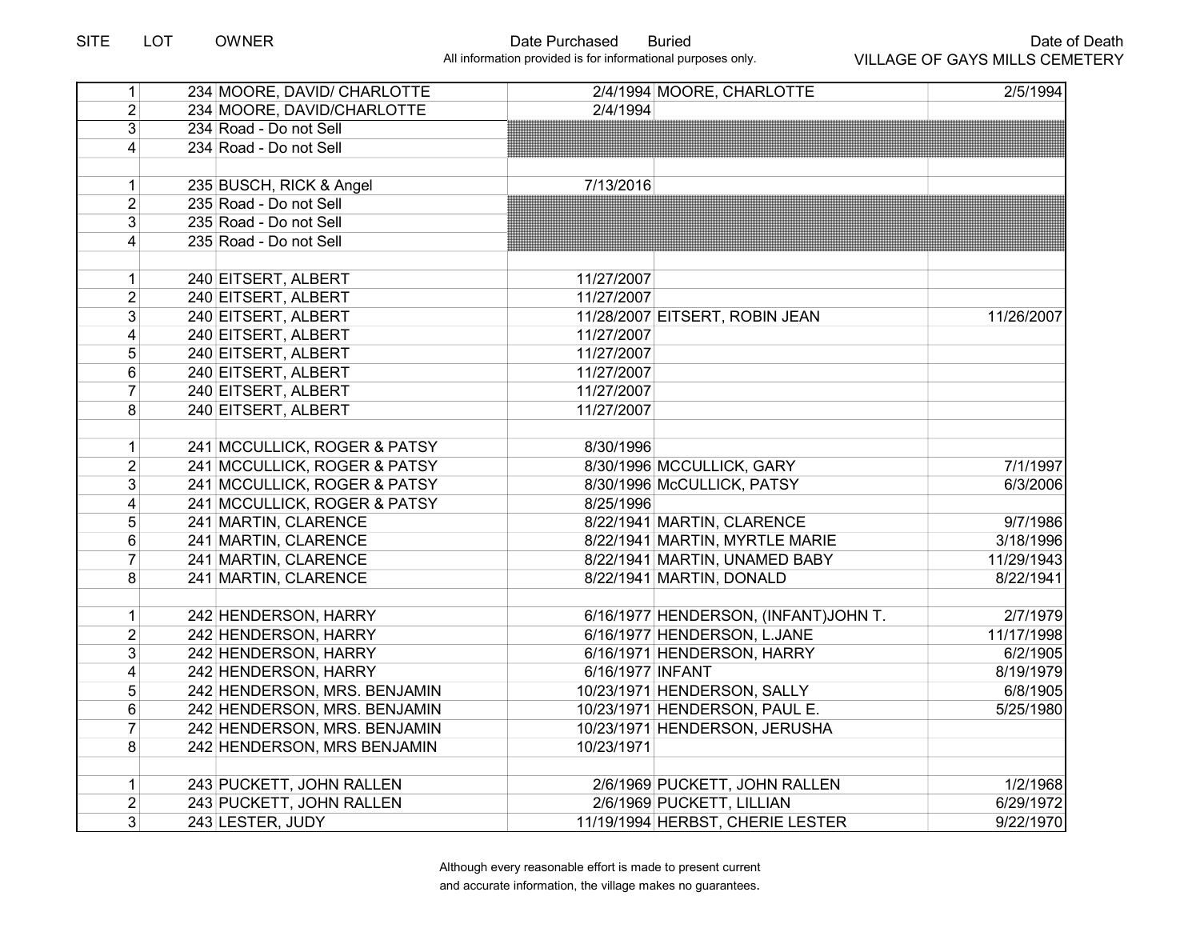| SITE | LOT | OWNER | Date Purchased | Buried | Date of Death |
|---|---|---|---|---|---|
| 1 | 234 | MOORE, DAVID/ CHARLOTTE | 2/4/1994 | MOORE, CHARLOTTE | 2/5/1994 |
| 2 | 234 | MOORE, DAVID/CHARLOTTE | 2/4/1994 | | |
| 3 | 234 | Road - Do not Sell | | | |
| 4 | 234 | Road - Do not Sell | | | |
| | | | | | |
| 1 | 235 | BUSCH, RICK & Angel | 7/13/2016 | | |
| 2 | 235 | Road - Do not Sell | | | |
| 3 | 235 | Road - Do not Sell | | | |
| 4 | 235 | Road - Do not Sell | | | |
| | | | | | |
| 1 | 240 | EITSERT, ALBERT | 11/27/2007 | | |
| 2 | 240 | EITSERT, ALBERT | 11/27/2007 | | |
| 3 | 240 | EITSERT, ALBERT | 11/28/2007 | EITSERT, ROBIN JEAN | 11/26/2007 |
| 4 | 240 | EITSERT, ALBERT | 11/27/2007 | | |
| 5 | 240 | EITSERT, ALBERT | 11/27/2007 | | |
| 6 | 240 | EITSERT, ALBERT | 11/27/2007 | | |
| 7 | 240 | EITSERT, ALBERT | 11/27/2007 | | |
| 8 | 240 | EITSERT, ALBERT | 11/27/2007 | | |
| | | | | | |
| 1 | 241 | MCCULLICK, ROGER & PATSY | 8/30/1996 | | |
| 2 | 241 | MCCULLICK, ROGER & PATSY | 8/30/1996 | MCCULLICK, GARY | 7/1/1997 |
| 3 | 241 | MCCULLICK, ROGER & PATSY | 8/30/1996 | McCULLICK, PATSY | 6/3/2006 |
| 4 | 241 | MCCULLICK, ROGER & PATSY | 8/25/1996 | | |
| 5 | 241 | MARTIN, CLARENCE | 8/22/1941 | MARTIN, CLARENCE | 9/7/1986 |
| 6 | 241 | MARTIN, CLARENCE | 8/22/1941 | MARTIN, MYRTLE MARIE | 3/18/1996 |
| 7 | 241 | MARTIN, CLARENCE | 8/22/1941 | MARTIN, UNAMED BABY | 11/29/1943 |
| 8 | 241 | MARTIN, CLARENCE | 8/22/1941 | MARTIN, DONALD | 8/22/1941 |
| | | | | | |
| 1 | 242 | HENDERSON, HARRY | 6/16/1977 | HENDERSON, (INFANT)JOHN T. | 2/7/1979 |
| 2 | 242 | HENDERSON, HARRY | 6/16/1977 | HENDERSON, L.JANE | 11/17/1998 |
| 3 | 242 | HENDERSON, HARRY | 6/16/1971 | HENDERSON, HARRY | 6/2/1905 |
| 4 | 242 | HENDERSON, HARRY | 6/16/1977 | INFANT | 8/19/1979 |
| 5 | 242 | HENDERSON, MRS. BENJAMIN | 10/23/1971 | HENDERSON, SALLY | 6/8/1905 |
| 6 | 242 | HENDERSON, MRS. BENJAMIN | 10/23/1971 | HENDERSON, PAUL E. | 5/25/1980 |
| 7 | 242 | HENDERSON, MRS. BENJAMIN | 10/23/1971 | HENDERSON, JERUSHA | |
| 8 | 242 | HENDERSON, MRS BENJAMIN | 10/23/1971 | | |
| | | | | | |
| 1 | 243 | PUCKETT, JOHN RALLEN | 2/6/1969 | PUCKETT, JOHN RALLEN | 1/2/1968 |
| 2 | 243 | PUCKETT, JOHN RALLEN | 2/6/1969 | PUCKETT, LILLIAN | 6/29/1972 |
| 3 | 243 | LESTER, JUDY | 11/19/1994 | HERBST, CHERIE LESTER | 9/22/1970 |

Although every reasonable effort is made to present current and accurate information, the village makes no guarantees.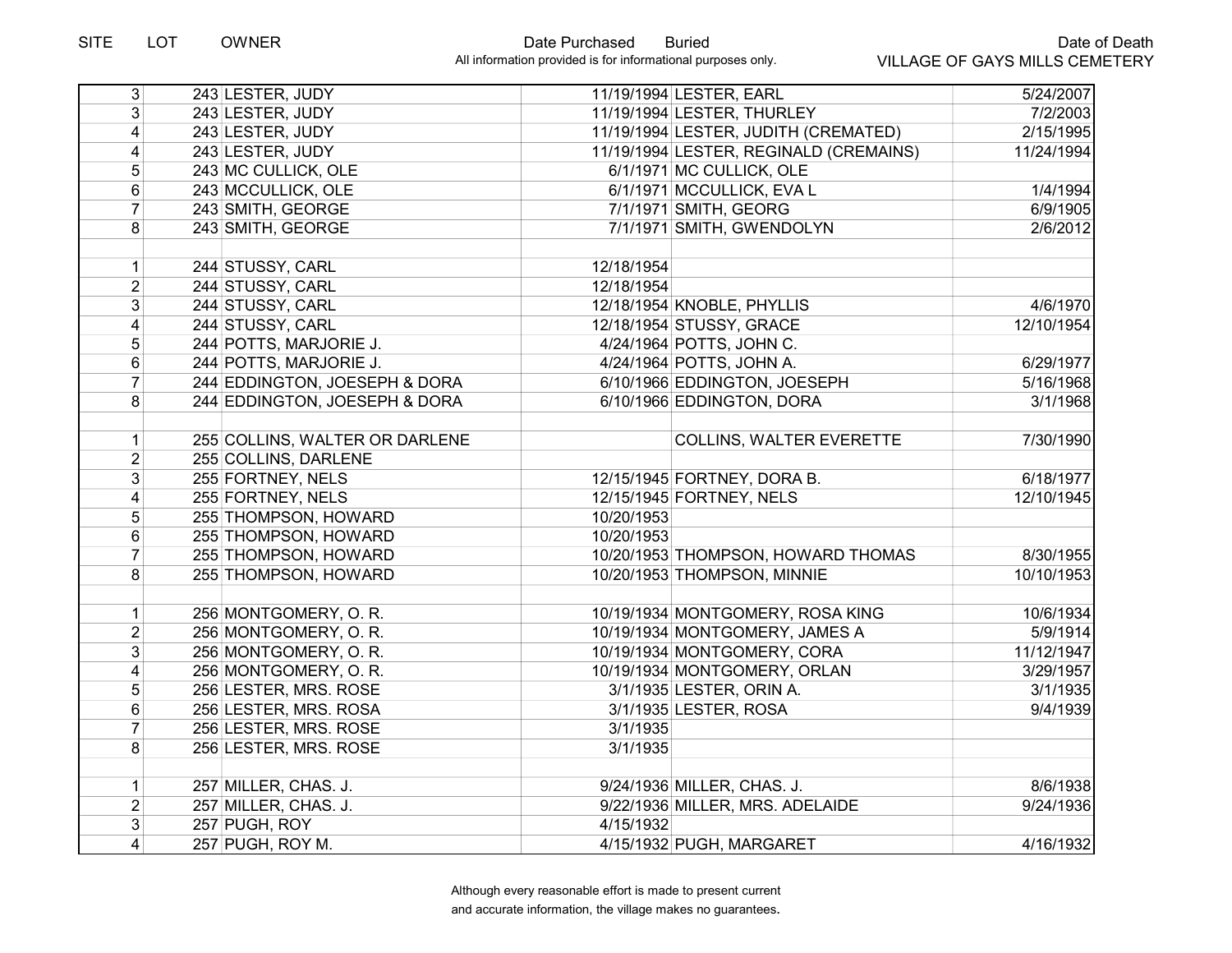| SITE | LOT | OWNER | Date Purchased | Buried | Date of Death |
|---|---|---|---|---|---|
| 3 | 243 | LESTER, JUDY | 11/19/1994 | LESTER, EARL | 5/24/2007 |
| 3 | 243 | LESTER, JUDY | 11/19/1994 | LESTER, THURLEY | 7/2/2003 |
| 4 | 243 | LESTER, JUDY | 11/19/1994 | LESTER, JUDITH (CREMATED) | 2/15/1995 |
| 4 | 243 | LESTER, JUDY | 11/19/1994 | LESTER, REGINALD (CREMAINS) | 11/24/1994 |
| 5 | 243 | MC CULLICK, OLE | 6/1/1971 | MC CULLICK, OLE | |
| 6 | 243 | MCCULLICK, OLE | 6/1/1971 | MCCULLICK, EVA L | 1/4/1994 |
| 7 | 243 | SMITH, GEORGE | 7/1/1971 | SMITH, GEORG | 6/9/1905 |
| 8 | 243 | SMITH, GEORGE | 7/1/1971 | SMITH, GWENDOLYN | 2/6/2012 |
| | | | | | |
| 1 | 244 | STUSSY, CARL | 12/18/1954 | | |
| 2 | 244 | STUSSY, CARL | 12/18/1954 | | |
| 3 | 244 | STUSSY, CARL | 12/18/1954 | KNOBLE, PHYLLIS | 4/6/1970 |
| 4 | 244 | STUSSY, CARL | 12/18/1954 | STUSSY, GRACE | 12/10/1954 |
| 5 | 244 | POTTS, MARJORIE J. | 4/24/1964 | POTTS, JOHN C. | |
| 6 | 244 | POTTS, MARJORIE J. | 4/24/1964 | POTTS, JOHN A. | 6/29/1977 |
| 7 | 244 | EDDINGTON, JOESEPH & DORA | 6/10/1966 | EDDINGTON, JOESEPH | 5/16/1968 |
| 8 | 244 | EDDINGTON, JOESEPH & DORA | 6/10/1966 | EDDINGTON, DORA | 3/1/1968 |
| | | | | | |
| 1 | 255 | COLLINS, WALTER OR DARLENE | | COLLINS, WALTER EVERETTE | 7/30/1990 |
| 2 | 255 | COLLINS, DARLENE | | | |
| 3 | 255 | FORTNEY, NELS | 12/15/1945 | FORTNEY, DORA B. | 6/18/1977 |
| 4 | 255 | FORTNEY, NELS | 12/15/1945 | FORTNEY, NELS | 12/10/1945 |
| 5 | 255 | THOMPSON, HOWARD | 10/20/1953 | | |
| 6 | 255 | THOMPSON, HOWARD | 10/20/1953 | | |
| 7 | 255 | THOMPSON, HOWARD | 10/20/1953 | THOMPSON, HOWARD THOMAS | 8/30/1955 |
| 8 | 255 | THOMPSON, HOWARD | 10/20/1953 | THOMPSON, MINNIE | 10/10/1953 |
| | | | | | |
| 1 | 256 | MONTGOMERY, O. R. | 10/19/1934 | MONTGOMERY, ROSA KING | 10/6/1934 |
| 2 | 256 | MONTGOMERY, O. R. | 10/19/1934 | MONTGOMERY, JAMES A | 5/9/1914 |
| 3 | 256 | MONTGOMERY, O. R. | 10/19/1934 | MONTGOMERY, CORA | 11/12/1947 |
| 4 | 256 | MONTGOMERY, O. R. | 10/19/1934 | MONTGOMERY, ORLAN | 3/29/1957 |
| 5 | 256 | LESTER, MRS. ROSE | 3/1/1935 | LESTER, ORIN A. | 3/1/1935 |
| 6 | 256 | LESTER, MRS. ROSA | 3/1/1935 | LESTER, ROSA | 9/4/1939 |
| 7 | 256 | LESTER, MRS. ROSE | 3/1/1935 | | |
| 8 | 256 | LESTER, MRS. ROSE | 3/1/1935 | | |
| | | | | | |
| 1 | 257 | MILLER, CHAS. J. | 9/24/1936 | MILLER, CHAS. J. | 8/6/1938 |
| 2 | 257 | MILLER, CHAS. J. | 9/22/1936 | MILLER, MRS. ADELAIDE | 9/24/1936 |
| 3 | 257 | PUGH, ROY | 4/15/1932 | | |
| 4 | 257 | PUGH, ROY M. | 4/15/1932 | PUGH, MARGARET | 4/16/1932 |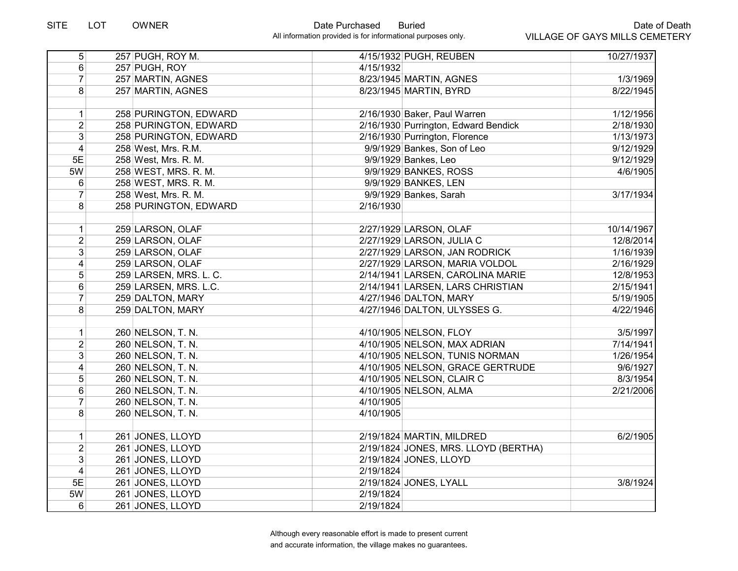| SITE | LOT | OWNER | Date Purchased | Buried | Date of Death |
|---|---|---|---|---|---|
| 5 | 257 | PUGH, ROY M. | 4/15/1932 | PUGH, REUBEN | 10/27/1937 |
| 6 | 257 | PUGH, ROY | 4/15/1932 | | |
| 7 | 257 | MARTIN, AGNES | 8/23/1945 | MARTIN, AGNES | 1/3/1969 |
| 8 | 257 | MARTIN, AGNES | 8/23/1945 | MARTIN, BYRD | 8/22/1945 |
| | | | | | |
| 1 | 258 | PURINGTON, EDWARD | 2/16/1930 | Baker, Paul Warren | 1/12/1956 |
| 2 | 258 | PURINGTON, EDWARD | 2/16/1930 | Purrington, Edward Bendick | 2/18/1930 |
| 3 | 258 | PURINGTON, EDWARD | 2/16/1930 | Purrington, Florence | 1/13/1973 |
| 4 | 258 | West, Mrs. R.M. | 9/9/1929 | Bankes, Son of Leo | 9/12/1929 |
| 5E | 258 | West, Mrs. R. M. | 9/9/1929 | Bankes, Leo | 9/12/1929 |
| 5W | 258 | WEST, MRS. R. M. | 9/9/1929 | BANKES, ROSS | 4/6/1905 |
| 6 | 258 | WEST, MRS. R. M. | 9/9/1929 | BANKES, LEN | |
| 7 | 258 | West, Mrs. R. M. | 9/9/1929 | Bankes, Sarah | 3/17/1934 |
| 8 | 258 | PURINGTON, EDWARD | 2/16/1930 | | |
| | | | | | |
| 1 | 259 | LARSON, OLAF | 2/27/1929 | LARSON, OLAF | 10/14/1967 |
| 2 | 259 | LARSON, OLAF | 2/27/1929 | LARSON, JULIA C | 12/8/2014 |
| 3 | 259 | LARSON, OLAF | 2/27/1929 | LARSON, JAN RODRICK | 1/16/1939 |
| 4 | 259 | LARSON, OLAF | 2/27/1929 | LARSON, MARIA VOLDOL | 2/16/1929 |
| 5 | 259 | LARSEN, MRS. L. C. | 2/14/1941 | LARSEN, CAROLINA MARIE | 12/8/1953 |
| 6 | 259 | LARSEN, MRS. L.C. | 2/14/1941 | LARSEN, LARS CHRISTIAN | 2/15/1941 |
| 7 | 259 | DALTON, MARY | 4/27/1946 | DALTON, MARY | 5/19/1905 |
| 8 | 259 | DALTON, MARY | 4/27/1946 | DALTON, ULYSSES G. | 4/22/1946 |
| | | | | | |
| 1 | 260 | NELSON, T. N. | 4/10/1905 | NELSON, FLOY | 3/5/1997 |
| 2 | 260 | NELSON, T. N. | 4/10/1905 | NELSON, MAX ADRIAN | 7/14/1941 |
| 3 | 260 | NELSON, T. N. | 4/10/1905 | NELSON, TUNIS NORMAN | 1/26/1954 |
| 4 | 260 | NELSON, T. N. | 4/10/1905 | NELSON, GRACE GERTRUDE | 9/6/1927 |
| 5 | 260 | NELSON, T. N. | 4/10/1905 | NELSON, CLAIR C | 8/3/1954 |
| 6 | 260 | NELSON, T. N. | 4/10/1905 | NELSON, ALMA | 2/21/2006 |
| 7 | 260 | NELSON, T. N. | 4/10/1905 | | |
| 8 | 260 | NELSON, T. N. | 4/10/1905 | | |
| | | | | | |
| 1 | 261 | JONES, LLOYD | 2/19/1824 | MARTIN, MILDRED | 6/2/1905 |
| 2 | 261 | JONES, LLOYD | 2/19/1824 | JONES, MRS. LLOYD (BERTHA) | |
| 3 | 261 | JONES, LLOYD | 2/19/1824 | JONES, LLOYD | |
| 4 | 261 | JONES, LLOYD | 2/19/1824 | | |
| 5E | 261 | JONES, LLOYD | 2/19/1824 | JONES, LYALL | 3/8/1924 |
| 5W | 261 | JONES, LLOYD | 2/19/1824 | | |
| 6 | 261 | JONES, LLOYD | 2/19/1824 | | |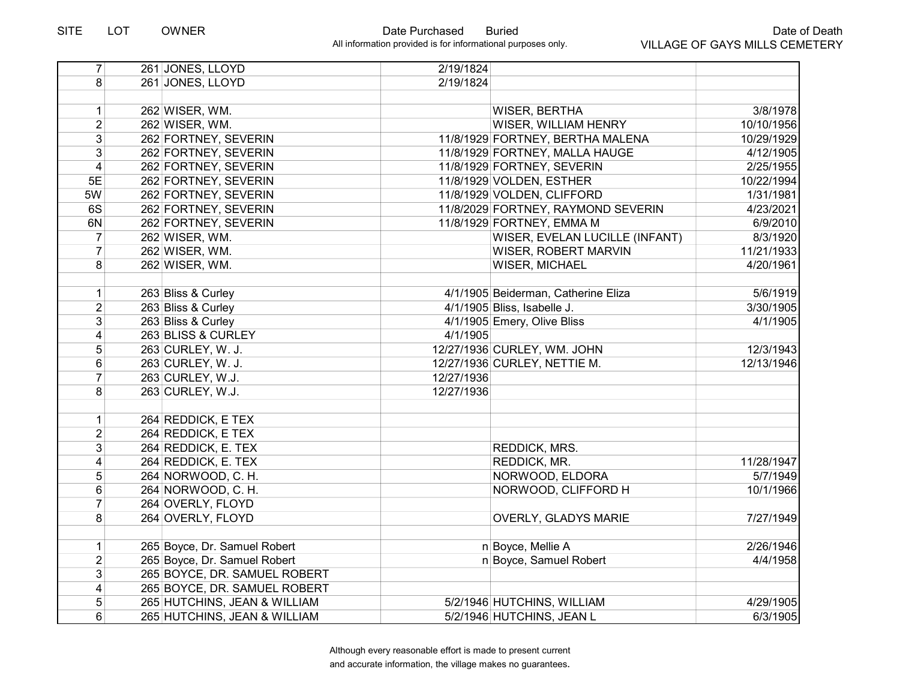| SITE | LOT | OWNER | Date Purchased | Buried | Date of Death |
|---|---|---|---|---|---|
| 7 | 261 | JONES, LLOYD | 2/19/1824 | | |
| 8 | 261 | JONES, LLOYD | 2/19/1824 | | |
| | | | | | |
| 1 | 262 | WISER, WM. | | WISER, BERTHA | 3/8/1978 |
| 2 | 262 | WISER, WM. | | WISER, WILLIAM HENRY | 10/10/1956 |
| 3 | 262 | FORTNEY, SEVERIN | 11/8/1929 | FORTNEY, BERTHA MALENA | 10/29/1929 |
| 3 | 262 | FORTNEY, SEVERIN | 11/8/1929 | FORTNEY, MALLA HAUGE | 4/12/1905 |
| 4 | 262 | FORTNEY, SEVERIN | 11/8/1929 | FORTNEY, SEVERIN | 2/25/1955 |
| 5E | 262 | FORTNEY, SEVERIN | 11/8/1929 | VOLDEN, ESTHER | 10/22/1994 |
| 5W | 262 | FORTNEY, SEVERIN | 11/8/1929 | VOLDEN, CLIFFORD | 1/31/1981 |
| 6S | 262 | FORTNEY, SEVERIN | 11/8/2029 | FORTNEY, RAYMOND SEVERIN | 4/23/2021 |
| 6N | 262 | FORTNEY, SEVERIN | 11/8/1929 | FORTNEY, EMMA M | 6/9/2010 |
| 7 | 262 | WISER, WM. | | WISER, EVELAN LUCILLE (INFANT) | 8/3/1920 |
| 7 | 262 | WISER, WM. | | WISER, ROBERT MARVIN | 11/21/1933 |
| 8 | 262 | WISER, WM. | | WISER, MICHAEL | 4/20/1961 |
| | | | | | |
| 1 | 263 | Bliss & Curley | 4/1/1905 | Beiderman, Catherine Eliza | 5/6/1919 |
| 2 | 263 | Bliss & Curley | 4/1/1905 | Bliss, Isabelle J. | 3/30/1905 |
| 3 | 263 | Bliss & Curley | 4/1/1905 | Emery, Olive Bliss | 4/1/1905 |
| 4 | 263 | BLISS & CURLEY | 4/1/1905 | | |
| 5 | 263 | CURLEY, W. J. | 12/27/1936 | CURLEY, WM. JOHN | 12/3/1943 |
| 6 | 263 | CURLEY, W. J. | 12/27/1936 | CURLEY, NETTIE M. | 12/13/1946 |
| 7 | 263 | CURLEY, W.J. | 12/27/1936 | | |
| 8 | 263 | CURLEY, W.J. | 12/27/1936 | | |
| | | | | | |
| 1 | 264 | REDDICK, E TEX | | | |
| 2 | 264 | REDDICK, E TEX | | | |
| 3 | 264 | REDDICK, E. TEX | | REDDICK, MRS. | |
| 4 | 264 | REDDICK, E. TEX | | REDDICK, MR. | 11/28/1947 |
| 5 | 264 | NORWOOD, C. H. | | NORWOOD, ELDORA | 5/7/1949 |
| 6 | 264 | NORWOOD, C. H. | | NORWOOD, CLIFFORD H | 10/1/1966 |
| 7 | 264 | OVERLY, FLOYD | | | |
| 8 | 264 | OVERLY, FLOYD | | OVERLY, GLADYS MARIE | 7/27/1949 |
| | | | | | |
| 1 | 265 | Boyce, Dr. Samuel Robert | n | Boyce, Mellie A | 2/26/1946 |
| 2 | 265 | Boyce, Dr. Samuel Robert | n | Boyce, Samuel Robert | 4/4/1958 |
| 3 | 265 | BOYCE, DR. SAMUEL ROBERT | | | |
| 4 | 265 | BOYCE, DR. SAMUEL ROBERT | | | |
| 5 | 265 | HUTCHINS, JEAN & WILLIAM | 5/2/1946 | HUTCHINS, WILLIAM | 4/29/1905 |
| 6 | 265 | HUTCHINS, JEAN & WILLIAM | 5/2/1946 | HUTCHINS, JEAN L | 6/3/1905 |

Although every reasonable effort is made to present current and accurate information, the village makes no guarantees.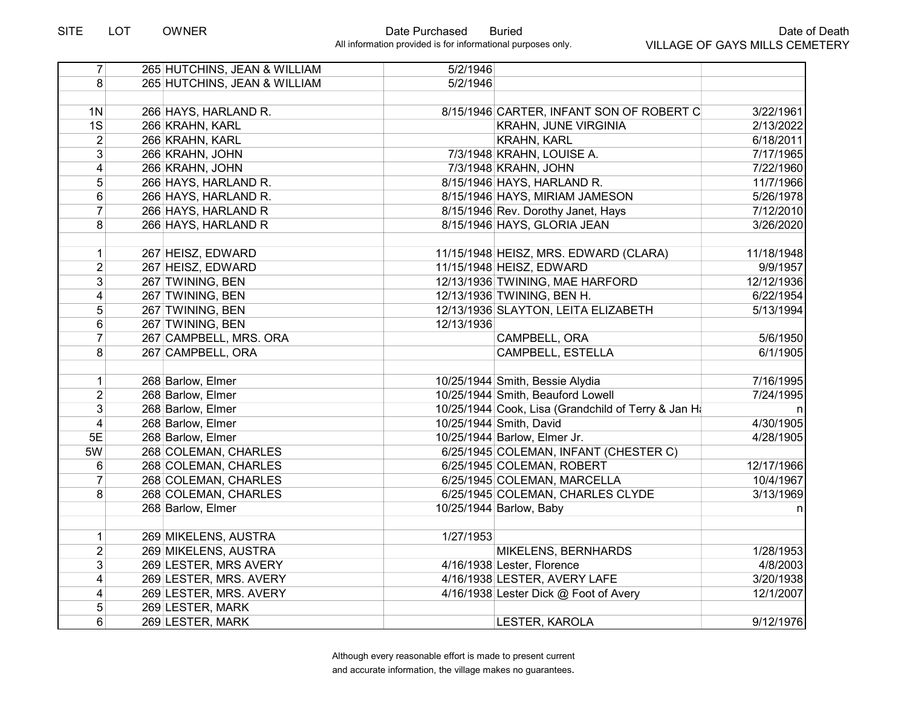| SITE | LOT | OWNER | Date Purchased | Buried | Date of Death |
|---|---|---|---|---|---|
| 7 | 265 | HUTCHINS, JEAN & WILLIAM | 5/2/1946 | | |
| 8 | 265 | HUTCHINS, JEAN & WILLIAM | 5/2/1946 | | |
| | | | | | |
| 1N | 266 | HAYS, HARLAND R. | 8/15/1946 | CARTER, INFANT SON OF ROBERT C | 3/22/1961 |
| 1S | 266 | KRAHN, KARL | | KRAHN, JUNE VIRGINIA | 2/13/2022 |
| 2 | 266 | KRAHN, KARL | | KRAHN, KARL | 6/18/2011 |
| 3 | 266 | KRAHN, JOHN | 7/3/1948 | KRAHN, LOUISE A. | 7/17/1965 |
| 4 | 266 | KRAHN, JOHN | 7/3/1948 | KRAHN, JOHN | 7/22/1960 |
| 5 | 266 | HAYS, HARLAND R. | 8/15/1946 | HAYS, HARLAND R. | 11/7/1966 |
| 6 | 266 | HAYS, HARLAND R. | 8/15/1946 | HAYS, MIRIAM JAMESON | 5/26/1978 |
| 7 | 266 | HAYS, HARLAND R | 8/15/1946 | Rev. Dorothy Janet, Hays | 7/12/2010 |
| 8 | 266 | HAYS, HARLAND R | 8/15/1946 | HAYS, GLORIA JEAN | 3/26/2020 |
| | | | | | |
| 1 | 267 | HEISZ, EDWARD | 11/15/1948 | HEISZ, MRS. EDWARD (CLARA) | 11/18/1948 |
| 2 | 267 | HEISZ, EDWARD | 11/15/1948 | HEISZ, EDWARD | 9/9/1957 |
| 3 | 267 | TWINING, BEN | 12/13/1936 | TWINING, MAE HARFORD | 12/12/1936 |
| 4 | 267 | TWINING, BEN | 12/13/1936 | TWINING, BEN H. | 6/22/1954 |
| 5 | 267 | TWINING, BEN | 12/13/1936 | SLAYTON, LEITA ELIZABETH | 5/13/1994 |
| 6 | 267 | TWINING, BEN | 12/13/1936 | | |
| 7 | 267 | CAMPBELL, MRS. ORA | | CAMPBELL, ORA | 5/6/1950 |
| 8 | 267 | CAMPBELL, ORA | | CAMPBELL, ESTELLA | 6/1/1905 |
| | | | | | |
| 1 | 268 | Barlow, Elmer | 10/25/1944 | Smith, Bessie Alydia | 7/16/1995 |
| 2 | 268 | Barlow, Elmer | 10/25/1944 | Smith, Beauford Lowell | 7/24/1995 |
| 3 | 268 | Barlow, Elmer | 10/25/1944 | Cook, Lisa (Grandchild of Terry & Jan Ha | n |
| 4 | 268 | Barlow, Elmer | 10/25/1944 | Smith, David | 4/30/1905 |
| 5E | 268 | Barlow, Elmer | 10/25/1944 | Barlow, Elmer Jr. | 4/28/1905 |
| 5W | 268 | COLEMAN, CHARLES | 6/25/1945 | COLEMAN, INFANT (CHESTER C) | |
| 6 | 268 | COLEMAN, CHARLES | 6/25/1945 | COLEMAN, ROBERT | 12/17/1966 |
| 7 | 268 | COLEMAN, CHARLES | 6/25/1945 | COLEMAN, MARCELLA | 10/4/1967 |
| 8 | 268 | COLEMAN, CHARLES | 6/25/1945 | COLEMAN, CHARLES CLYDE | 3/13/1969 |
| | 268 | Barlow, Elmer | 10/25/1944 | Barlow, Baby | n |
| | | | | | |
| 1 | 269 | MIKELENS, AUSTRA | 1/27/1953 | | |
| 2 | 269 | MIKELENS, AUSTRA | | MIKELENS, BERNHARDS | 1/28/1953 |
| 3 | 269 | LESTER, MRS AVERY | 4/16/1938 | Lester, Florence | 4/8/2003 |
| 4 | 269 | LESTER, MRS. AVERY | 4/16/1938 | LESTER, AVERY LAFE | 3/20/1938 |
| 4 | 269 | LESTER, MRS. AVERY | 4/16/1938 | Lester Dick @ Foot of Avery | 12/1/2007 |
| 5 | 269 | LESTER, MARK | | | |
| 6 | 269 | LESTER, MARK | | LESTER, KAROLA | 9/12/1976 |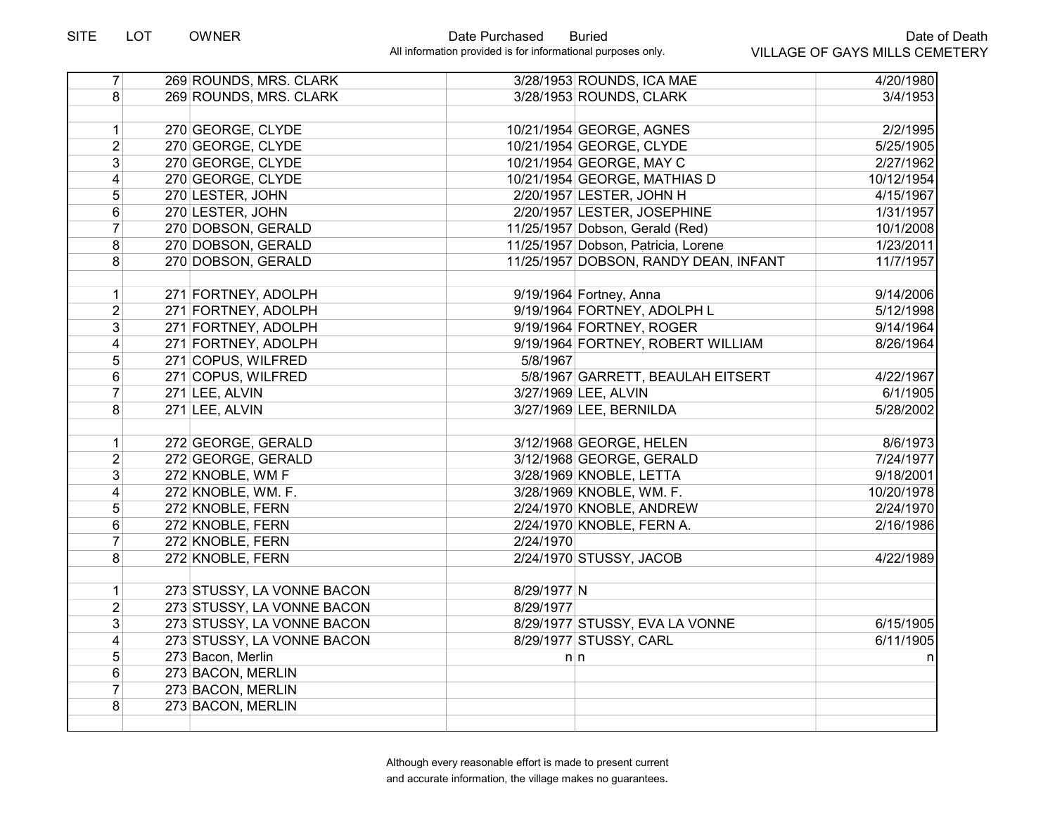| SITE | LOT | OWNER | Date Purchased | Buried | Date of Death |
|---|---|---|---|---|---|
| 7 | 269 | ROUNDS, MRS. CLARK | 3/28/1953 | ROUNDS, ICA MAE | 4/20/1980 |
| 8 | 269 | ROUNDS, MRS. CLARK | 3/28/1953 | ROUNDS, CLARK | 3/4/1953 |
| | | | | | |
| 1 | 270 | GEORGE, CLYDE | 10/21/1954 | GEORGE, AGNES | 2/2/1995 |
| 2 | 270 | GEORGE, CLYDE | 10/21/1954 | GEORGE, CLYDE | 5/25/1905 |
| 3 | 270 | GEORGE, CLYDE | 10/21/1954 | GEORGE, MAY C | 2/27/1962 |
| 4 | 270 | GEORGE, CLYDE | 10/21/1954 | GEORGE, MATHIAS D | 10/12/1954 |
| 5 | 270 | LESTER, JOHN | 2/20/1957 | LESTER, JOHN H | 4/15/1967 |
| 6 | 270 | LESTER, JOHN | 2/20/1957 | LESTER, JOSEPHINE | 1/31/1957 |
| 7 | 270 | DOBSON, GERALD | 11/25/1957 | Dobson, Gerald (Red) | 10/1/2008 |
| 8 | 270 | DOBSON, GERALD | 11/25/1957 | Dobson, Patricia, Lorene | 1/23/2011 |
| 8 | 270 | DOBSON, GERALD | 11/25/1957 | DOBSON, RANDY DEAN, INFANT | 11/7/1957 |
| | | | | | |
| 1 | 271 | FORTNEY, ADOLPH | 9/19/1964 | Fortney, Anna | 9/14/2006 |
| 2 | 271 | FORTNEY, ADOLPH | 9/19/1964 | FORTNEY, ADOLPH L | 5/12/1998 |
| 3 | 271 | FORTNEY, ADOLPH | 9/19/1964 | FORTNEY, ROGER | 9/14/1964 |
| 4 | 271 | FORTNEY, ADOLPH | 9/19/1964 | FORTNEY, ROBERT WILLIAM | 8/26/1964 |
| 5 | 271 | COPUS, WILFRED | 5/8/1967 | | |
| 6 | 271 | COPUS, WILFRED | 5/8/1967 | GARRETT, BEAULAH EITSERT | 4/22/1967 |
| 7 | 271 | LEE, ALVIN | 3/27/1969 | LEE, ALVIN | 6/1/1905 |
| 8 | 271 | LEE, ALVIN | 3/27/1969 | LEE, BERNILDA | 5/28/2002 |
| | | | | | |
| 1 | 272 | GEORGE, GERALD | 3/12/1968 | GEORGE, HELEN | 8/6/1973 |
| 2 | 272 | GEORGE, GERALD | 3/12/1968 | GEORGE, GERALD | 7/24/1977 |
| 3 | 272 | KNOBLE, WM F | 3/28/1969 | KNOBLE, LETTA | 9/18/2001 |
| 4 | 272 | KNOBLE, WM. F. | 3/28/1969 | KNOBLE, WM. F. | 10/20/1978 |
| 5 | 272 | KNOBLE, FERN | 2/24/1970 | KNOBLE, ANDREW | 2/24/1970 |
| 6 | 272 | KNOBLE, FERN | 2/24/1970 | KNOBLE, FERN A. | 2/16/1986 |
| 7 | 272 | KNOBLE, FERN | 2/24/1970 | | |
| 8 | 272 | KNOBLE, FERN | 2/24/1970 | STUSSY, JACOB | 4/22/1989 |
| | | | | | |
| 1 | 273 | STUSSY, LA VONNE BACON | 8/29/1977 | N | |
| 2 | 273 | STUSSY, LA VONNE BACON | 8/29/1977 | | |
| 3 | 273 | STUSSY, LA VONNE BACON | 8/29/1977 | STUSSY, EVA LA VONNE | 6/15/1905 |
| 4 | 273 | STUSSY, LA VONNE BACON | 8/29/1977 | STUSSY, CARL | 6/11/1905 |
| 5 | 273 | Bacon, Merlin | n | n | n |
| 6 | 273 | BACON, MERLIN | | | |
| 7 | 273 | BACON, MERLIN | | | |
| 8 | 273 | BACON, MERLIN | | | |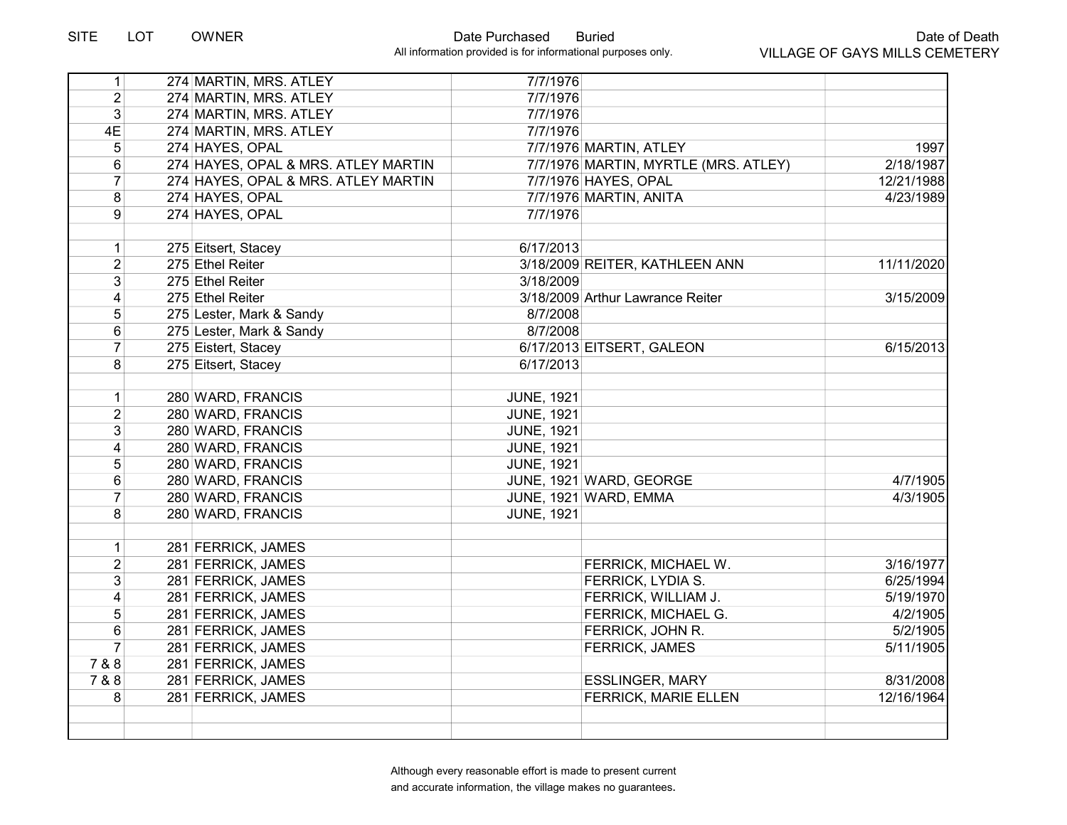All information provided is for informational purposes only.

VILLAGE OF GAYS MILLS CEMETERY

| SITE | LOT | OWNER | Date Purchased | Buried | Date of Death |
|---|---|---|---|---|---|
| 1 | 274 | MARTIN, MRS. ATLEY | 7/7/1976 | | |
| 2 | 274 | MARTIN, MRS. ATLEY | 7/7/1976 | | |
| 3 | 274 | MARTIN, MRS. ATLEY | 7/7/1976 | | |
| 4E | 274 | MARTIN, MRS. ATLEY | 7/7/1976 | | |
| 5 | 274 | HAYES, OPAL | 7/7/1976 | MARTIN, ATLEY | 1997 |
| 6 | 274 | HAYES, OPAL & MRS. ATLEY MARTIN | 7/7/1976 | MARTIN, MYRTLE (MRS. ATLEY) | 2/18/1987 |
| 7 | 274 | HAYES, OPAL & MRS. ATLEY MARTIN | 7/7/1976 | HAYES, OPAL | 12/21/1988 |
| 8 | 274 | HAYES, OPAL | 7/7/1976 | MARTIN, ANITA | 4/23/1989 |
| 9 | 274 | HAYES, OPAL | 7/7/1976 | | |
| | | | | | |
| 1 | 275 | Eitsert, Stacey | 6/17/2013 | | |
| 2 | 275 | Ethel Reiter | 3/18/2009 | REITER, KATHLEEN ANN | 11/11/2020 |
| 3 | 275 | Ethel Reiter | 3/18/2009 | | |
| 4 | 275 | Ethel Reiter | 3/18/2009 | Arthur Lawrance Reiter | 3/15/2009 |
| 5 | 275 | Lester, Mark & Sandy | 8/7/2008 | | |
| 6 | 275 | Lester, Mark & Sandy | 8/7/2008 | | |
| 7 | 275 | Eistert, Stacey | 6/17/2013 | EITSERT, GALEON | 6/15/2013 |
| 8 | 275 | Eitsert, Stacey | 6/17/2013 | | |
| | | | | | |
| 1 | 280 | WARD, FRANCIS | JUNE, 1921 | | |
| 2 | 280 | WARD, FRANCIS | JUNE, 1921 | | |
| 3 | 280 | WARD, FRANCIS | JUNE, 1921 | | |
| 4 | 280 | WARD, FRANCIS | JUNE, 1921 | | |
| 5 | 280 | WARD, FRANCIS | JUNE, 1921 | | |
| 6 | 280 | WARD, FRANCIS | JUNE, 1921 | WARD, GEORGE | 4/7/1905 |
| 7 | 280 | WARD, FRANCIS | JUNE, 1921 | WARD, EMMA | 4/3/1905 |
| 8 | 280 | WARD, FRANCIS | JUNE, 1921 | | |
| | | | | | |
| 1 | 281 | FERRICK, JAMES | | | |
| 2 | 281 | FERRICK, JAMES | | FERRICK, MICHAEL W. | 3/16/1977 |
| 3 | 281 | FERRICK, JAMES | | FERRICK, LYDIA S. | 6/25/1994 |
| 4 | 281 | FERRICK, JAMES | | FERRICK, WILLIAM J. | 5/19/1970 |
| 5 | 281 | FERRICK, JAMES | | FERRICK, MICHAEL G. | 4/2/1905 |
| 6 | 281 | FERRICK, JAMES | | FERRICK, JOHN R. | 5/2/1905 |
| 7 | 281 | FERRICK, JAMES | | FERRICK, JAMES | 5/11/1905 |
| 7 & 8 | 281 | FERRICK, JAMES | | | |
| 7 & 8 | 281 | FERRICK, JAMES | | ESSLINGER, MARY | 8/31/2008 |
| 8 | 281 | FERRICK, JAMES | | FERRICK, MARIE ELLEN | 12/16/1964 |

Although every reasonable effort is made to present current and accurate information, the village makes no guarantees.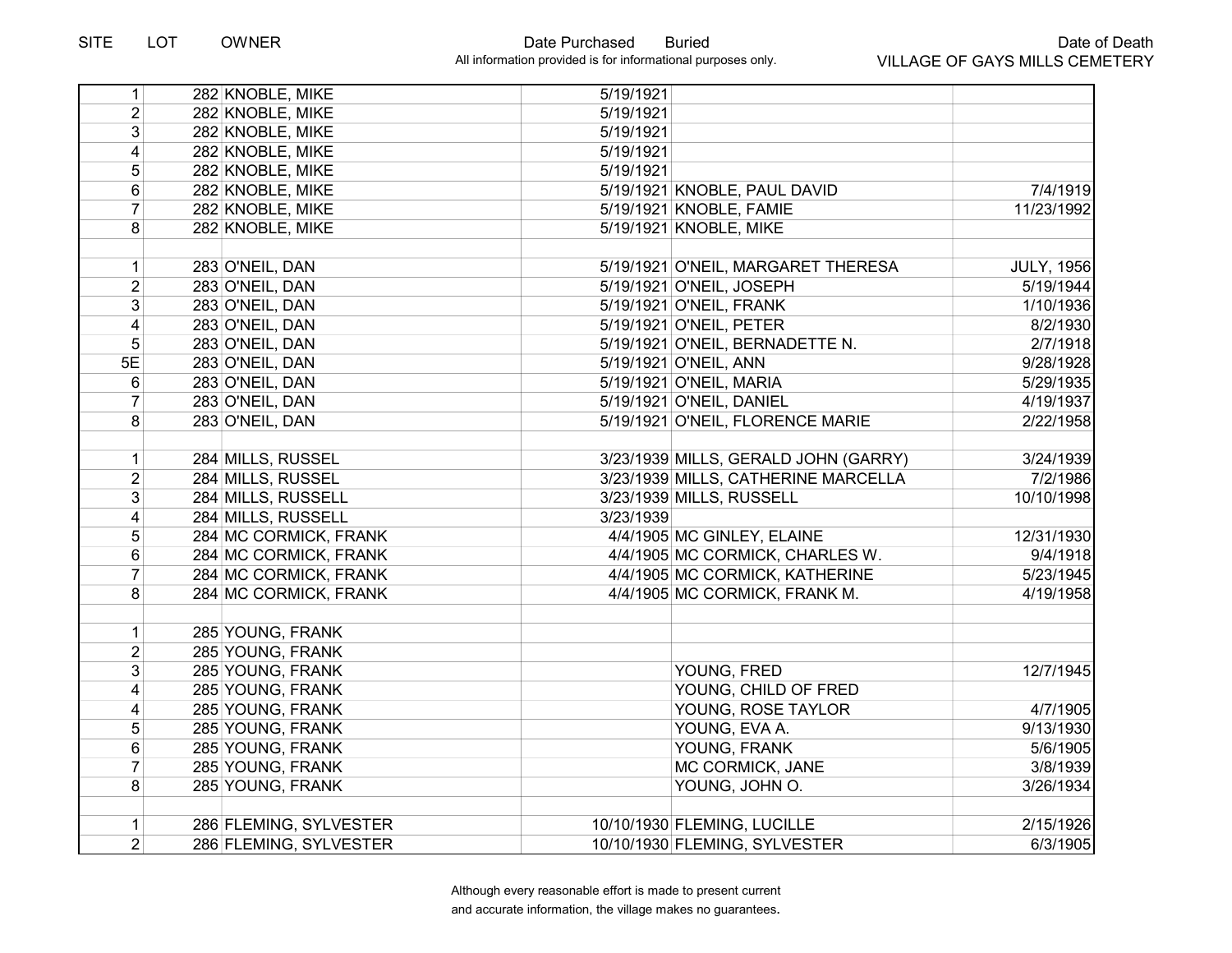| SITE | LOT | OWNER | Date Purchased | Buried | Date of Death |
|---|---|---|---|---|---|
| 1 | 282 | KNOBLE, MIKE | 5/19/1921 | | |
| 2 | 282 | KNOBLE, MIKE | 5/19/1921 | | |
| 3 | 282 | KNOBLE, MIKE | 5/19/1921 | | |
| 4 | 282 | KNOBLE, MIKE | 5/19/1921 | | |
| 5 | 282 | KNOBLE, MIKE | 5/19/1921 | | |
| 6 | 282 | KNOBLE, MIKE | 5/19/1921 | KNOBLE, PAUL DAVID | 7/4/1919 |
| 7 | 282 | KNOBLE, MIKE | 5/19/1921 | KNOBLE, FAMIE | 11/23/1992 |
| 8 | 282 | KNOBLE, MIKE | 5/19/1921 | KNOBLE, MIKE | |
| | | | | | |
| 1 | 283 | O'NEIL, DAN | 5/19/1921 | O'NEIL, MARGARET THERESA | JULY, 1956 |
| 2 | 283 | O'NEIL, DAN | 5/19/1921 | O'NEIL, JOSEPH | 5/19/1944 |
| 3 | 283 | O'NEIL, DAN | 5/19/1921 | O'NEIL, FRANK | 1/10/1936 |
| 4 | 283 | O'NEIL, DAN | 5/19/1921 | O'NEIL, PETER | 8/2/1930 |
| 5 | 283 | O'NEIL, DAN | 5/19/1921 | O'NEIL, BERNADETTE N. | 2/7/1918 |
| 5E | 283 | O'NEIL, DAN | 5/19/1921 | O'NEIL, ANN | 9/28/1928 |
| 6 | 283 | O'NEIL, DAN | 5/19/1921 | O'NEIL, MARIA | 5/29/1935 |
| 7 | 283 | O'NEIL, DAN | 5/19/1921 | O'NEIL, DANIEL | 4/19/1937 |
| 8 | 283 | O'NEIL, DAN | 5/19/1921 | O'NEIL, FLORENCE MARIE | 2/22/1958 |
| | | | | | |
| 1 | 284 | MILLS, RUSSEL | 3/23/1939 | MILLS, GERALD JOHN (GARRY) | 3/24/1939 |
| 2 | 284 | MILLS, RUSSEL | 3/23/1939 | MILLS, CATHERINE MARCELLA | 7/2/1986 |
| 3 | 284 | MILLS, RUSSELL | 3/23/1939 | MILLS, RUSSELL | 10/10/1998 |
| 4 | 284 | MILLS, RUSSELL | 3/23/1939 | | |
| 5 | 284 | MC CORMICK, FRANK | 4/4/1905 | MC GINLEY, ELAINE | 12/31/1930 |
| 6 | 284 | MC CORMICK, FRANK | 4/4/1905 | MC CORMICK, CHARLES W. | 9/4/1918 |
| 7 | 284 | MC CORMICK, FRANK | 4/4/1905 | MC CORMICK, KATHERINE | 5/23/1945 |
| 8 | 284 | MC CORMICK, FRANK | 4/4/1905 | MC CORMICK, FRANK M. | 4/19/1958 |
| | | | | | |
| 1 | 285 | YOUNG, FRANK | | | |
| 2 | 285 | YOUNG, FRANK | | | |
| 3 | 285 | YOUNG, FRANK | | YOUNG, FRED | 12/7/1945 |
| 4 | 285 | YOUNG, FRANK | | YOUNG, CHILD OF FRED | |
| 4 | 285 | YOUNG, FRANK | | YOUNG, ROSE TAYLOR | 4/7/1905 |
| 5 | 285 | YOUNG, FRANK | | YOUNG, EVA A. | 9/13/1930 |
| 6 | 285 | YOUNG, FRANK | | YOUNG, FRANK | 5/6/1905 |
| 7 | 285 | YOUNG, FRANK | | MC CORMICK, JANE | 3/8/1939 |
| 8 | 285 | YOUNG, FRANK | | YOUNG, JOHN O. | 3/26/1934 |
| | | | | | |
| 1 | 286 | FLEMING, SYLVESTER | 10/10/1930 | FLEMING, LUCILLE | 2/15/1926 |
| 2 | 286 | FLEMING, SYLVESTER | 10/10/1930 | FLEMING, SYLVESTER | 6/3/1905 |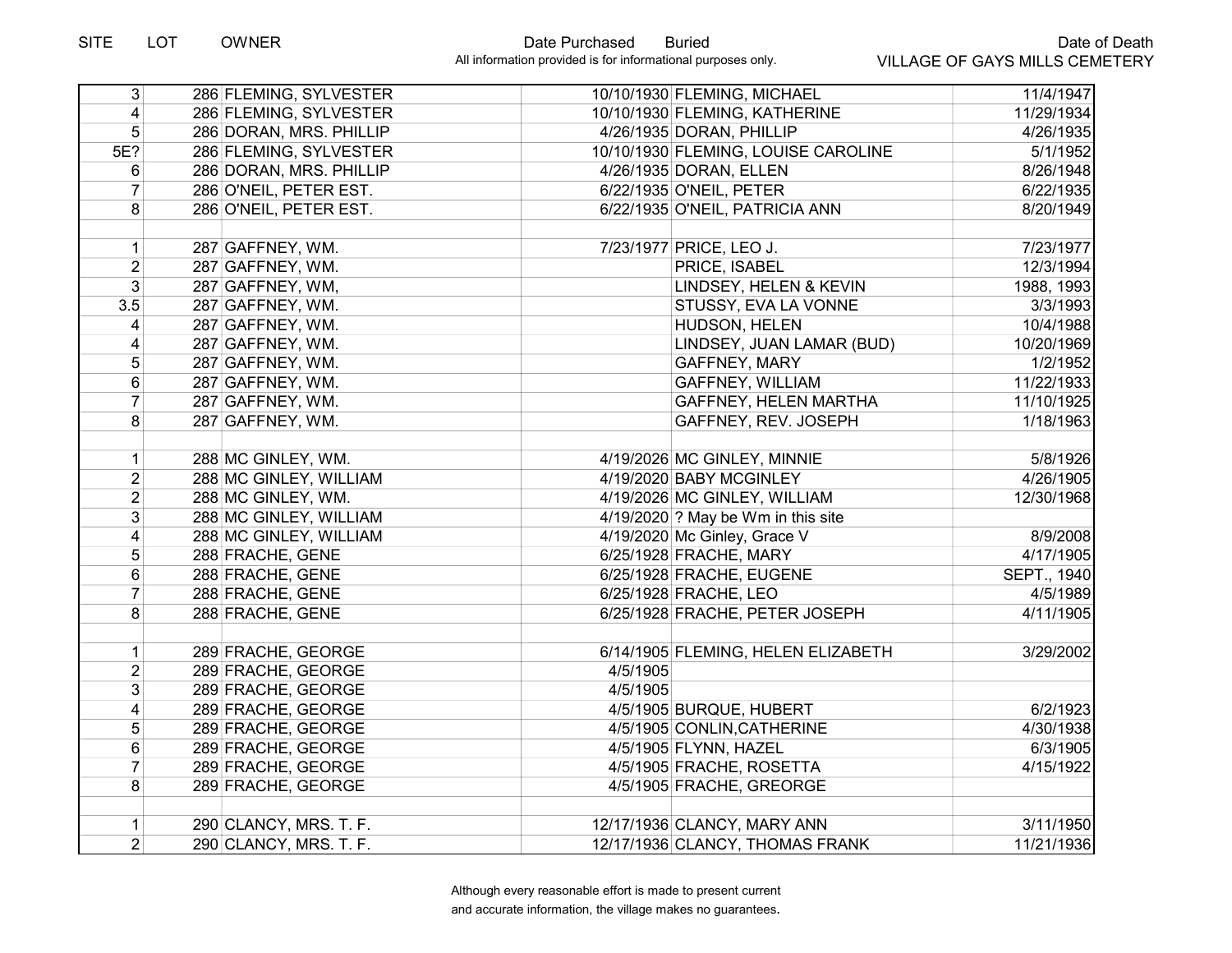| SITE | LOT | OWNER | Date Purchased | Buried | Date of Death |
|---|---|---|---|---|---|
| 3 | 286 | FLEMING, SYLVESTER | 10/10/1930 | FLEMING, MICHAEL | 11/4/1947 |
| 4 | 286 | FLEMING, SYLVESTER | 10/10/1930 | FLEMING, KATHERINE | 11/29/1934 |
| 5 | 286 | DORAN, MRS. PHILLIP | 4/26/1935 | DORAN, PHILLIP | 4/26/1935 |
| 5E? | 286 | FLEMING, SYLVESTER | 10/10/1930 | FLEMING, LOUISE CAROLINE | 5/1/1952 |
| 6 | 286 | DORAN, MRS. PHILLIP | 4/26/1935 | DORAN, ELLEN | 8/26/1948 |
| 7 | 286 | O'NEIL, PETER EST. | 6/22/1935 | O'NEIL, PETER | 6/22/1935 |
| 8 | 286 | O'NEIL, PETER EST. | 6/22/1935 | O'NEIL, PATRICIA ANN | 8/20/1949 |
| | | | | | |
| 1 | 287 | GAFFNEY, WM. | 7/23/1977 | PRICE, LEO J. | 7/23/1977 |
| 2 | 287 | GAFFNEY, WM. | | PRICE, ISABEL | 12/3/1994 |
| 3 | 287 | GAFFNEY, WM, | | LINDSEY, HELEN & KEVIN | 1988, 1993 |
| 3.5 | 287 | GAFFNEY, WM. | | STUSSY, EVA LA VONNE | 3/3/1993 |
| 4 | 287 | GAFFNEY, WM. | | HUDSON, HELEN | 10/4/1988 |
| 4 | 287 | GAFFNEY, WM. | | LINDSEY, JUAN LAMAR (BUD) | 10/20/1969 |
| 5 | 287 | GAFFNEY, WM. | | GAFFNEY, MARY | 1/2/1952 |
| 6 | 287 | GAFFNEY, WM. | | GAFFNEY, WILLIAM | 11/22/1933 |
| 7 | 287 | GAFFNEY, WM. | | GAFFNEY, HELEN MARTHA | 11/10/1925 |
| 8 | 287 | GAFFNEY, WM. | | GAFFNEY, REV. JOSEPH | 1/18/1963 |
| | | | | | |
| 1 | 288 | MC GINLEY, WM. | 4/19/2026 | MC GINLEY, MINNIE | 5/8/1926 |
| 2 | 288 | MC GINLEY, WILLIAM | 4/19/2020 | BABY MCGINLEY | 4/26/1905 |
| 2 | 288 | MC GINLEY, WM. | 4/19/2026 | MC GINLEY, WILLIAM | 12/30/1968 |
| 3 | 288 | MC GINLEY, WILLIAM | 4/19/2020 | ? May be Wm in this site | |
| 4 | 288 | MC GINLEY, WILLIAM | 4/19/2020 | Mc Ginley, Grace V | 8/9/2008 |
| 5 | 288 | FRACHE, GENE | 6/25/1928 | FRACHE, MARY | 4/17/1905 |
| 6 | 288 | FRACHE, GENE | 6/25/1928 | FRACHE, EUGENE | SEPT., 1940 |
| 7 | 288 | FRACHE, GENE | 6/25/1928 | FRACHE, LEO | 4/5/1989 |
| 8 | 288 | FRACHE, GENE | 6/25/1928 | FRACHE, PETER JOSEPH | 4/11/1905 |
| | | | | | |
| 1 | 289 | FRACHE, GEORGE | 6/14/1905 | FLEMING, HELEN ELIZABETH | 3/29/2002 |
| 2 | 289 | FRACHE, GEORGE | 4/5/1905 | | |
| 3 | 289 | FRACHE, GEORGE | 4/5/1905 | | |
| 4 | 289 | FRACHE, GEORGE | 4/5/1905 | BURQUE, HUBERT | 6/2/1923 |
| 5 | 289 | FRACHE, GEORGE | 4/5/1905 | CONLIN,CATHERINE | 4/30/1938 |
| 6 | 289 | FRACHE, GEORGE | 4/5/1905 | FLYNN, HAZEL | 6/3/1905 |
| 7 | 289 | FRACHE, GEORGE | 4/5/1905 | FRACHE, ROSETTA | 4/15/1922 |
| 8 | 289 | FRACHE, GEORGE | 4/5/1905 | FRACHE, GREORGE | |
| | | | | | |
| 1 | 290 | CLANCY, MRS. T. F. | 12/17/1936 | CLANCY, MARY ANN | 3/11/1950 |
| 2 | 290 | CLANCY, MRS. T. F. | 12/17/1936 | CLANCY, THOMAS FRANK | 11/21/1936 |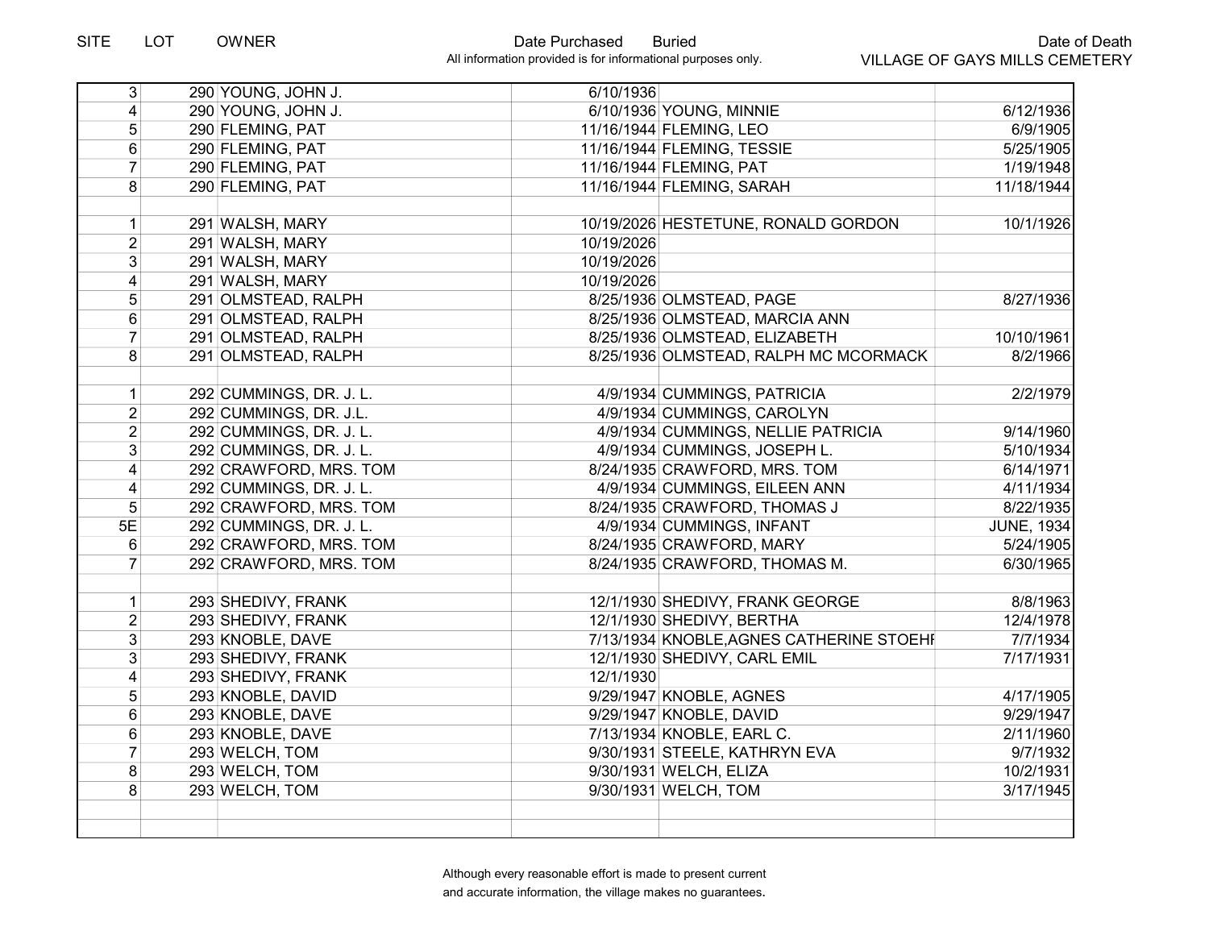| SITE | LOT | OWNER | Date Purchased | Buried | Date of Death |
|---|---|---|---|---|---|
| 3 | 290 | YOUNG, JOHN J. | 6/10/1936 | | |
| 4 | 290 | YOUNG, JOHN J. | 6/10/1936 | YOUNG, MINNIE | 6/12/1936 |
| 5 | 290 | FLEMING, PAT | 11/16/1944 | FLEMING, LEO | 6/9/1905 |
| 6 | 290 | FLEMING, PAT | 11/16/1944 | FLEMING, TESSIE | 5/25/1905 |
| 7 | 290 | FLEMING, PAT | 11/16/1944 | FLEMING, PAT | 1/19/1948 |
| 8 | 290 | FLEMING, PAT | 11/16/1944 | FLEMING, SARAH | 11/18/1944 |
| | | | | | |
| 1 | 291 | WALSH, MARY | 10/19/2026 | HESTETUNE, RONALD GORDON | 10/1/1926 |
| 2 | 291 | WALSH, MARY | 10/19/2026 | | |
| 3 | 291 | WALSH, MARY | 10/19/2026 | | |
| 4 | 291 | WALSH, MARY | 10/19/2026 | | |
| 5 | 291 | OLMSTEAD, RALPH | 8/25/1936 | OLMSTEAD, PAGE | 8/27/1936 |
| 6 | 291 | OLMSTEAD, RALPH | 8/25/1936 | OLMSTEAD, MARCIA ANN | |
| 7 | 291 | OLMSTEAD, RALPH | 8/25/1936 | OLMSTEAD, ELIZABETH | 10/10/1961 |
| 8 | 291 | OLMSTEAD, RALPH | 8/25/1936 | OLMSTEAD, RALPH MC MCORMACK | 8/2/1966 |
| | | | | | |
| 1 | 292 | CUMMINGS, DR. J. L. | 4/9/1934 | CUMMINGS, PATRICIA | 2/2/1979 |
| 2 | 292 | CUMMINGS, DR. J.L. | 4/9/1934 | CUMMINGS, CAROLYN | |
| 2 | 292 | CUMMINGS, DR. J. L. | 4/9/1934 | CUMMINGS, NELLIE PATRICIA | 9/14/1960 |
| 3 | 292 | CUMMINGS, DR. J. L. | 4/9/1934 | CUMMINGS, JOSEPH L. | 5/10/1934 |
| 4 | 292 | CRAWFORD, MRS. TOM | 8/24/1935 | CRAWFORD, MRS. TOM | 6/14/1971 |
| 4 | 292 | CUMMINGS, DR. J. L. | 4/9/1934 | CUMMINGS, EILEEN ANN | 4/11/1934 |
| 5 | 292 | CRAWFORD, MRS. TOM | 8/24/1935 | CRAWFORD, THOMAS J | 8/22/1935 |
| 5E | 292 | CUMMINGS, DR. J. L. | 4/9/1934 | CUMMINGS, INFANT | JUNE, 1934 |
| 6 | 292 | CRAWFORD, MRS. TOM | 8/24/1935 | CRAWFORD, MARY | 5/24/1905 |
| 7 | 292 | CRAWFORD, MRS. TOM | 8/24/1935 | CRAWFORD, THOMAS M. | 6/30/1965 |
| | | | | | |
| 1 | 293 | SHEDIVY, FRANK | 12/1/1930 | SHEDIVY, FRANK GEORGE | 8/8/1963 |
| 2 | 293 | SHEDIVY, FRANK | 12/1/1930 | SHEDIVY, BERTHA | 12/4/1978 |
| 3 | 293 | KNOBLE, DAVE | 7/13/1934 | KNOBLE,AGNES CATHERINE STOEHI | 7/7/1934 |
| 3 | 293 | SHEDIVY, FRANK | 12/1/1930 | SHEDIVY, CARL EMIL | 7/17/1931 |
| 4 | 293 | SHEDIVY, FRANK | 12/1/1930 | | |
| 5 | 293 | KNOBLE, DAVID | 9/29/1947 | KNOBLE, AGNES | 4/17/1905 |
| 6 | 293 | KNOBLE, DAVE | 9/29/1947 | KNOBLE, DAVID | 9/29/1947 |
| 6 | 293 | KNOBLE, DAVE | 7/13/1934 | KNOBLE, EARL C. | 2/11/1960 |
| 7 | 293 | WELCH, TOM | 9/30/1931 | STEELE, KATHRYN EVA | 9/7/1932 |
| 8 | 293 | WELCH, TOM | 9/30/1931 | WELCH, ELIZA | 10/2/1931 |
| 8 | 293 | WELCH, TOM | 9/30/1931 | WELCH, TOM | 3/17/1945 |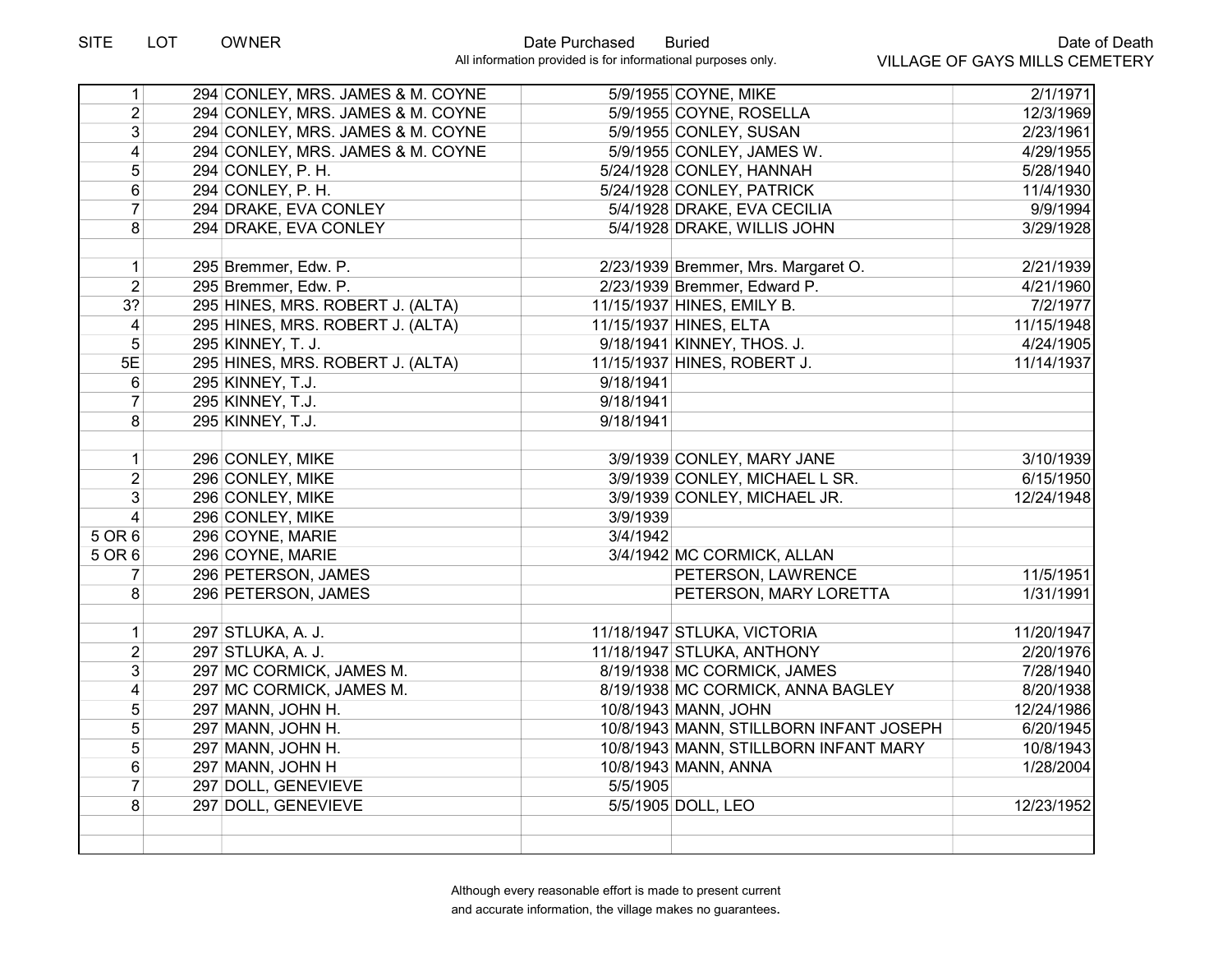| SITE | LOT | OWNER | Date Purchased | Buried | Date of Death |
|---|---|---|---|---|---|
| 1 | 294 | CONLEY, MRS. JAMES & M. COYNE | 5/9/1955 | COYNE, MIKE | 2/1/1971 |
| 2 | 294 | CONLEY, MRS. JAMES & M. COYNE | 5/9/1955 | COYNE, ROSELLA | 12/3/1969 |
| 3 | 294 | CONLEY, MRS. JAMES & M. COYNE | 5/9/1955 | CONLEY, SUSAN | 2/23/1961 |
| 4 | 294 | CONLEY, MRS. JAMES & M. COYNE | 5/9/1955 | CONLEY, JAMES W. | 4/29/1955 |
| 5 | 294 | CONLEY, P. H. | 5/24/1928 | CONLEY, HANNAH | 5/28/1940 |
| 6 | 294 | CONLEY, P. H. | 5/24/1928 | CONLEY, PATRICK | 11/4/1930 |
| 7 | 294 | DRAKE, EVA CONLEY | 5/4/1928 | DRAKE, EVA CECILIA | 9/9/1994 |
| 8 | 294 | DRAKE, EVA CONLEY | 5/4/1928 | DRAKE, WILLIS JOHN | 3/29/1928 |
| | | | | | |
| 1 | 295 | Bremmer, Edw. P. | 2/23/1939 | Bremmer, Mrs. Margaret O. | 2/21/1939 |
| 2 | 295 | Bremmer, Edw. P. | 2/23/1939 | Bremmer, Edward P. | 4/21/1960 |
| 3? | 295 | HINES, MRS. ROBERT J. (ALTA) | 11/15/1937 | HINES, EMILY B. | 7/2/1977 |
| 4 | 295 | HINES, MRS. ROBERT J. (ALTA) | 11/15/1937 | HINES, ELTA | 11/15/1948 |
| 5 | 295 | KINNEY, T. J. | 9/18/1941 | KINNEY, THOS. J. | 4/24/1905 |
| 5E | 295 | HINES, MRS. ROBERT J. (ALTA) | 11/15/1937 | HINES, ROBERT J. | 11/14/1937 |
| 6 | 295 | KINNEY, T.J. | 9/18/1941 | | |
| 7 | 295 | KINNEY, T.J. | 9/18/1941 | | |
| 8 | 295 | KINNEY, T.J. | 9/18/1941 | | |
| | | | | | |
| 1 | 296 | CONLEY, MIKE | 3/9/1939 | CONLEY, MARY JANE | 3/10/1939 |
| 2 | 296 | CONLEY, MIKE | 3/9/1939 | CONLEY, MICHAEL L SR. | 6/15/1950 |
| 3 | 296 | CONLEY, MIKE | 3/9/1939 | CONLEY, MICHAEL JR. | 12/24/1948 |
| 4 | 296 | CONLEY, MIKE | 3/9/1939 | | |
| 5 OR 6 | 296 | COYNE, MARIE | 3/4/1942 | | |
| 5 OR 6 | 296 | COYNE, MARIE | 3/4/1942 | MC CORMICK, ALLAN | |
| 7 | 296 | PETERSON, JAMES | | PETERSON, LAWRENCE | 11/5/1951 |
| 8 | 296 | PETERSON, JAMES | | PETERSON, MARY LORETTA | 1/31/1991 |
| | | | | | |
| 1 | 297 | STLUKA, A. J. | 11/18/1947 | STLUKA, VICTORIA | 11/20/1947 |
| 2 | 297 | STLUKA, A. J. | 11/18/1947 | STLUKA, ANTHONY | 2/20/1976 |
| 3 | 297 | MC CORMICK, JAMES M. | 8/19/1938 | MC CORMICK, JAMES | 7/28/1940 |
| 4 | 297 | MC CORMICK, JAMES M. | 8/19/1938 | MC CORMICK, ANNA BAGLEY | 8/20/1938 |
| 5 | 297 | MANN, JOHN H. | 10/8/1943 | MANN, JOHN | 12/24/1986 |
| 5 | 297 | MANN, JOHN H. | 10/8/1943 | MANN, STILLBORN INFANT JOSEPH | 6/20/1945 |
| 5 | 297 | MANN, JOHN H. | 10/8/1943 | MANN, STILLBORN INFANT MARY | 10/8/1943 |
| 6 | 297 | MANN, JOHN H | 10/8/1943 | MANN, ANNA | 1/28/2004 |
| 7 | 297 | DOLL, GENEVIEVE | 5/5/1905 | | |
| 8 | 297 | DOLL, GENEVIEVE | 5/5/1905 | DOLL, LEO | 12/23/1952 |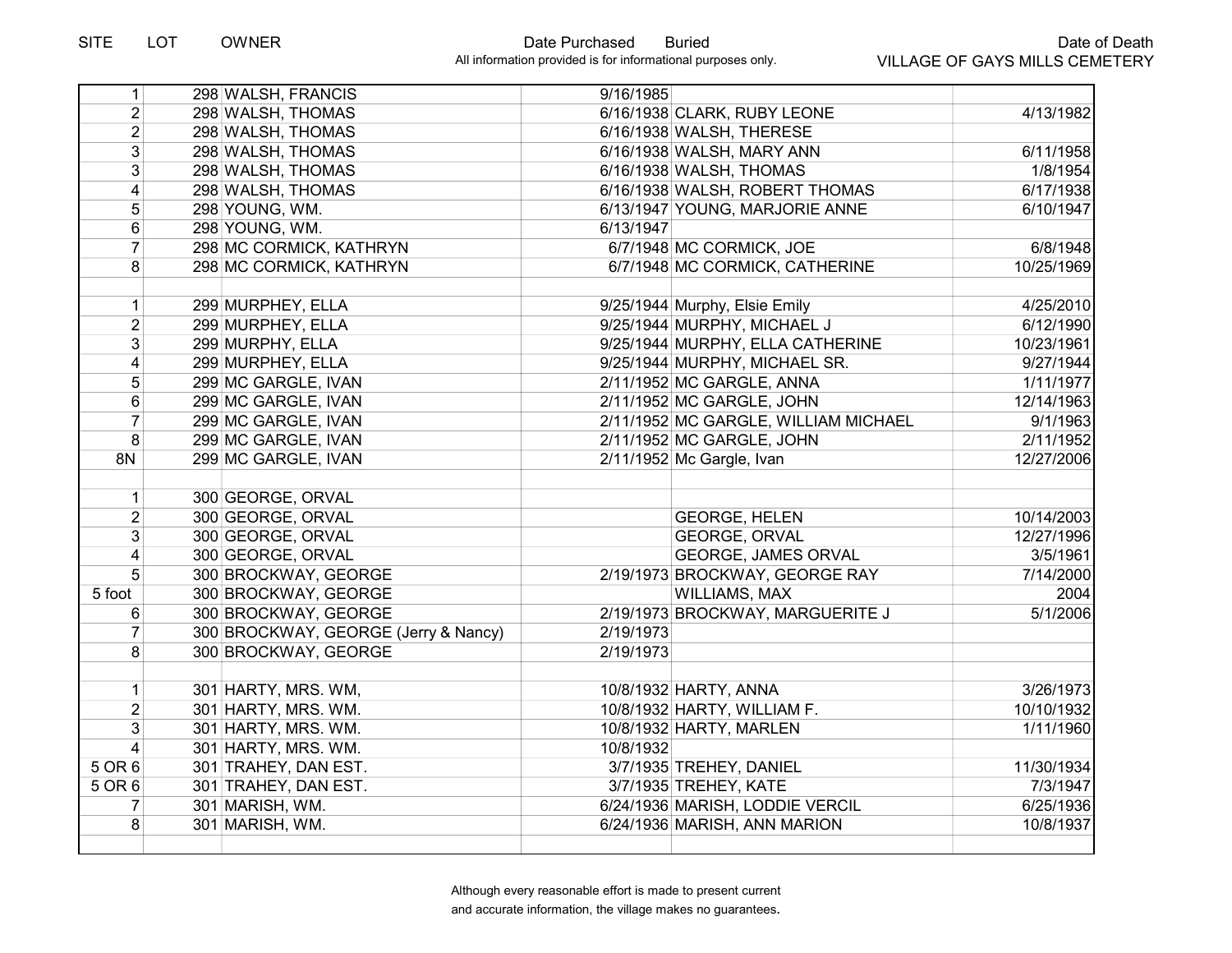| SITE | LOT | OWNER | Date Purchased | Buried | Date of Death |
|---|---|---|---|---|---|
| 1 | 298 | WALSH, FRANCIS | 9/16/1985 | | |
| 2 | 298 | WALSH, THOMAS | 6/16/1938 | CLARK, RUBY LEONE | 4/13/1982 |
| 2 | 298 | WALSH, THOMAS | 6/16/1938 | WALSH, THERESE | |
| 3 | 298 | WALSH, THOMAS | 6/16/1938 | WALSH, MARY ANN | 6/11/1958 |
| 3 | 298 | WALSH, THOMAS | 6/16/1938 | WALSH, THOMAS | 1/8/1954 |
| 4 | 298 | WALSH, THOMAS | 6/16/1938 | WALSH, ROBERT THOMAS | 6/17/1938 |
| 5 | 298 | YOUNG, WM. | 6/13/1947 | YOUNG, MARJORIE ANNE | 6/10/1947 |
| 6 | 298 | YOUNG, WM. | 6/13/1947 | | |
| 7 | 298 | MC CORMICK, KATHRYN | 6/7/1948 | MC CORMICK, JOE | 6/8/1948 |
| 8 | 298 | MC CORMICK, KATHRYN | 6/7/1948 | MC CORMICK, CATHERINE | 10/25/1969 |
| | | | | | |
| 1 | 299 | MURPHEY, ELLA | 9/25/1944 | Murphy, Elsie Emily | 4/25/2010 |
| 2 | 299 | MURPHEY, ELLA | 9/25/1944 | MURPHY, MICHAEL J | 6/12/1990 |
| 3 | 299 | MURPHY, ELLA | 9/25/1944 | MURPHY, ELLA CATHERINE | 10/23/1961 |
| 4 | 299 | MURPHEY, ELLA | 9/25/1944 | MURPHY, MICHAEL SR. | 9/27/1944 |
| 5 | 299 | MC GARGLE, IVAN | 2/11/1952 | MC GARGLE, ANNA | 1/11/1977 |
| 6 | 299 | MC GARGLE, IVAN | 2/11/1952 | MC GARGLE, JOHN | 12/14/1963 |
| 7 | 299 | MC GARGLE, IVAN | 2/11/1952 | MC GARGLE, WILLIAM MICHAEL | 9/1/1963 |
| 8 | 299 | MC GARGLE, IVAN | 2/11/1952 | MC GARGLE, JOHN | 2/11/1952 |
| 8N | 299 | MC GARGLE, IVAN | 2/11/1952 | Mc Gargle, Ivan | 12/27/2006 |
| | | | | | |
| 1 | 300 | GEORGE, ORVAL | | | |
| 2 | 300 | GEORGE, ORVAL | | GEORGE, HELEN | 10/14/2003 |
| 3 | 300 | GEORGE, ORVAL | | GEORGE, ORVAL | 12/27/1996 |
| 4 | 300 | GEORGE, ORVAL | | GEORGE, JAMES ORVAL | 3/5/1961 |
| 5 | 300 | BROCKWAY, GEORGE | 2/19/1973 | BROCKWAY, GEORGE RAY | 7/14/2000 |
| 5 foot | 300 | BROCKWAY, GEORGE | | WILLIAMS, MAX | 2004 |
| 6 | 300 | BROCKWAY, GEORGE | 2/19/1973 | BROCKWAY, MARGUERITE J | 5/1/2006 |
| 7 | 300 | BROCKWAY, GEORGE (Jerry & Nancy) | 2/19/1973 | | |
| 8 | 300 | BROCKWAY, GEORGE | 2/19/1973 | | |
| | | | | | |
| 1 | 301 | HARTY, MRS. WM, | 10/8/1932 | HARTY, ANNA | 3/26/1973 |
| 2 | 301 | HARTY, MRS. WM. | 10/8/1932 | HARTY, WILLIAM F. | 10/10/1932 |
| 3 | 301 | HARTY, MRS. WM. | 10/8/1932 | HARTY, MARLEN | 1/11/1960 |
| 4 | 301 | HARTY, MRS. WM. | 10/8/1932 | | |
| 5 OR 6 | 301 | TRAHEY, DAN EST. | 3/7/1935 | TREHEY, DANIEL | 11/30/1934 |
| 5 OR 6 | 301 | TRAHEY, DAN EST. | 3/7/1935 | TREHEY, KATE | 7/3/1947 |
| 7 | 301 | MARISH, WM. | 6/24/1936 | MARISH, LODDIE VERCIL | 6/25/1936 |
| 8 | 301 | MARISH, WM. | 6/24/1936 | MARISH, ANN MARION | 10/8/1937 |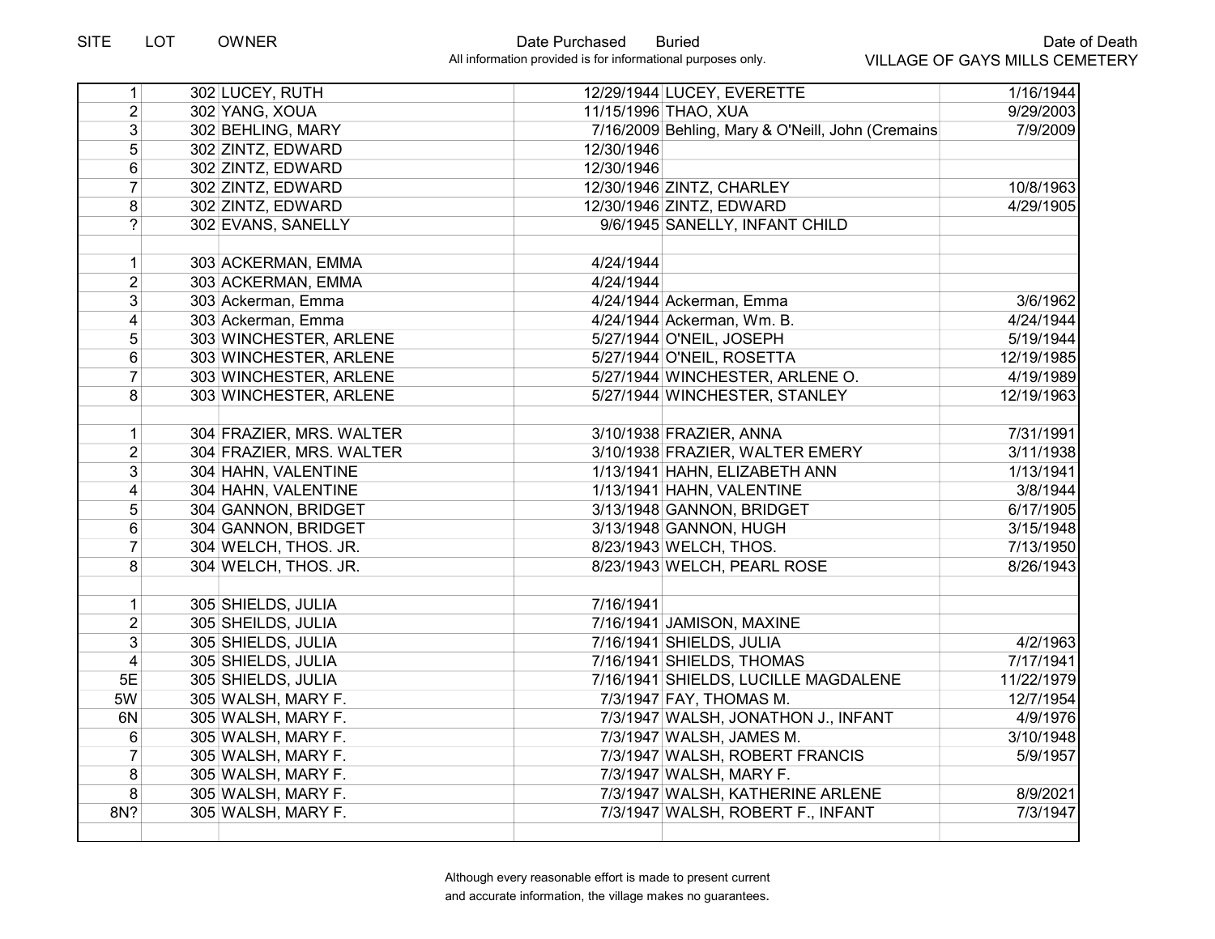| SITE | LOT | OWNER | Date Purchased | Buried | Date of Death |
|---|---|---|---|---|---|
| | | | All information provided is for informational purposes only. | | VILLAGE OF GAYS MILLS CEMETERY |
| 1 | 302 | LUCEY, RUTH | 12/29/1944 | LUCEY, EVERETTE | 1/16/1944 |
| 2 | 302 | YANG, XOUA | 11/15/1996 | THAO, XUA | 9/29/2003 |
| 3 | 302 | BEHLING, MARY | 7/16/2009 | Behling, Mary & O'Neill, John (Cremains | 7/9/2009 |
| 5 | 302 | ZINTZ, EDWARD | 12/30/1946 | | |
| 6 | 302 | ZINTZ, EDWARD | 12/30/1946 | | |
| 7 | 302 | ZINTZ, EDWARD | 12/30/1946 | ZINTZ, CHARLEY | 10/8/1963 |
| 8 | 302 | ZINTZ, EDWARD | 12/30/1946 | ZINTZ, EDWARD | 4/29/1905 |
| ? | 302 | EVANS, SANELLY | 9/6/1945 | SANELLY, INFANT CHILD | |
| | | | | | |
| 1 | 303 | ACKERMAN, EMMA | 4/24/1944 | | |
| 2 | 303 | ACKERMAN, EMMA | 4/24/1944 | | |
| 3 | 303 | Ackerman, Emma | 4/24/1944 | Ackerman, Emma | 3/6/1962 |
| 4 | 303 | Ackerman, Emma | 4/24/1944 | Ackerman, Wm. B. | 4/24/1944 |
| 5 | 303 | WINCHESTER, ARLENE | 5/27/1944 | O'NEIL, JOSEPH | 5/19/1944 |
| 6 | 303 | WINCHESTER, ARLENE | 5/27/1944 | O'NEIL, ROSETTA | 12/19/1985 |
| 7 | 303 | WINCHESTER, ARLENE | 5/27/1944 | WINCHESTER, ARLENE O. | 4/19/1989 |
| 8 | 303 | WINCHESTER, ARLENE | 5/27/1944 | WINCHESTER, STANLEY | 12/19/1963 |
| | | | | | |
| 1 | 304 | FRAZIER, MRS. WALTER | 3/10/1938 | FRAZIER, ANNA | 7/31/1991 |
| 2 | 304 | FRAZIER, MRS. WALTER | 3/10/1938 | FRAZIER, WALTER EMERY | 3/11/1938 |
| 3 | 304 | HAHN, VALENTINE | 1/13/1941 | HAHN, ELIZABETH ANN | 1/13/1941 |
| 4 | 304 | HAHN, VALENTINE | 1/13/1941 | HAHN, VALENTINE | 3/8/1944 |
| 5 | 304 | GANNON, BRIDGET | 3/13/1948 | GANNON, BRIDGET | 6/17/1905 |
| 6 | 304 | GANNON, BRIDGET | 3/13/1948 | GANNON, HUGH | 3/15/1948 |
| 7 | 304 | WELCH, THOS. JR. | 8/23/1943 | WELCH, THOS. | 7/13/1950 |
| 8 | 304 | WELCH, THOS. JR. | 8/23/1943 | WELCH, PEARL ROSE | 8/26/1943 |
| | | | | | |
| 1 | 305 | SHIELDS, JULIA | 7/16/1941 | | |
| 2 | 305 | SHEILDS, JULIA | 7/16/1941 | JAMISON, MAXINE | |
| 3 | 305 | SHIELDS, JULIA | 7/16/1941 | SHIELDS, JULIA | 4/2/1963 |
| 4 | 305 | SHIELDS, JULIA | 7/16/1941 | SHIELDS, THOMAS | 7/17/1941 |
| 5E | 305 | SHIELDS, JULIA | 7/16/1941 | SHIELDS, LUCILLE MAGDALENE | 11/22/1979 |
| 5W | 305 | WALSH, MARY F. | 7/3/1947 | FAY, THOMAS M. | 12/7/1954 |
| 6N | 305 | WALSH, MARY F. | 7/3/1947 | WALSH, JONATHON J., INFANT | 4/9/1976 |
| 6 | 305 | WALSH, MARY F. | 7/3/1947 | WALSH, JAMES M. | 3/10/1948 |
| 7 | 305 | WALSH, MARY F. | 7/3/1947 | WALSH, ROBERT FRANCIS | 5/9/1957 |
| 8 | 305 | WALSH, MARY F. | 7/3/1947 | WALSH, MARY F. | |
| 8 | 305 | WALSH, MARY F. | 7/3/1947 | WALSH, KATHERINE ARLENE | 8/9/2021 |
| 8N? | 305 | WALSH, MARY F. | 7/3/1947 | WALSH, ROBERT F., INFANT | 7/3/1947 |

Although every reasonable effort is made to present current and accurate information, the village makes no guarantees.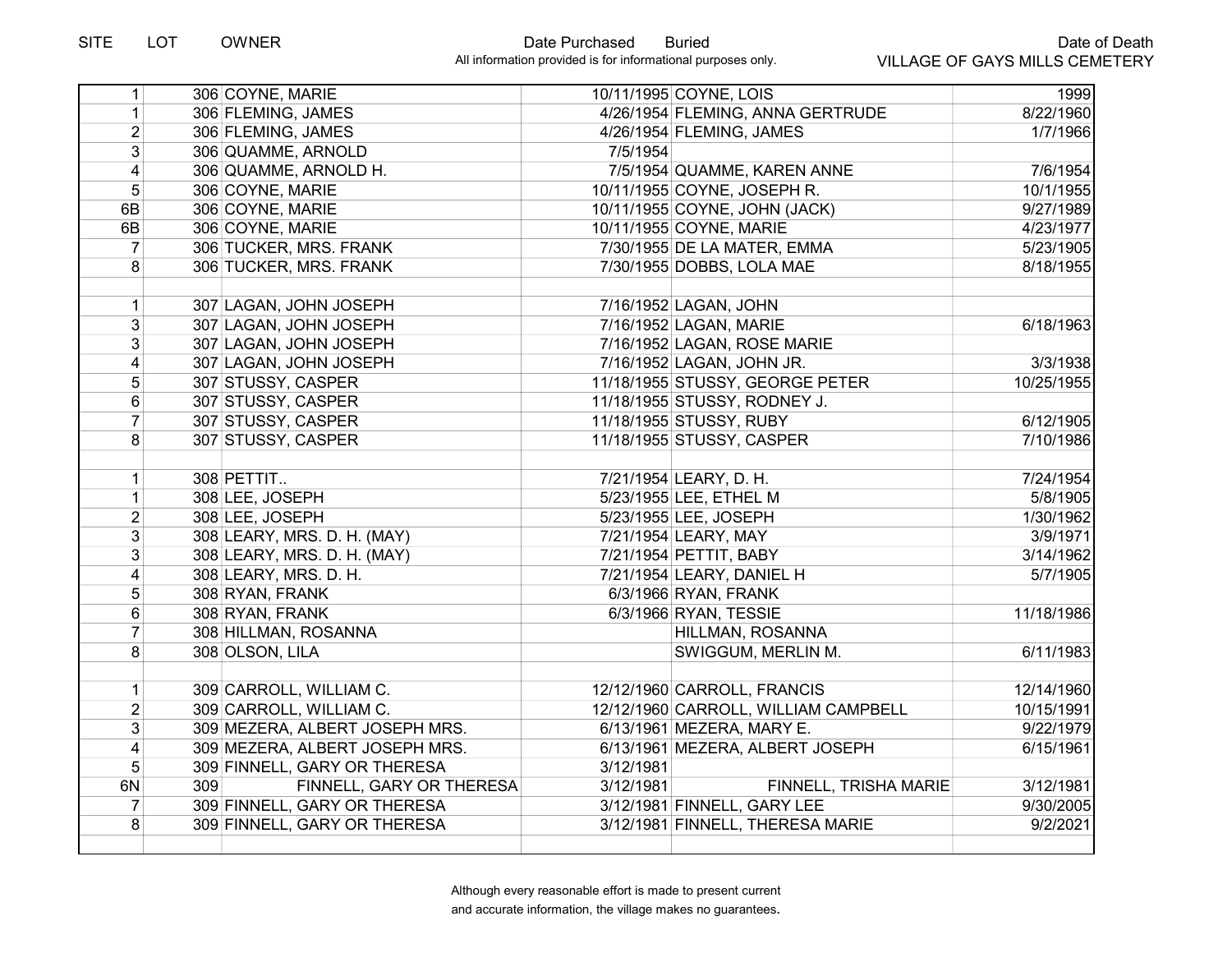| SITE | LOT | OWNER | Date Purchased | Buried | Date of Death |
|---|---|---|---|---|---|
| | | | All information provided is for informational purposes only. | | VILLAGE OF GAYS MILLS CEMETERY |
| 1 | 306 | COYNE, MARIE | 10/11/1995 | COYNE, LOIS | 1999 |
| 1 | 306 | FLEMING, JAMES | 4/26/1954 | FLEMING, ANNA GERTRUDE | 8/22/1960 |
| 2 | 306 | FLEMING, JAMES | 4/26/1954 | FLEMING, JAMES | 1/7/1966 |
| 3 | 306 | QUAMME, ARNOLD | 7/5/1954 | | |
| 4 | 306 | QUAMME, ARNOLD H. | 7/5/1954 | QUAMME, KAREN ANNE | 7/6/1954 |
| 5 | 306 | COYNE, MARIE | 10/11/1955 | COYNE, JOSEPH R. | 10/1/1955 |
| 6B | 306 | COYNE, MARIE | 10/11/1955 | COYNE, JOHN (JACK) | 9/27/1989 |
| 6B | 306 | COYNE, MARIE | 10/11/1955 | COYNE, MARIE | 4/23/1977 |
| 7 | 306 | TUCKER, MRS. FRANK | 7/30/1955 | DE LA MATER, EMMA | 5/23/1905 |
| 8 | 306 | TUCKER, MRS. FRANK | 7/30/1955 | DOBBS, LOLA MAE | 8/18/1955 |
| | | | | | |
| 1 | 307 | LAGAN, JOHN JOSEPH | 7/16/1952 | LAGAN, JOHN | |
| 3 | 307 | LAGAN, JOHN JOSEPH | 7/16/1952 | LAGAN, MARIE | 6/18/1963 |
| 3 | 307 | LAGAN, JOHN JOSEPH | 7/16/1952 | LAGAN, ROSE MARIE | |
| 4 | 307 | LAGAN, JOHN JOSEPH | 7/16/1952 | LAGAN, JOHN JR. | 3/3/1938 |
| 5 | 307 | STUSSY, CASPER | 11/18/1955 | STUSSY, GEORGE PETER | 10/25/1955 |
| 6 | 307 | STUSSY, CASPER | 11/18/1955 | STUSSY, RODNEY J. | |
| 7 | 307 | STUSSY, CASPER | 11/18/1955 | STUSSY, RUBY | 6/12/1905 |
| 8 | 307 | STUSSY, CASPER | 11/18/1955 | STUSSY, CASPER | 7/10/1986 |
| | | | | | |
| 1 | 308 | PETTIT.. | 7/21/1954 | LEARY, D. H. | 7/24/1954 |
| 1 | 308 | LEE, JOSEPH | 5/23/1955 | LEE, ETHEL M | 5/8/1905 |
| 2 | 308 | LEE, JOSEPH | 5/23/1955 | LEE, JOSEPH | 1/30/1962 |
| 3 | 308 | LEARY, MRS. D. H. (MAY) | 7/21/1954 | LEARY, MAY | 3/9/1971 |
| 3 | 308 | LEARY, MRS. D. H. (MAY) | 7/21/1954 | PETTIT, BABY | 3/14/1962 |
| 4 | 308 | LEARY, MRS. D. H. | 7/21/1954 | LEARY, DANIEL H | 5/7/1905 |
| 5 | 308 | RYAN, FRANK | 6/3/1966 | RYAN, FRANK | |
| 6 | 308 | RYAN, FRANK | 6/3/1966 | RYAN, TESSIE | 11/18/1986 |
| 7 | 308 | HILLMAN, ROSANNA | | HILLMAN, ROSANNA | |
| 8 | 308 | OLSON, LILA | | SWIGGUM, MERLIN M. | 6/11/1983 |
| | | | | | |
| 1 | 309 | CARROLL, WILLIAM C. | 12/12/1960 | CARROLL, FRANCIS | 12/14/1960 |
| 2 | 309 | CARROLL, WILLIAM C. | 12/12/1960 | CARROLL, WILLIAM CAMPBELL | 10/15/1991 |
| 3 | 309 | MEZERA, ALBERT JOSEPH MRS. | 6/13/1961 | MEZERA, MARY E. | 9/22/1979 |
| 4 | 309 | MEZERA, ALBERT JOSEPH MRS. | 6/13/1961 | MEZERA, ALBERT JOSEPH | 6/15/1961 |
| 5 | 309 | FINNELL, GARY OR THERESA | 3/12/1981 | | |
| 6N | 309 | FINNELL, GARY OR THERESA | 3/12/1981 | FINNELL, TRISHA MARIE | 3/12/1981 |
| 7 | 309 | FINNELL, GARY OR THERESA | 3/12/1981 | FINNELL, GARY LEE | 9/30/2005 |
| 8 | 309 | FINNELL, GARY OR THERESA | 3/12/1981 | FINNELL, THERESA MARIE | 9/2/2021 |

Although every reasonable effort is made to present current and accurate information, the village makes no guarantees.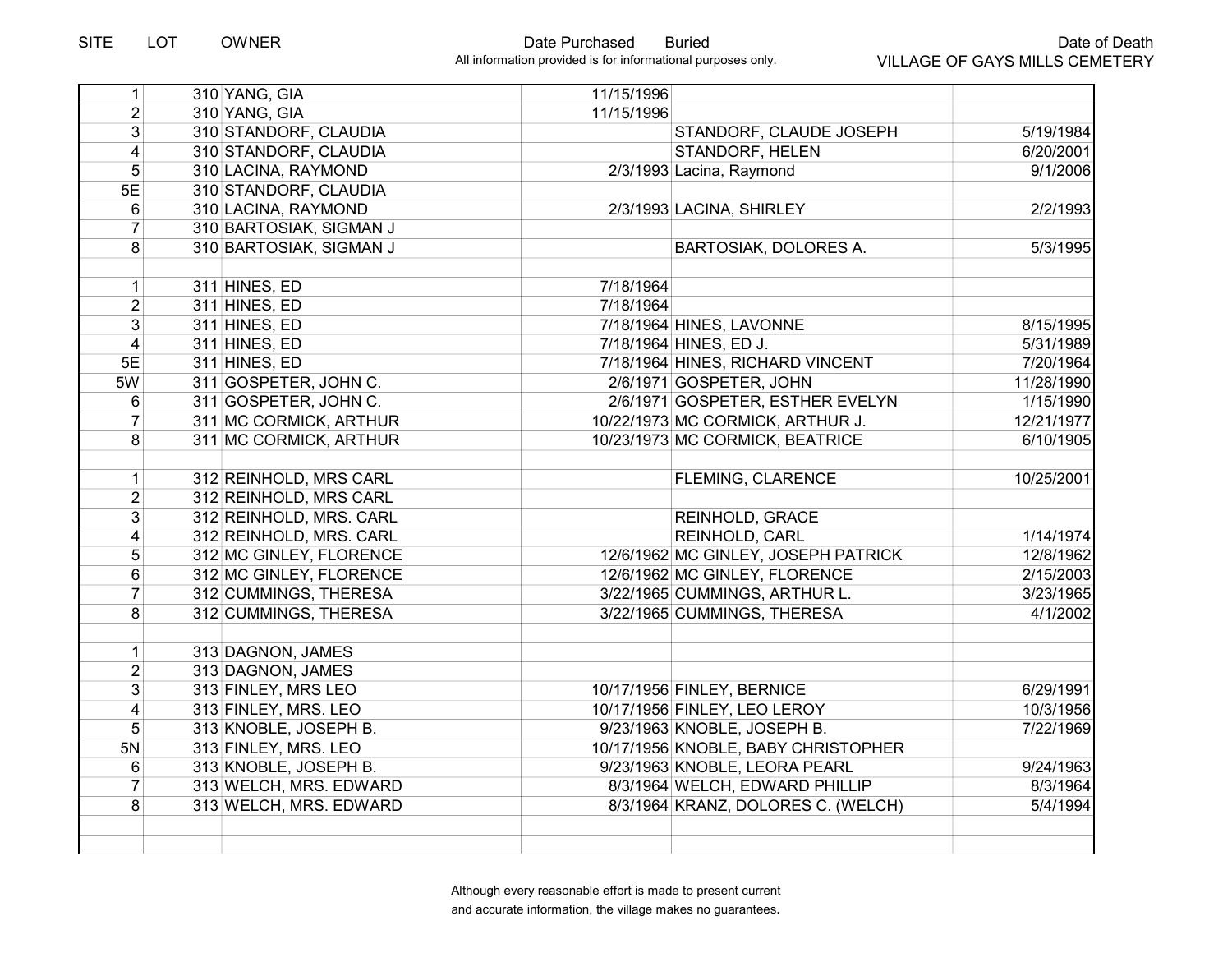| SITE | LOT | OWNER | Date Purchased | Buried | Date of Death |
|---|---|---|---|---|---|
| | | | All information provided is for informational purposes only. | | VILLAGE OF GAYS MILLS CEMETERY |
| 1 | 310 | YANG, GIA | 11/15/1996 | | |
| 2 | 310 | YANG, GIA | 11/15/1996 | | |
| 3 | 310 | STANDORF, CLAUDIA | | STANDORF, CLAUDE JOSEPH | 5/19/1984 |
| 4 | 310 | STANDORF, CLAUDIA | | STANDORF, HELEN | 6/20/2001 |
| 5 | 310 | LACINA, RAYMOND | 2/3/1993 | Lacina, Raymond | 9/1/2006 |
| 5E | 310 | STANDORF, CLAUDIA | | | |
| 6 | 310 | LACINA, RAYMOND | 2/3/1993 | LACINA, SHIRLEY | 2/2/1993 |
| 7 | 310 | BARTOSIAK, SIGMAN J | | | |
| 8 | 310 | BARTOSIAK, SIGMAN J | | BARTOSIAK, DOLORES A. | 5/3/1995 |
| | | | | | |
| 1 | 311 | HINES, ED | 7/18/1964 | | |
| 2 | 311 | HINES, ED | 7/18/1964 | | |
| 3 | 311 | HINES, ED | 7/18/1964 | HINES, LAVONNE | 8/15/1995 |
| 4 | 311 | HINES, ED | 7/18/1964 | HINES, ED J. | 5/31/1989 |
| 5E | 311 | HINES, ED | 7/18/1964 | HINES, RICHARD VINCENT | 7/20/1964 |
| 5W | 311 | GOSPETER, JOHN C. | 2/6/1971 | GOSPETER, JOHN | 11/28/1990 |
| 6 | 311 | GOSPETER, JOHN C. | 2/6/1971 | GOSPETER, ESTHER EVELYN | 1/15/1990 |
| 7 | 311 | MC CORMICK, ARTHUR | 10/22/1973 | MC CORMICK, ARTHUR J. | 12/21/1977 |
| 8 | 311 | MC CORMICK, ARTHUR | 10/23/1973 | MC CORMICK, BEATRICE | 6/10/1905 |
| | | | | | |
| 1 | 312 | REINHOLD, MRS CARL | | FLEMING, CLARENCE | 10/25/2001 |
| 2 | 312 | REINHOLD, MRS CARL | | | |
| 3 | 312 | REINHOLD, MRS. CARL | | REINHOLD, GRACE | |
| 4 | 312 | REINHOLD, MRS. CARL | | REINHOLD, CARL | 1/14/1974 |
| 5 | 312 | MC GINLEY, FLORENCE | 12/6/1962 | MC GINLEY, JOSEPH PATRICK | 12/8/1962 |
| 6 | 312 | MC GINLEY, FLORENCE | 12/6/1962 | MC GINLEY, FLORENCE | 2/15/2003 |
| 7 | 312 | CUMMINGS, THERESA | 3/22/1965 | CUMMINGS, ARTHUR L. | 3/23/1965 |
| 8 | 312 | CUMMINGS, THERESA | 3/22/1965 | CUMMINGS, THERESA | 4/1/2002 |
| | | | | | |
| 1 | 313 | DAGNON, JAMES | | | |
| 2 | 313 | DAGNON, JAMES | | | |
| 3 | 313 | FINLEY, MRS LEO | 10/17/1956 | FINLEY, BERNICE | 6/29/1991 |
| 4 | 313 | FINLEY, MRS. LEO | 10/17/1956 | FINLEY, LEO LEROY | 10/3/1956 |
| 5 | 313 | KNOBLE, JOSEPH B. | 9/23/1963 | KNOBLE, JOSEPH B. | 7/22/1969 |
| 5N | 313 | FINLEY, MRS. LEO | 10/17/1956 | KNOBLE, BABY CHRISTOPHER | |
| 6 | 313 | KNOBLE, JOSEPH B. | 9/23/1963 | KNOBLE, LEORA PEARL | 9/24/1963 |
| 7 | 313 | WELCH, MRS. EDWARD | 8/3/1964 | WELCH, EDWARD PHILLIP | 8/3/1964 |
| 8 | 313 | WELCH, MRS. EDWARD | 8/3/1964 | KRANZ, DOLORES C. (WELCH) | 5/4/1994 |

Although every reasonable effort is made to present current and accurate information, the village makes no guarantees.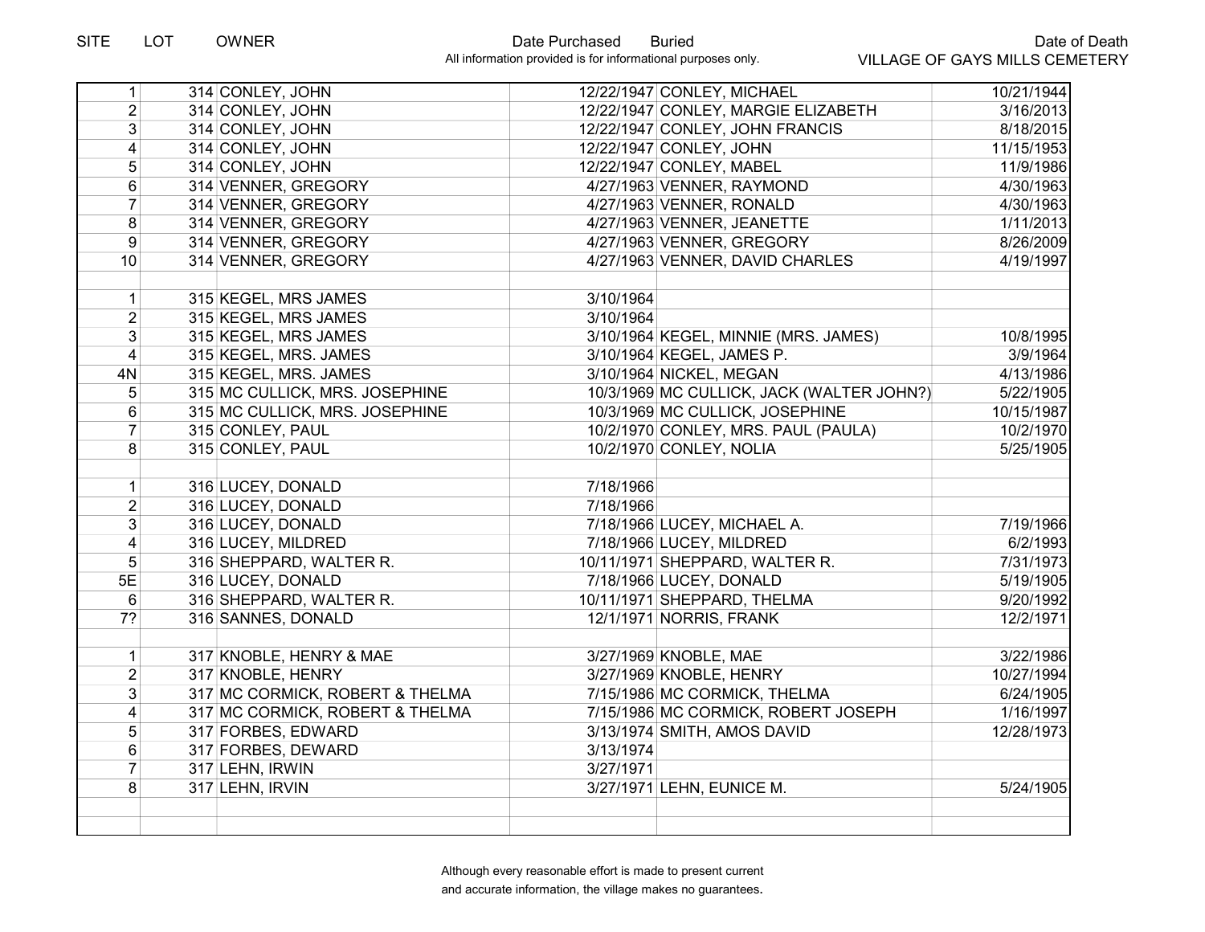| SITE | LOT | OWNER | Date Purchased | Buried | Date of Death |
|---|---|---|---|---|---|
| 1 | 314 | CONLEY, JOHN | 12/22/1947 | CONLEY, MICHAEL | 10/21/1944 |
| 2 | 314 | CONLEY, JOHN | 12/22/1947 | CONLEY, MARGIE ELIZABETH | 3/16/2013 |
| 3 | 314 | CONLEY, JOHN | 12/22/1947 | CONLEY, JOHN FRANCIS | 8/18/2015 |
| 4 | 314 | CONLEY, JOHN | 12/22/1947 | CONLEY, JOHN | 11/15/1953 |
| 5 | 314 | CONLEY, JOHN | 12/22/1947 | CONLEY, MABEL | 11/9/1986 |
| 6 | 314 | VENNER, GREGORY | 4/27/1963 | VENNER, RAYMOND | 4/30/1963 |
| 7 | 314 | VENNER, GREGORY | 4/27/1963 | VENNER, RONALD | 4/30/1963 |
| 8 | 314 | VENNER, GREGORY | 4/27/1963 | VENNER, JEANETTE | 1/11/2013 |
| 9 | 314 | VENNER, GREGORY | 4/27/1963 | VENNER, GREGORY | 8/26/2009 |
| 10 | 314 | VENNER, GREGORY | 4/27/1963 | VENNER, DAVID CHARLES | 4/19/1997 |
| | | | | | |
| 1 | 315 | KEGEL, MRS JAMES | 3/10/1964 | | |
| 2 | 315 | KEGEL, MRS JAMES | 3/10/1964 | | |
| 3 | 315 | KEGEL, MRS JAMES | 3/10/1964 | KEGEL, MINNIE (MRS. JAMES) | 10/8/1995 |
| 4 | 315 | KEGEL, MRS. JAMES | 3/10/1964 | KEGEL, JAMES P. | 3/9/1964 |
| 4N | 315 | KEGEL, MRS. JAMES | 3/10/1964 | NICKEL, MEGAN | 4/13/1986 |
| 5 | 315 | MC CULLICK, MRS. JOSEPHINE | 10/3/1969 | MC CULLICK, JACK (WALTER JOHN?) | 5/22/1905 |
| 6 | 315 | MC CULLICK, MRS. JOSEPHINE | 10/3/1969 | MC CULLICK, JOSEPHINE | 10/15/1987 |
| 7 | 315 | CONLEY, PAUL | 10/2/1970 | CONLEY, MRS. PAUL (PAULA) | 10/2/1970 |
| 8 | 315 | CONLEY, PAUL | 10/2/1970 | CONLEY, NOLIA | 5/25/1905 |
| | | | | | |
| 1 | 316 | LUCEY, DONALD | 7/18/1966 | | |
| 2 | 316 | LUCEY, DONALD | 7/18/1966 | | |
| 3 | 316 | LUCEY, DONALD | 7/18/1966 | LUCEY, MICHAEL A. | 7/19/1966 |
| 4 | 316 | LUCEY, MILDRED | 7/18/1966 | LUCEY, MILDRED | 6/2/1993 |
| 5 | 316 | SHEPPARD, WALTER R. | 10/11/1971 | SHEPPARD, WALTER R. | 7/31/1973 |
| 5E | 316 | LUCEY, DONALD | 7/18/1966 | LUCEY, DONALD | 5/19/1905 |
| 6 | 316 | SHEPPARD, WALTER R. | 10/11/1971 | SHEPPARD, THELMA | 9/20/1992 |
| 7? | 316 | SANNES, DONALD | 12/1/1971 | NORRIS, FRANK | 12/2/1971 |
| | | | | | |
| 1 | 317 | KNOBLE, HENRY & MAE | 3/27/1969 | KNOBLE, MAE | 3/22/1986 |
| 2 | 317 | KNOBLE, HENRY | 3/27/1969 | KNOBLE, HENRY | 10/27/1994 |
| 3 | 317 | MC CORMICK, ROBERT & THELMA | 7/15/1986 | MC CORMICK, THELMA | 6/24/1905 |
| 4 | 317 | MC CORMICK, ROBERT & THELMA | 7/15/1986 | MC CORMICK, ROBERT JOSEPH | 1/16/1997 |
| 5 | 317 | FORBES, EDWARD | 3/13/1974 | SMITH, AMOS DAVID | 12/28/1973 |
| 6 | 317 | FORBES, DEWARD | 3/13/1974 | | |
| 7 | 317 | LEHN, IRWIN | 3/27/1971 | | |
| 8 | 317 | LEHN, IRVIN | 3/27/1971 | LEHN, EUNICE M. | 5/24/1905 |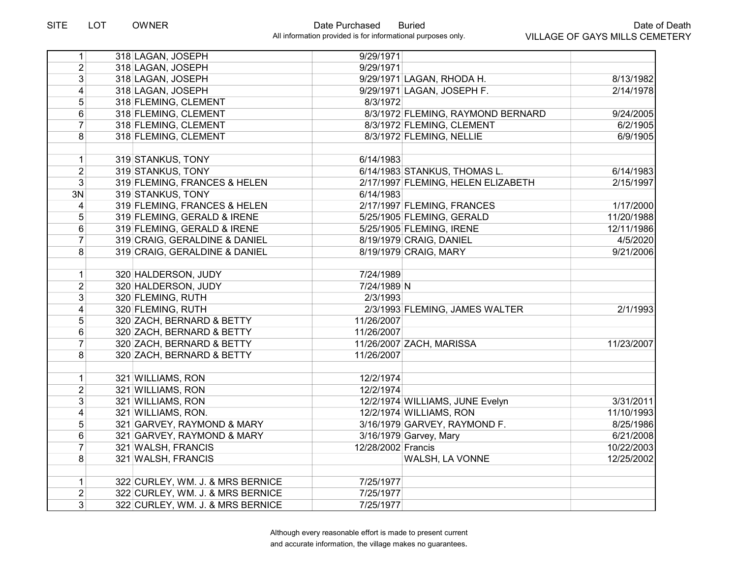| SITE | LOT | OWNER | Date Purchased | Buried | Date of Death |
|---|---|---|---|---|---|
| 1 | 318 | LAGAN, JOSEPH | 9/29/1971 | | |
| 2 | 318 | LAGAN, JOSEPH | 9/29/1971 | | |
| 3 | 318 | LAGAN, JOSEPH | 9/29/1971 | LAGAN, RHODA H. | 8/13/1982 |
| 4 | 318 | LAGAN, JOSEPH | 9/29/1971 | LAGAN, JOSEPH F. | 2/14/1978 |
| 5 | 318 | FLEMING, CLEMENT | 8/3/1972 | | |
| 6 | 318 | FLEMING, CLEMENT | 8/3/1972 | FLEMING, RAYMOND BERNARD | 9/24/2005 |
| 7 | 318 | FLEMING, CLEMENT | 8/3/1972 | FLEMING, CLEMENT | 6/2/1905 |
| 8 | 318 | FLEMING, CLEMENT | 8/3/1972 | FLEMING, NELLIE | 6/9/1905 |
| | | | | | |
| 1 | 319 | STANKUS, TONY | 6/14/1983 | | |
| 2 | 319 | STANKUS, TONY | 6/14/1983 | STANKUS, THOMAS L. | 6/14/1983 |
| 3 | 319 | FLEMING, FRANCES & HELEN | 2/17/1997 | FLEMING, HELEN ELIZABETH | 2/15/1997 |
| 3N | 319 | STANKUS, TONY | 6/14/1983 | | |
| 4 | 319 | FLEMING, FRANCES & HELEN | 2/17/1997 | FLEMING, FRANCES | 1/17/2000 |
| 5 | 319 | FLEMING, GERALD & IRENE | 5/25/1905 | FLEMING, GERALD | 11/20/1988 |
| 6 | 319 | FLEMING, GERALD & IRENE | 5/25/1905 | FLEMING, IRENE | 12/11/1986 |
| 7 | 319 | CRAIG, GERALDINE & DANIEL | 8/19/1979 | CRAIG, DANIEL | 4/5/2020 |
| 8 | 319 | CRAIG, GERALDINE & DANIEL | 8/19/1979 | CRAIG, MARY | 9/21/2006 |
| | | | | | |
| 1 | 320 | HALDERSON, JUDY | 7/24/1989 | | |
| 2 | 320 | HALDERSON, JUDY | 7/24/1989 | N | |
| 3 | 320 | FLEMING, RUTH | 2/3/1993 | | |
| 4 | 320 | FLEMING, RUTH | 2/3/1993 | FLEMING, JAMES WALTER | 2/1/1993 |
| 5 | 320 | ZACH, BERNARD & BETTY | 11/26/2007 | | |
| 6 | 320 | ZACH, BERNARD & BETTY | 11/26/2007 | | |
| 7 | 320 | ZACH, BERNARD & BETTY | 11/26/2007 | ZACH, MARISSA | 11/23/2007 |
| 8 | 320 | ZACH, BERNARD & BETTY | 11/26/2007 | | |
| | | | | | |
| 1 | 321 | WILLIAMS, RON | 12/2/1974 | | |
| 2 | 321 | WILLIAMS, RON | 12/2/1974 | | |
| 3 | 321 | WILLIAMS, RON | 12/2/1974 | WILLIAMS, JUNE Evelyn | 3/31/2011 |
| 4 | 321 | WILLIAMS, RON. | 12/2/1974 | WILLIAMS, RON | 11/10/1993 |
| 5 | 321 | GARVEY, RAYMOND & MARY | 3/16/1979 | GARVEY, RAYMOND F. | 8/25/1986 |
| 6 | 321 | GARVEY, RAYMOND & MARY | 3/16/1979 | Garvey, Mary | 6/21/2008 |
| 7 | 321 | WALSH, FRANCIS | 12/28/2002 | Francis | 10/22/2003 |
| 8 | 321 | WALSH, FRANCIS | | WALSH, LA VONNE | 12/25/2002 |
| | | | | | |
| 1 | 322 | CURLEY, WM. J. & MRS BERNICE | 7/25/1977 | | |
| 2 | 322 | CURLEY, WM. J. & MRS BERNICE | 7/25/1977 | | |
| 3 | 322 | CURLEY, WM. J. & MRS BERNICE | 7/25/1977 | | |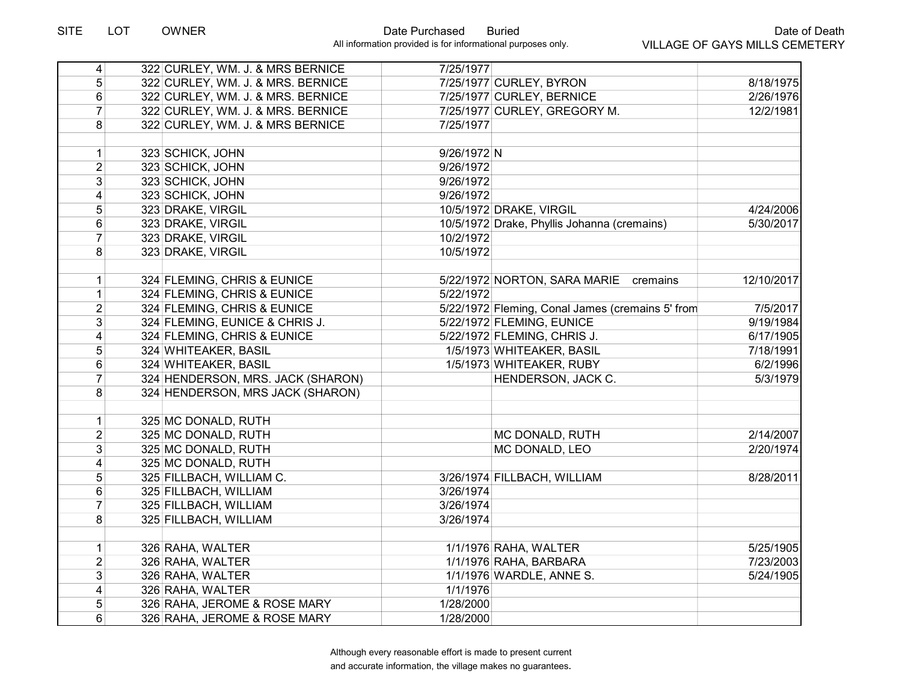| SITE | LOT | OWNER | Date Purchased | Buried | Date of Death |
|---|---|---|---|---|---|
| 4 | 322 | CURLEY, WM. J. & MRS BERNICE | 7/25/1977 | | |
| 5 | 322 | CURLEY, WM. J. & MRS. BERNICE | 7/25/1977 | CURLEY, BYRON | 8/18/1975 |
| 6 | 322 | CURLEY, WM. J. & MRS. BERNICE | 7/25/1977 | CURLEY, BERNICE | 2/26/1976 |
| 7 | 322 | CURLEY, WM. J. & MRS. BERNICE | 7/25/1977 | CURLEY, GREGORY M. | 12/2/1981 |
| 8 | 322 | CURLEY, WM. J. & MRS BERNICE | 7/25/1977 | | |
| | | | | | |
| 1 | 323 | SCHICK, JOHN | 9/26/1972 | N | |
| 2 | 323 | SCHICK, JOHN | 9/26/1972 | | |
| 3 | 323 | SCHICK, JOHN | 9/26/1972 | | |
| 4 | 323 | SCHICK, JOHN | 9/26/1972 | | |
| 5 | 323 | DRAKE, VIRGIL | 10/5/1972 | DRAKE, VIRGIL | 4/24/2006 |
| 6 | 323 | DRAKE, VIRGIL | 10/5/1972 | Drake, Phyllis Johanna (cremains) | 5/30/2017 |
| 7 | 323 | DRAKE, VIRGIL | 10/2/1972 | | |
| 8 | 323 | DRAKE, VIRGIL | 10/5/1972 | | |
| | | | | | |
| 1 | 324 | FLEMING, CHRIS & EUNICE | 5/22/1972 | NORTON, SARA MARIE cremains | 12/10/2017 |
| 1 | 324 | FLEMING, CHRIS & EUNICE | 5/22/1972 | | |
| 2 | 324 | FLEMING, CHRIS & EUNICE | 5/22/1972 | Fleming, Conal James (cremains 5' from | 7/5/2017 |
| 3 | 324 | FLEMING, EUNICE & CHRIS J. | 5/22/1972 | FLEMING, EUNICE | 9/19/1984 |
| 4 | 324 | FLEMING, CHRIS & EUNICE | 5/22/1972 | FLEMING, CHRIS J. | 6/17/1905 |
| 5 | 324 | WHITEAKER, BASIL | 1/5/1973 | WHITEAKER, BASIL | 7/18/1991 |
| 6 | 324 | WHITEAKER, BASIL | 1/5/1973 | WHITEAKER, RUBY | 6/2/1996 |
| 7 | 324 | HENDERSON, MRS. JACK (SHARON) | | HENDERSON, JACK C. | 5/3/1979 |
| 8 | 324 | HENDERSON, MRS JACK (SHARON) | | | |
| | | | | | |
| 1 | 325 | MC DONALD, RUTH | | | |
| 2 | 325 | MC DONALD, RUTH | | MC DONALD, RUTH | 2/14/2007 |
| 3 | 325 | MC DONALD, RUTH | | MC DONALD, LEO | 2/20/1974 |
| 4 | 325 | MC DONALD, RUTH | | | |
| 5 | 325 | FILLBACH, WILLIAM C. | 3/26/1974 | FILLBACH, WILLIAM | 8/28/2011 |
| 6 | 325 | FILLBACH, WILLIAM | 3/26/1974 | | |
| 7 | 325 | FILLBACH, WILLIAM | 3/26/1974 | | |
| 8 | 325 | FILLBACH, WILLIAM | 3/26/1974 | | |
| | | | | | |
| 1 | 326 | RAHA, WALTER | 1/1/1976 | RAHA, WALTER | 5/25/1905 |
| 2 | 326 | RAHA, WALTER | 1/1/1976 | RAHA, BARBARA | 7/23/2003 |
| 3 | 326 | RAHA, WALTER | 1/1/1976 | WARDLE, ANNE S. | 5/24/1905 |
| 4 | 326 | RAHA, WALTER | 1/1/1976 | | |
| 5 | 326 | RAHA, JEROME & ROSE MARY | 1/28/2000 | | |
| 6 | 326 | RAHA, JEROME & ROSE MARY | 1/28/2000 | | |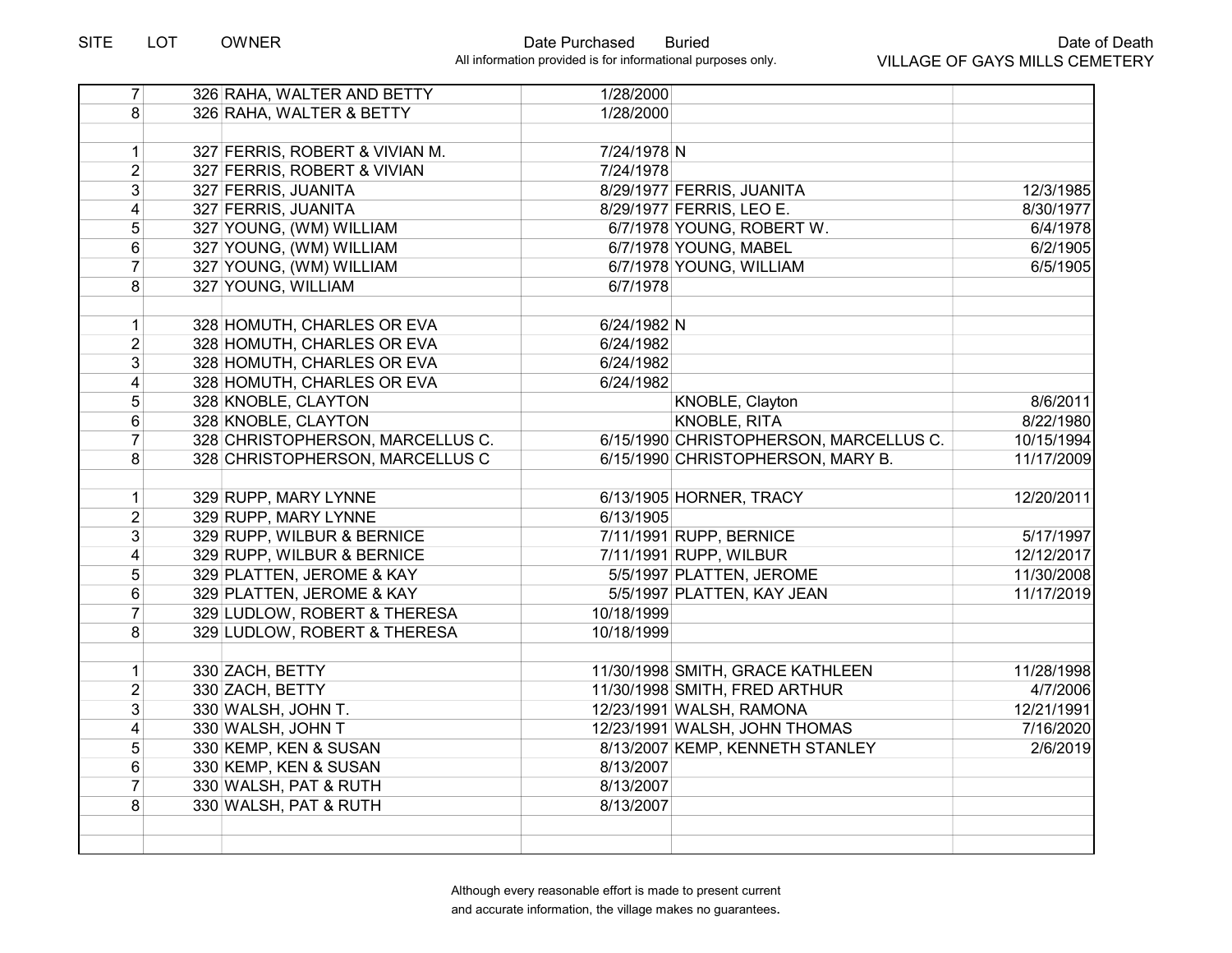| SITE | LOT | OWNER | Date Purchased | Buried | Date of Death |
|---|---|---|---|---|---|
| 7 | 326 | RAHA, WALTER AND BETTY | 1/28/2000 | | |
| 8 | 326 | RAHA, WALTER & BETTY | 1/28/2000 | | |
| | | | | | |
| 1 | 327 | FERRIS, ROBERT & VIVIAN M. | 7/24/1978 | N | |
| 2 | 327 | FERRIS, ROBERT & VIVIAN | 7/24/1978 | | |
| 3 | 327 | FERRIS, JUANITA | 8/29/1977 | FERRIS, JUANITA | 12/3/1985 |
| 4 | 327 | FERRIS, JUANITA | 8/29/1977 | FERRIS, LEO E. | 8/30/1977 |
| 5 | 327 | YOUNG, (WM) WILLIAM | 6/7/1978 | YOUNG, ROBERT W. | 6/4/1978 |
| 6 | 327 | YOUNG, (WM) WILLIAM | 6/7/1978 | YOUNG, MABEL | 6/2/1905 |
| 7 | 327 | YOUNG, (WM) WILLIAM | 6/7/1978 | YOUNG, WILLIAM | 6/5/1905 |
| 8 | 327 | YOUNG, WILLIAM | 6/7/1978 | | |
| | | | | | |
| 1 | 328 | HOMUTH, CHARLES OR EVA | 6/24/1982 | N | |
| 2 | 328 | HOMUTH, CHARLES OR EVA | 6/24/1982 | | |
| 3 | 328 | HOMUTH, CHARLES OR EVA | 6/24/1982 | | |
| 4 | 328 | HOMUTH, CHARLES OR EVA | 6/24/1982 | | |
| 5 | 328 | KNOBLE, CLAYTON | | KNOBLE, Clayton | 8/6/2011 |
| 6 | 328 | KNOBLE, CLAYTON | | KNOBLE, RITA | 8/22/1980 |
| 7 | 328 | CHRISTOPHERSON, MARCELLUS C. | 6/15/1990 | CHRISTOPHERSON, MARCELLUS C. | 10/15/1994 |
| 8 | 328 | CHRISTOPHERSON, MARCELLUS C | 6/15/1990 | CHRISTOPHERSON, MARY B. | 11/17/2009 |
| | | | | | |
| 1 | 329 | RUPP, MARY LYNNE | 6/13/1905 | HORNER, TRACY | 12/20/2011 |
| 2 | 329 | RUPP, MARY LYNNE | 6/13/1905 | | |
| 3 | 329 | RUPP, WILBUR & BERNICE | 7/11/1991 | RUPP, BERNICE | 5/17/1997 |
| 4 | 329 | RUPP, WILBUR & BERNICE | 7/11/1991 | RUPP, WILBUR | 12/12/2017 |
| 5 | 329 | PLATTEN, JEROME & KAY | 5/5/1997 | PLATTEN, JEROME | 11/30/2008 |
| 6 | 329 | PLATTEN, JEROME & KAY | 5/5/1997 | PLATTEN, KAY JEAN | 11/17/2019 |
| 7 | 329 | LUDLOW, ROBERT & THERESA | 10/18/1999 | | |
| 8 | 329 | LUDLOW, ROBERT & THERESA | 10/18/1999 | | |
| | | | | | |
| 1 | 330 | ZACH, BETTY | 11/30/1998 | SMITH, GRACE KATHLEEN | 11/28/1998 |
| 2 | 330 | ZACH, BETTY | 11/30/1998 | SMITH, FRED ARTHUR | 4/7/2006 |
| 3 | 330 | WALSH, JOHN T. | 12/23/1991 | WALSH, RAMONA | 12/21/1991 |
| 4 | 330 | WALSH, JOHN T | 12/23/1991 | WALSH, JOHN THOMAS | 7/16/2020 |
| 5 | 330 | KEMP, KEN & SUSAN | 8/13/2007 | KEMP, KENNETH STANLEY | 2/6/2019 |
| 6 | 330 | KEMP, KEN & SUSAN | 8/13/2007 | | |
| 7 | 330 | WALSH, PAT & RUTH | 8/13/2007 | | |
| 8 | 330 | WALSH, PAT & RUTH | 8/13/2007 | | |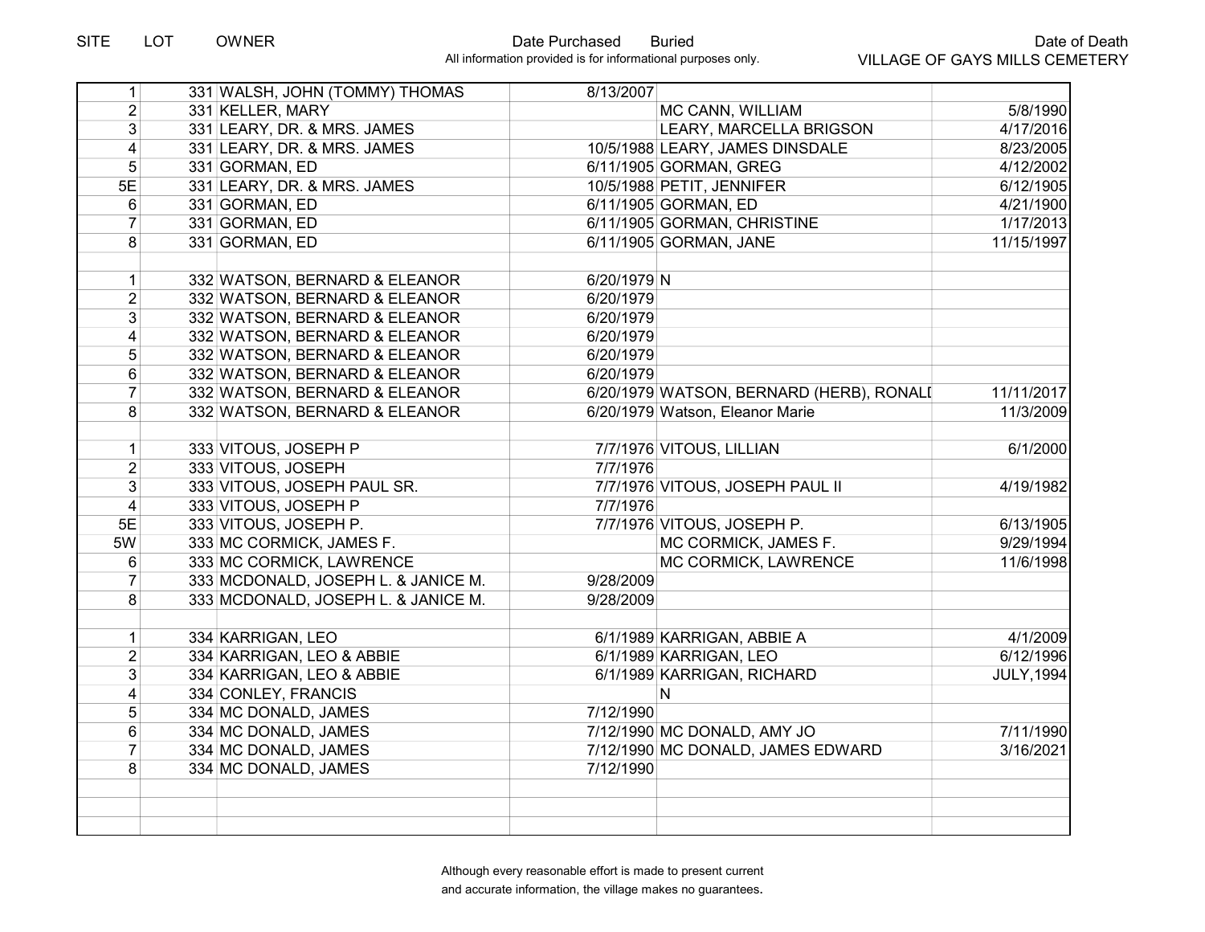| SITE | LOT | OWNER | Date Purchased | Buried | Date of Death |
|---|---|---|---|---|---|
| | | | All information provided is for informational purposes only. | | VILLAGE OF GAYS MILLS CEMETERY |
| 1 | 331 | WALSH, JOHN (TOMMY) THOMAS | 8/13/2007 | | |
| 2 | 331 | KELLER, MARY | | MC CANN, WILLIAM | 5/8/1990 |
| 3 | 331 | LEARY, DR. & MRS. JAMES | | LEARY, MARCELLA BRIGSON | 4/17/2016 |
| 4 | 331 | LEARY, DR. & MRS. JAMES | 10/5/1988 | LEARY, JAMES DINSDALE | 8/23/2005 |
| 5 | 331 | GORMAN, ED | 6/11/1905 | GORMAN, GREG | 4/12/2002 |
| 5E | 331 | LEARY, DR. & MRS. JAMES | 10/5/1988 | PETIT, JENNIFER | 6/12/1905 |
| 6 | 331 | GORMAN, ED | 6/11/1905 | GORMAN, ED | 4/21/1900 |
| 7 | 331 | GORMAN, ED | 6/11/1905 | GORMAN, CHRISTINE | 1/17/2013 |
| 8 | 331 | GORMAN, ED | 6/11/1905 | GORMAN, JANE | 11/15/1997 |
| | | | | | |
| 1 | 332 | WATSON, BERNARD & ELEANOR | 6/20/1979 | N | |
| 2 | 332 | WATSON, BERNARD & ELEANOR | 6/20/1979 | | |
| 3 | 332 | WATSON, BERNARD & ELEANOR | 6/20/1979 | | |
| 4 | 332 | WATSON, BERNARD & ELEANOR | 6/20/1979 | | |
| 5 | 332 | WATSON, BERNARD & ELEANOR | 6/20/1979 | | |
| 6 | 332 | WATSON, BERNARD & ELEANOR | 6/20/1979 | | |
| 7 | 332 | WATSON, BERNARD & ELEANOR | 6/20/1979 | WATSON, BERNARD (HERB), RONALI | 11/11/2017 |
| 8 | 332 | WATSON, BERNARD & ELEANOR | 6/20/1979 | Watson, Eleanor Marie | 11/3/2009 |
| | | | | | |
| 1 | 333 | VITOUS, JOSEPH P | 7/7/1976 | VITOUS, LILLIAN | 6/1/2000 |
| 2 | 333 | VITOUS, JOSEPH | 7/7/1976 | | |
| 3 | 333 | VITOUS, JOSEPH PAUL SR. | 7/7/1976 | VITOUS, JOSEPH PAUL II | 4/19/1982 |
| 4 | 333 | VITOUS, JOSEPH P | 7/7/1976 | | |
| 5E | 333 | VITOUS, JOSEPH P. | 7/7/1976 | VITOUS, JOSEPH P. | 6/13/1905 |
| 5W | 333 | MC CORMICK, JAMES F. | | MC CORMICK, JAMES F. | 9/29/1994 |
| 6 | 333 | MC CORMICK, LAWRENCE | | MC CORMICK, LAWRENCE | 11/6/1998 |
| 7 | 333 | MCDONALD, JOSEPH L. & JANICE M. | 9/28/2009 | | |
| 8 | 333 | MCDONALD, JOSEPH L. & JANICE M. | 9/28/2009 | | |
| | | | | | |
| 1 | 334 | KARRIGAN, LEO | 6/1/1989 | KARRIGAN, ABBIE A | 4/1/2009 |
| 2 | 334 | KARRIGAN, LEO & ABBIE | 6/1/1989 | KARRIGAN, LEO | 6/12/1996 |
| 3 | 334 | KARRIGAN, LEO & ABBIE | 6/1/1989 | KARRIGAN, RICHARD | JULY,1994 |
| 4 | 334 | CONLEY, FRANCIS | | N | |
| 5 | 334 | MC DONALD, JAMES | 7/12/1990 | | |
| 6 | 334 | MC DONALD, JAMES | 7/12/1990 | MC DONALD, AMY JO | 7/11/1990 |
| 7 | 334 | MC DONALD, JAMES | 7/12/1990 | MC DONALD, JAMES EDWARD | 3/16/2021 |
| 8 | 334 | MC DONALD, JAMES | 7/12/1990 | | |

Although every reasonable effort is made to present current and accurate information, the village makes no guarantees.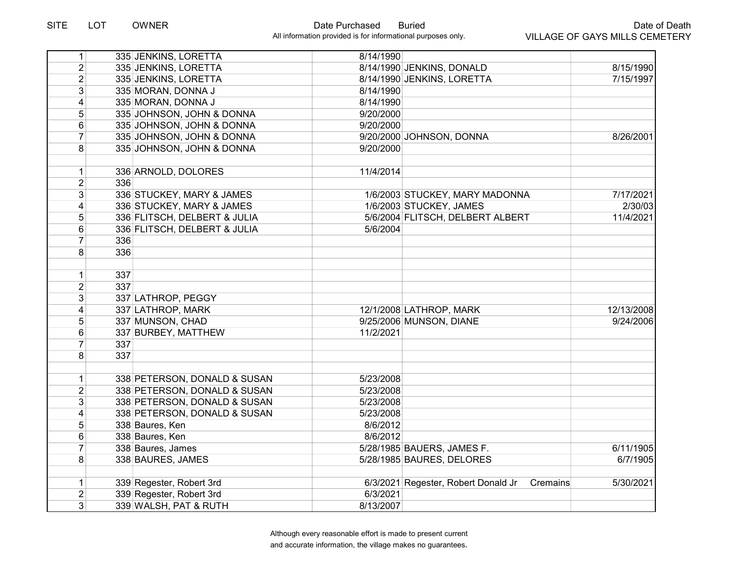| SITE | LOT | OWNER | Date Purchased | Buried | Date of Death |
|---|---|---|---|---|---|
| 1 | 335 | JENKINS, LORETTA | 8/14/1990 | | |
| 2 | 335 | JENKINS, LORETTA | 8/14/1990 | JENKINS, DONALD | 8/15/1990 |
| 2 | 335 | JENKINS, LORETTA | 8/14/1990 | JENKINS, LORETTA | 7/15/1997 |
| 3 | 335 | MORAN, DONNA J | 8/14/1990 | | |
| 4 | 335 | MORAN, DONNA J | 8/14/1990 | | |
| 5 | 335 | JOHNSON, JOHN & DONNA | 9/20/2000 | | |
| 6 | 335 | JOHNSON, JOHN & DONNA | 9/20/2000 | | |
| 7 | 335 | JOHNSON, JOHN & DONNA | 9/20/2000 | JOHNSON, DONNA | 8/26/2001 |
| 8 | 335 | JOHNSON, JOHN & DONNA | 9/20/2000 | | |
| | | | | | |
| 1 | 336 | ARNOLD, DOLORES | 11/4/2014 | | |
| 2 | 336 | | | | |
| 3 | 336 | STUCKEY, MARY & JAMES | 1/6/2003 | STUCKEY, MARY MADONNA | 7/17/2021 |
| 4 | 336 | STUCKEY, MARY & JAMES | 1/6/2003 | STUCKEY, JAMES | 2/30/03 |
| 5 | 336 | FLITSCH, DELBERT & JULIA | 5/6/2004 | FLITSCH, DELBERT ALBERT | 11/4/2021 |
| 6 | 336 | FLITSCH, DELBERT & JULIA | 5/6/2004 | | |
| 7 | 336 | | | | |
| 8 | 336 | | | | |
| | | | | | |
| 1 | 337 | | | | |
| 2 | 337 | | | | |
| 3 | 337 | LATHROP, PEGGY | | | |
| 4 | 337 | LATHROP, MARK | 12/1/2008 | LATHROP, MARK | 12/13/2008 |
| 5 | 337 | MUNSON, CHAD | 9/25/2006 | MUNSON, DIANE | 9/24/2006 |
| 6 | 337 | BURBEY, MATTHEW | 11/2/2021 | | |
| 7 | 337 | | | | |
| 8 | 337 | | | | |
| | | | | | |
| 1 | 338 | PETERSON, DONALD & SUSAN | 5/23/2008 | | |
| 2 | 338 | PETERSON, DONALD & SUSAN | 5/23/2008 | | |
| 3 | 338 | PETERSON, DONALD & SUSAN | 5/23/2008 | | |
| 4 | 338 | PETERSON, DONALD & SUSAN | 5/23/2008 | | |
| 5 | 338 | Baures, Ken | 8/6/2012 | | |
| 6 | 338 | Baures, Ken | 8/6/2012 | | |
| 7 | 338 | Baures, James | 5/28/1985 | BAUERS, JAMES F. | 6/11/1905 |
| 8 | 338 | BAURES, JAMES | 5/28/1985 | BAURES, DELORES | 6/7/1905 |
| | | | | | |
| 1 | 339 | Regester, Robert 3rd | 6/3/2021 | Regester, Robert Donald Jr Cremains | 5/30/2021 |
| 2 | 339 | Regester, Robert 3rd | 6/3/2021 | | |
| 3 | 339 | WALSH, PAT & RUTH | 8/13/2007 | | |

All information provided is for informational purposes only.

VILLAGE OF GAYS MILLS CEMETERY

Although every reasonable effort is made to present current and accurate information, the village makes no guarantees.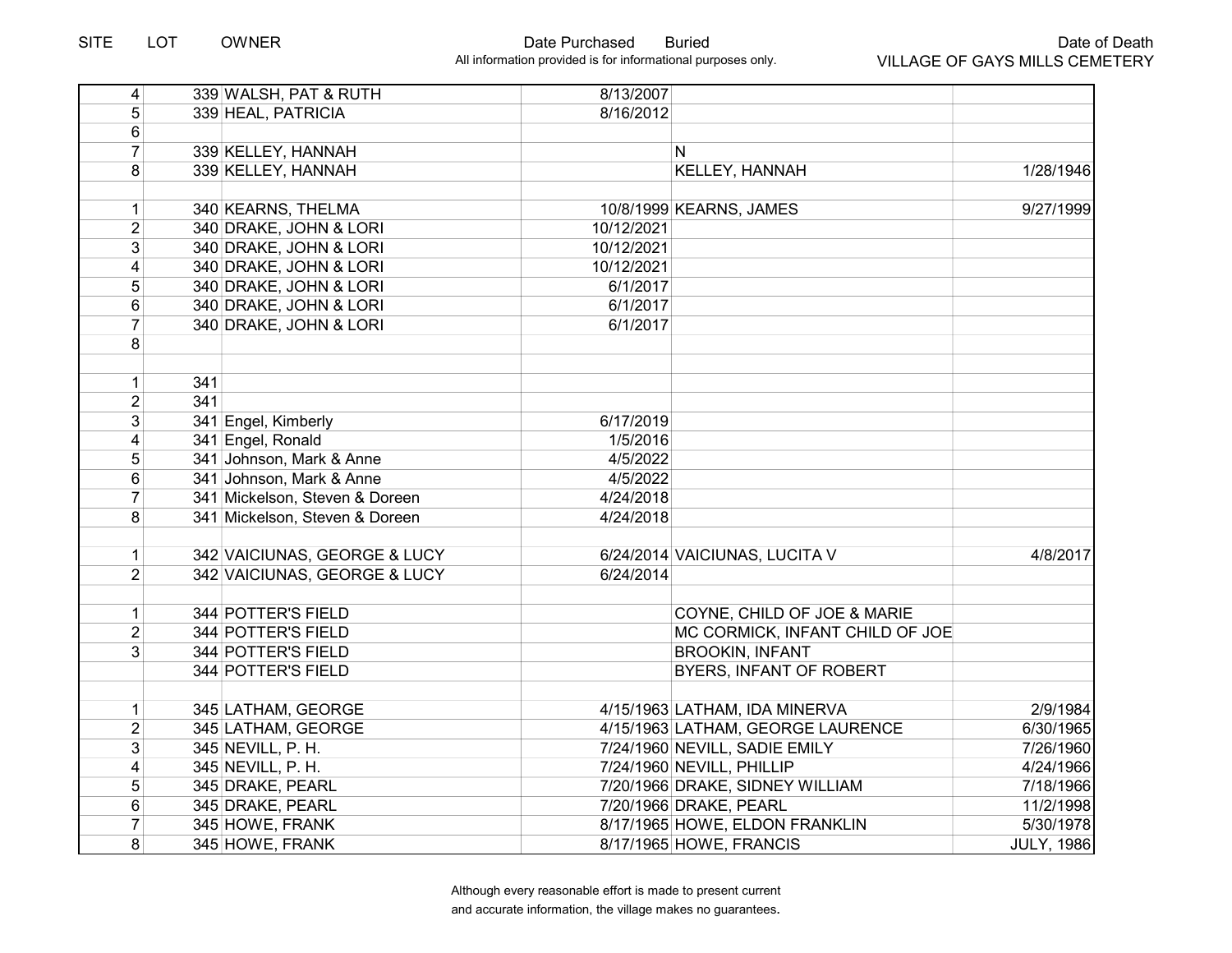| SITE | LOT | OWNER | Date Purchased | Buried | Date of Death |
|---|---|---|---|---|---|
| 4 | 339 | WALSH, PAT & RUTH | 8/13/2007 | | |
| 5 | 339 | HEAL, PATRICIA | 8/16/2012 | | |
| 6 | | | | | |
| 7 | 339 | KELLEY, HANNAH | | N | |
| 8 | 339 | KELLEY, HANNAH | | KELLEY, HANNAH | 1/28/1946 |
| | | | | | |
| 1 | 340 | KEARNS, THELMA | 10/8/1999 | KEARNS, JAMES | 9/27/1999 |
| 2 | 340 | DRAKE, JOHN & LORI | 10/12/2021 | | |
| 3 | 340 | DRAKE, JOHN & LORI | 10/12/2021 | | |
| 4 | 340 | DRAKE, JOHN & LORI | 10/12/2021 | | |
| 5 | 340 | DRAKE, JOHN & LORI | 6/1/2017 | | |
| 6 | 340 | DRAKE, JOHN & LORI | 6/1/2017 | | |
| 7 | 340 | DRAKE, JOHN & LORI | 6/1/2017 | | |
| 8 | | | | | |
| | | | | | |
| 1 | 341 | | | | |
| 2 | 341 | | | | |
| 3 | 341 | Engel, Kimberly | 6/17/2019 | | |
| 4 | 341 | Engel, Ronald | 1/5/2016 | | |
| 5 | 341 | Johnson, Mark & Anne | 4/5/2022 | | |
| 6 | 341 | Johnson, Mark & Anne | 4/5/2022 | | |
| 7 | 341 | Mickelson, Steven & Doreen | 4/24/2018 | | |
| 8 | 341 | Mickelson, Steven & Doreen | 4/24/2018 | | |
| | | | | | |
| 1 | 342 | VAICIUNAS, GEORGE & LUCY | 6/24/2014 | VAICIUNAS, LUCITA V | 4/8/2017 |
| 2 | 342 | VAICIUNAS, GEORGE & LUCY | 6/24/2014 | | |
| | | | | | |
| 1 | 344 | POTTER'S FIELD | | COYNE, CHILD OF JOE & MARIE | |
| 2 | 344 | POTTER'S FIELD | | MC CORMICK, INFANT CHILD OF JOE | |
| 3 | 344 | POTTER'S FIELD | | BROOKIN, INFANT | |
| | 344 | POTTER'S FIELD | | BYERS, INFANT OF ROBERT | |
| | | | | | |
| 1 | 345 | LATHAM, GEORGE | 4/15/1963 | LATHAM, IDA MINERVA | 2/9/1984 |
| 2 | 345 | LATHAM, GEORGE | 4/15/1963 | LATHAM, GEORGE LAURENCE | 6/30/1965 |
| 3 | 345 | NEVILL, P. H. | 7/24/1960 | NEVILL, SADIE EMILY | 7/26/1960 |
| 4 | 345 | NEVILL, P. H. | 7/24/1960 | NEVILL, PHILLIP | 4/24/1966 |
| 5 | 345 | DRAKE, PEARL | 7/20/1966 | DRAKE, SIDNEY WILLIAM | 7/18/1966 |
| 6 | 345 | DRAKE, PEARL | 7/20/1966 | DRAKE, PEARL | 11/2/1998 |
| 7 | 345 | HOWE, FRANK | 8/17/1965 | HOWE, ELDON FRANKLIN | 5/30/1978 |
| 8 | 345 | HOWE, FRANK | 8/17/1965 | HOWE, FRANCIS | JULY, 1986 |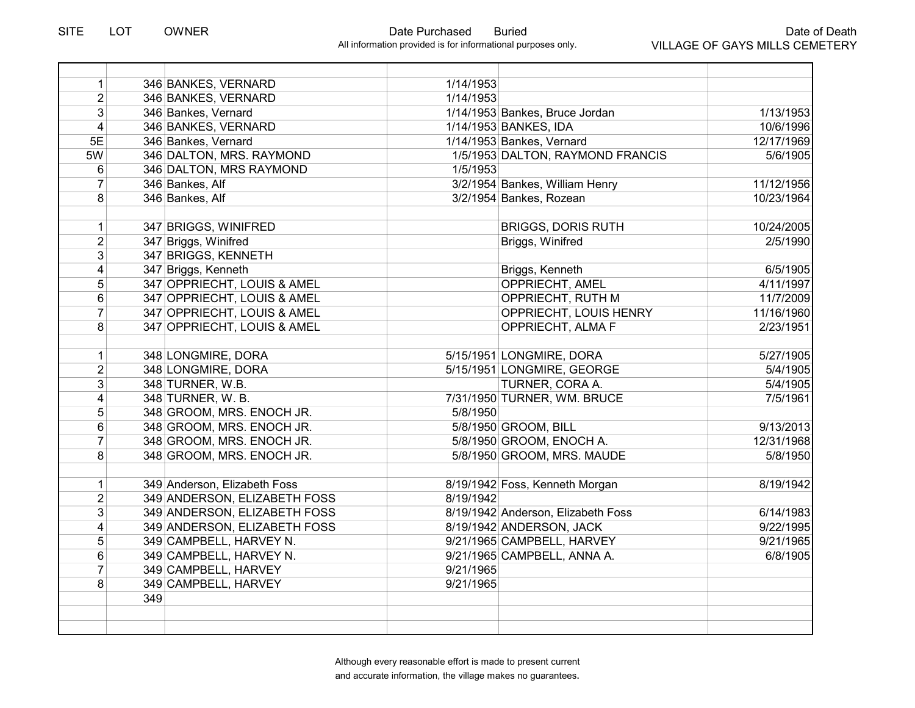| SITE | LOT | OWNER | Date Purchased | Buried | Date of Death |
|---|---|---|---|---|---|
| | | | | | |
| 1 | 346 | BANKES, VERNARD | 1/14/1953 | | |
| 2 | 346 | BANKES, VERNARD | 1/14/1953 | | |
| 3 | 346 | Bankes, Vernard | 1/14/1953 | Bankes, Bruce Jordan | 1/13/1953 |
| 4 | 346 | BANKES, VERNARD | 1/14/1953 | BANKES, IDA | 10/6/1996 |
| 5E | 346 | Bankes, Vernard | 1/14/1953 | Bankes, Vernard | 12/17/1969 |
| 5W | 346 | DALTON, MRS. RAYMOND | 1/5/1953 | DALTON, RAYMOND FRANCIS | 5/6/1905 |
| 6 | 346 | DALTON, MRS RAYMOND | 1/5/1953 | | |
| 7 | 346 | Bankes, Alf | 3/2/1954 | Bankes, William Henry | 11/12/1956 |
| 8 | 346 | Bankes, Alf | 3/2/1954 | Bankes, Rozean | 10/23/1964 |
| | | | | | |
| 1 | 347 | BRIGGS, WINIFRED | | BRIGGS, DORIS RUTH | 10/24/2005 |
| 2 | 347 | Briggs, Winifred | | Briggs, Winifred | 2/5/1990 |
| 3 | 347 | BRIGGS, KENNETH | | | |
| 4 | 347 | Briggs, Kenneth | | Briggs, Kenneth | 6/5/1905 |
| 5 | 347 | OPPRIECHT, LOUIS & AMEL | | OPPRIECHT, AMEL | 4/11/1997 |
| 6 | 347 | OPPRIECHT, LOUIS & AMEL | | OPPRIECHT, RUTH M | 11/7/2009 |
| 7 | 347 | OPPRIECHT, LOUIS & AMEL | | OPPRIECHT, LOUIS HENRY | 11/16/1960 |
| 8 | 347 | OPPRIECHT, LOUIS & AMEL | | OPPRIECHT, ALMA F | 2/23/1951 |
| | | | | | |
| 1 | 348 | LONGMIRE, DORA | 5/15/1951 | LONGMIRE, DORA | 5/27/1905 |
| 2 | 348 | LONGMIRE, DORA | 5/15/1951 | LONGMIRE, GEORGE | 5/4/1905 |
| 3 | 348 | TURNER, W.B. | | TURNER, CORA A. | 5/4/1905 |
| 4 | 348 | TURNER, W. B. | 7/31/1950 | TURNER, WM. BRUCE | 7/5/1961 |
| 5 | 348 | GROOM, MRS. ENOCH JR. | 5/8/1950 | | |
| 6 | 348 | GROOM, MRS. ENOCH JR. | 5/8/1950 | GROOM, BILL | 9/13/2013 |
| 7 | 348 | GROOM, MRS. ENOCH JR. | 5/8/1950 | GROOM, ENOCH A. | 12/31/1968 |
| 8 | 348 | GROOM, MRS. ENOCH JR. | 5/8/1950 | GROOM, MRS. MAUDE | 5/8/1950 |
| | | | | | |
| 1 | 349 | Anderson, Elizabeth Foss | 8/19/1942 | Foss, Kenneth Morgan | 8/19/1942 |
| 2 | 349 | ANDERSON, ELIZABETH FOSS | 8/19/1942 | | |
| 3 | 349 | ANDERSON, ELIZABETH FOSS | 8/19/1942 | Anderson, Elizabeth Foss | 6/14/1983 |
| 4 | 349 | ANDERSON, ELIZABETH FOSS | 8/19/1942 | ANDERSON, JACK | 9/22/1995 |
| 5 | 349 | CAMPBELL, HARVEY N. | 9/21/1965 | CAMPBELL, HARVEY | 9/21/1965 |
| 6 | 349 | CAMPBELL, HARVEY N. | 9/21/1965 | CAMPBELL, ANNA A. | 6/8/1905 |
| 7 | 349 | CAMPBELL, HARVEY | 9/21/1965 | | |
| 8 | 349 | CAMPBELL, HARVEY | 9/21/1965 | | |
| | 349 | | | | |
| | | | | | |
| | | | | | |

All information provided is for informational purposes only.

VILLAGE OF GAYS MILLS CEMETERY

Although every reasonable effort is made to present current and accurate information, the village makes no guarantees.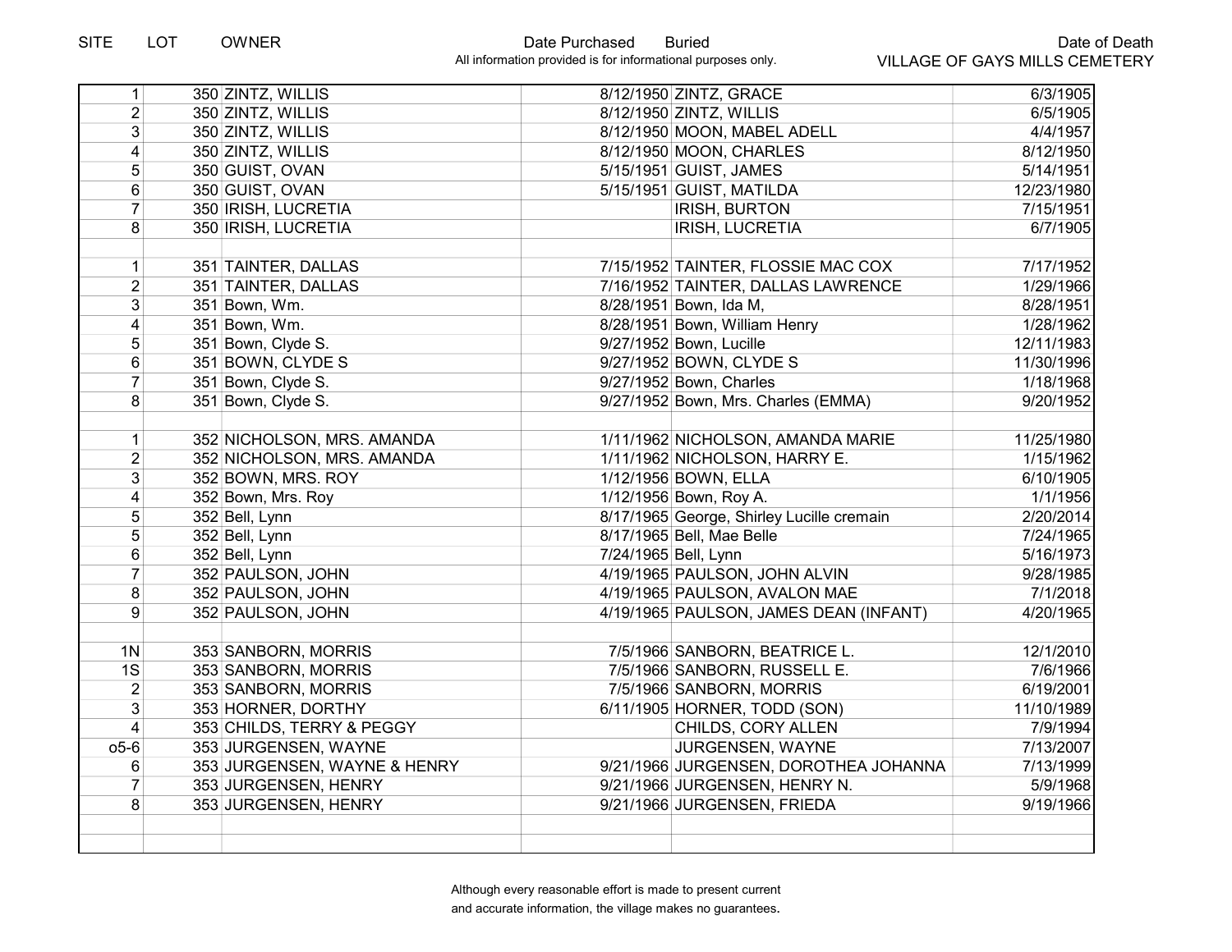| SITE | LOT | OWNER | Date Purchased | Buried | Date of Death |
|---|---|---|---|---|---|
| 1 | 350 | ZINTZ, WILLIS | 8/12/1950 | ZINTZ, GRACE | 6/3/1905 |
| 2 | 350 | ZINTZ, WILLIS | 8/12/1950 | ZINTZ, WILLIS | 6/5/1905 |
| 3 | 350 | ZINTZ, WILLIS | 8/12/1950 | MOON, MABEL ADELL | 4/4/1957 |
| 4 | 350 | ZINTZ, WILLIS | 8/12/1950 | MOON, CHARLES | 8/12/1950 |
| 5 | 350 | GUIST, OVAN | 5/15/1951 | GUIST, JAMES | 5/14/1951 |
| 6 | 350 | GUIST, OVAN | 5/15/1951 | GUIST, MATILDA | 12/23/1980 |
| 7 | 350 | IRISH, LUCRETIA | | IRISH, BURTON | 7/15/1951 |
| 8 | 350 | IRISH, LUCRETIA | | IRISH, LUCRETIA | 6/7/1905 |
| | | | | | |
| 1 | 351 | TAINTER, DALLAS | 7/15/1952 | TAINTER, FLOSSIE MAC COX | 7/17/1952 |
| 2 | 351 | TAINTER, DALLAS | 7/16/1952 | TAINTER, DALLAS LAWRENCE | 1/29/1966 |
| 3 | 351 | Bown, Wm. | 8/28/1951 | Bown, Ida M, | 8/28/1951 |
| 4 | 351 | Bown, Wm. | 8/28/1951 | Bown, William Henry | 1/28/1962 |
| 5 | 351 | Bown, Clyde S. | 9/27/1952 | Bown, Lucille | 12/11/1983 |
| 6 | 351 | BOWN, CLYDE S | 9/27/1952 | BOWN, CLYDE S | 11/30/1996 |
| 7 | 351 | Bown, Clyde S. | 9/27/1952 | Bown, Charles | 1/18/1968 |
| 8 | 351 | Bown, Clyde S. | 9/27/1952 | Bown, Mrs. Charles (EMMA) | 9/20/1952 |
| | | | | | |
| 1 | 352 | NICHOLSON, MRS. AMANDA | 1/11/1962 | NICHOLSON, AMANDA MARIE | 11/25/1980 |
| 2 | 352 | NICHOLSON, MRS. AMANDA | 1/11/1962 | NICHOLSON, HARRY E. | 1/15/1962 |
| 3 | 352 | BOWN, MRS. ROY | 1/12/1956 | BOWN, ELLA | 6/10/1905 |
| 4 | 352 | Bown, Mrs. Roy | 1/12/1956 | Bown, Roy A. | 1/1/1956 |
| 5 | 352 | Bell, Lynn | 8/17/1965 | George, Shirley Lucille cremain | 2/20/2014 |
| 5 | 352 | Bell, Lynn | 8/17/1965 | Bell, Mae Belle | 7/24/1965 |
| 6 | 352 | Bell, Lynn | 7/24/1965 | Bell, Lynn | 5/16/1973 |
| 7 | 352 | PAULSON, JOHN | 4/19/1965 | PAULSON, JOHN ALVIN | 9/28/1985 |
| 8 | 352 | PAULSON, JOHN | 4/19/1965 | PAULSON, AVALON MAE | 7/1/2018 |
| 9 | 352 | PAULSON, JOHN | 4/19/1965 | PAULSON, JAMES DEAN (INFANT) | 4/20/1965 |
| | | | | | |
| 1N | 353 | SANBORN, MORRIS | 7/5/1966 | SANBORN, BEATRICE L. | 12/1/2010 |
| 1S | 353 | SANBORN, MORRIS | 7/5/1966 | SANBORN, RUSSELL E. | 7/6/1966 |
| 2 | 353 | SANBORN, MORRIS | 7/5/1966 | SANBORN, MORRIS | 6/19/2001 |
| 3 | 353 | HORNER, DORTHY | 6/11/1905 | HORNER, TODD (SON) | 11/10/1989 |
| 4 | 353 | CHILDS, TERRY & PEGGY | | CHILDS, CORY ALLEN | 7/9/1994 |
| o5-6 | 353 | JURGENSEN, WAYNE | | JURGENSEN, WAYNE | 7/13/2007 |
| 6 | 353 | JURGENSEN, WAYNE & HENRY | 9/21/1966 | JURGENSEN, DOROTHEA JOHANNA | 7/13/1999 |
| 7 | 353 | JURGENSEN, HENRY | 9/21/1966 | JURGENSEN, HENRY N. | 5/9/1968 |
| 8 | 353 | JURGENSEN, HENRY | 9/21/1966 | JURGENSEN, FRIEDA | 9/19/1966 |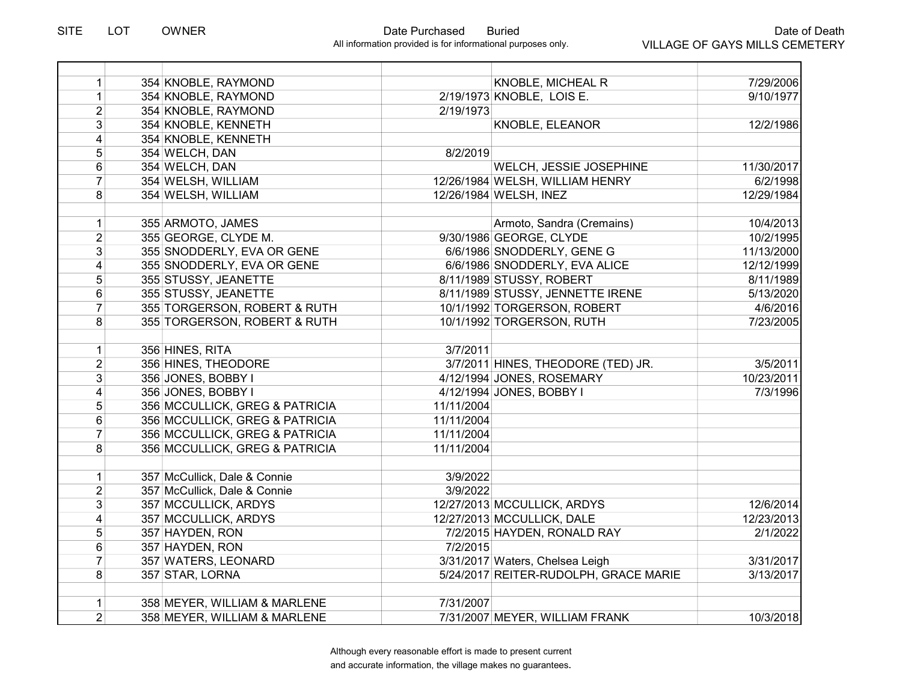| SITE | LOT | OWNER | Date Purchased | Buried | Date of Death |
|---|---|---|---|---|---|
| | | | | | |
| 1 | 354 | KNOBLE, RAYMOND | | KNOBLE, MICHEAL R | 7/29/2006 |
| 1 | 354 | KNOBLE, RAYMOND | 2/19/1973 | KNOBLE, LOIS E. | 9/10/1977 |
| 2 | 354 | KNOBLE, RAYMOND | 2/19/1973 | | |
| 3 | 354 | KNOBLE, KENNETH | | KNOBLE, ELEANOR | 12/2/1986 |
| 4 | 354 | KNOBLE, KENNETH | | | |
| 5 | 354 | WELCH, DAN | 8/2/2019 | | |
| 6 | 354 | WELCH, DAN | | WELCH, JESSIE JOSEPHINE | 11/30/2017 |
| 7 | 354 | WELSH, WILLIAM | 12/26/1984 | WELSH, WILLIAM HENRY | 6/2/1998 |
| 8 | 354 | WELSH, WILLIAM | 12/26/1984 | WELSH, INEZ | 12/29/1984 |
| | | | | | |
| 1 | 355 | ARMOTO, JAMES | | Armoto, Sandra (Cremains) | 10/4/2013 |
| 2 | 355 | GEORGE, CLYDE M. | 9/30/1986 | GEORGE, CLYDE | 10/2/1995 |
| 3 | 355 | SNODDERLY, EVA OR GENE | 6/6/1986 | SNODDERLY, GENE G | 11/13/2000 |
| 4 | 355 | SNODDERLY, EVA OR GENE | 6/6/1986 | SNODDERLY, EVA ALICE | 12/12/1999 |
| 5 | 355 | STUSSY, JEANETTE | 8/11/1989 | STUSSY, ROBERT | 8/11/1989 |
| 6 | 355 | STUSSY, JEANETTE | 8/11/1989 | STUSSY, JENNETTE IRENE | 5/13/2020 |
| 7 | 355 | TORGERSON, ROBERT & RUTH | 10/1/1992 | TORGERSON, ROBERT | 4/6/2016 |
| 8 | 355 | TORGERSON, ROBERT & RUTH | 10/1/1992 | TORGERSON, RUTH | 7/23/2005 |
| | | | | | |
| 1 | 356 | HINES, RITA | 3/7/2011 | | |
| 2 | 356 | HINES, THEODORE | 3/7/2011 | HINES, THEODORE (TED) JR. | 3/5/2011 |
| 3 | 356 | JONES, BOBBY I | 4/12/1994 | JONES, ROSEMARY | 10/23/2011 |
| 4 | 356 | JONES, BOBBY I | 4/12/1994 | JONES, BOBBY I | 7/3/1996 |
| 5 | 356 | MCCULLICK, GREG & PATRICIA | 11/11/2004 | | |
| 6 | 356 | MCCULLICK, GREG & PATRICIA | 11/11/2004 | | |
| 7 | 356 | MCCULLICK, GREG & PATRICIA | 11/11/2004 | | |
| 8 | 356 | MCCULLICK, GREG & PATRICIA | 11/11/2004 | | |
| | | | | | |
| 1 | 357 | McCullick, Dale & Connie | 3/9/2022 | | |
| 2 | 357 | McCullick, Dale & Connie | 3/9/2022 | | |
| 3 | 357 | MCCULLICK, ARDYS | 12/27/2013 | MCCULLICK, ARDYS | 12/6/2014 |
| 4 | 357 | MCCULLICK, ARDYS | 12/27/2013 | MCCULLICK, DALE | 12/23/2013 |
| 5 | 357 | HAYDEN, RON | 7/2/2015 | HAYDEN, RONALD RAY | 2/1/2022 |
| 6 | 357 | HAYDEN, RON | 7/2/2015 | | |
| 7 | 357 | WATERS, LEONARD | 3/31/2017 | Waters, Chelsea Leigh | 3/31/2017 |
| 8 | 357 | STAR, LORNA | 5/24/2017 | REITER-RUDOLPH, GRACE MARIE | 3/13/2017 |
| | | | | | |
| 1 | 358 | MEYER, WILLIAM & MARLENE | 7/31/2007 | | |
| 2 | 358 | MEYER, WILLIAM & MARLENE | 7/31/2007 | MEYER, WILLIAM FRANK | 10/3/2018 |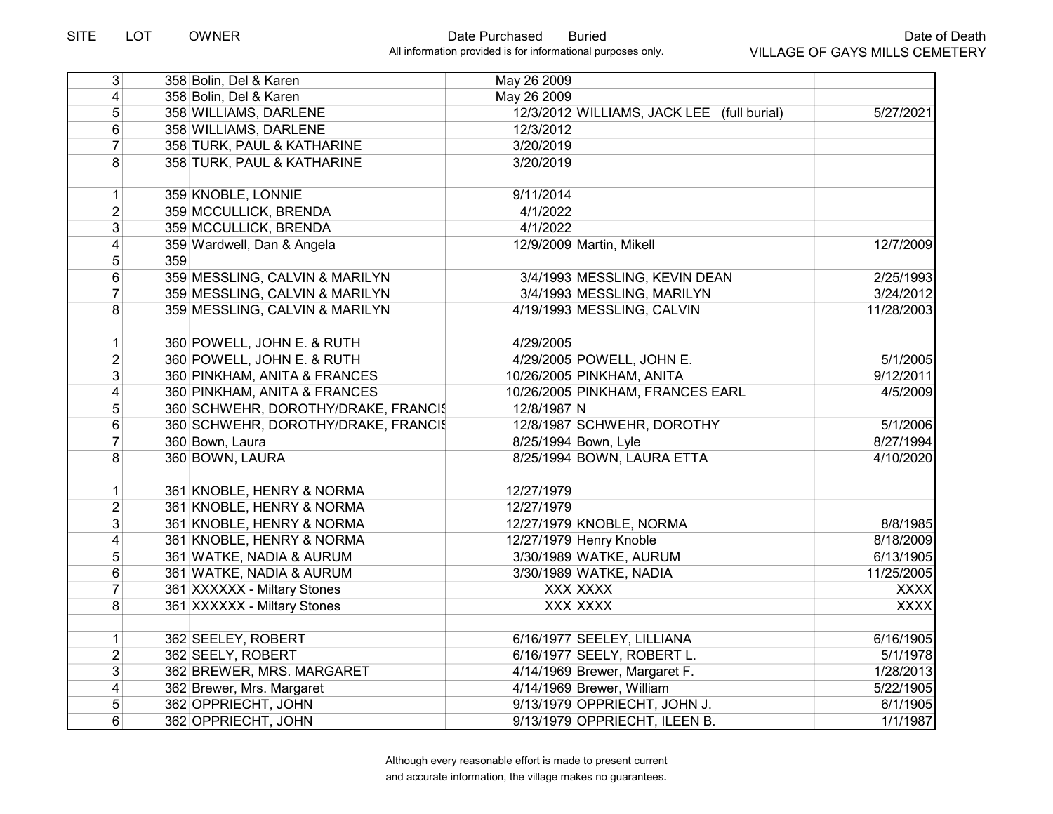| SITE | LOT | OWNER | Date Purchased | Buried | Date of Death |
|---|---|---|---|---|---|
| 3 | 358 | Bolin, Del & Karen | May 26 2009 | | |
| 4 | 358 | Bolin, Del & Karen | May 26 2009 | | |
| 5 | 358 | WILLIAMS, DARLENE | 12/3/2012 | WILLIAMS, JACK LEE (full burial) | 5/27/2021 |
| 6 | 358 | WILLIAMS, DARLENE | 12/3/2012 | | |
| 7 | 358 | TURK, PAUL & KATHARINE | 3/20/2019 | | |
| 8 | 358 | TURK, PAUL & KATHARINE | 3/20/2019 | | |
| | | | | | |
| 1 | 359 | KNOBLE, LONNIE | 9/11/2014 | | |
| 2 | 359 | MCCULLICK, BRENDA | 4/1/2022 | | |
| 3 | 359 | MCCULLICK, BRENDA | 4/1/2022 | | |
| 4 | 359 | Wardwell, Dan & Angela | 12/9/2009 | Martin, Mikell | 12/7/2009 |
| 5 | 359 | | | | |
| 6 | 359 | MESSLING, CALVIN & MARILYN | 3/4/1993 | MESSLING, KEVIN DEAN | 2/25/1993 |
| 7 | 359 | MESSLING, CALVIN & MARILYN | 3/4/1993 | MESSLING, MARILYN | 3/24/2012 |
| 8 | 359 | MESSLING, CALVIN & MARILYN | 4/19/1993 | MESSLING, CALVIN | 11/28/2003 |
| | | | | | |
| 1 | 360 | POWELL, JOHN E. & RUTH | 4/29/2005 | | |
| 2 | 360 | POWELL, JOHN E. & RUTH | 4/29/2005 | POWELL, JOHN E. | 5/1/2005 |
| 3 | 360 | PINKHAM, ANITA & FRANCES | 10/26/2005 | PINKHAM, ANITA | 9/12/2011 |
| 4 | 360 | PINKHAM, ANITA & FRANCES | 10/26/2005 | PINKHAM, FRANCES EARL | 4/5/2009 |
| 5 | 360 | SCHWEHR, DOROTHY/DRAKE, FRANCIS | 12/8/1987 | N | |
| 6 | 360 | SCHWEHR, DOROTHY/DRAKE, FRANCIS | 12/8/1987 | SCHWEHR, DOROTHY | 5/1/2006 |
| 7 | 360 | Bown, Laura | 8/25/1994 | Bown, Lyle | 8/27/1994 |
| 8 | 360 | BOWN, LAURA | 8/25/1994 | BOWN, LAURA ETTA | 4/10/2020 |
| | | | | | |
| 1 | 361 | KNOBLE, HENRY & NORMA | 12/27/1979 | | |
| 2 | 361 | KNOBLE, HENRY & NORMA | 12/27/1979 | | |
| 3 | 361 | KNOBLE, HENRY & NORMA | 12/27/1979 | KNOBLE, NORMA | 8/8/1985 |
| 4 | 361 | KNOBLE, HENRY & NORMA | 12/27/1979 | Henry Knoble | 8/18/2009 |
| 5 | 361 | WATKE, NADIA & AURUM | 3/30/1989 | WATKE, AURUM | 6/13/1905 |
| 6 | 361 | WATKE, NADIA & AURUM | 3/30/1989 | WATKE, NADIA | 11/25/2005 |
| 7 | 361 | XXXXXX - Miltary Stones | XXX | XXXX | XXXX |
| 8 | 361 | XXXXXX - Miltary Stones | XXX | XXXX | XXXX |
| | | | | | |
| 1 | 362 | SEELEY, ROBERT | 6/16/1977 | SEELEY, LILLIANA | 6/16/1905 |
| 2 | 362 | SEELY, ROBERT | 6/16/1977 | SEELY, ROBERT L. | 5/1/1978 |
| 3 | 362 | BREWER, MRS. MARGARET | 4/14/1969 | Brewer, Margaret F. | 1/28/2013 |
| 4 | 362 | Brewer, Mrs. Margaret | 4/14/1969 | Brewer, William | 5/22/1905 |
| 5 | 362 | OPPRIECHT, JOHN | 9/13/1979 | OPPRIECHT, JOHN J. | 6/1/1905 |
| 6 | 362 | OPPRIECHT, JOHN | 9/13/1979 | OPPRIECHT, ILEEN B. | 1/1/1987 |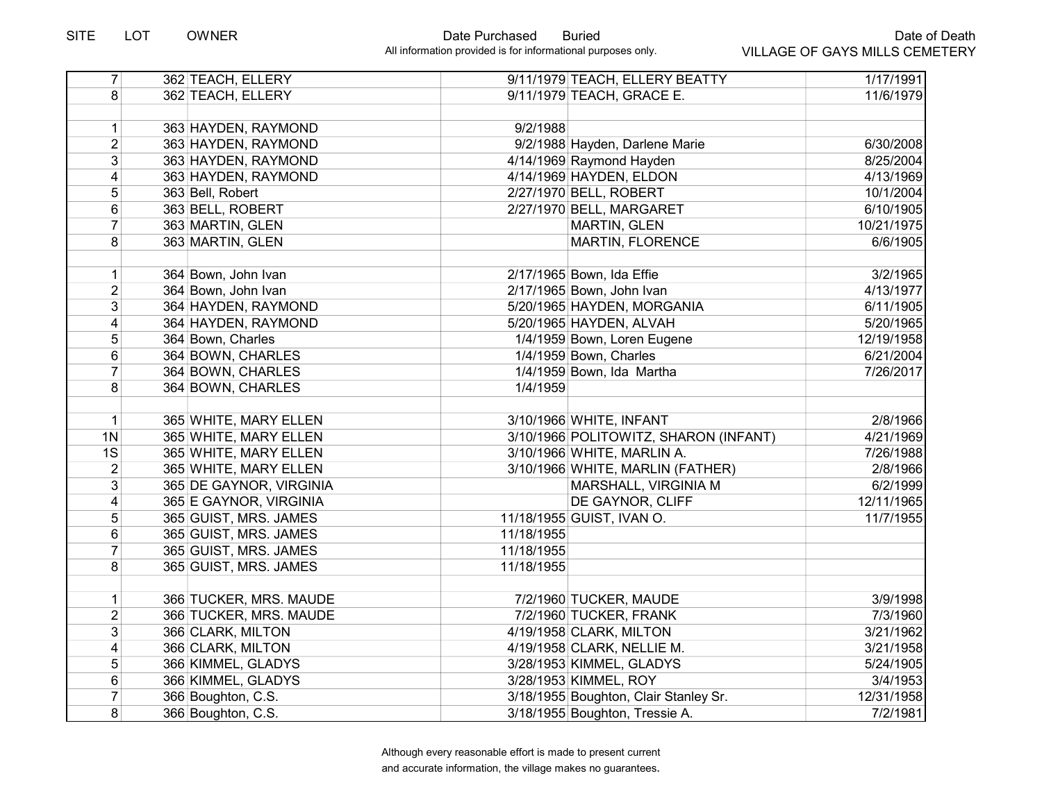| SITE | LOT | OWNER | Date Purchased | Buried | Date of Death |
|---|---|---|---|---|---|
| 7 | 362 | TEACH, ELLERY | 9/11/1979 | TEACH, ELLERY BEATTY | 1/17/1991 |
| 8 | 362 | TEACH, ELLERY | 9/11/1979 | TEACH, GRACE E. | 11/6/1979 |
| | | | | | |
| 1 | 363 | HAYDEN, RAYMOND | 9/2/1988 | | |
| 2 | 363 | HAYDEN, RAYMOND | 9/2/1988 | Hayden, Darlene Marie | 6/30/2008 |
| 3 | 363 | HAYDEN, RAYMOND | 4/14/1969 | Raymond Hayden | 8/25/2004 |
| 4 | 363 | HAYDEN, RAYMOND | 4/14/1969 | HAYDEN, ELDON | 4/13/1969 |
| 5 | 363 | Bell, Robert | 2/27/1970 | BELL, ROBERT | 10/1/2004 |
| 6 | 363 | BELL, ROBERT | 2/27/1970 | BELL, MARGARET | 6/10/1905 |
| 7 | 363 | MARTIN, GLEN | | MARTIN, GLEN | 10/21/1975 |
| 8 | 363 | MARTIN, GLEN | | MARTIN, FLORENCE | 6/6/1905 |
| | | | | | |
| 1 | 364 | Bown, John Ivan | 2/17/1965 | Bown, Ida Effie | 3/2/1965 |
| 2 | 364 | Bown, John Ivan | 2/17/1965 | Bown, John Ivan | 4/13/1977 |
| 3 | 364 | HAYDEN, RAYMOND | 5/20/1965 | HAYDEN, MORGANIA | 6/11/1905 |
| 4 | 364 | HAYDEN, RAYMOND | 5/20/1965 | HAYDEN, ALVAH | 5/20/1965 |
| 5 | 364 | Bown, Charles | 1/4/1959 | Bown, Loren Eugene | 12/19/1958 |
| 6 | 364 | BOWN, CHARLES | 1/4/1959 | Bown, Charles | 6/21/2004 |
| 7 | 364 | BOWN, CHARLES | 1/4/1959 | Bown, Ida Martha | 7/26/2017 |
| 8 | 364 | BOWN, CHARLES | 1/4/1959 | | |
| | | | | | |
| 1 | 365 | WHITE, MARY ELLEN | 3/10/1966 | WHITE, INFANT | 2/8/1966 |
| 1N | 365 | WHITE, MARY ELLEN | 3/10/1966 | POLITOWITZ, SHARON (INFANT) | 4/21/1969 |
| 1S | 365 | WHITE, MARY ELLEN | 3/10/1966 | WHITE, MARLIN A. | 7/26/1988 |
| 2 | 365 | WHITE, MARY ELLEN | 3/10/1966 | WHITE, MARLIN (FATHER) | 2/8/1966 |
| 3 | 365 | DE GAYNOR, VIRGINIA | | MARSHALL, VIRGINIA M | 6/2/1999 |
| 4 | 365 | E GAYNOR, VIRGINIA | | DE GAYNOR, CLIFF | 12/11/1965 |
| 5 | 365 | GUIST, MRS. JAMES | 11/18/1955 | GUIST, IVAN O. | 11/7/1955 |
| 6 | 365 | GUIST, MRS. JAMES | 11/18/1955 | | |
| 7 | 365 | GUIST, MRS. JAMES | 11/18/1955 | | |
| 8 | 365 | GUIST, MRS. JAMES | 11/18/1955 | | |
| | | | | | |
| 1 | 366 | TUCKER, MRS. MAUDE | 7/2/1960 | TUCKER, MAUDE | 3/9/1998 |
| 2 | 366 | TUCKER, MRS. MAUDE | 7/2/1960 | TUCKER, FRANK | 7/3/1960 |
| 3 | 366 | CLARK, MILTON | 4/19/1958 | CLARK, MILTON | 3/21/1962 |
| 4 | 366 | CLARK, MILTON | 4/19/1958 | CLARK, NELLIE M. | 3/21/1958 |
| 5 | 366 | KIMMEL, GLADYS | 3/28/1953 | KIMMEL, GLADYS | 5/24/1905 |
| 6 | 366 | KIMMEL, GLADYS | 3/28/1953 | KIMMEL, ROY | 3/4/1953 |
| 7 | 366 | Boughton, C.S. | 3/18/1955 | Boughton, Clair Stanley Sr. | 12/31/1958 |
| 8 | 366 | Boughton, C.S. | 3/18/1955 | Boughton, Tressie A. | 7/2/1981 |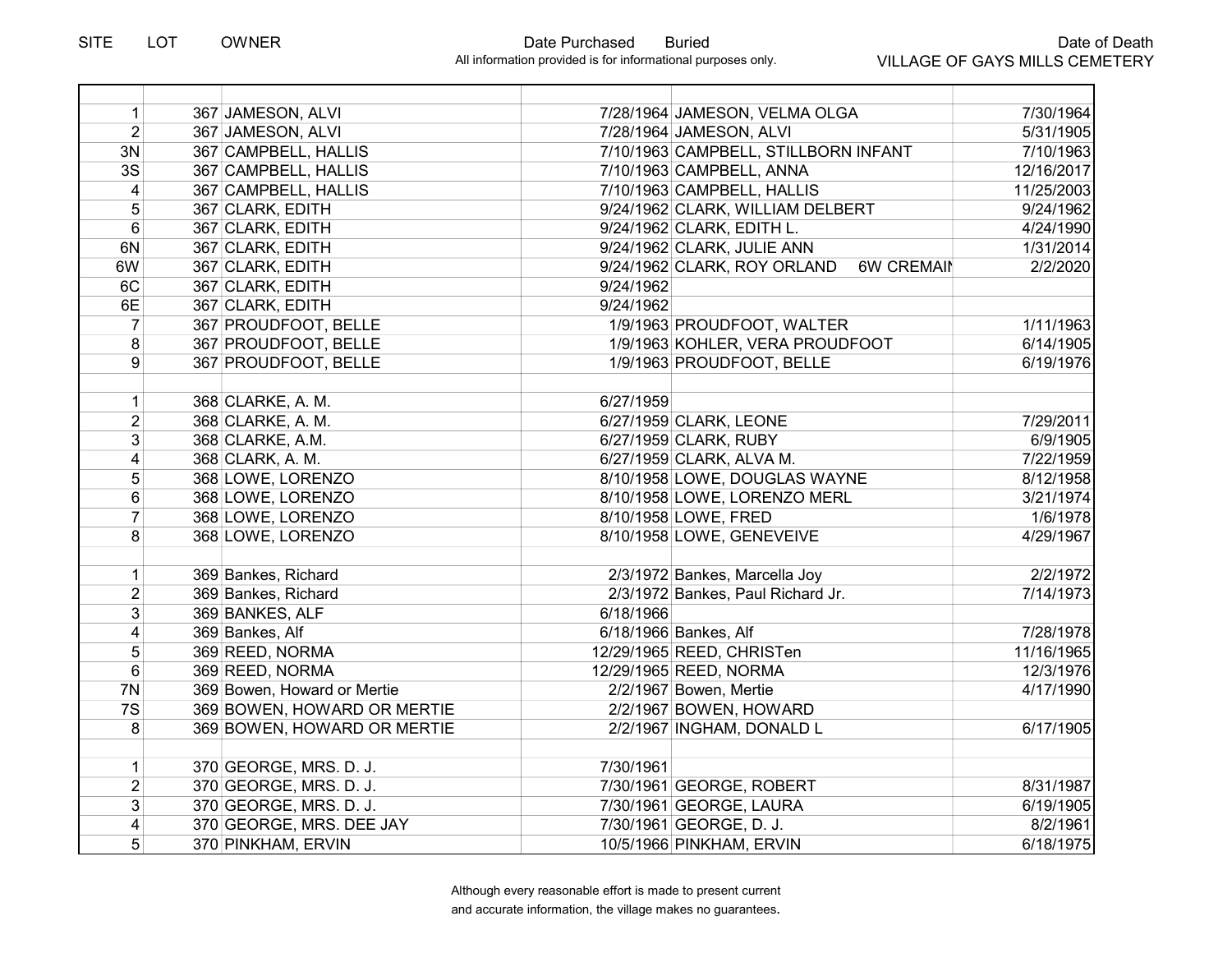| SITE | LOT | OWNER | Date Purchased | Buried | Date of Death |
|---|---|---|---|---|---|
| | | | | All information provided is for informational purposes only. | VILLAGE OF GAYS MILLS CEMETERY |
| 1 | 367 | JAMESON, ALVI | 7/28/1964 | JAMESON, VELMA OLGA | 7/30/1964 |
| 2 | 367 | JAMESON, ALVI | 7/28/1964 | JAMESON, ALVI | 5/31/1905 |
| 3N | 367 | CAMPBELL, HALLIS | 7/10/1963 | CAMPBELL, STILLBORN INFANT | 7/10/1963 |
| 3S | 367 | CAMPBELL, HALLIS | 7/10/1963 | CAMPBELL, ANNA | 12/16/2017 |
| 4 | 367 | CAMPBELL, HALLIS | 7/10/1963 | CAMPBELL, HALLIS | 11/25/2003 |
| 5 | 367 | CLARK, EDITH | 9/24/1962 | CLARK, WILLIAM DELBERT | 9/24/1962 |
| 6 | 367 | CLARK, EDITH | 9/24/1962 | CLARK, EDITH L. | 4/24/1990 |
| 6N | 367 | CLARK, EDITH | 9/24/1962 | CLARK, JULIE ANN | 1/31/2014 |
| 6W | 367 | CLARK, EDITH | 9/24/1962 | CLARK, ROY ORLAND 6W CREMAIN | 2/2/2020 |
| 6C | 367 | CLARK, EDITH | 9/24/1962 | | |
| 6E | 367 | CLARK, EDITH | 9/24/1962 | | |
| 7 | 367 | PROUDFOOT, BELLE | 1/9/1963 | PROUDFOOT, WALTER | 1/11/1963 |
| 8 | 367 | PROUDFOOT, BELLE | 1/9/1963 | KOHLER, VERA PROUDFOOT | 6/14/1905 |
| 9 | 367 | PROUDFOOT, BELLE | 1/9/1963 | PROUDFOOT, BELLE | 6/19/1976 |
| | | | | | |
| 1 | 368 | CLARKE, A. M. | 6/27/1959 | | |
| 2 | 368 | CLARKE, A. M. | 6/27/1959 | CLARK, LEONE | 7/29/2011 |
| 3 | 368 | CLARKE, A.M. | 6/27/1959 | CLARK, RUBY | 6/9/1905 |
| 4 | 368 | CLARK, A. M. | 6/27/1959 | CLARK, ALVA M. | 7/22/1959 |
| 5 | 368 | LOWE, LORENZO | 8/10/1958 | LOWE, DOUGLAS WAYNE | 8/12/1958 |
| 6 | 368 | LOWE, LORENZO | 8/10/1958 | LOWE, LORENZO MERL | 3/21/1974 |
| 7 | 368 | LOWE, LORENZO | 8/10/1958 | LOWE, FRED | 1/6/1978 |
| 8 | 368 | LOWE, LORENZO | 8/10/1958 | LOWE, GENEVEIVE | 4/29/1967 |
| | | | | | |
| 1 | 369 | Bankes, Richard | 2/3/1972 | Bankes, Marcella Joy | 2/2/1972 |
| 2 | 369 | Bankes, Richard | 2/3/1972 | Bankes, Paul Richard Jr. | 7/14/1973 |
| 3 | 369 | BANKES, ALF | 6/18/1966 | | |
| 4 | 369 | Bankes, Alf | 6/18/1966 | Bankes, Alf | 7/28/1978 |
| 5 | 369 | REED, NORMA | 12/29/1965 | REED, CHRISTen | 11/16/1965 |
| 6 | 369 | REED, NORMA | 12/29/1965 | REED, NORMA | 12/3/1976 |
| 7N | 369 | Bowen, Howard or Mertie | 2/2/1967 | Bowen, Mertie | 4/17/1990 |
| 7S | 369 | BOWEN, HOWARD OR MERTIE | 2/2/1967 | BOWEN, HOWARD | |
| 8 | 369 | BOWEN, HOWARD OR MERTIE | 2/2/1967 | INGHAM, DONALD L | 6/17/1905 |
| | | | | | |
| 1 | 370 | GEORGE, MRS. D. J. | 7/30/1961 | | |
| 2 | 370 | GEORGE, MRS. D. J. | 7/30/1961 | GEORGE, ROBERT | 8/31/1987 |
| 3 | 370 | GEORGE, MRS. D. J. | 7/30/1961 | GEORGE, LAURA | 6/19/1905 |
| 4 | 370 | GEORGE, MRS. DEE JAY | 7/30/1961 | GEORGE, D. J. | 8/2/1961 |
| 5 | 370 | PINKHAM, ERVIN | 10/5/1966 | PINKHAM, ERVIN | 6/18/1975 |

Although every reasonable effort is made to present current and accurate information, the village makes no guarantees.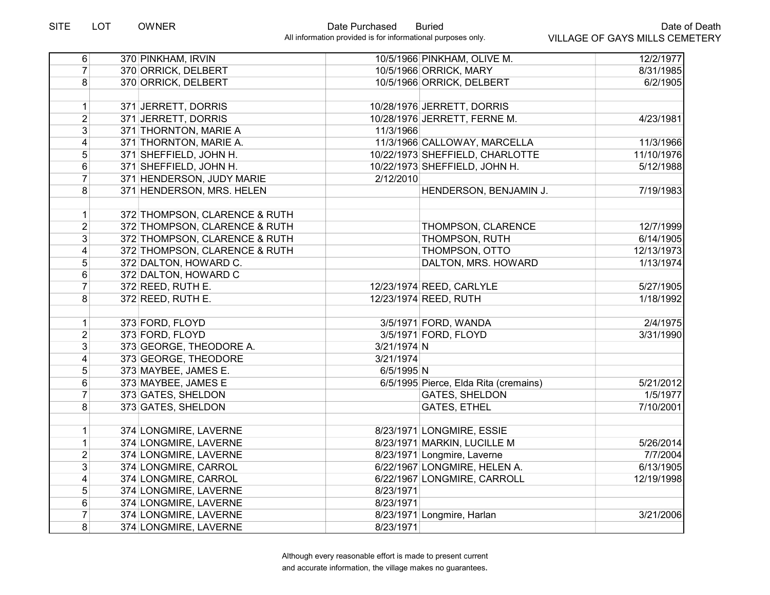| SITE | LOT | OWNER | Date Purchased | Buried | Date of Death |
|---|---|---|---|---|---|
| 6 | 370 | PINKHAM, IRVIN | 10/5/1966 | PINKHAM, OLIVE M. | 12/2/1977 |
| 7 | 370 | ORRICK, DELBERT | 10/5/1966 | ORRICK, MARY | 8/31/1985 |
| 8 | 370 | ORRICK, DELBERT | 10/5/1966 | ORRICK, DELBERT | 6/2/1905 |
| | | | | | |
| 1 | 371 | JERRETT, DORRIS | 10/28/1976 | JERRETT, DORRIS | |
| 2 | 371 | JERRETT, DORRIS | 10/28/1976 | JERRETT, FERNE M. | 4/23/1981 |
| 3 | 371 | THORNTON, MARIE A | 11/3/1966 | | |
| 4 | 371 | THORNTON, MARIE A. | 11/3/1966 | CALLOWAY, MARCELLA | 11/3/1966 |
| 5 | 371 | SHEFFIELD, JOHN H. | 10/22/1973 | SHEFFIELD, CHARLOTTE | 11/10/1976 |
| 6 | 371 | SHEFFIELD, JOHN H. | 10/22/1973 | SHEFFIELD, JOHN H. | 5/12/1988 |
| 7 | 371 | HENDERSON, JUDY MARIE | 2/12/2010 | | |
| 8 | 371 | HENDERSON, MRS. HELEN | | HENDERSON, BENJAMIN J. | 7/19/1983 |
| | | | | | |
| 1 | 372 | THOMPSON, CLARENCE & RUTH | | | |
| 2 | 372 | THOMPSON, CLARENCE & RUTH | | THOMPSON, CLARENCE | 12/7/1999 |
| 3 | 372 | THOMPSON, CLARENCE & RUTH | | THOMPSON, RUTH | 6/14/1905 |
| 4 | 372 | THOMPSON, CLARENCE & RUTH | | THOMPSON, OTTO | 12/13/1973 |
| 5 | 372 | DALTON, HOWARD C. | | DALTON, MRS. HOWARD | 1/13/1974 |
| 6 | 372 | DALTON, HOWARD C | | | |
| 7 | 372 | REED, RUTH E. | 12/23/1974 | REED, CARLYLE | 5/27/1905 |
| 8 | 372 | REED, RUTH E. | 12/23/1974 | REED, RUTH | 1/18/1992 |
| | | | | | |
| 1 | 373 | FORD, FLOYD | 3/5/1971 | FORD, WANDA | 2/4/1975 |
| 2 | 373 | FORD, FLOYD | 3/5/1971 | FORD, FLOYD | 3/31/1990 |
| 3 | 373 | GEORGE, THEODORE A. | 3/21/1974 | N | |
| 4 | 373 | GEORGE, THEODORE | 3/21/1974 | | |
| 5 | 373 | MAYBEE, JAMES E. | 6/5/1995 | N | |
| 6 | 373 | MAYBEE, JAMES E | 6/5/1995 | Pierce, Elda Rita (cremains) | 5/21/2012 |
| 7 | 373 | GATES, SHELDON | | GATES, SHELDON | 1/5/1977 |
| 8 | 373 | GATES, SHELDON | | GATES, ETHEL | 7/10/2001 |
| | | | | | |
| 1 | 374 | LONGMIRE, LAVERNE | 8/23/1971 | LONGMIRE, ESSIE | |
| 1 | 374 | LONGMIRE, LAVERNE | 8/23/1971 | MARKIN, LUCILLE M | 5/26/2014 |
| 2 | 374 | LONGMIRE, LAVERNE | 8/23/1971 | Longmire, Laverne | 7/7/2004 |
| 3 | 374 | LONGMIRE, CARROL | 6/22/1967 | LONGMIRE, HELEN A. | 6/13/1905 |
| 4 | 374 | LONGMIRE, CARROL | 6/22/1967 | LONGMIRE, CARROLL | 12/19/1998 |
| 5 | 374 | LONGMIRE, LAVERNE | 8/23/1971 | | |
| 6 | 374 | LONGMIRE, LAVERNE | 8/23/1971 | | |
| 7 | 374 | LONGMIRE, LAVERNE | 8/23/1971 | Longmire, Harlan | 3/21/2006 |
| 8 | 374 | LONGMIRE, LAVERNE | 8/23/1971 | | |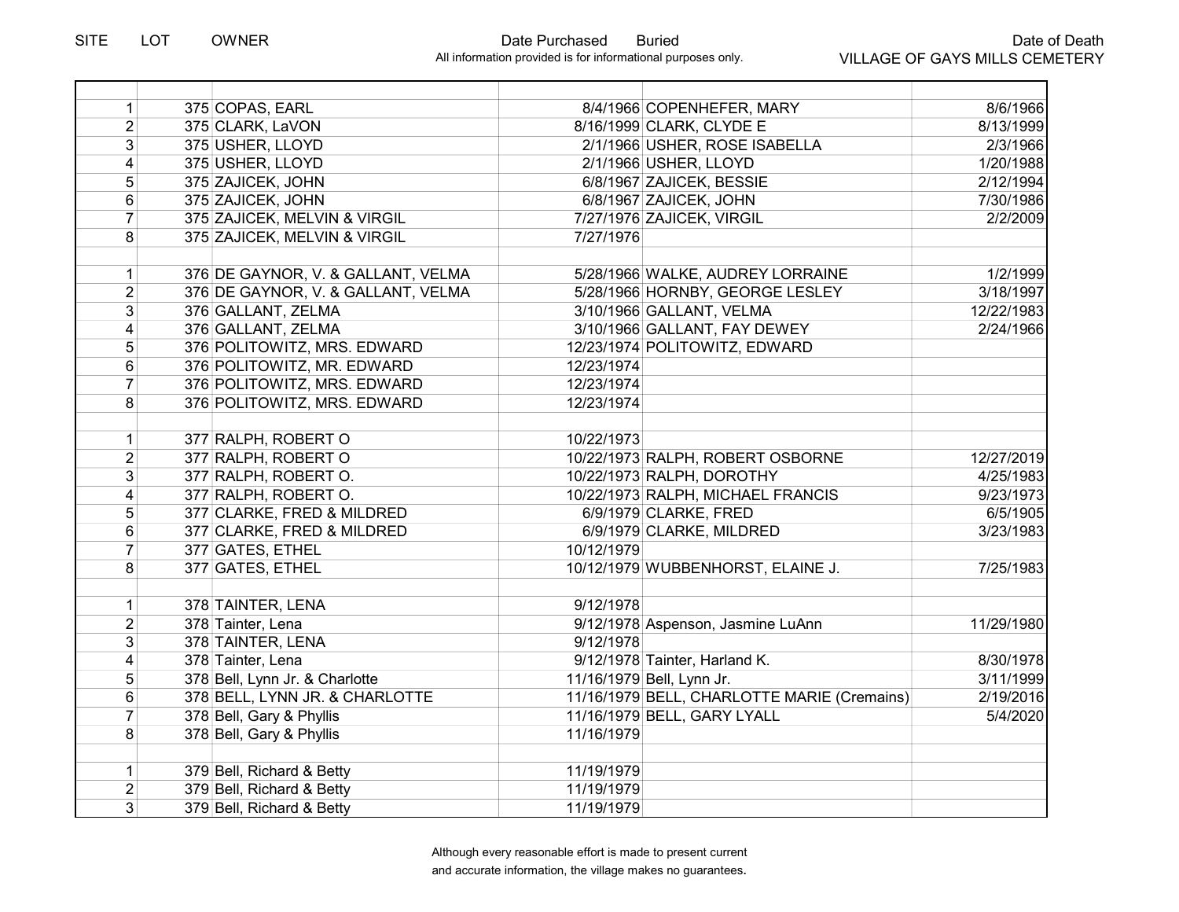| SITE | LOT | OWNER | Date Purchased | Buried | Date of Death |
|---|---|---|---|---|---|
| | | | | | |
| 1 | 375 | COPAS, EARL | 8/4/1966 | COPENHEFER, MARY | 8/6/1966 |
| 2 | 375 | CLARK, LaVON | 8/16/1999 | CLARK, CLYDE E | 8/13/1999 |
| 3 | 375 | USHER, LLOYD | 2/1/1966 | USHER, ROSE ISABELLA | 2/3/1966 |
| 4 | 375 | USHER, LLOYD | 2/1/1966 | USHER, LLOYD | 1/20/1988 |
| 5 | 375 | ZAJICEK, JOHN | 6/8/1967 | ZAJICEK, BESSIE | 2/12/1994 |
| 6 | 375 | ZAJICEK, JOHN | 6/8/1967 | ZAJICEK, JOHN | 7/30/1986 |
| 7 | 375 | ZAJICEK, MELVIN & VIRGIL | 7/27/1976 | ZAJICEK, VIRGIL | 2/2/2009 |
| 8 | 375 | ZAJICEK, MELVIN & VIRGIL | 7/27/1976 | | |
| | | | | | |
| 1 | 376 | DE GAYNOR, V. & GALLANT, VELMA | 5/28/1966 | WALKE, AUDREY LORRAINE | 1/2/1999 |
| 2 | 376 | DE GAYNOR, V. & GALLANT, VELMA | 5/28/1966 | HORNBY, GEORGE LESLEY | 3/18/1997 |
| 3 | 376 | GALLANT, ZELMA | 3/10/1966 | GALLANT, VELMA | 12/22/1983 |
| 4 | 376 | GALLANT, ZELMA | 3/10/1966 | GALLANT, FAY DEWEY | 2/24/1966 |
| 5 | 376 | POLITOWITZ, MRS. EDWARD | 12/23/1974 | POLITOWITZ, EDWARD | |
| 6 | 376 | POLITOWITZ, MR. EDWARD | 12/23/1974 | | |
| 7 | 376 | POLITOWITZ, MRS. EDWARD | 12/23/1974 | | |
| 8 | 376 | POLITOWITZ, MRS. EDWARD | 12/23/1974 | | |
| | | | | | |
| 1 | 377 | RALPH, ROBERT O | 10/22/1973 | | |
| 2 | 377 | RALPH, ROBERT O | 10/22/1973 | RALPH, ROBERT OSBORNE | 12/27/2019 |
| 3 | 377 | RALPH, ROBERT O. | 10/22/1973 | RALPH, DOROTHY | 4/25/1983 |
| 4 | 377 | RALPH, ROBERT O. | 10/22/1973 | RALPH, MICHAEL FRANCIS | 9/23/1973 |
| 5 | 377 | CLARKE, FRED & MILDRED | 6/9/1979 | CLARKE, FRED | 6/5/1905 |
| 6 | 377 | CLARKE, FRED & MILDRED | 6/9/1979 | CLARKE, MILDRED | 3/23/1983 |
| 7 | 377 | GATES, ETHEL | 10/12/1979 | | |
| 8 | 377 | GATES, ETHEL | 10/12/1979 | WUBBENHORST, ELAINE J. | 7/25/1983 |
| | | | | | |
| 1 | 378 | TAINTER, LENA | 9/12/1978 | | |
| 2 | 378 | Tainter, Lena | 9/12/1978 | Aspenson, Jasmine LuAnn | 11/29/1980 |
| 3 | 378 | TAINTER, LENA | 9/12/1978 | | |
| 4 | 378 | Tainter, Lena | 9/12/1978 | Tainter, Harland K. | 8/30/1978 |
| 5 | 378 | Bell, Lynn Jr. & Charlotte | 11/16/1979 | Bell, Lynn Jr. | 3/11/1999 |
| 6 | 378 | BELL, LYNN JR. & CHARLOTTE | 11/16/1979 | BELL, CHARLOTTE MARIE (Cremains) | 2/19/2016 |
| 7 | 378 | Bell, Gary & Phyllis | 11/16/1979 | BELL, GARY LYALL | 5/4/2020 |
| 8 | 378 | Bell, Gary & Phyllis | 11/16/1979 | | |
| | | | | | |
| 1 | 379 | Bell, Richard & Betty | 11/19/1979 | | |
| 2 | 379 | Bell, Richard & Betty | 11/19/1979 | | |
| 3 | 379 | Bell, Richard & Betty | 11/19/1979 | | |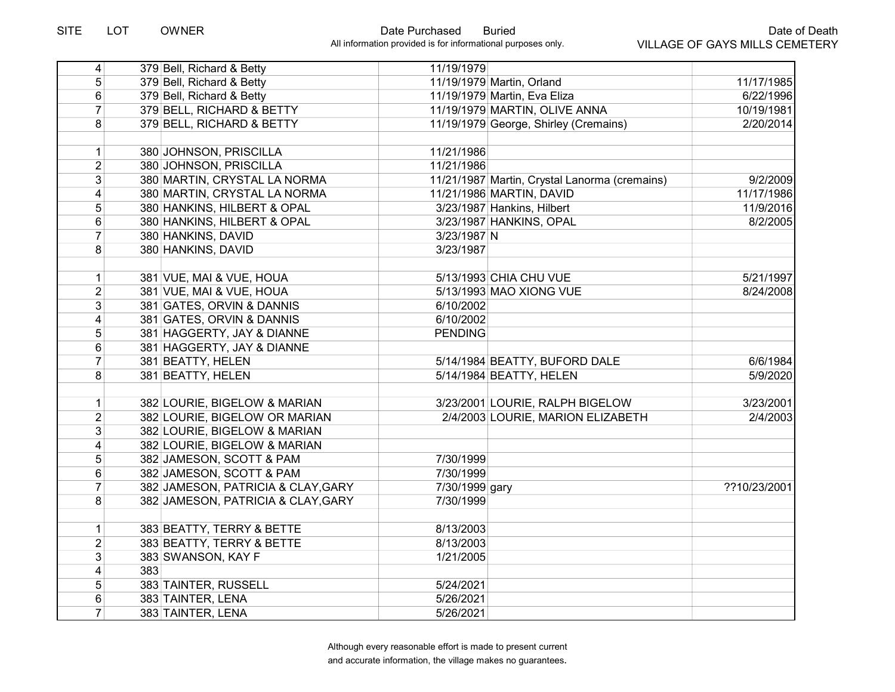| SITE | LOT | OWNER | Date Purchased | Buried | Date of Death |
|---|---|---|---|---|---|
| 4 | 379 | Bell, Richard & Betty | 11/19/1979 | | |
| 5 | 379 | Bell, Richard & Betty | 11/19/1979 | Martin, Orland | 11/17/1985 |
| 6 | 379 | Bell, Richard & Betty | 11/19/1979 | Martin, Eva Eliza | 6/22/1996 |
| 7 | 379 | BELL, RICHARD & BETTY | 11/19/1979 | MARTIN, OLIVE ANNA | 10/19/1981 |
| 8 | 379 | BELL, RICHARD & BETTY | 11/19/1979 | George, Shirley (Cremains) | 2/20/2014 |
| | | | | | |
| 1 | 380 | JOHNSON, PRISCILLA | 11/21/1986 | | |
| 2 | 380 | JOHNSON, PRISCILLA | 11/21/1986 | | |
| 3 | 380 | MARTIN, CRYSTAL LA NORMA | 11/21/1987 | Martin, Crystal Lanorma (cremains) | 9/2/2009 |
| 4 | 380 | MARTIN, CRYSTAL LA NORMA | 11/21/1986 | MARTIN, DAVID | 11/17/1986 |
| 5 | 380 | HANKINS, HILBERT & OPAL | 3/23/1987 | Hankins, Hilbert | 11/9/2016 |
| 6 | 380 | HANKINS, HILBERT & OPAL | 3/23/1987 | HANKINS, OPAL | 8/2/2005 |
| 7 | 380 | HANKINS, DAVID | 3/23/1987 | N | |
| 8 | 380 | HANKINS, DAVID | 3/23/1987 | | |
| | | | | | |
| 1 | 381 | VUE, MAI & VUE, HOUA | 5/13/1993 | CHIA CHU VUE | 5/21/1997 |
| 2 | 381 | VUE, MAI & VUE, HOUA | 5/13/1993 | MAO XIONG VUE | 8/24/2008 |
| 3 | 381 | GATES, ORVIN & DANNIS | 6/10/2002 | | |
| 4 | 381 | GATES, ORVIN & DANNIS | 6/10/2002 | | |
| 5 | 381 | HAGGERTY, JAY & DIANNE | PENDING | | |
| 6 | 381 | HAGGERTY, JAY & DIANNE | | | |
| 7 | 381 | BEATTY, HELEN | 5/14/1984 | BEATTY, BUFORD DALE | 6/6/1984 |
| 8 | 381 | BEATTY, HELEN | 5/14/1984 | BEATTY, HELEN | 5/9/2020 |
| | | | | | |
| 1 | 382 | LOURIE, BIGELOW & MARIAN | 3/23/2001 | LOURIE, RALPH BIGELOW | 3/23/2001 |
| 2 | 382 | LOURIE, BIGELOW OR MARIAN | 2/4/2003 | LOURIE, MARION ELIZABETH | 2/4/2003 |
| 3 | 382 | LOURIE, BIGELOW & MARIAN | | | |
| 4 | 382 | LOURIE, BIGELOW & MARIAN | | | |
| 5 | 382 | JAMESON, SCOTT & PAM | 7/30/1999 | | |
| 6 | 382 | JAMESON, SCOTT & PAM | 7/30/1999 | | |
| 7 | 382 | JAMESON, PATRICIA & CLAY,GARY | 7/30/1999 | gary | ??10/23/2001 |
| 8 | 382 | JAMESON, PATRICIA & CLAY,GARY | 7/30/1999 | | |
| | | | | | |
| 1 | 383 | BEATTY, TERRY & BETTE | 8/13/2003 | | |
| 2 | 383 | BEATTY, TERRY & BETTE | 8/13/2003 | | |
| 3 | 383 | SWANSON, KAY F | 1/21/2005 | | |
| 4 | 383 | | | | |
| 5 | 383 | TAINTER, RUSSELL | 5/24/2021 | | |
| 6 | 383 | TAINTER, LENA | 5/26/2021 | | |
| 7 | 383 | TAINTER, LENA | 5/26/2021 | | |

All information provided is for informational purposes only.

VILLAGE OF GAYS MILLS CEMETERY

Although every reasonable effort is made to present current and accurate information, the village makes no guarantees.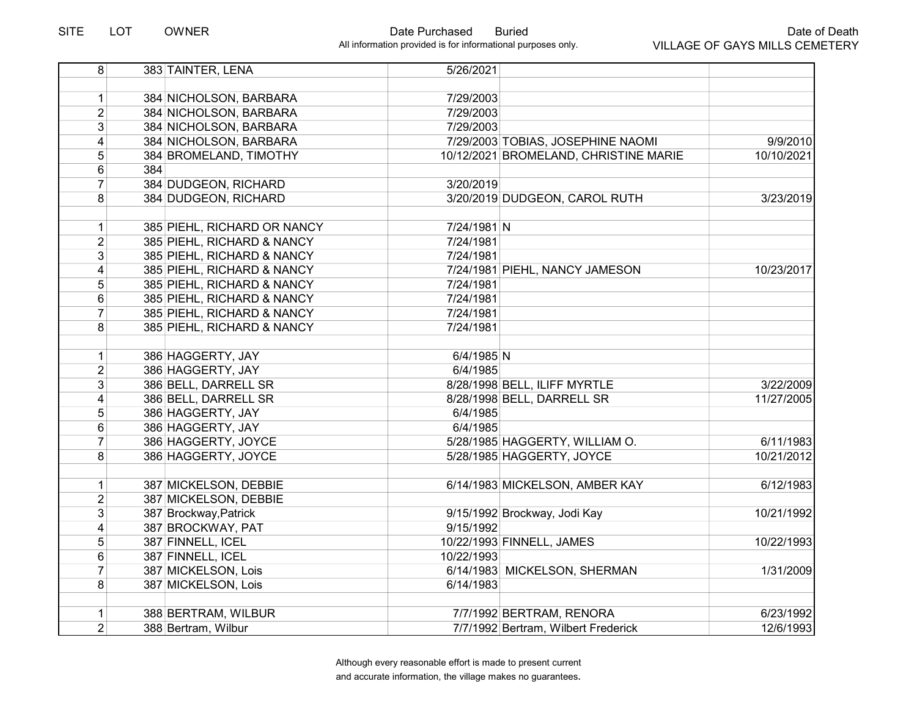| SITE | LOT | OWNER | Date Purchased | Buried | Date of Death |
|---|---|---|---|---|---|
| 8 | 383 | TAINTER, LENA | 5/26/2021 | | |
| | | | | | |
| 1 | 384 | NICHOLSON, BARBARA | 7/29/2003 | | |
| 2 | 384 | NICHOLSON, BARBARA | 7/29/2003 | | |
| 3 | 384 | NICHOLSON, BARBARA | 7/29/2003 | | |
| 4 | 384 | NICHOLSON, BARBARA | 7/29/2003 | TOBIAS, JOSEPHINE NAOMI | 9/9/2010 |
| 5 | 384 | BROMELAND, TIMOTHY | 10/12/2021 | BROMELAND, CHRISTINE MARIE | 10/10/2021 |
| 6 | 384 | | | | |
| 7 | 384 | DUDGEON, RICHARD | 3/20/2019 | | |
| 8 | 384 | DUDGEON, RICHARD | 3/20/2019 | DUDGEON, CAROL RUTH | 3/23/2019 |
| | | | | | |
| 1 | 385 | PIEHL, RICHARD OR NANCY | 7/24/1981 | N | |
| 2 | 385 | PIEHL, RICHARD & NANCY | 7/24/1981 | | |
| 3 | 385 | PIEHL, RICHARD & NANCY | 7/24/1981 | | |
| 4 | 385 | PIEHL, RICHARD & NANCY | 7/24/1981 | PIEHL, NANCY JAMESON | 10/23/2017 |
| 5 | 385 | PIEHL, RICHARD & NANCY | 7/24/1981 | | |
| 6 | 385 | PIEHL, RICHARD & NANCY | 7/24/1981 | | |
| 7 | 385 | PIEHL, RICHARD & NANCY | 7/24/1981 | | |
| 8 | 385 | PIEHL, RICHARD & NANCY | 7/24/1981 | | |
| | | | | | |
| 1 | 386 | HAGGERTY, JAY | 6/4/1985 | N | |
| 2 | 386 | HAGGERTY, JAY | 6/4/1985 | | |
| 3 | 386 | BELL, DARRELL SR | 8/28/1998 | BELL, ILIFF MYRTLE | 3/22/2009 |
| 4 | 386 | BELL, DARRELL SR | 8/28/1998 | BELL, DARRELL SR | 11/27/2005 |
| 5 | 386 | HAGGERTY, JAY | 6/4/1985 | | |
| 6 | 386 | HAGGERTY, JAY | 6/4/1985 | | |
| 7 | 386 | HAGGERTY, JOYCE | 5/28/1985 | HAGGERTY, WILLIAM O. | 6/11/1983 |
| 8 | 386 | HAGGERTY, JOYCE | 5/28/1985 | HAGGERTY, JOYCE | 10/21/2012 |
| | | | | | |
| 1 | 387 | MICKELSON, DEBBIE | 6/14/1983 | MICKELSON, AMBER KAY | 6/12/1983 |
| 2 | 387 | MICKELSON, DEBBIE | | | |
| 3 | 387 | Brockway,Patrick | 9/15/1992 | Brockway, Jodi Kay | 10/21/1992 |
| 4 | 387 | BROCKWAY, PAT | 9/15/1992 | | |
| 5 | 387 | FINNELL, ICEL | 10/22/1993 | FINNELL, JAMES | 10/22/1993 |
| 6 | 387 | FINNELL, ICEL | 10/22/1993 | | |
| 7 | 387 | MICKELSON, Lois | 6/14/1983 | MICKELSON, SHERMAN | 1/31/2009 |
| 8 | 387 | MICKELSON, Lois | 6/14/1983 | | |
| | | | | | |
| 1 | 388 | BERTRAM, WILBUR | 7/7/1992 | BERTRAM, RENORA | 6/23/1992 |
| 2 | 388 | Bertram, Wilbur | 7/7/1992 | Bertram, Wilbert Frederick | 12/6/1993 |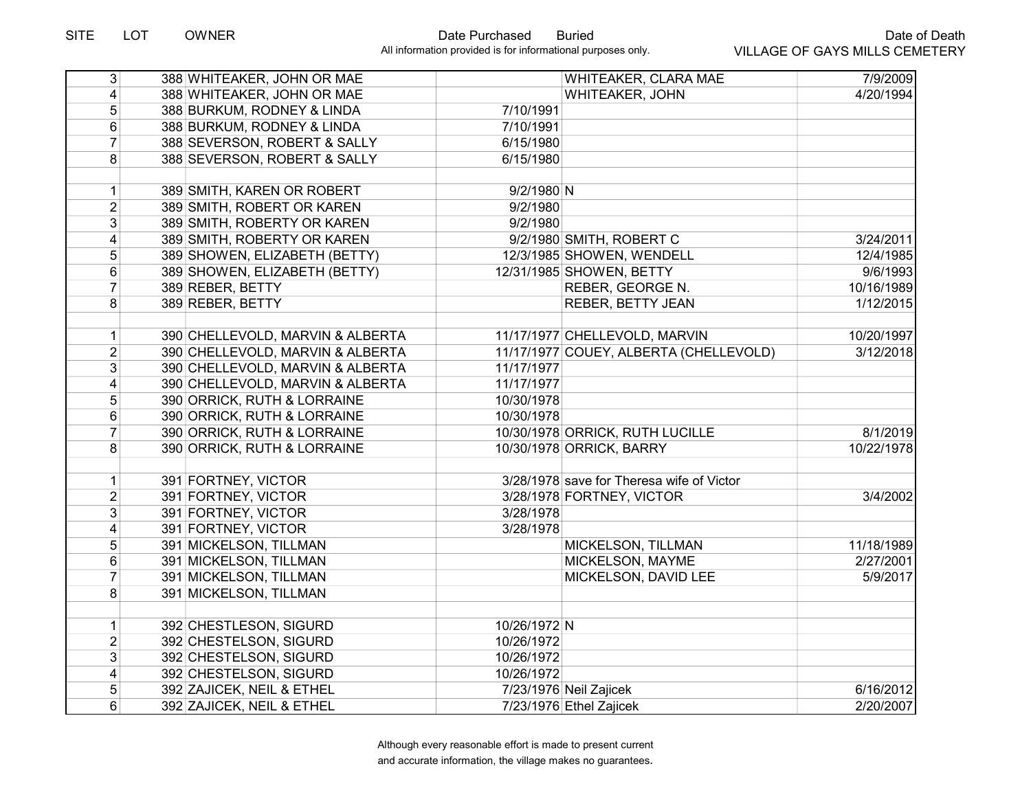| SITE | LOT | OWNER | Date Purchased | Buried | Date of Death |
|---|---|---|---|---|---|
| 3 | 388 | WHITEAKER, JOHN OR MAE | | WHITEAKER, CLARA MAE | 7/9/2009 |
| 4 | 388 | WHITEAKER, JOHN OR MAE | | WHITEAKER, JOHN | 4/20/1994 |
| 5 | 388 | BURKUM, RODNEY & LINDA | 7/10/1991 | | |
| 6 | 388 | BURKUM, RODNEY & LINDA | 7/10/1991 | | |
| 7 | 388 | SEVERSON, ROBERT & SALLY | 6/15/1980 | | |
| 8 | 388 | SEVERSON, ROBERT & SALLY | 6/15/1980 | | |
| | | | | | |
| 1 | 389 | SMITH, KAREN OR ROBERT | 9/2/1980 | N | |
| 2 | 389 | SMITH, ROBERT OR KAREN | 9/2/1980 | | |
| 3 | 389 | SMITH, ROBERTY OR KAREN | 9/2/1980 | | |
| 4 | 389 | SMITH, ROBERTY OR KAREN | 9/2/1980 | SMITH, ROBERT C | 3/24/2011 |
| 5 | 389 | SHOWEN, ELIZABETH (BETTY) | 12/3/1985 | SHOWEN, WENDELL | 12/4/1985 |
| 6 | 389 | SHOWEN, ELIZABETH (BETTY) | 12/31/1985 | SHOWEN, BETTY | 9/6/1993 |
| 7 | 389 | REBER, BETTY | | REBER, GEORGE N. | 10/16/1989 |
| 8 | 389 | REBER, BETTY | | REBER, BETTY JEAN | 1/12/2015 |
| | | | | | |
| 1 | 390 | CHELLEVOLD, MARVIN & ALBERTA | 11/17/1977 | CHELLEVOLD, MARVIN | 10/20/1997 |
| 2 | 390 | CHELLEVOLD, MARVIN & ALBERTA | 11/17/1977 | COUEY, ALBERTA (CHELLEVOLD) | 3/12/2018 |
| 3 | 390 | CHELLEVOLD, MARVIN & ALBERTA | 11/17/1977 | | |
| 4 | 390 | CHELLEVOLD, MARVIN & ALBERTA | 11/17/1977 | | |
| 5 | 390 | ORRICK, RUTH & LORRAINE | 10/30/1978 | | |
| 6 | 390 | ORRICK, RUTH & LORRAINE | 10/30/1978 | | |
| 7 | 390 | ORRICK, RUTH & LORRAINE | 10/30/1978 | ORRICK, RUTH LUCILLE | 8/1/2019 |
| 8 | 390 | ORRICK, RUTH & LORRAINE | 10/30/1978 | ORRICK, BARRY | 10/22/1978 |
| | | | | | |
| 1 | 391 | FORTNEY, VICTOR | 3/28/1978 | save for Theresa wife of Victor | |
| 2 | 391 | FORTNEY, VICTOR | 3/28/1978 | FORTNEY, VICTOR | 3/4/2002 |
| 3 | 391 | FORTNEY, VICTOR | 3/28/1978 | | |
| 4 | 391 | FORTNEY, VICTOR | 3/28/1978 | | |
| 5 | 391 | MICKELSON, TILLMAN | | MICKELSON, TILLMAN | 11/18/1989 |
| 6 | 391 | MICKELSON, TILLMAN | | MICKELSON, MAYME | 2/27/2001 |
| 7 | 391 | MICKELSON, TILLMAN | | MICKELSON, DAVID LEE | 5/9/2017 |
| 8 | 391 | MICKELSON, TILLMAN | | | |
| | | | | | |
| 1 | 392 | CHESTLESON, SIGURD | 10/26/1972 | N | |
| 2 | 392 | CHESTELSON, SIGURD | 10/26/1972 | | |
| 3 | 392 | CHESTELSON, SIGURD | 10/26/1972 | | |
| 4 | 392 | CHESTELSON, SIGURD | 10/26/1972 | | |
| 5 | 392 | ZAJICEK, NEIL & ETHEL | 7/23/1976 | Neil Zajicek | 6/16/2012 |
| 6 | 392 | ZAJICEK, NEIL & ETHEL | 7/23/1976 | Ethel Zajicek | 2/20/2007 |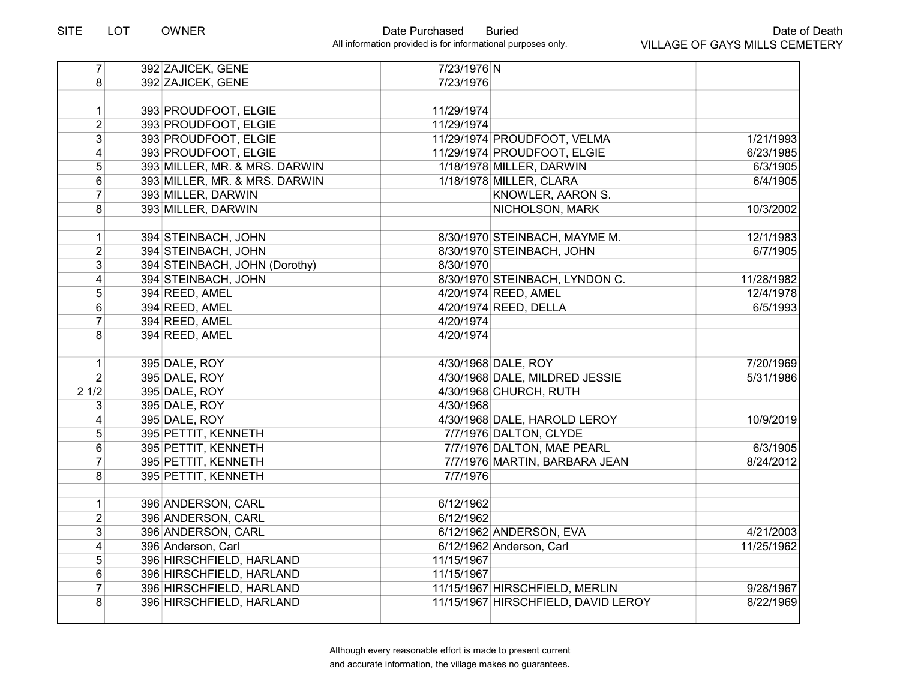| SITE | LOT | OWNER | Date Purchased | Buried | Date of Death |
|---|---|---|---|---|---|
| 7 | 392 | ZAJICEK, GENE | 7/23/1976 | N | |
| 8 | 392 | ZAJICEK, GENE | 7/23/1976 | | |
| | | | | | |
| 1 | 393 | PROUDFOOT, ELGIE | 11/29/1974 | | |
| 2 | 393 | PROUDFOOT, ELGIE | 11/29/1974 | | |
| 3 | 393 | PROUDFOOT, ELGIE | 11/29/1974 | PROUDFOOT, VELMA | 1/21/1993 |
| 4 | 393 | PROUDFOOT, ELGIE | 11/29/1974 | PROUDFOOT, ELGIE | 6/23/1985 |
| 5 | 393 | MILLER, MR. & MRS. DARWIN | 1/18/1978 | MILLER, DARWIN | 6/3/1905 |
| 6 | 393 | MILLER, MR. & MRS. DARWIN | 1/18/1978 | MILLER, CLARA | 6/4/1905 |
| 7 | 393 | MILLER, DARWIN | | KNOWLER, AARON S. | |
| 8 | 393 | MILLER, DARWIN | | NICHOLSON, MARK | 10/3/2002 |
| | | | | | |
| 1 | 394 | STEINBACH, JOHN | 8/30/1970 | STEINBACH, MAYME M. | 12/1/1983 |
| 2 | 394 | STEINBACH, JOHN | 8/30/1970 | STEINBACH, JOHN | 6/7/1905 |
| 3 | 394 | STEINBACH, JOHN (Dorothy) | 8/30/1970 | | |
| 4 | 394 | STEINBACH, JOHN | 8/30/1970 | STEINBACH, LYNDON C. | 11/28/1982 |
| 5 | 394 | REED, AMEL | 4/20/1974 | REED, AMEL | 12/4/1978 |
| 6 | 394 | REED, AMEL | 4/20/1974 | REED, DELLA | 6/5/1993 |
| 7 | 394 | REED, AMEL | 4/20/1974 | | |
| 8 | 394 | REED, AMEL | 4/20/1974 | | |
| | | | | | |
| 1 | 395 | DALE, ROY | 4/30/1968 | DALE, ROY | 7/20/1969 |
| 2 | 395 | DALE, ROY | 4/30/1968 | DALE, MILDRED JESSIE | 5/31/1986 |
| 2 1/2 | 395 | DALE, ROY | 4/30/1968 | CHURCH, RUTH | |
| 3 | 395 | DALE, ROY | 4/30/1968 | | |
| 4 | 395 | DALE, ROY | 4/30/1968 | DALE, HAROLD LEROY | 10/9/2019 |
| 5 | 395 | PETTIT, KENNETH | 7/7/1976 | DALTON, CLYDE | |
| 6 | 395 | PETTIT, KENNETH | 7/7/1976 | DALTON, MAE PEARL | 6/3/1905 |
| 7 | 395 | PETTIT, KENNETH | 7/7/1976 | MARTIN, BARBARA JEAN | 8/24/2012 |
| 8 | 395 | PETTIT, KENNETH | 7/7/1976 | | |
| | | | | | |
| 1 | 396 | ANDERSON, CARL | 6/12/1962 | | |
| 2 | 396 | ANDERSON, CARL | 6/12/1962 | | |
| 3 | 396 | ANDERSON, CARL | 6/12/1962 | ANDERSON, EVA | 4/21/2003 |
| 4 | 396 | Anderson, Carl | 6/12/1962 | Anderson, Carl | 11/25/1962 |
| 5 | 396 | HIRSCHFIELD, HARLAND | 11/15/1967 | | |
| 6 | 396 | HIRSCHFIELD, HARLAND | 11/15/1967 | | |
| 7 | 396 | HIRSCHFIELD, HARLAND | 11/15/1967 | HIRSCHFIELD, MERLIN | 9/28/1967 |
| 8 | 396 | HIRSCHFIELD, HARLAND | 11/15/1967 | HIRSCHFIELD, DAVID LEROY | 8/22/1969 |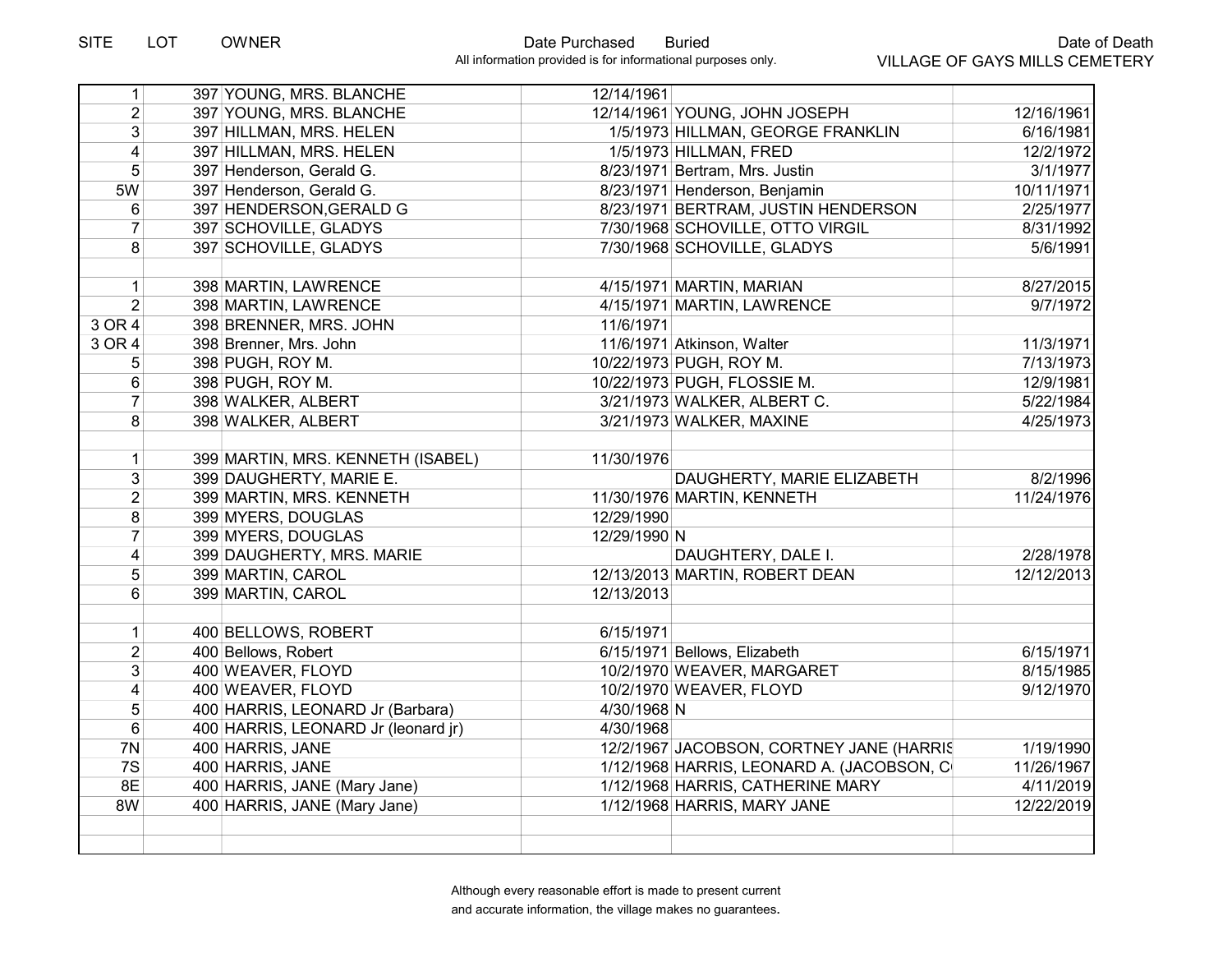| SITE | LOT | OWNER | Date Purchased | Buried | Date of Death |
|---|---|---|---|---|---|
| | | | All information provided is for informational purposes only. | | VILLAGE OF GAYS MILLS CEMETERY |
| 1 | 397 | YOUNG, MRS. BLANCHE | 12/14/1961 | | |
| 2 | 397 | YOUNG, MRS. BLANCHE | 12/14/1961 | YOUNG, JOHN JOSEPH | 12/16/1961 |
| 3 | 397 | HILLMAN, MRS. HELEN | 1/5/1973 | HILLMAN, GEORGE FRANKLIN | 6/16/1981 |
| 4 | 397 | HILLMAN, MRS. HELEN | 1/5/1973 | HILLMAN, FRED | 12/2/1972 |
| 5 | 397 | Henderson, Gerald G. | 8/23/1971 | Bertram, Mrs. Justin | 3/1/1977 |
| 5W | 397 | Henderson, Gerald G. | 8/23/1971 | Henderson, Benjamin | 10/11/1971 |
| 6 | 397 | HENDERSON,GERALD G | 8/23/1971 | BERTRAM, JUSTIN HENDERSON | 2/25/1977 |
| 7 | 397 | SCHOVILLE, GLADYS | 7/30/1968 | SCHOVILLE, OTTO VIRGIL | 8/31/1992 |
| 8 | 397 | SCHOVILLE, GLADYS | 7/30/1968 | SCHOVILLE, GLADYS | 5/6/1991 |
| | | | | | |
| 1 | 398 | MARTIN, LAWRENCE | 4/15/1971 | MARTIN, MARIAN | 8/27/2015 |
| 2 | 398 | MARTIN, LAWRENCE | 4/15/1971 | MARTIN, LAWRENCE | 9/7/1972 |
| 3 OR 4 | 398 | BRENNER, MRS. JOHN | 11/6/1971 | | |
| 3 OR 4 | 398 | Brenner, Mrs. John | 11/6/1971 | Atkinson, Walter | 11/3/1971 |
| 5 | 398 | PUGH, ROY M. | 10/22/1973 | PUGH, ROY M. | 7/13/1973 |
| 6 | 398 | PUGH, ROY M. | 10/22/1973 | PUGH, FLOSSIE M. | 12/9/1981 |
| 7 | 398 | WALKER, ALBERT | 3/21/1973 | WALKER, ALBERT C. | 5/22/1984 |
| 8 | 398 | WALKER, ALBERT | 3/21/1973 | WALKER, MAXINE | 4/25/1973 |
| | | | | | |
| 1 | 399 | MARTIN, MRS. KENNETH (ISABEL) | 11/30/1976 | | |
| 3 | 399 | DAUGHERTY, MARIE E. | | DAUGHERTY, MARIE ELIZABETH | 8/2/1996 |
| 2 | 399 | MARTIN, MRS. KENNETH | 11/30/1976 | MARTIN, KENNETH | 11/24/1976 |
| 8 | 399 | MYERS, DOUGLAS | 12/29/1990 | | |
| 7 | 399 | MYERS, DOUGLAS | 12/29/1990 | N | |
| 4 | 399 | DAUGHERTY, MRS. MARIE | | DAUGHTERY, DALE I. | 2/28/1978 |
| 5 | 399 | MARTIN, CAROL | 12/13/2013 | MARTIN, ROBERT DEAN | 12/12/2013 |
| 6 | 399 | MARTIN, CAROL | 12/13/2013 | | |
| | | | | | |
| 1 | 400 | BELLOWS, ROBERT | 6/15/1971 | | |
| 2 | 400 | Bellows, Robert | 6/15/1971 | Bellows, Elizabeth | 6/15/1971 |
| 3 | 400 | WEAVER, FLOYD | 10/2/1970 | WEAVER, MARGARET | 8/15/1985 |
| 4 | 400 | WEAVER, FLOYD | 10/2/1970 | WEAVER, FLOYD | 9/12/1970 |
| 5 | 400 | HARRIS, LEONARD Jr (Barbara) | 4/30/1968 | N | |
| 6 | 400 | HARRIS, LEONARD Jr (leonard jr) | 4/30/1968 | | |
| 7N | 400 | HARRIS, JANE | 12/2/1967 | JACOBSON, CORTNEY JANE (HARRIS | 1/19/1990 |
| 7S | 400 | HARRIS, JANE | 1/12/1968 | HARRIS, LEONARD A. (JACOBSON, C | 11/26/1967 |
| 8E | 400 | HARRIS, JANE (Mary Jane) | 1/12/1968 | HARRIS, CATHERINE MARY | 4/11/2019 |
| 8W | 400 | HARRIS, JANE (Mary Jane) | 1/12/1968 | HARRIS, MARY JANE | 12/22/2019 |

Although every reasonable effort is made to present current and accurate information, the village makes no guarantees.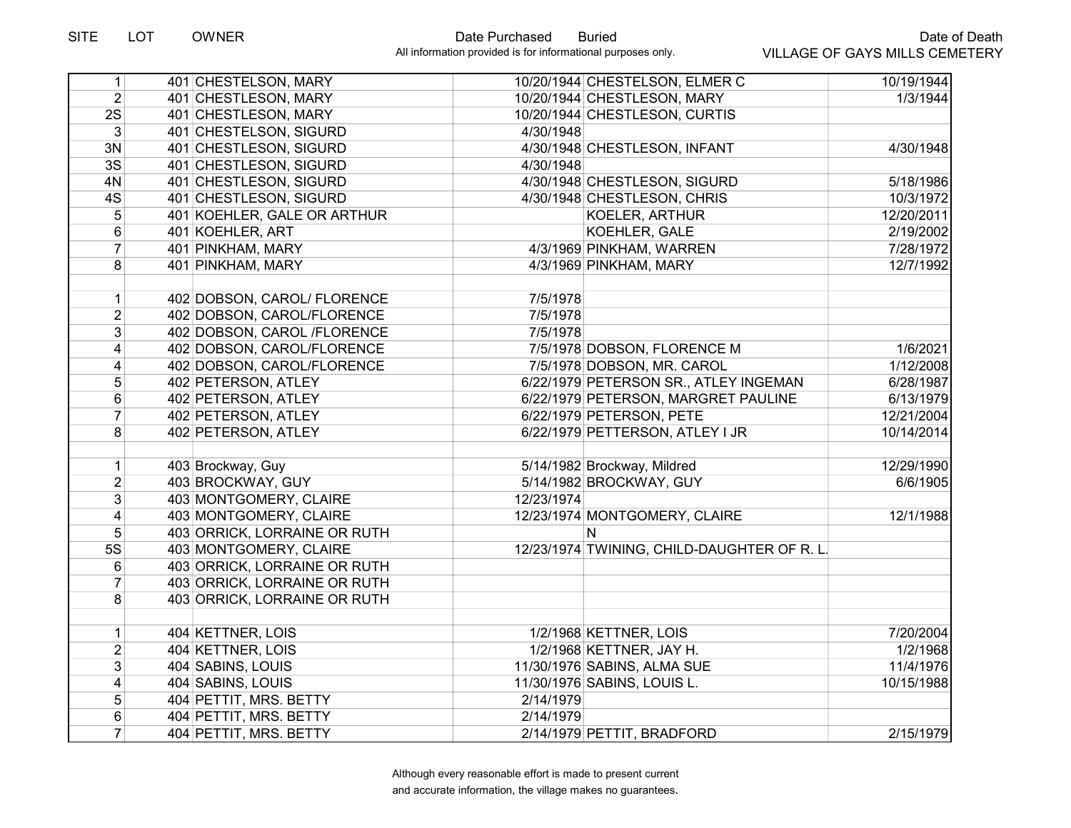SITE LOT OWNER Date Purchased Buried Date of Death

All information provided is for informational purposes only.

VILLAGE OF GAYS MILLS CEMETERY

| SITE | LOT | OWNER | Date Purchased | Buried | Date of Death |
|---|---|---|---|---|---|
| 1 | 401 | CHESTELSON, MARY | 10/20/1944 | CHESTELSON, ELMER C | 10/19/1944 |
| 2 | 401 | CHESTLESON, MARY | 10/20/1944 | CHESTLESON, MARY | 1/3/1944 |
| 2S | 401 | CHESTLESON, MARY | 10/20/1944 | CHESTLESON, CURTIS | |
| 3 | 401 | CHESTELSON, SIGURD | 4/30/1948 | | |
| 3N | 401 | CHESTLESON, SIGURD | 4/30/1948 | CHESTLESON, INFANT | 4/30/1948 |
| 3S | 401 | CHESTLESON, SIGURD | 4/30/1948 | | |
| 4N | 401 | CHESTLESON, SIGURD | 4/30/1948 | CHESTLESON, SIGURD | 5/18/1986 |
| 4S | 401 | CHESTLESON, SIGURD | 4/30/1948 | CHESTLESON, CHRIS | 10/3/1972 |
| 5 | 401 | KOEHLER, GALE OR ARTHUR | | KOELER, ARTHUR | 12/20/2011 |
| 6 | 401 | KOEHLER, ART | | KOEHLER, GALE | 2/19/2002 |
| 7 | 401 | PINKHAM, MARY | 4/3/1969 | PINKHAM, WARREN | 7/28/1972 |
| 8 | 401 | PINKHAM, MARY | 4/3/1969 | PINKHAM, MARY | 12/7/1992 |
| | | | | | |
| 1 | 402 | DOBSON, CAROL/ FLORENCE | 7/5/1978 | | |
| 2 | 402 | DOBSON, CAROL/FLORENCE | 7/5/1978 | | |
| 3 | 402 | DOBSON, CAROL /FLORENCE | 7/5/1978 | | |
| 4 | 402 | DOBSON, CAROL/FLORENCE | 7/5/1978 | DOBSON, FLORENCE M | 1/6/2021 |
| 4 | 402 | DOBSON, CAROL/FLORENCE | 7/5/1978 | DOBSON, MR. CAROL | 1/12/2008 |
| 5 | 402 | PETERSON, ATLEY | 6/22/1979 | PETERSON SR., ATLEY INGEMAN | 6/28/1987 |
| 6 | 402 | PETERSON, ATLEY | 6/22/1979 | PETERSON, MARGRET PAULINE | 6/13/1979 |
| 7 | 402 | PETERSON, ATLEY | 6/22/1979 | PETERSON, PETE | 12/21/2004 |
| 8 | 402 | PETERSON, ATLEY | 6/22/1979 | PETTERSON, ATLEY I JR | 10/14/2014 |
| | | | | | |
| 1 | 403 | Brockway, Guy | 5/14/1982 | Brockway, Mildred | 12/29/1990 |
| 2 | 403 | BROCKWAY, GUY | 5/14/1982 | BROCKWAY, GUY | 6/6/1905 |
| 3 | 403 | MONTGOMERY, CLAIRE | 12/23/1974 | | |
| 4 | 403 | MONTGOMERY, CLAIRE | 12/23/1974 | MONTGOMERY, CLAIRE | 12/1/1988 |
| 5 | 403 | ORRICK, LORRAINE OR RUTH | | N | |
| 5S | 403 | MONTGOMERY, CLAIRE | 12/23/1974 | TWINING, CHILD-DAUGHTER OF R. L. | |
| 6 | 403 | ORRICK, LORRAINE OR RUTH | | | |
| 7 | 403 | ORRICK, LORRAINE OR RUTH | | | |
| 8 | 403 | ORRICK, LORRAINE OR RUTH | | | |
| | | | | | |
| 1 | 404 | KETTNER, LOIS | 1/2/1968 | KETTNER, LOIS | 7/20/2004 |
| 2 | 404 | KETTNER, LOIS | 1/2/1968 | KETTNER, JAY H. | 1/2/1968 |
| 3 | 404 | SABINS, LOUIS | 11/30/1976 | SABINS, ALMA SUE | 11/4/1976 |
| 4 | 404 | SABINS, LOUIS | 11/30/1976 | SABINS, LOUIS L. | 10/15/1988 |
| 5 | 404 | PETTIT, MRS. BETTY | 2/14/1979 | | |
| 6 | 404 | PETTIT, MRS. BETTY | 2/14/1979 | | |
| 7 | 404 | PETTIT, MRS. BETTY | 2/14/1979 | PETTIT, BRADFORD | 2/15/1979 |

Although every reasonable effort is made to present current and accurate information, the village makes no guarantees.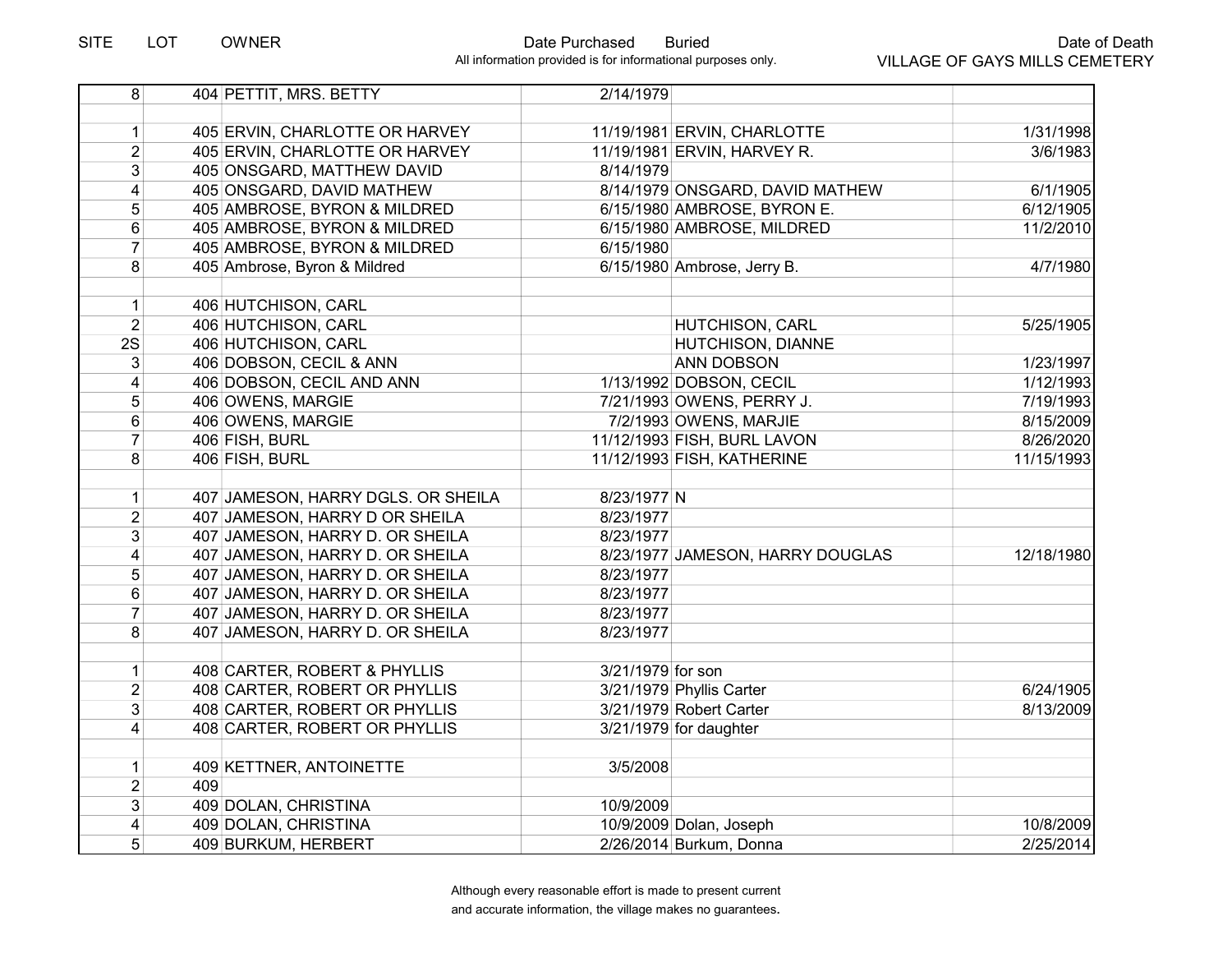| SITE | LOT | OWNER | Date Purchased | Buried | Date of Death |
|---|---|---|---|---|---|
| | | | | All information provided is for informational purposes only. | VILLAGE OF GAYS MILLS CEMETERY |
| 8 | 404 | PETTIT, MRS. BETTY | 2/14/1979 | | |
| | | | | | |
| 1 | 405 | ERVIN, CHARLOTTE OR HARVEY | 11/19/1981 | ERVIN, CHARLOTTE | 1/31/1998 |
| 2 | 405 | ERVIN, CHARLOTTE OR HARVEY | 11/19/1981 | ERVIN, HARVEY R. | 3/6/1983 |
| 3 | 405 | ONSGARD, MATTHEW DAVID | 8/14/1979 | | |
| 4 | 405 | ONSGARD, DAVID MATHEW | 8/14/1979 | ONSGARD, DAVID MATHEW | 6/1/1905 |
| 5 | 405 | AMBROSE, BYRON & MILDRED | 6/15/1980 | AMBROSE, BYRON E. | 6/12/1905 |
| 6 | 405 | AMBROSE, BYRON & MILDRED | 6/15/1980 | AMBROSE, MILDRED | 11/2/2010 |
| 7 | 405 | AMBROSE, BYRON & MILDRED | 6/15/1980 | | |
| 8 | 405 | Ambrose, Byron & Mildred | 6/15/1980 | Ambrose, Jerry B. | 4/7/1980 |
| | | | | | |
| 1 | 406 | HUTCHISON, CARL | | | |
| 2 | 406 | HUTCHISON, CARL | | HUTCHISON, CARL | 5/25/1905 |
| 2S | 406 | HUTCHISON, CARL | | HUTCHISON, DIANNE | |
| 3 | 406 | DOBSON, CECIL & ANN | | ANN DOBSON | 1/23/1997 |
| 4 | 406 | DOBSON, CECIL AND ANN | 1/13/1992 | DOBSON, CECIL | 1/12/1993 |
| 5 | 406 | OWENS, MARGIE | 7/21/1993 | OWENS, PERRY J. | 7/19/1993 |
| 6 | 406 | OWENS, MARGIE | 7/2/1993 | OWENS, MARJIE | 8/15/2009 |
| 7 | 406 | FISH, BURL | 11/12/1993 | FISH, BURL LAVON | 8/26/2020 |
| 8 | 406 | FISH, BURL | 11/12/1993 | FISH, KATHERINE | 11/15/1993 |
| | | | | | |
| 1 | 407 | JAMESON, HARRY DGLS. OR SHEILA | 8/23/1977 | N | |
| 2 | 407 | JAMESON, HARRY D OR SHEILA | 8/23/1977 | | |
| 3 | 407 | JAMESON, HARRY D. OR SHEILA | 8/23/1977 | | |
| 4 | 407 | JAMESON, HARRY D. OR SHEILA | 8/23/1977 | JAMESON, HARRY DOUGLAS | 12/18/1980 |
| 5 | 407 | JAMESON, HARRY D. OR SHEILA | 8/23/1977 | | |
| 6 | 407 | JAMESON, HARRY D. OR SHEILA | 8/23/1977 | | |
| 7 | 407 | JAMESON, HARRY D. OR SHEILA | 8/23/1977 | | |
| 8 | 407 | JAMESON, HARRY D. OR SHEILA | 8/23/1977 | | |
| | | | | | |
| 1 | 408 | CARTER, ROBERT & PHYLLIS | 3/21/1979 | for son | |
| 2 | 408 | CARTER, ROBERT OR PHYLLIS | 3/21/1979 | Phyllis Carter | 6/24/1905 |
| 3 | 408 | CARTER, ROBERT OR PHYLLIS | 3/21/1979 | Robert Carter | 8/13/2009 |
| 4 | 408 | CARTER, ROBERT OR PHYLLIS | 3/21/1979 | for daughter | |
| | | | | | |
| 1 | 409 | KETTNER, ANTOINETTE | 3/5/2008 | | |
| 2 | 409 | | | | |
| 3 | 409 | DOLAN, CHRISTINA | 10/9/2009 | | |
| 4 | 409 | DOLAN, CHRISTINA | 10/9/2009 | Dolan, Joseph | 10/8/2009 |
| 5 | 409 | BURKUM, HERBERT | 2/26/2014 | Burkum, Donna | 2/25/2014 |

Although every reasonable effort is made to present current and accurate information, the village makes no guarantees.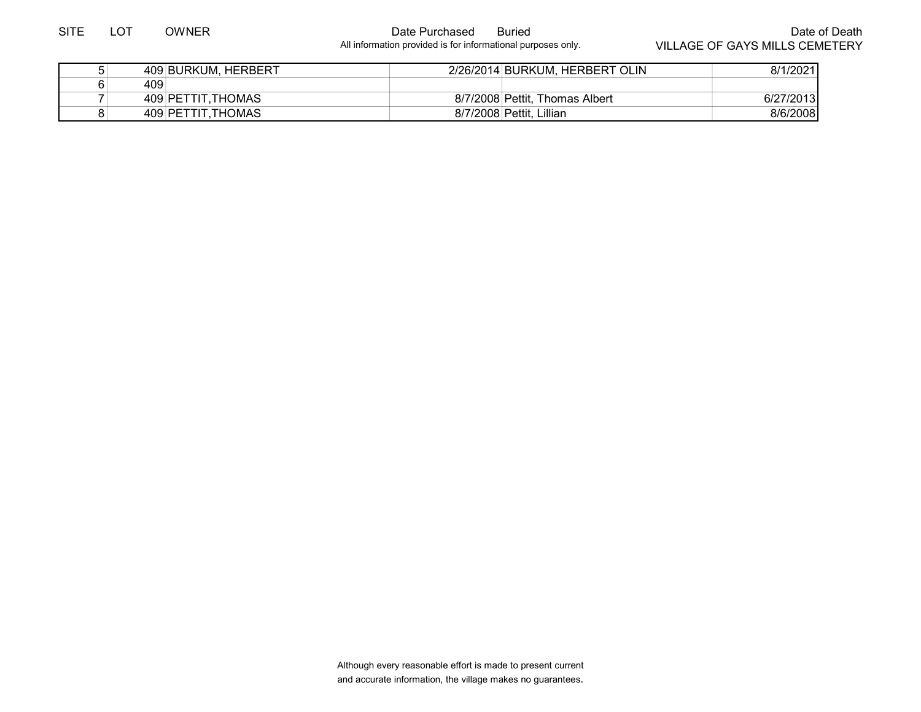| SITE | LOT | OWNER | Date Purchased | Buried | Date of Death |
| --- | --- | --- | --- | --- | --- |
| 5 | 409 | BURKUM, HERBERT | 2/26/2014 | BURKUM, HERBERT OLIN | 8/1/2021 |
| 6 | 409 | | | | |
| 7 | 409 | PETTIT,THOMAS | 8/7/2008 | Pettit, Thomas Albert | 6/27/2013 |
| 8 | 409 | PETTIT,THOMAS | 8/7/2008 | Pettit, Lillian | 8/6/2008 |